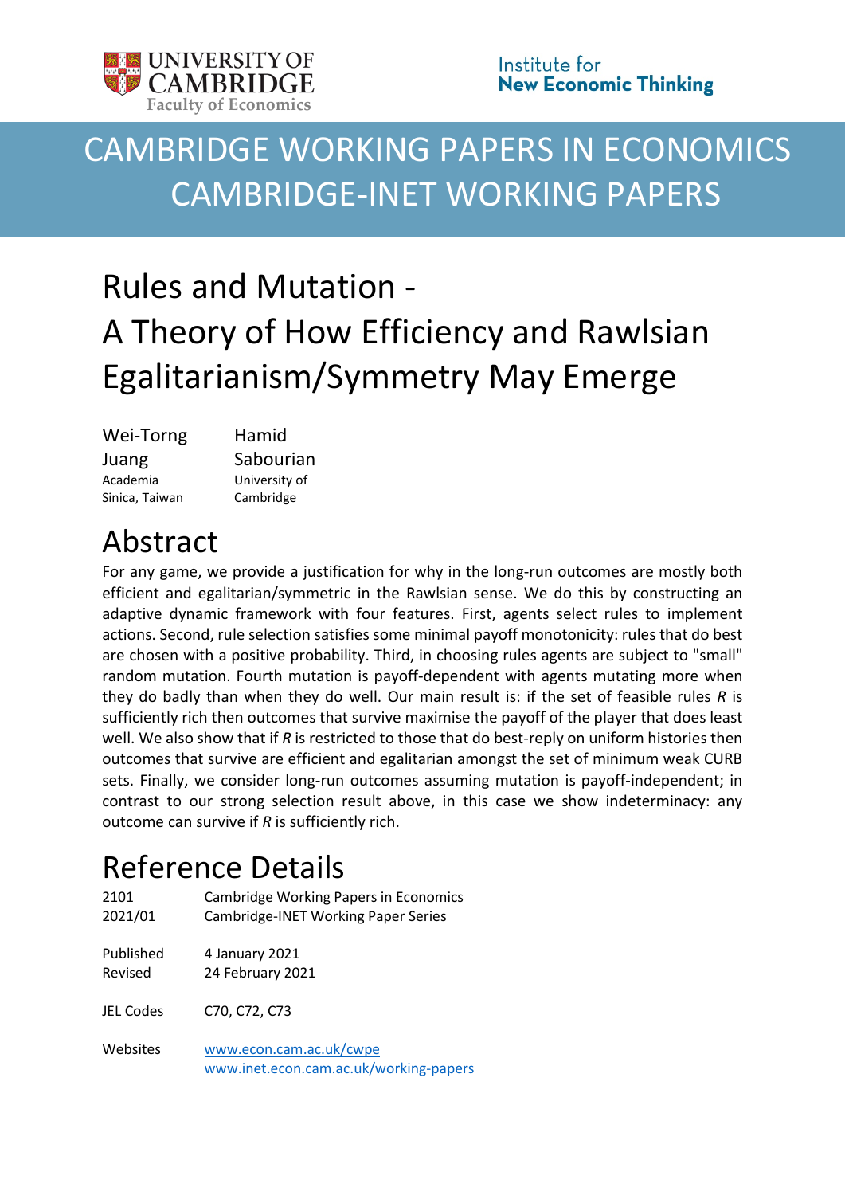UNIVERSITY OF CAMBRIDGE
Faculty of Economics

Institute for
**New Economic Thinking**

CAMBRIDGE WORKING PAPERS IN ECONOMICS
CAMBRIDGE-INET WORKING PAPERS

# Rules and Mutation - A Theory of How Efficiency and Rawlsian Egalitarianism/Symmetry May Emerge

| Wei-Torng Juang | Hamid Sabourian |
|---|---|
| Academia Sinica, Taiwan | University of Cambridge |

## Abstract

For any game, we provide a justification for why in the long-run outcomes are mostly both efficient and egalitarian/symmetric in the Rawlsian sense. We do this by constructing an adaptive dynamic framework with four features. First, agents select rules to implement actions. Second, rule selection satisfies some minimal payoff monotonicity: rules that do best are chosen with a positive probability. Third, in choosing rules agents are subject to "small" random mutation. Fourth mutation is payoff-dependent with agents mutating more when they do badly than when they do well. Our main result is: if the set of feasible rules *R* is sufficiently rich then outcomes that survive maximise the payoff of the player that does least well. We also show that if *R* is restricted to those that do best-reply on uniform histories then outcomes that survive are efficient and egalitarian amongst the set of minimum weak CURB sets. Finally, we consider long-run outcomes assuming mutation is payoff-independent; in contrast to our strong selection result above, in this case we show indeterminacy: any outcome can survive if *R* is sufficiently rich.

## Reference Details

| | |
|---|---|
| 2101 | Cambridge Working Papers in Economics |
| 2021/01 | Cambridge-INET Working Paper Series |
| Published | 4 January 2021 |
| Revised | 24 February 2021 |
| JEL Codes | C70, C72, C73 |
| Websites | www.econ.cam.ac.uk/cwpe |
| | www.inet.econ.cam.ac.uk/working-papers |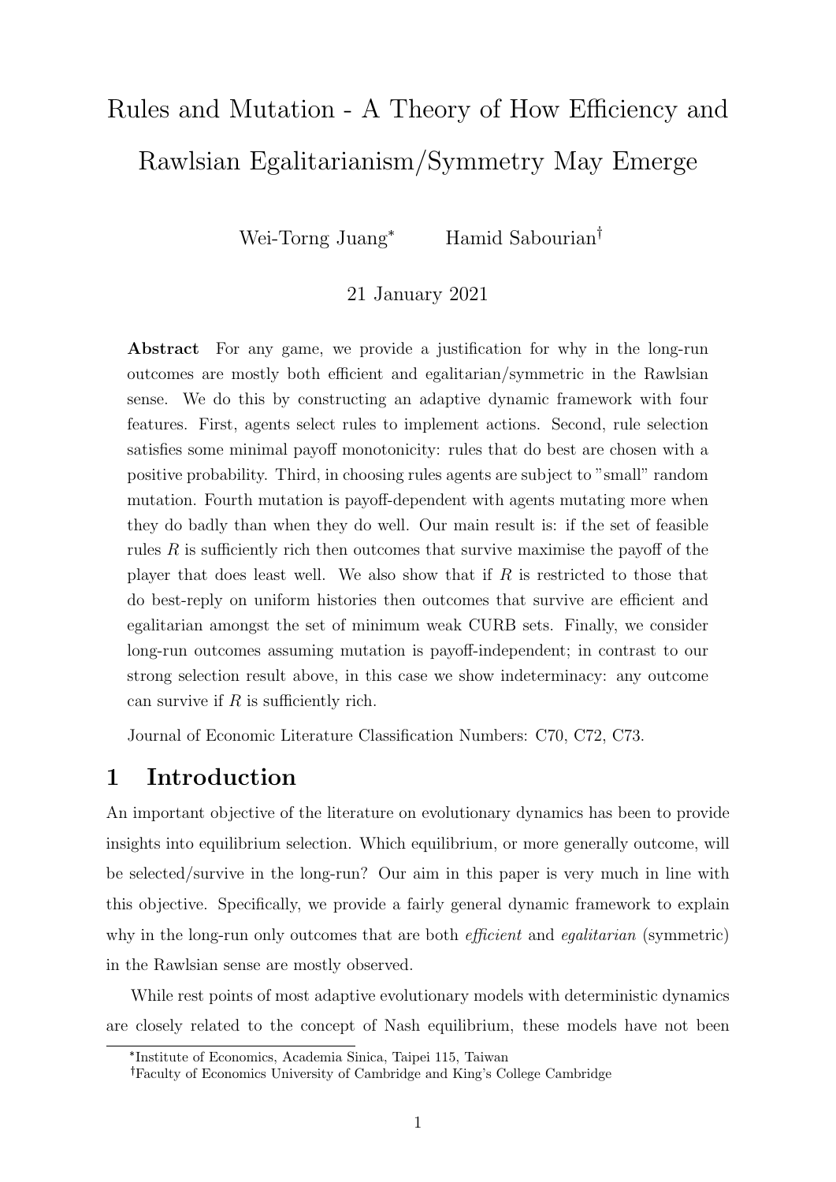# Rules and Mutation - A Theory of How Efficiency and Rawlsian Egalitarianism/Symmetry May Emerge

Wei-Torng Juang[*] Hamid Sabourian[†]

21 January 2021

**Abstract** For any game, we provide a justification for why in the long-run outcomes are mostly both efficient and egalitarian/symmetric in the Rawlsian sense. We do this by constructing an adaptive dynamic framework with four features. First, agents select rules to implement actions. Second, rule selection satisfies some minimal payoff monotonicity: rules that do best are chosen with a positive probability. Third, in choosing rules agents are subject to "small" random mutation. Fourth mutation is payoff-dependent with agents mutating more when they do badly than when they do well. Our main result is: if the set of feasible rules $R$ is sufficiently rich then outcomes that survive maximise the payoff of the player that does least well. We also show that if $R$ is restricted to those that do best-reply on uniform histories then outcomes that survive are efficient and egalitarian amongst the set of minimum weak CURB sets. Finally, we consider long-run outcomes assuming mutation is payoff-independent; in contrast to our strong selection result above, in this case we show indeterminacy: any outcome can survive if $R$ is sufficiently rich.

Journal of Economic Literature Classification Numbers: C70, C72, C73.

## 1 Introduction

An important objective of the literature on evolutionary dynamics has been to provide insights into equilibrium selection. Which equilibrium, or more generally outcome, will be selected/survive in the long-run? Our aim in this paper is very much in line with this objective. Specifically, we provide a fairly general dynamic framework to explain why in the long-run only outcomes that are both *efficient* and *egalitarian* (symmetric) in the Rawlsian sense are mostly observed.

While rest points of most adaptive evolutionary models with deterministic dynamics are closely related to the concept of Nash equilibrium, these models have not been

[*] Institute of Economics, Academia Sinica, Taipei 115, Taiwan

[†] Faculty of Economics University of Cambridge and King's College Cambridge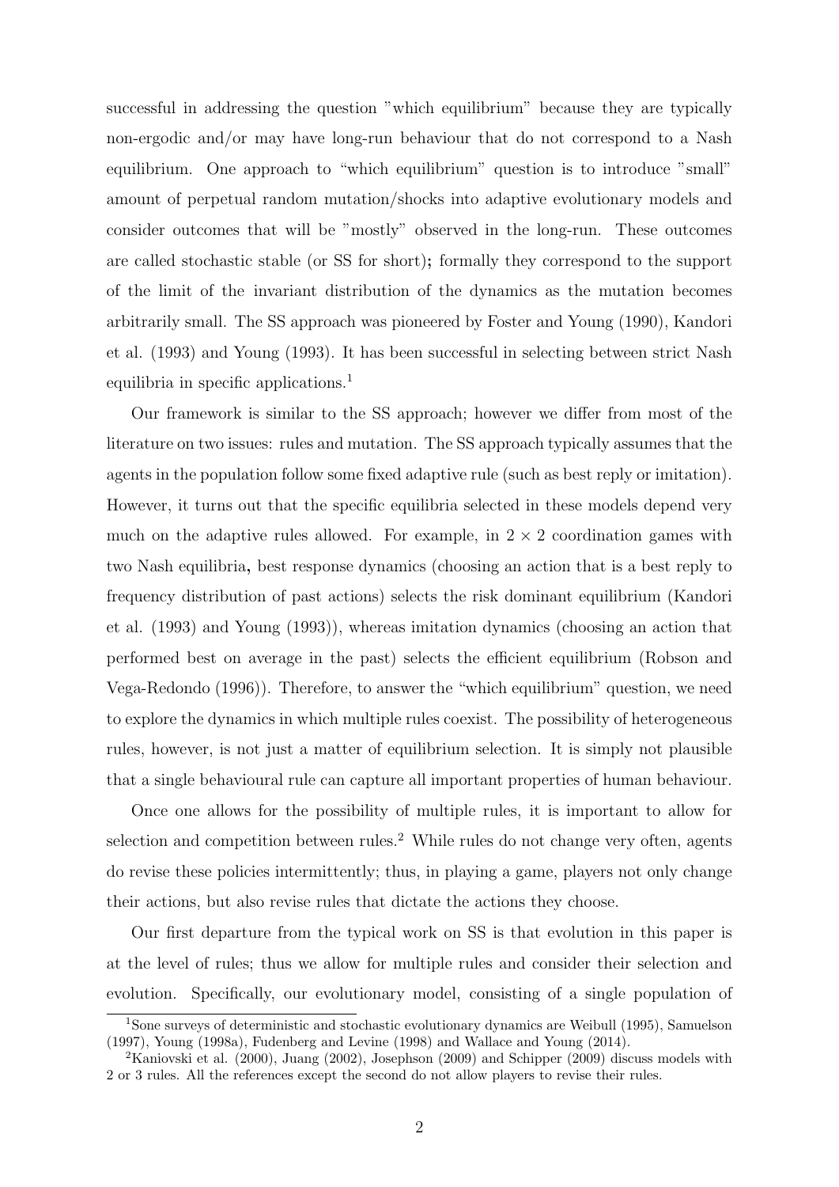successful in addressing the question "which equilibrium" because they are typically non-ergodic and/or may have long-run behaviour that do not correspond to a Nash equilibrium. One approach to "which equilibrium" question is to introduce "small" amount of perpetual random mutation/shocks into adaptive evolutionary models and consider outcomes that will be "mostly" observed in the long-run. These outcomes are called stochastic stable (or SS for short); formally they correspond to the support of the limit of the invariant distribution of the dynamics as the mutation becomes arbitrarily small. The SS approach was pioneered by Foster and Young (1990), Kandori et al. (1993) and Young (1993). It has been successful in selecting between strict Nash equilibria in specific applications.[1]

Our framework is similar to the SS approach; however we differ from most of the literature on two issues: rules and mutation. The SS approach typically assumes that the agents in the population follow some fixed adaptive rule (such as best reply or imitation). However, it turns out that the specific equilibria selected in these models depend very much on the adaptive rules allowed. For example, in $2 \times 2$ coordination games with two Nash equilibria, best response dynamics (choosing an action that is a best reply to frequency distribution of past actions) selects the risk dominant equilibrium (Kandori et al. (1993) and Young (1993)), whereas imitation dynamics (choosing an action that performed best on average in the past) selects the efficient equilibrium (Robson and Vega-Redondo (1996)). Therefore, to answer the "which equilibrium" question, we need to explore the dynamics in which multiple rules coexist. The possibility of heterogeneous rules, however, is not just a matter of equilibrium selection. It is simply not plausible that a single behavioural rule can capture all important properties of human behaviour.

Once one allows for the possibility of multiple rules, it is important to allow for selection and competition between rules.[2] While rules do not change very often, agents do revise these policies intermittently; thus, in playing a game, players not only change their actions, but also revise rules that dictate the actions they choose.

Our first departure from the typical work on SS is that evolution in this paper is at the level of rules; thus we allow for multiple rules and consider their selection and evolution. Specifically, our evolutionary model, consisting of a single population of

[1] Sone surveys of deterministic and stochastic evolutionary dynamics are Weibull (1995), Samuelson (1997), Young (1998a), Fudenberg and Levine (1998) and Wallace and Young (2014).

[2] Kaniovski et al. (2000), Juang (2002), Josephson (2009) and Schipper (2009) discuss models with 2 or 3 rules. All the references except the second do not allow players to revise their rules.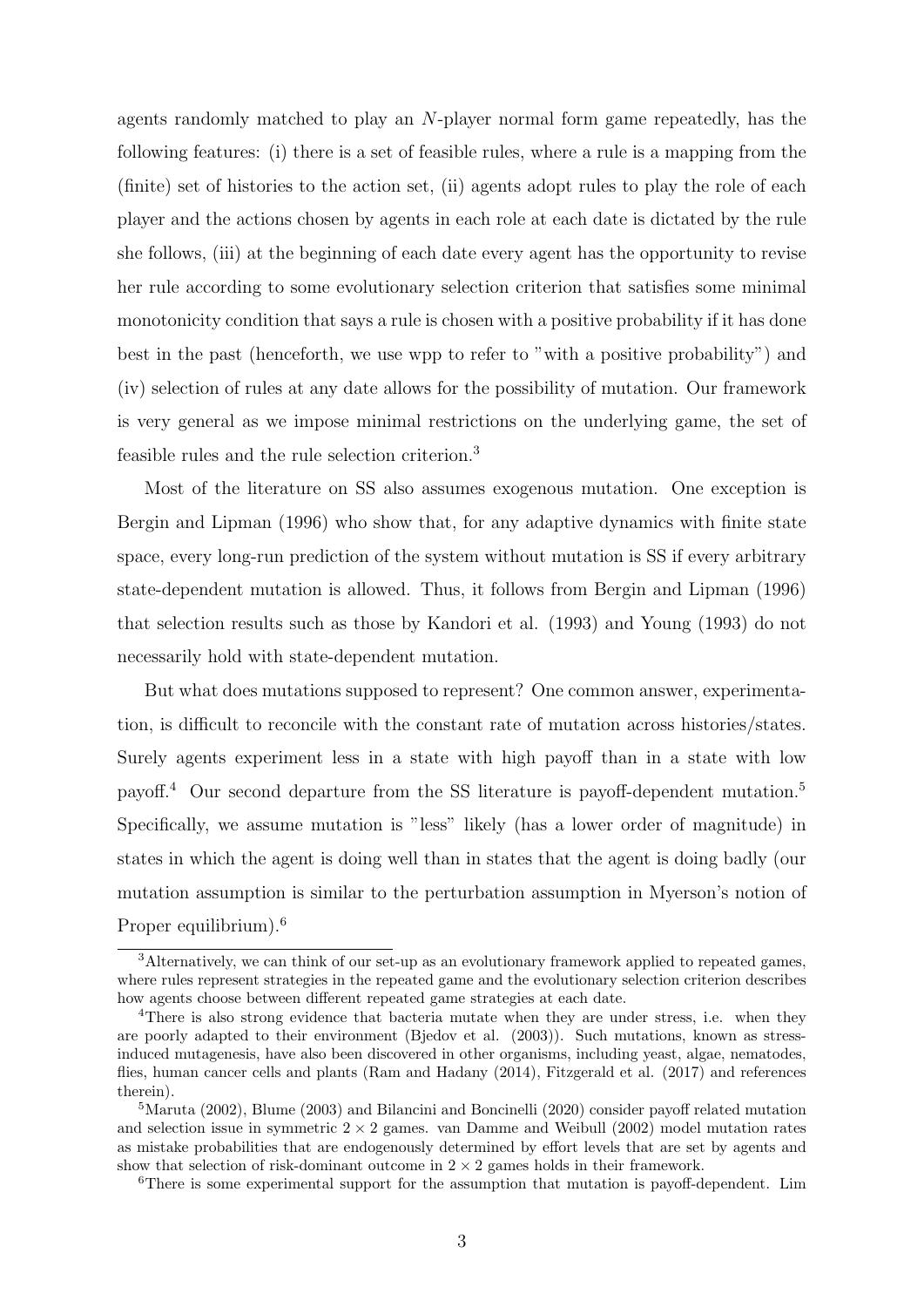agents randomly matched to play an $N$-player normal form game repeatedly, has the following features: (i) there is a set of feasible rules, where a rule is a mapping from the (finite) set of histories to the action set, (ii) agents adopt rules to play the role of each player and the actions chosen by agents in each role at each date is dictated by the rule she follows, (iii) at the beginning of each date every agent has the opportunity to revise her rule according to some evolutionary selection criterion that satisfies some minimal monotonicity condition that says a rule is chosen with a positive probability if it has done best in the past (henceforth, we use wpp to refer to "with a positive probability") and (iv) selection of rules at any date allows for the possibility of mutation. Our framework is very general as we impose minimal restrictions on the underlying game, the set of feasible rules and the rule selection criterion.[3]

Most of the literature on SS also assumes exogenous mutation. One exception is Bergin and Lipman (1996) who show that, for any adaptive dynamics with finite state space, every long-run prediction of the system without mutation is SS if every arbitrary state-dependent mutation is allowed. Thus, it follows from Bergin and Lipman (1996) that selection results such as those by Kandori et al. (1993) and Young (1993) do not necessarily hold with state-dependent mutation.

But what does mutations supposed to represent? One common answer, experimentation, is difficult to reconcile with the constant rate of mutation across histories/states. Surely agents experiment less in a state with high payoff than in a state with low payoff.[4] Our second departure from the SS literature is payoff-dependent mutation.[5] Specifically, we assume mutation is "less" likely (has a lower order of magnitude) in states in which the agent is doing well than in states that the agent is doing badly (our mutation assumption is similar to the perturbation assumption in Myerson's notion of Proper equilibrium).[6]

[3]Alternatively, we can think of our set-up as an evolutionary framework applied to repeated games, where rules represent strategies in the repeated game and the evolutionary selection criterion describes how agents choose between different repeated game strategies at each date.

[4]There is also strong evidence that bacteria mutate when they are under stress, i.e. when they are poorly adapted to their environment (Bjedov et al. (2003)). Such mutations, known as stress-induced mutagenesis, have also been discovered in other organisms, including yeast, algae, nematodes, flies, human cancer cells and plants (Ram and Hadany (2014), Fitzgerald et al. (2017) and references therein).

[5]Maruta (2002), Blume (2003) and Bilancini and Boncinelli (2020) consider payoff related mutation and selection issue in symmetric $2 \times 2$ games. van Damme and Weibull (2002) model mutation rates as mistake probabilities that are endogenously determined by effort levels that are set by agents and show that selection of risk-dominant outcome in $2 \times 2$ games holds in their framework.

[6]There is some experimental support for the assumption that mutation is payoff-dependent. Lim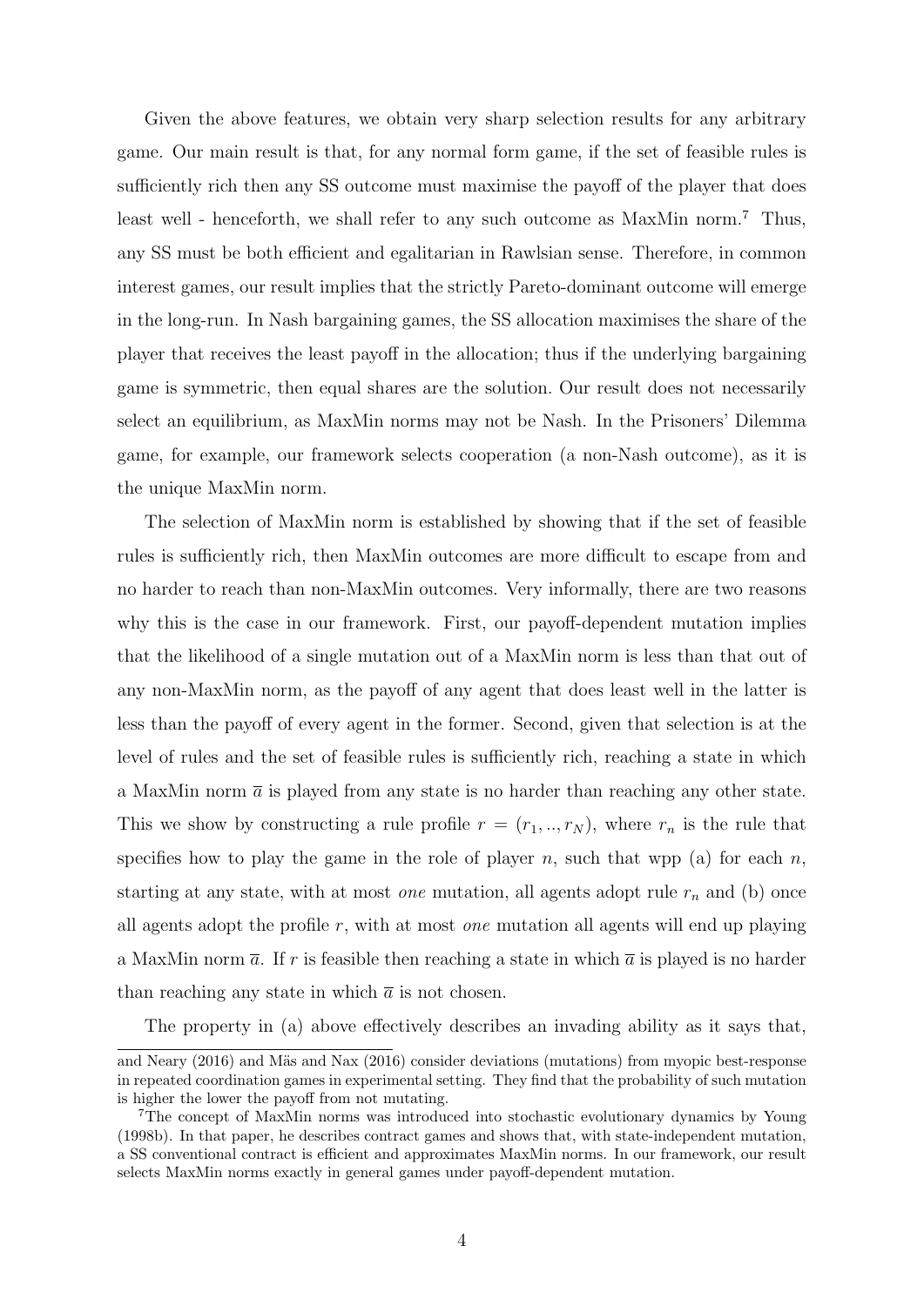Given the above features, we obtain very sharp selection results for any arbitrary game. Our main result is that, for any normal form game, if the set of feasible rules is sufficiently rich then any SS outcome must maximise the payoff of the player that does least well - henceforth, we shall refer to any such outcome as MaxMin norm.[7] Thus, any SS must be both efficient and egalitarian in Rawlsian sense. Therefore, in common interest games, our result implies that the strictly Pareto-dominant outcome will emerge in the long-run. In Nash bargaining games, the SS allocation maximises the share of the player that receives the least payoff in the allocation; thus if the underlying bargaining game is symmetric, then equal shares are the solution. Our result does not necessarily select an equilibrium, as MaxMin norms may not be Nash. In the Prisoners' Dilemma game, for example, our framework selects cooperation (a non-Nash outcome), as it is the unique MaxMin norm.

The selection of MaxMin norm is established by showing that if the set of feasible rules is sufficiently rich, then MaxMin outcomes are more difficult to escape from and no harder to reach than non-MaxMin outcomes. Very informally, there are two reasons why this is the case in our framework. First, our payoff-dependent mutation implies that the likelihood of a single mutation out of a MaxMin norm is less than that out of any non-MaxMin norm, as the payoff of any agent that does least well in the latter is less than the payoff of every agent in the former. Second, given that selection is at the level of rules and the set of feasible rules is sufficiently rich, reaching a state in which a MaxMin norm $\overline{a}$ is played from any state is no harder than reaching any other state. This we show by constructing a rule profile $r = (r_1, .., r_N)$, where $r_n$ is the rule that specifies how to play the game in the role of player $n$, such that wpp (a) for each $n$, starting at any state, with at most *one* mutation, all agents adopt rule $r_n$ and (b) once all agents adopt the profile $r$, with at most *one* mutation all agents will end up playing a MaxMin norm $\overline{a}$. If $r$ is feasible then reaching a state in which $\overline{a}$ is played is no harder than reaching any state in which $\overline{a}$ is not chosen.

The property in (a) above effectively describes an invading ability as it says that,

---

and Neary (2016) and Mäs and Nax (2016) consider deviations (mutations) from myopic best-response in repeated coordination games in experimental setting. They find that the probability of such mutation is higher the lower the payoff from not mutating.

[7]The concept of MaxMin norms was introduced into stochastic evolutionary dynamics by Young (1998b). In that paper, he describes contract games and shows that, with state-independent mutation, a SS conventional contract is efficient and approximates MaxMin norms. In our framework, our result selects MaxMin norms exactly in general games under payoff-dependent mutation.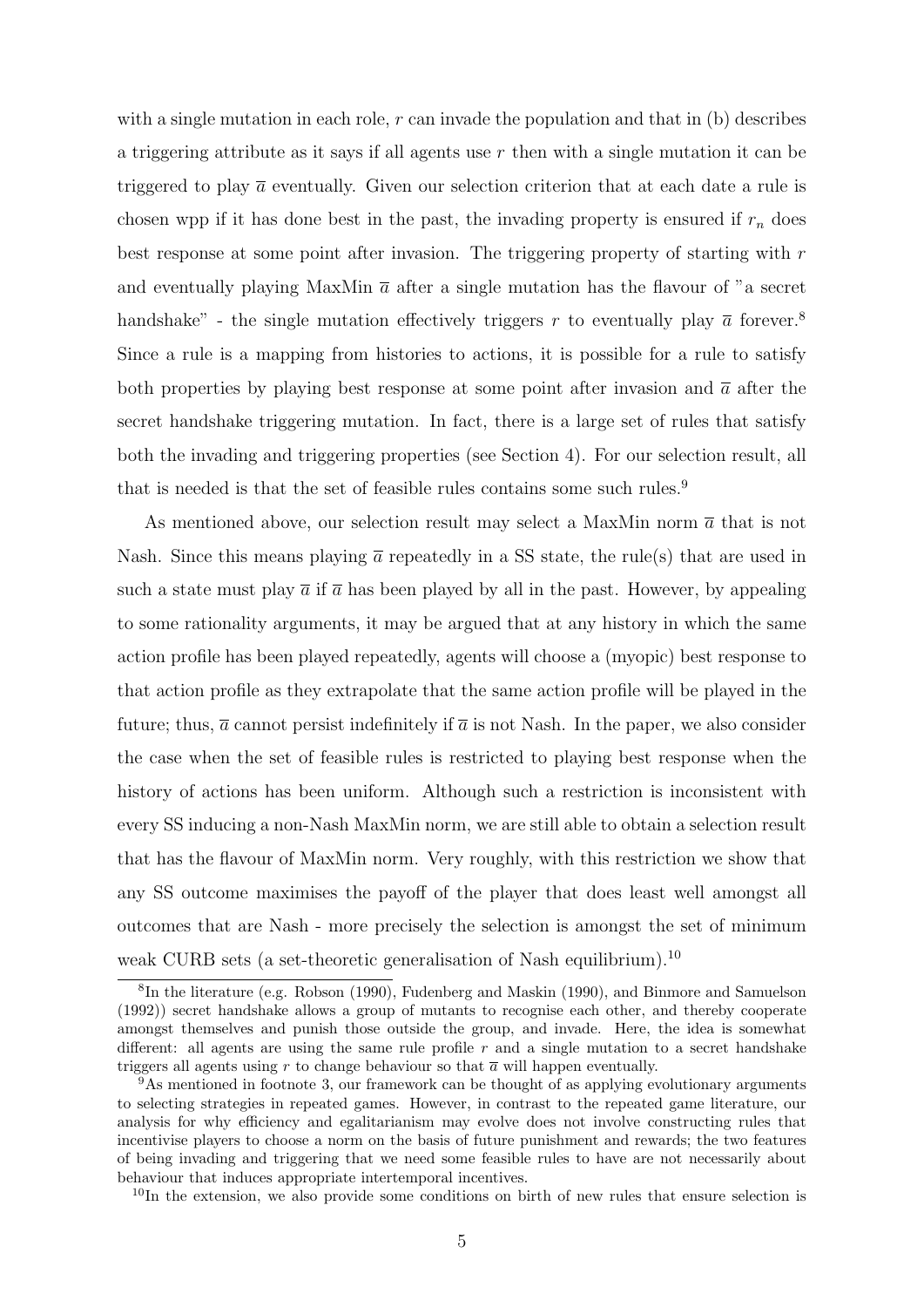with a single mutation in each role, $r$ can invade the population and that in (b) describes a triggering attribute as it says if all agents use $r$ then with a single mutation it can be triggered to play $\overline{a}$ eventually. Given our selection criterion that at each date a rule is chosen wpp if it has done best in the past, the invading property is ensured if $r_n$ does best response at some point after invasion. The triggering property of starting with $r$ and eventually playing MaxMin $\overline{a}$ after a single mutation has the flavour of "a secret handshake" - the single mutation effectively triggers $r$ to eventually play $\overline{a}$ forever.[8] Since a rule is a mapping from histories to actions, it is possible for a rule to satisfy both properties by playing best response at some point after invasion and $\overline{a}$ after the secret handshake triggering mutation. In fact, there is a large set of rules that satisfy both the invading and triggering properties (see Section 4). For our selection result, all that is needed is that the set of feasible rules contains some such rules.[9]

As mentioned above, our selection result may select a MaxMin norm $\overline{a}$ that is not Nash. Since this means playing $\overline{a}$ repeatedly in a SS state, the rule(s) that are used in such a state must play $\overline{a}$ if $\overline{a}$ has been played by all in the past. However, by appealing to some rationality arguments, it may be argued that at any history in which the same action profile has been played repeatedly, agents will choose a (myopic) best response to that action profile as they extrapolate that the same action profile will be played in the future; thus, $\overline{a}$ cannot persist indefinitely if $\overline{a}$ is not Nash. In the paper, we also consider the case when the set of feasible rules is restricted to playing best response when the history of actions has been uniform. Although such a restriction is inconsistent with every SS inducing a non-Nash MaxMin norm, we are still able to obtain a selection result that has the flavour of MaxMin norm. Very roughly, with this restriction we show that any SS outcome maximises the payoff of the player that does least well amongst all outcomes that are Nash - more precisely the selection is amongst the set of minimum weak CURB sets (a set-theoretic generalisation of Nash equilibrium).[10]

[8] In the literature (e.g. Robson (1990), Fudenberg and Maskin (1990), and Binmore and Samuelson (1992)) secret handshake allows a group of mutants to recognise each other, and thereby cooperate amongst themselves and punish those outside the group, and invade. Here, the idea is somewhat different: all agents are using the same rule profile $r$ and a single mutation to a secret handshake triggers all agents using $r$ to change behaviour so that $\overline{a}$ will happen eventually.

[9] As mentioned in footnote 3, our framework can be thought of as applying evolutionary arguments to selecting strategies in repeated games. However, in contrast to the repeated game literature, our analysis for why efficiency and egalitarianism may evolve does not involve constructing rules that incentivise players to choose a norm on the basis of future punishment and rewards; the two features of being invading and triggering that we need some feasible rules to have are not necessarily about behaviour that induces appropriate intertemporal incentives.

[10] In the extension, we also provide some conditions on birth of new rules that ensure selection is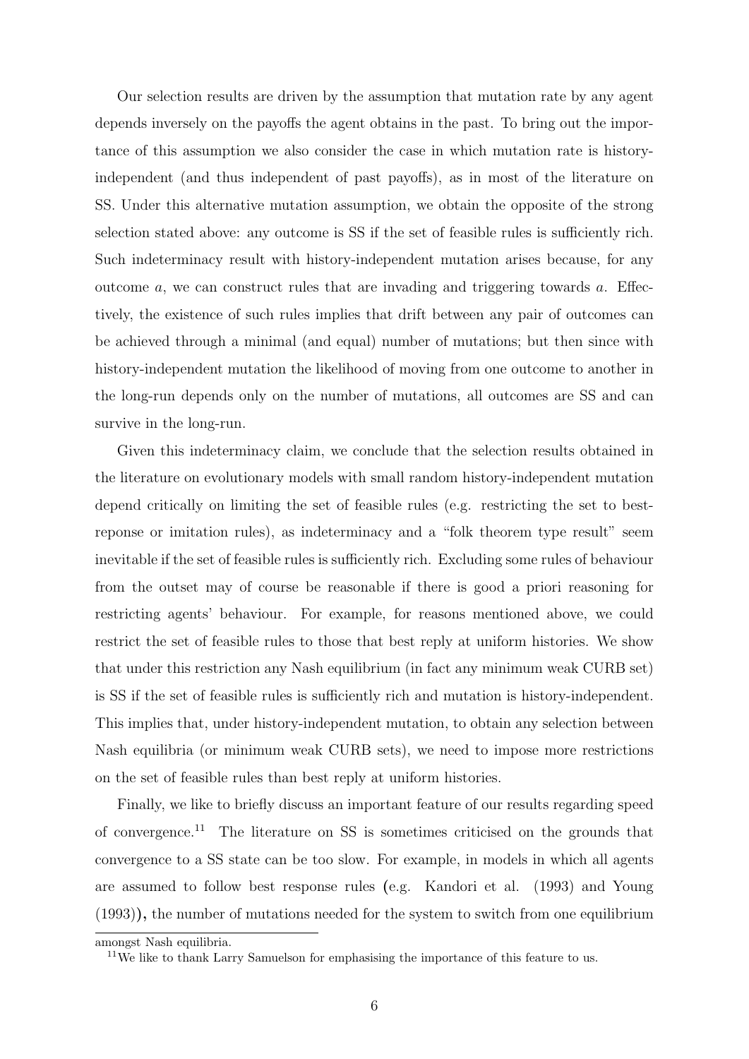Our selection results are driven by the assumption that mutation rate by any agent depends inversely on the payoffs the agent obtains in the past. To bring out the importance of this assumption we also consider the case in which mutation rate is history-independent (and thus independent of past payoffs), as in most of the literature on SS. Under this alternative mutation assumption, we obtain the opposite of the strong selection stated above: any outcome is SS if the set of feasible rules is sufficiently rich. Such indeterminacy result with history-independent mutation arises because, for any outcome $a$, we can construct rules that are invading and triggering towards $a$. Effectively, the existence of such rules implies that drift between any pair of outcomes can be achieved through a minimal (and equal) number of mutations; but then since with history-independent mutation the likelihood of moving from one outcome to another in the long-run depends only on the number of mutations, all outcomes are SS and can survive in the long-run.

Given this indeterminacy claim, we conclude that the selection results obtained in the literature on evolutionary models with small random history-independent mutation depend critically on limiting the set of feasible rules (e.g. restricting the set to best-reponse or imitation rules), as indeterminacy and a "folk theorem type result" seem inevitable if the set of feasible rules is sufficiently rich. Excluding some rules of behaviour from the outset may of course be reasonable if there is good a priori reasoning for restricting agents' behaviour. For example, for reasons mentioned above, we could restrict the set of feasible rules to those that best reply at uniform histories. We show that under this restriction any Nash equilibrium (in fact any minimum weak CURB set) is SS if the set of feasible rules is sufficiently rich and mutation is history-independent. This implies that, under history-independent mutation, to obtain any selection between Nash equilibria (or minimum weak CURB sets), we need to impose more restrictions on the set of feasible rules than best reply at uniform histories.

Finally, we like to briefly discuss an important feature of our results regarding speed of convergence.[11] The literature on SS is sometimes criticised on the grounds that convergence to a SS state can be too slow. For example, in models in which all agents are assumed to follow best response rules (e.g. Kandori et al. (1993) and Young (1993)), the number of mutations needed for the system to switch from one equilibrium

amongst Nash equilibria.

[11]We like to thank Larry Samuelson for emphasising the importance of this feature to us.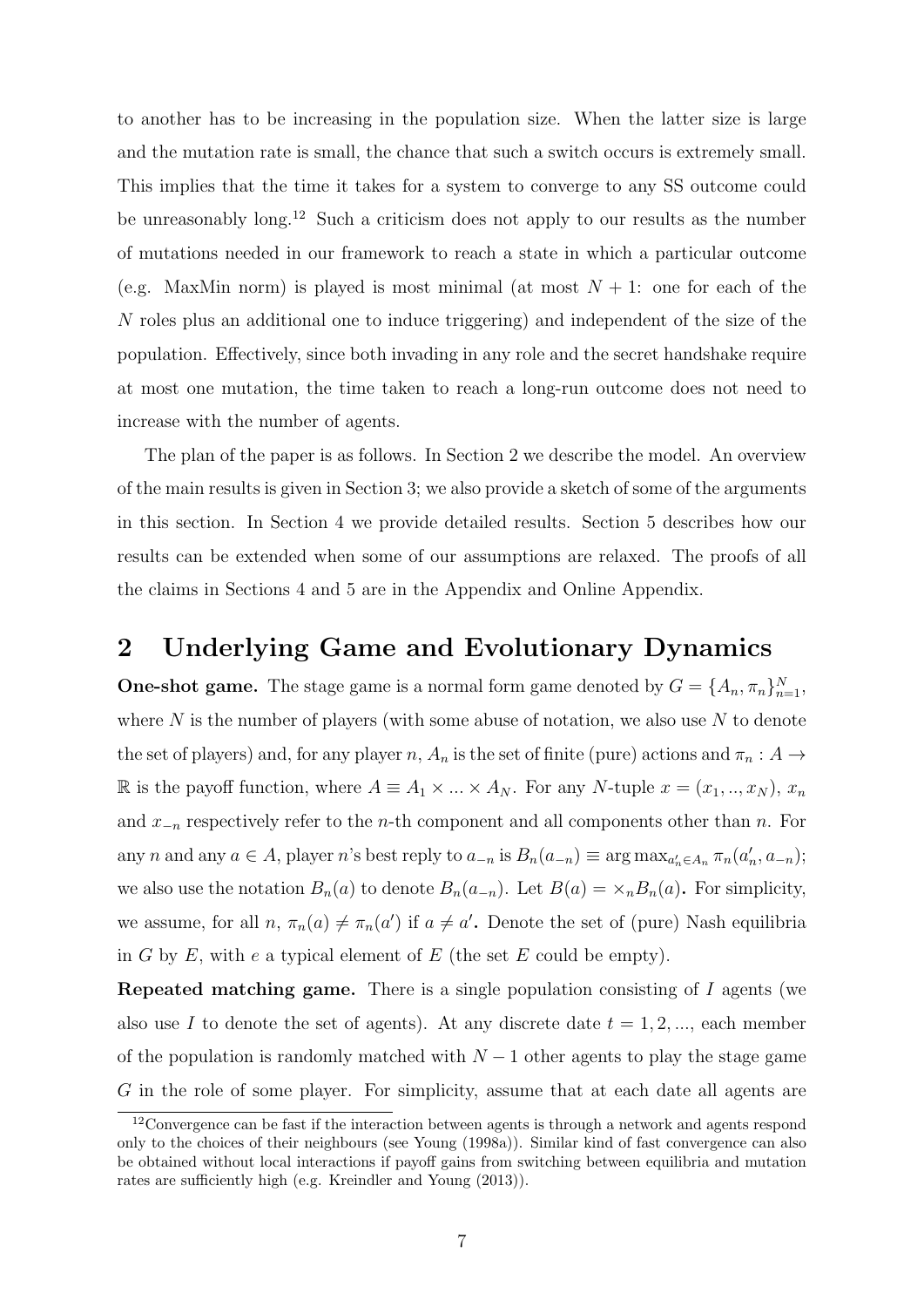to another has to be increasing in the population size. When the latter size is large and the mutation rate is small, the chance that such a switch occurs is extremely small. This implies that the time it takes for a system to converge to any SS outcome could be unreasonably long.[12] Such a criticism does not apply to our results as the number of mutations needed in our framework to reach a state in which a particular outcome (e.g. MaxMin norm) is played is most minimal (at most $N+1$: one for each of the $N$ roles plus an additional one to induce triggering) and independent of the size of the population. Effectively, since both invading in any role and the secret handshake require at most one mutation, the time taken to reach a long-run outcome does not need to increase with the number of agents.

The plan of the paper is as follows. In Section 2 we describe the model. An overview of the main results is given in Section 3; we also provide a sketch of some of the arguments in this section. In Section 4 we provide detailed results. Section 5 describes how our results can be extended when some of our assumptions are relaxed. The proofs of all the claims in Sections 4 and 5 are in the Appendix and Online Appendix.

## 2 Underlying Game and Evolutionary Dynamics

**One-shot game.** The stage game is a normal form game denoted by $G = \{A_n, \pi_n\}_{n=1}^N$, where $N$ is the number of players (with some abuse of notation, we also use $N$ to denote the set of players) and, for any player $n$, $A_n$ is the set of finite (pure) actions and $\pi_n : A \to \mathbb{R}$ is the payoff function, where $A \equiv A_1 \times ... \times A_N$. For any $N$-tuple $x = (x_1, .., x_N)$, $x_n$ and $x_{-n}$ respectively refer to the $n$-th component and all components other than $n$. For any $n$ and any $a \in A$, player $n$'s best reply to $a_{-n}$ is $B_n(a_{-n}) \equiv \arg\max_{a'_n \in A_n} \pi_n(a'_n, a_{-n})$; we also use the notation $B_n(a)$ to denote $B_n(a_{-n})$. Let $B(a) = \times_n B_n(a)$. For simplicity, we assume, for all $n$, $\pi_n(a) \neq \pi_n(a')$ if $a \neq a'$. Denote the set of (pure) Nash equilibria in $G$ by $E$, with $e$ a typical element of $E$ (the set $E$ could be empty).

**Repeated matching game.** There is a single population consisting of $I$ agents (we also use $I$ to denote the set of agents). At any discrete date $t = 1, 2, ...$, each member of the population is randomly matched with $N-1$ other agents to play the stage game $G$ in the role of some player. For simplicity, assume that at each date all agents are

[12] Convergence can be fast if the interaction between agents is through a network and agents respond only to the choices of their neighbours (see Young (1998a)). Similar kind of fast convergence can also be obtained without local interactions if payoff gains from switching between equilibria and mutation rates are sufficiently high (e.g. Kreindler and Young (2013)).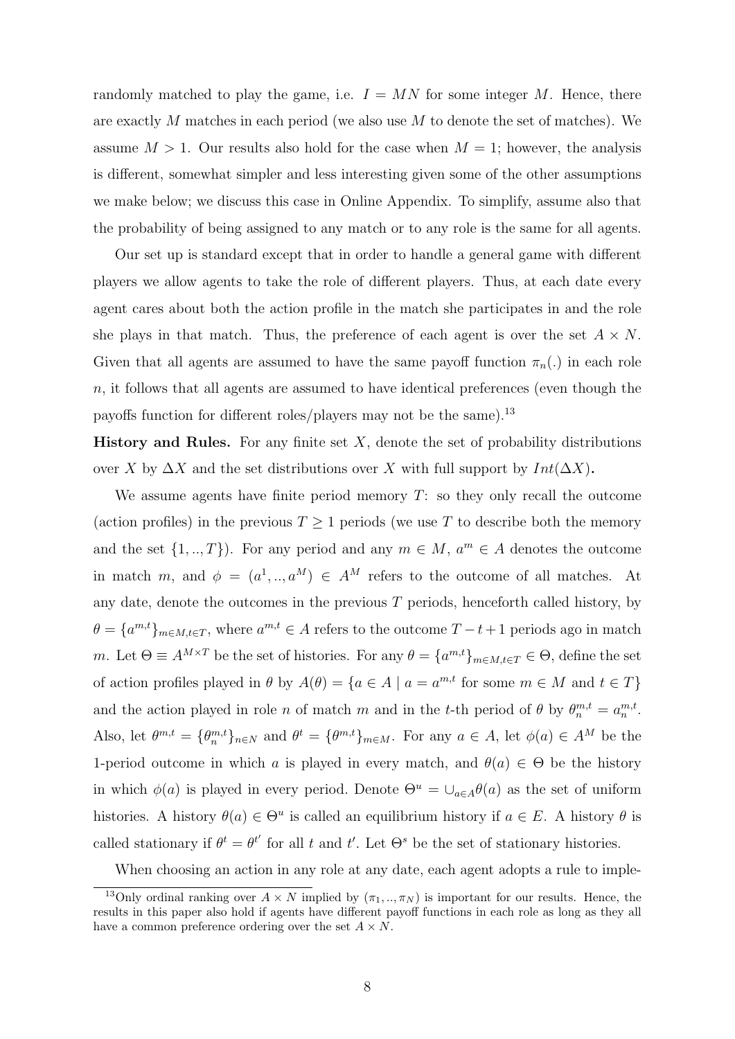randomly matched to play the game, i.e. $I = MN$ for some integer $M$. Hence, there are exactly $M$ matches in each period (we also use $M$ to denote the set of matches). We assume $M > 1$. Our results also hold for the case when $M = 1$; however, the analysis is different, somewhat simpler and less interesting given some of the other assumptions we make below; we discuss this case in Online Appendix. To simplify, assume also that the probability of being assigned to any match or to any role is the same for all agents.

Our set up is standard except that in order to handle a general game with different players we allow agents to take the role of different players. Thus, at each date every agent cares about both the action profile in the match she participates in and the role she plays in that match. Thus, the preference of each agent is over the set $A \times N$. Given that all agents are assumed to have the same payoff function $\pi_n(.)$ in each role $n$, it follows that all agents are assumed to have identical preferences (even though the payoffs function for different roles/players may not be the same).[13]

**History and Rules.** For any finite set $X$, denote the set of probability distributions over $X$ by $\Delta X$ and the set distributions over $X$ with full support by $Int(\Delta X)$**.**

We assume agents have finite period memory $T$: so they only recall the outcome (action profiles) in the previous $T \geq 1$ periods (we use $T$ to describe both the memory and the set $\{1, .., T\}$). For any period and any $m \in M$, $a^m \in A$ denotes the outcome in match $m$, and $\phi = (a^1, .., a^M) \in A^M$ refers to the outcome of all matches. At any date, denote the outcomes in the previous $T$ periods, henceforth called history, by $\theta = \{a^{m,t}\}_{m \in M, t \in T}$, where $a^{m,t} \in A$ refers to the outcome $T - t + 1$ periods ago in match $m$. Let $\Theta \equiv A^{M \times T}$ be the set of histories. For any $\theta = \{a^{m,t}\}_{m \in M, t \in T} \in \Theta$, define the set of action profiles played in $\theta$ by $A(\theta) = \{a \in A \mid a = a^{m,t}$ for some $m \in M$ and $t \in T\}$ and the action played in role $n$ of match $m$ and in the $t$-th period of $\theta$ by $\theta_n^{m,t} = a_n^{m,t}$. Also, let $\theta^{m,t} = \{\theta_n^{m,t}\}_{n \in N}$ and $\theta^t = \{\theta^{m,t}\}_{m \in M}$. For any $a \in A$, let $\phi(a) \in A^M$ be the 1-period outcome in which $a$ is played in every match, and $\theta(a) \in \Theta$ be the history in which $\phi(a)$ is played in every period. Denote $\Theta^u = \cup_{a \in A} \theta(a)$ as the set of uniform histories. A history $\theta(a) \in \Theta^u$ is called an equilibrium history if $a \in E$. A history $\theta$ is called stationary if $\theta^t = \theta^{t'}$ for all $t$ and $t'$. Let $\Theta^s$ be the set of stationary histories.

When choosing an action in any role at any date, each agent adopts a rule to imple-

[13] Only ordinal ranking over $A \times N$ implied by $(\pi_1, .., \pi_N)$ is important for our results. Hence, the results in this paper also hold if agents have different payoff functions in each role as long as they all have a common preference ordering over the set $A \times N$.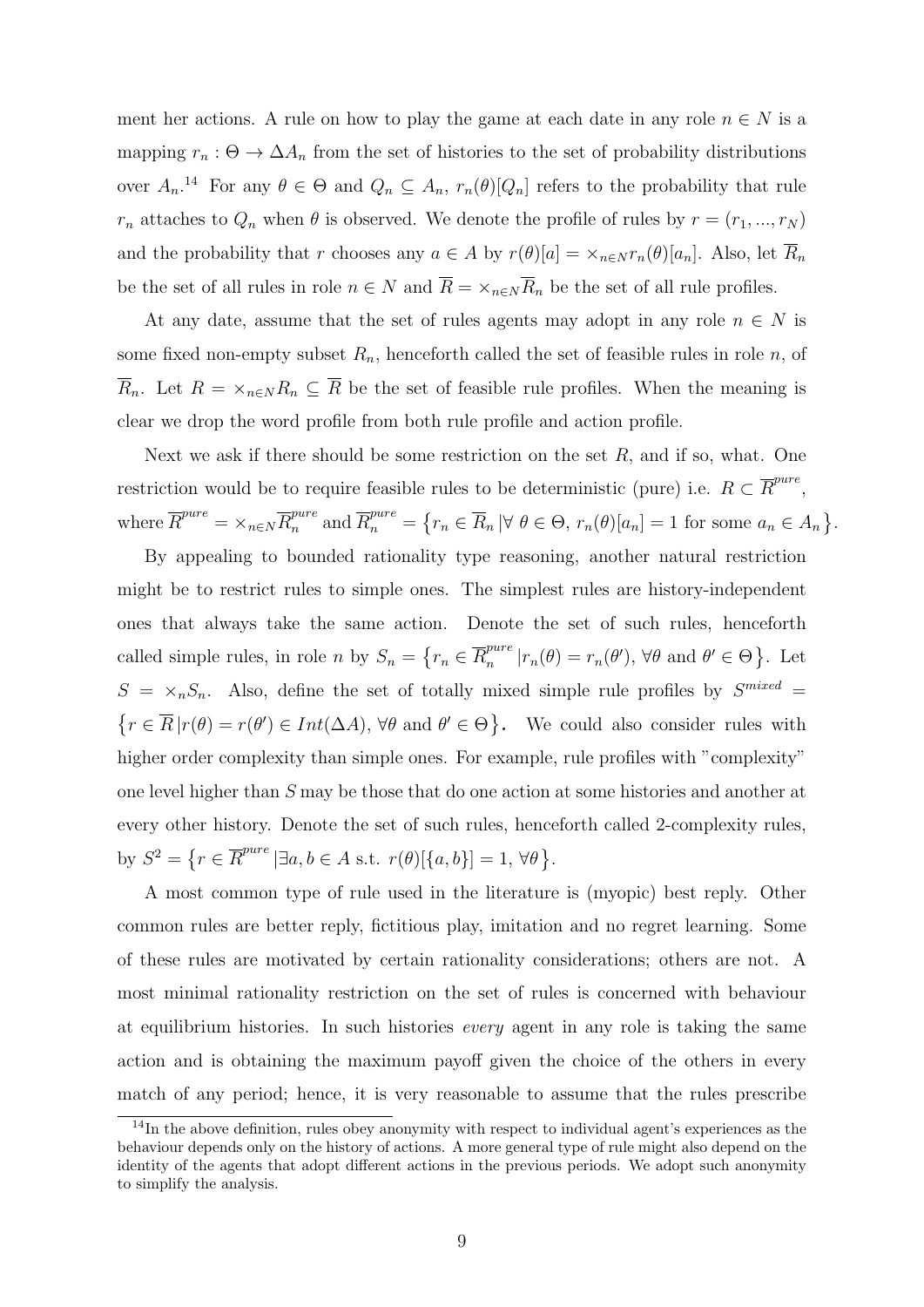ment her actions. A rule on how to play the game at each date in any role $n \in N$ is a mapping $r_n : \Theta \to \Delta A_n$ from the set of histories to the set of probability distributions over $A_n$.[14] For any $\theta \in \Theta$ and $Q_n \subseteq A_n$, $r_n(\theta)[Q_n]$ refers to the probability that rule $r_n$ attaches to $Q_n$ when $\theta$ is observed. We denote the profile of rules by $r = (r_1, ..., r_N)$ and the probability that $r$ chooses any $a \in A$ by $r(\theta)[a] = \times_{n \in N} r_n(\theta)[a_n]$. Also, let $\overline{R}_n$ be the set of all rules in role $n \in N$ and $\overline{R} = \times_{n \in N} \overline{R}_n$ be the set of all rule profiles.

At any date, assume that the set of rules agents may adopt in any role $n \in N$ is some fixed non-empty subset $R_n$, henceforth called the set of feasible rules in role $n$, of $\overline{R}_n$. Let $R = \times_{n \in N} R_n \subseteq \overline{R}$ be the set of feasible rule profiles. When the meaning is clear we drop the word profile from both rule profile and action profile.

Next we ask if there should be some restriction on the set $R$, and if so, what. One restriction would be to require feasible rules to be deterministic (pure) i.e. $R \subset \overline{R}^{pure}$, where $\overline{R}^{pure} = \times_{n \in N} \overline{R}^{pure}_n$ and $\overline{R}^{pure}_n = \left\{ r_n \in \overline{R}_n \,|\, \forall \, \theta \in \Theta, \, r_n(\theta)[a_n] = 1 \text{ for some } a_n \in A_n \right\}$.

By appealing to bounded rationality type reasoning, another natural restriction might be to restrict rules to simple ones. The simplest rules are history-independent ones that always take the same action. Denote the set of such rules, henceforth called simple rules, in role $n$ by $S_n = \left\{ r_n \in \overline{R}^{pure}_n \,|\, r_n(\theta) = r_n(\theta'), \, \forall \theta \text{ and } \theta' \in \Theta \right\}$. Let $S = \times_n S_n$. Also, define the set of totally mixed simple rule profiles by $S^{mixed} = \left\{ r \in \overline{R} \,|\, r(\theta) = r(\theta') \in Int(\Delta A), \, \forall \theta \text{ and } \theta' \in \Theta \right\}$. We could also consider rules with higher order complexity than simple ones. For example, rule profiles with "complexity" one level higher than $S$ may be those that do one action at some histories and another at every other history. Denote the set of such rules, henceforth called 2-complexity rules, by $S^2 = \left\{ r \in \overline{R}^{pure} \,|\, \exists a, b \in A \text{ s.t. } r(\theta)[\{a, b\}] = 1, \, \forall \theta \right\}$.

A most common type of rule used in the literature is (myopic) best reply. Other common rules are better reply, fictitious play, imitation and no regret learning. Some of these rules are motivated by certain rationality considerations; others are not. A most minimal rationality restriction on the set of rules is concerned with behaviour at equilibrium histories. In such histories *every* agent in any role is taking the same action and is obtaining the maximum payoff given the choice of the others in every match of any period; hence, it is very reasonable to assume that the rules prescribe

[14] In the above definition, rules obey anonymity with respect to individual agent's experiences as the behaviour depends only on the history of actions. A more general type of rule might also depend on the identity of the agents that adopt different actions in the previous periods. We adopt such anonymity to simplify the analysis.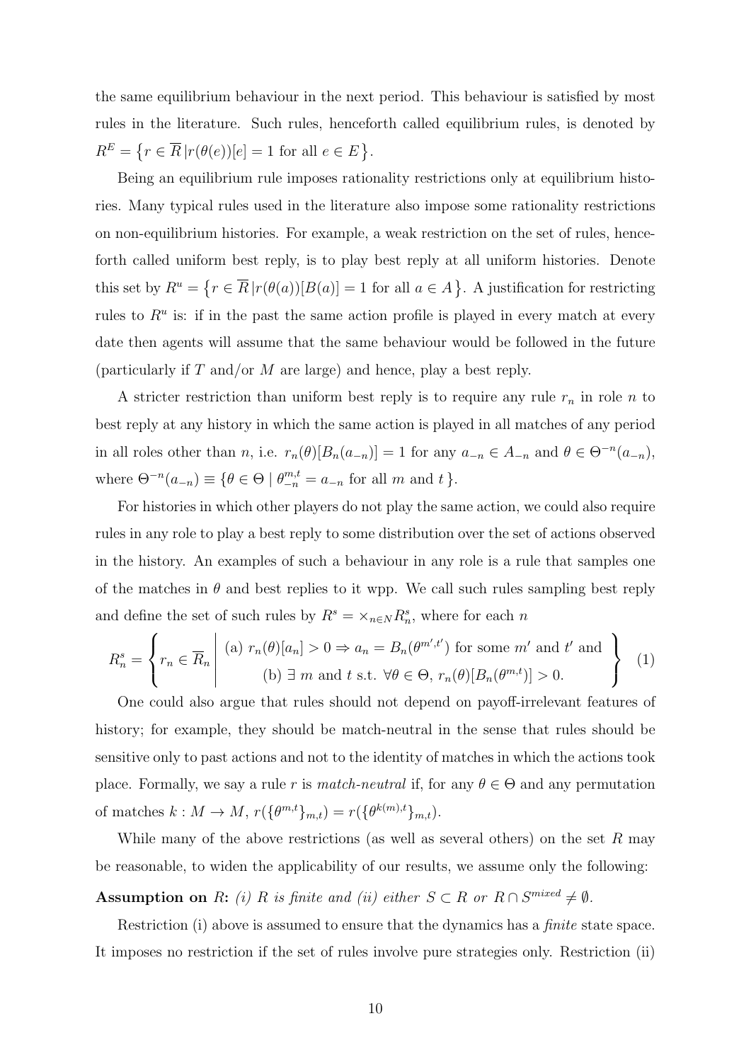the same equilibrium behaviour in the next period. This behaviour is satisfied by most rules in the literature. Such rules, henceforth called equilibrium rules, is denoted by $R^E = \{r \in \overline{R} \,|r(\theta(e))[e] = 1 \text{ for all } e \in E\}$.

Being an equilibrium rule imposes rationality restrictions only at equilibrium histories. Many typical rules used in the literature also impose some rationality restrictions on non-equilibrium histories. For example, a weak restriction on the set of rules, henceforth called uniform best reply, is to play best reply at all uniform histories. Denote this set by $R^u = \{r \in \overline{R} \,|r(\theta(a))[B(a)] = 1 \text{ for all } a \in A\}$. A justification for restricting rules to $R^u$ is: if in the past the same action profile is played in every match at every date then agents will assume that the same behaviour would be followed in the future (particularly if $T$ and/or $M$ are large) and hence, play a best reply.

A stricter restriction than uniform best reply is to require any rule $r_n$ in role $n$ to best reply at any history in which the same action is played in all matches of any period in all roles other than $n$, i.e. $r_n(\theta)[B_n(a_{-n})] = 1$ for any $a_{-n} \in A_{-n}$ and $\theta \in \Theta^{-n}(a_{-n})$, where $\Theta^{-n}(a_{-n}) \equiv \{\theta \in \Theta \mid \theta_{-n}^{m,t} = a_{-n} \text{ for all } m \text{ and } t\}$.

For histories in which other players do not play the same action, we could also require rules in any role to play a best reply to some distribution over the set of actions observed in the history. An examples of such a behaviour in any role is a rule that samples one of the matches in $\theta$ and best replies to it wpp. We call such rules sampling best reply and define the set of such rules by $R^s = \times_{n\in N} R_n^s$, where for each $n$

$$R_n^s = \left\{ r_n \in \overline{R}_n \;\middle|\; \begin{array}{c} \text{(a) } r_n(\theta)[a_n] > 0 \Rightarrow a_n = B_n(\theta^{m',t'}) \text{ for some } m' \text{ and } t' \text{ and} \\ \text{(b) } \exists\, m \text{ and } t \text{ s.t. } \forall \theta \in \Theta,\, r_n(\theta)[B_n(\theta^{m,t})] > 0. \end{array} \right\} \quad (1)$$

One could also argue that rules should not depend on payoff-irrelevant features of history; for example, they should be match-neutral in the sense that rules should be sensitive only to past actions and not to the identity of matches in which the actions took place. Formally, we say a rule $r$ is *match-neutral* if, for any $\theta \in \Theta$ and any permutation of matches $k : M \to M$, $r(\{\theta^{m,t}\}_{m,t}) = r(\{\theta^{k(m),t}\}_{m,t})$.

While many of the above restrictions (as well as several others) on the set $R$ may be reasonable, to widen the applicability of our results, we assume only the following:

**Assumption on $R$:** *(i) $R$ is finite and (ii) either $S \subset R$ or $R \cap S^{mixed} \neq \emptyset$.*

Restriction (i) above is assumed to ensure that the dynamics has a *finite* state space. It imposes no restriction if the set of rules involve pure strategies only. Restriction (ii)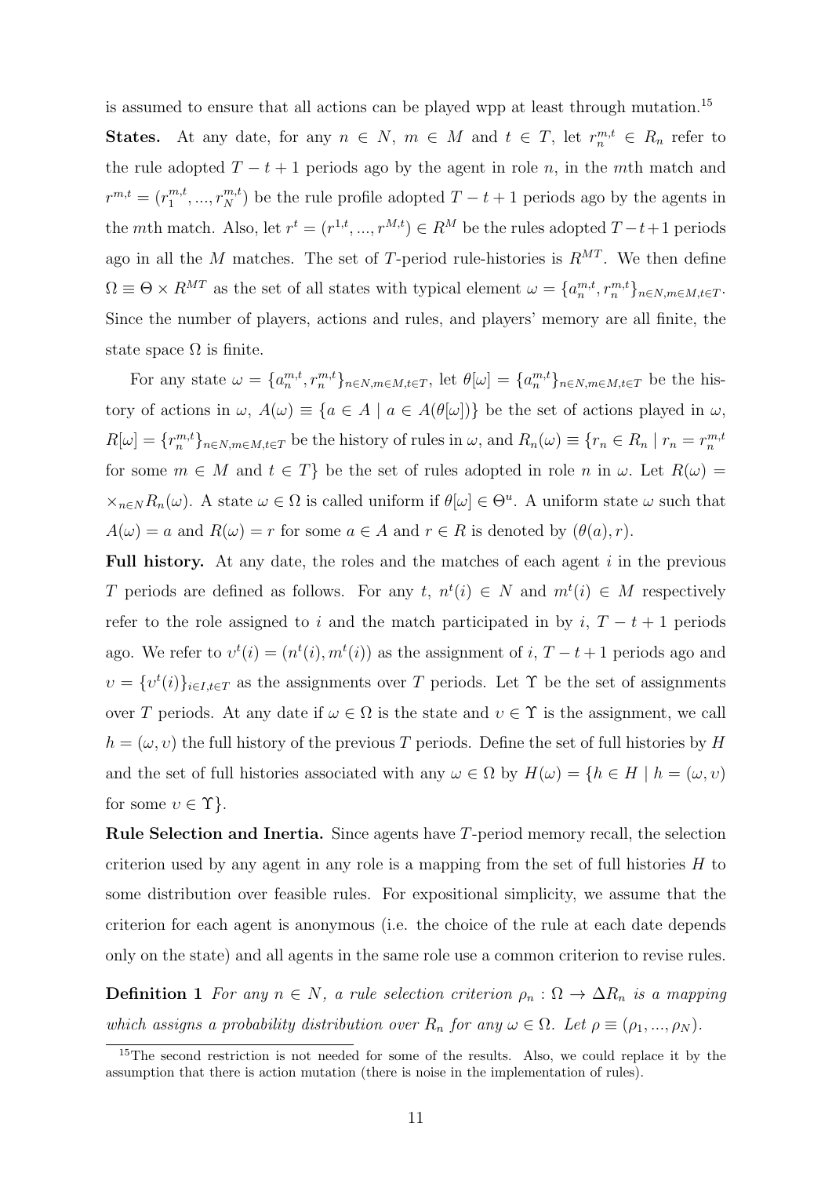is assumed to ensure that all actions can be played wpp at least through mutation.[15]

**States.** At any date, for any $n \in N$, $m \in M$ and $t \in T$, let $r_n^{m,t} \in R_n$ refer to the rule adopted $T - t + 1$ periods ago by the agent in role $n$, in the $m$th match and $r^{m,t} = (r_1^{m,t}, ..., r_N^{m,t})$ be the rule profile adopted $T - t + 1$ periods ago by the agents in the $m$th match. Also, let $r^t = (r^{1,t}, ..., r^{M,t}) \in R^M$ be the rules adopted $T - t + 1$ periods ago in all the $M$ matches. The set of $T$-period rule-histories is $R^{MT}$. We then define $\Omega \equiv \Theta \times R^{MT}$ as the set of all states with typical element $\omega = \{a_n^{m,t}, r_n^{m,t}\}_{n \in N, m \in M, t \in T}$. Since the number of players, actions and rules, and players' memory are all finite, the state space $\Omega$ is finite.

For any state $\omega = \{a_n^{m,t}, r_n^{m,t}\}_{n \in N, m \in M, t \in T}$, let $\theta[\omega] = \{a_n^{m,t}\}_{n \in N, m \in M, t \in T}$ be the history of actions in $\omega$, $A(\omega) \equiv \{a \in A \mid a \in A(\theta[\omega])\}$ be the set of actions played in $\omega$, $R[\omega] = \{r_n^{m,t}\}_{n \in N, m \in M, t \in T}$ be the history of rules in $\omega$, and $R_n(\omega) \equiv \{r_n \in R_n \mid r_n = r_n^{m,t}$ for some $m \in M$ and $t \in T\}$ be the set of rules adopted in role $n$ in $\omega$. Let $R(\omega) = \times_{n \in N} R_n(\omega)$. A state $\omega \in \Omega$ is called uniform if $\theta[\omega] \in \Theta^u$. A uniform state $\omega$ such that $A(\omega) = a$ and $R(\omega) = r$ for some $a \in A$ and $r \in R$ is denoted by $(\theta(a), r)$.

**Full history.** At any date, the roles and the matches of each agent $i$ in the previous $T$ periods are defined as follows. For any $t$, $n^t(i) \in N$ and $m^t(i) \in M$ respectively refer to the role assigned to $i$ and the match participated in by $i$, $T - t + 1$ periods ago. We refer to $\upsilon^t(i) = (n^t(i), m^t(i))$ as the assignment of $i$, $T - t + 1$ periods ago and $\upsilon = \{\upsilon^t(i)\}_{i \in I, t \in T}$ as the assignments over $T$ periods. Let $\Upsilon$ be the set of assignments over $T$ periods. At any date if $\omega \in \Omega$ is the state and $\upsilon \in \Upsilon$ is the assignment, we call $h = (\omega, \upsilon)$ the full history of the previous $T$ periods. Define the set of full histories by $H$ and the set of full histories associated with any $\omega \in \Omega$ by $H(\omega) = \{h \in H \mid h = (\omega, \upsilon)$ for some $\upsilon \in \Upsilon\}$.

**Rule Selection and Inertia.** Since agents have $T$-period memory recall, the selection criterion used by any agent in any role is a mapping from the set of full histories $H$ to some distribution over feasible rules. For expositional simplicity, we assume that the criterion for each agent is anonymous (i.e. the choice of the rule at each date depends only on the state) and all agents in the same role use a common criterion to revise rules.

**Definition 1** *For any $n \in N$, a rule selection criterion $\rho_n : \Omega \to \Delta R_n$ is a mapping which assigns a probability distribution over $R_n$ for any $\omega \in \Omega$. Let $\rho \equiv (\rho_1, ..., \rho_N)$.*

[15]The second restriction is not needed for some of the results. Also, we could replace it by the assumption that there is action mutation (there is noise in the implementation of rules).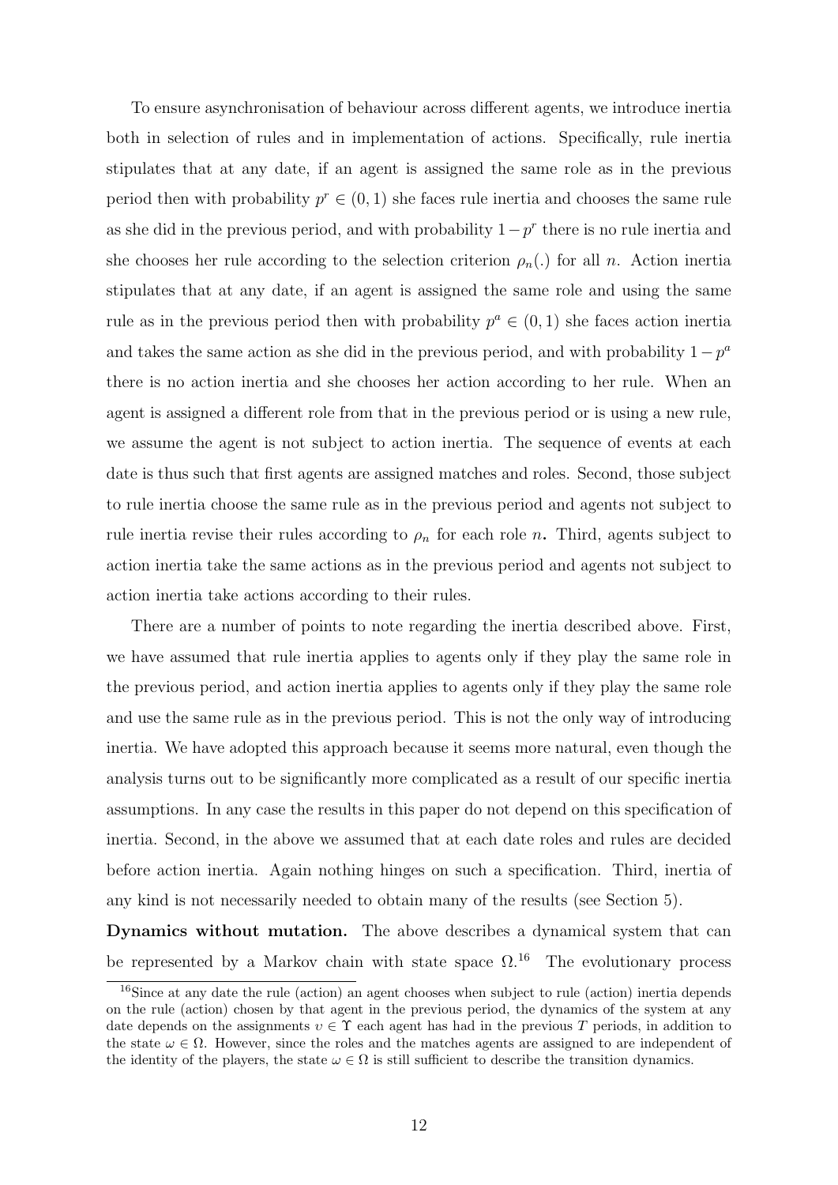To ensure asynchronisation of behaviour across different agents, we introduce inertia both in selection of rules and in implementation of actions. Specifically, rule inertia stipulates that at any date, if an agent is assigned the same role as in the previous period then with probability $p^r \in (0,1)$ she faces rule inertia and chooses the same rule as she did in the previous period, and with probability $1-p^r$ there is no rule inertia and she chooses her rule according to the selection criterion $\rho_n(.)$ for all $n$. Action inertia stipulates that at any date, if an agent is assigned the same role and using the same rule as in the previous period then with probability $p^a \in (0,1)$ she faces action inertia and takes the same action as she did in the previous period, and with probability $1-p^a$ there is no action inertia and she chooses her action according to her rule. When an agent is assigned a different role from that in the previous period or is using a new rule, we assume the agent is not subject to action inertia. The sequence of events at each date is thus such that first agents are assigned matches and roles. Second, those subject to rule inertia choose the same rule as in the previous period and agents not subject to rule inertia revise their rules according to $\rho_n$ for each role $n$**.** Third, agents subject to action inertia take the same actions as in the previous period and agents not subject to action inertia take actions according to their rules.

There are a number of points to note regarding the inertia described above. First, we have assumed that rule inertia applies to agents only if they play the same role in the previous period, and action inertia applies to agents only if they play the same role and use the same rule as in the previous period. This is not the only way of introducing inertia. We have adopted this approach because it seems more natural, even though the analysis turns out to be significantly more complicated as a result of our specific inertia assumptions. In any case the results in this paper do not depend on this specification of inertia. Second, in the above we assumed that at each date roles and rules are decided before action inertia. Again nothing hinges on such a specification. Third, inertia of any kind is not necessarily needed to obtain many of the results (see Section 5).

**Dynamics without mutation.** The above describes a dynamical system that can be represented by a Markov chain with state space $\Omega$.[16] The evolutionary process

[16] Since at any date the rule (action) an agent chooses when subject to rule (action) inertia depends on the rule (action) chosen by that agent in the previous period, the dynamics of the system at any date depends on the assignments $\upsilon \in \Upsilon$ each agent has had in the previous $T$ periods, in addition to the state $\omega \in \Omega$. However, since the roles and the matches agents are assigned to are independent of the identity of the players, the state $\omega \in \Omega$ is still sufficient to describe the transition dynamics.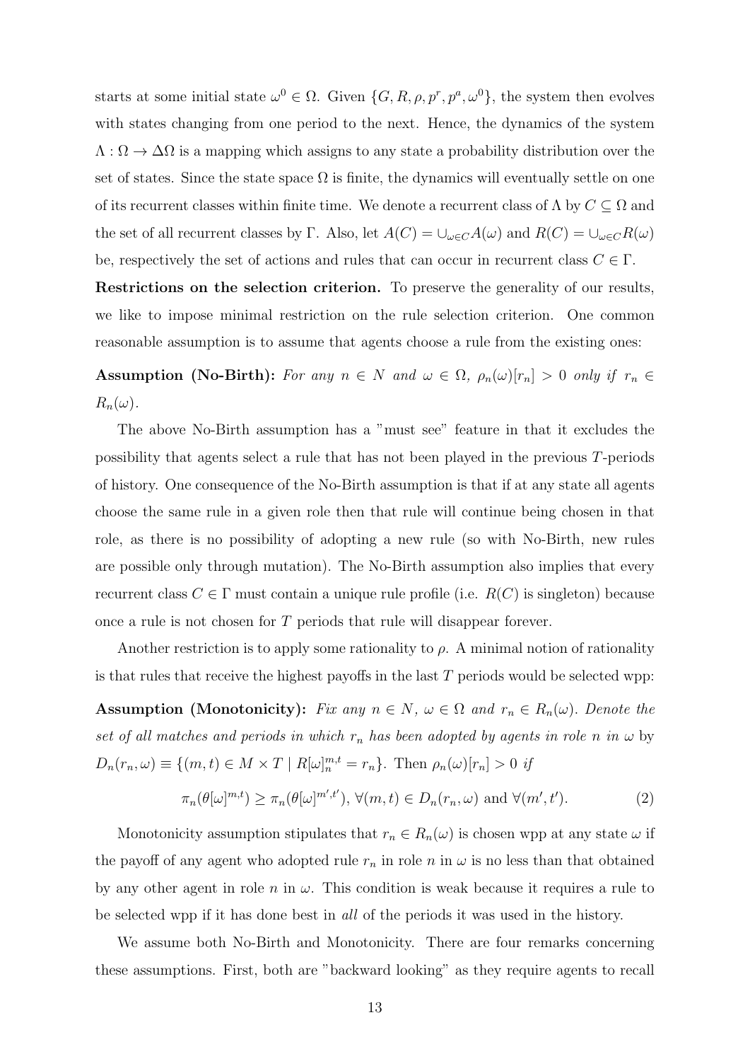starts at some initial state $\omega^0 \in \Omega$. Given $\{G, R, \rho, p^r, p^a, \omega^0\}$, the system then evolves with states changing from one period to the next. Hence, the dynamics of the system $\Lambda : \Omega \to \Delta\Omega$ is a mapping which assigns to any state a probability distribution over the set of states. Since the state space $\Omega$ is finite, the dynamics will eventually settle on one of its recurrent classes within finite time. We denote a recurrent class of $\Lambda$ by $C \subseteq \Omega$ and the set of all recurrent classes by $\Gamma$. Also, let $A(C) = \cup_{\omega \in C} A(\omega)$ and $R(C) = \cup_{\omega \in C} R(\omega)$ be, respectively the set of actions and rules that can occur in recurrent class $C \in \Gamma$.

**Restrictions on the selection criterion.** To preserve the generality of our results, we like to impose minimal restriction on the rule selection criterion. One common reasonable assumption is to assume that agents choose a rule from the existing ones:

**Assumption (No-Birth):** *For any $n \in N$ and $\omega \in \Omega$, $\rho_n(\omega)[r_n] > 0$ only if $r_n \in R_n(\omega)$.*

The above No-Birth assumption has a "must see" feature in that it excludes the possibility that agents select a rule that has not been played in the previous $T$-periods of history. One consequence of the No-Birth assumption is that if at any state all agents choose the same rule in a given role then that rule will continue being chosen in that role, as there is no possibility of adopting a new rule (so with No-Birth, new rules are possible only through mutation). The No-Birth assumption also implies that every recurrent class $C \in \Gamma$ must contain a unique rule profile (i.e. $R(C)$ is singleton) because once a rule is not chosen for $T$ periods that rule will disappear forever.

Another restriction is to apply some rationality to $\rho$. A minimal notion of rationality is that rules that receive the highest payoffs in the last $T$ periods would be selected wpp:

**Assumption (Monotonicity):** *Fix any $n \in N$, $\omega \in \Omega$ and $r_n \in R_n(\omega)$. Denote the set of all matches and periods in which $r_n$ has been adopted by agents in role $n$ in $\omega$ by* $D_n(r_n, \omega) \equiv \{(m, t) \in M \times T \mid R[\omega]_n^{m,t} = r_n\}$. Then $\rho_n(\omega)[r_n] > 0$ *if*

$$\pi_n(\theta[\omega]^{m,t}) \geq \pi_n(\theta[\omega]^{m',t'}), \ \forall (m, t) \in D_n(r_n, \omega) \text{ and } \forall (m', t'). \tag{2}$$

Monotonicity assumption stipulates that $r_n \in R_n(\omega)$ is chosen wpp at any state $\omega$ if the payoff of any agent who adopted rule $r_n$ in role $n$ in $\omega$ is no less than that obtained by any other agent in role $n$ in $\omega$. This condition is weak because it requires a rule to be selected wpp if it has done best in *all* of the periods it was used in the history.

We assume both No-Birth and Monotonicity. There are four remarks concerning these assumptions. First, both are "backward looking" as they require agents to recall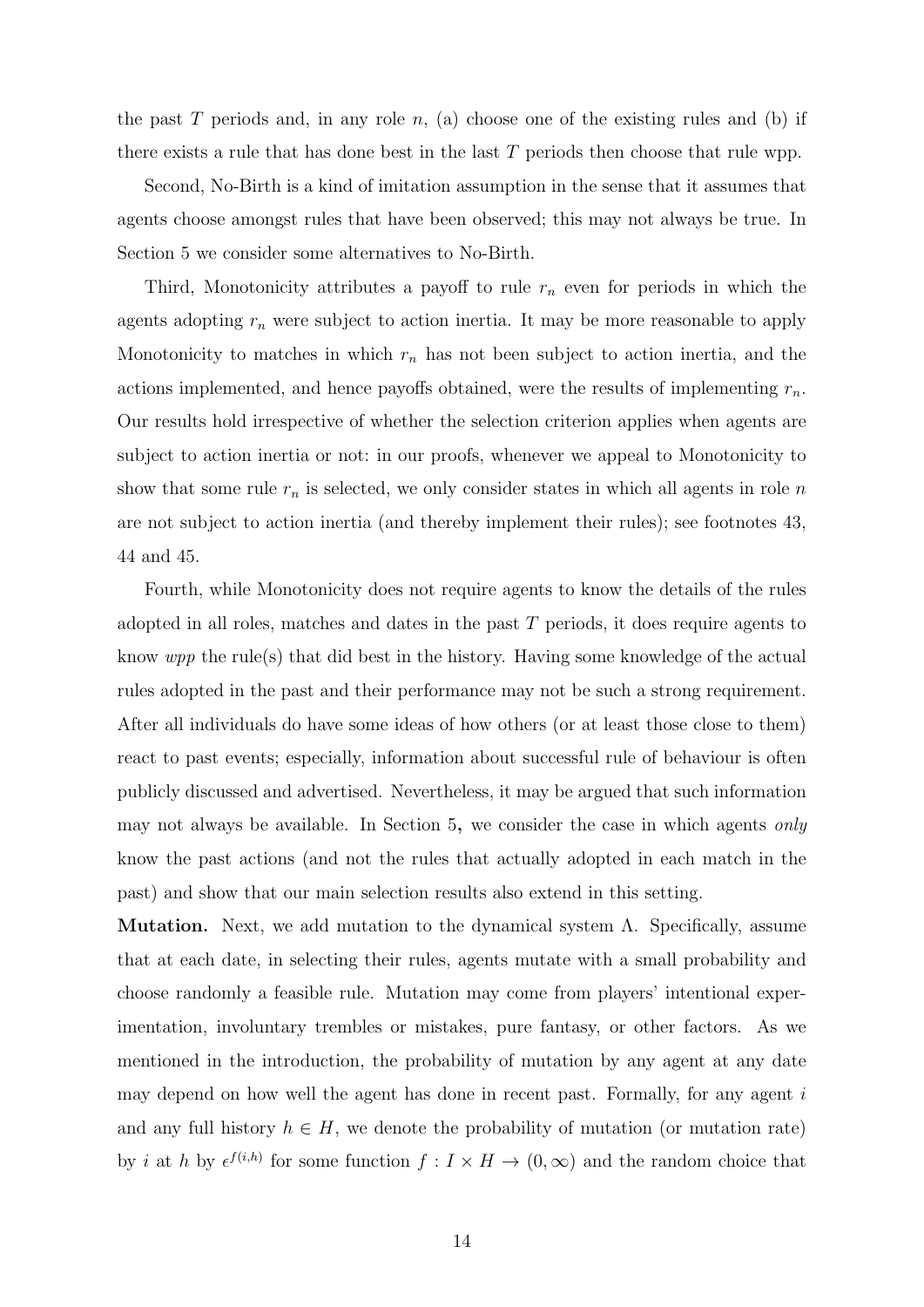the past $T$ periods and, in any role $n$, (a) choose one of the existing rules and (b) if there exists a rule that has done best in the last $T$ periods then choose that rule wpp.

Second, No-Birth is a kind of imitation assumption in the sense that it assumes that agents choose amongst rules that have been observed; this may not always be true. In Section 5 we consider some alternatives to No-Birth.

Third, Monotonicity attributes a payoff to rule $r_n$ even for periods in which the agents adopting $r_n$ were subject to action inertia. It may be more reasonable to apply Monotonicity to matches in which $r_n$ has not been subject to action inertia, and the actions implemented, and hence payoffs obtained, were the results of implementing $r_n$. Our results hold irrespective of whether the selection criterion applies when agents are subject to action inertia or not: in our proofs, whenever we appeal to Monotonicity to show that some rule $r_n$ is selected, we only consider states in which all agents in role $n$ are not subject to action inertia (and thereby implement their rules); see footnotes 43, 44 and 45.

Fourth, while Monotonicity does not require agents to know the details of the rules adopted in all roles, matches and dates in the past $T$ periods, it does require agents to know *wpp* the rule(s) that did best in the history. Having some knowledge of the actual rules adopted in the past and their performance may not be such a strong requirement. After all individuals do have some ideas of how others (or at least those close to them) react to past events; especially, information about successful rule of behaviour is often publicly discussed and advertised. Nevertheless, it may be argued that such information may not always be available. In Section 5, we consider the case in which agents *only* know the past actions (and not the rules that actually adopted in each match in the past) and show that our main selection results also extend in this setting.

**Mutation.** Next, we add mutation to the dynamical system $\Lambda$. Specifically, assume that at each date, in selecting their rules, agents mutate with a small probability and choose randomly a feasible rule. Mutation may come from players' intentional experimentation, involuntary trembles or mistakes, pure fantasy, or other factors. As we mentioned in the introduction, the probability of mutation by any agent at any date may depend on how well the agent has done in recent past. Formally, for any agent $i$ and any full history $h \in H$, we denote the probability of mutation (or mutation rate) by $i$ at $h$ by $\epsilon^{f(i,h)}$ for some function $f : I \times H \to (0, \infty)$ and the random choice that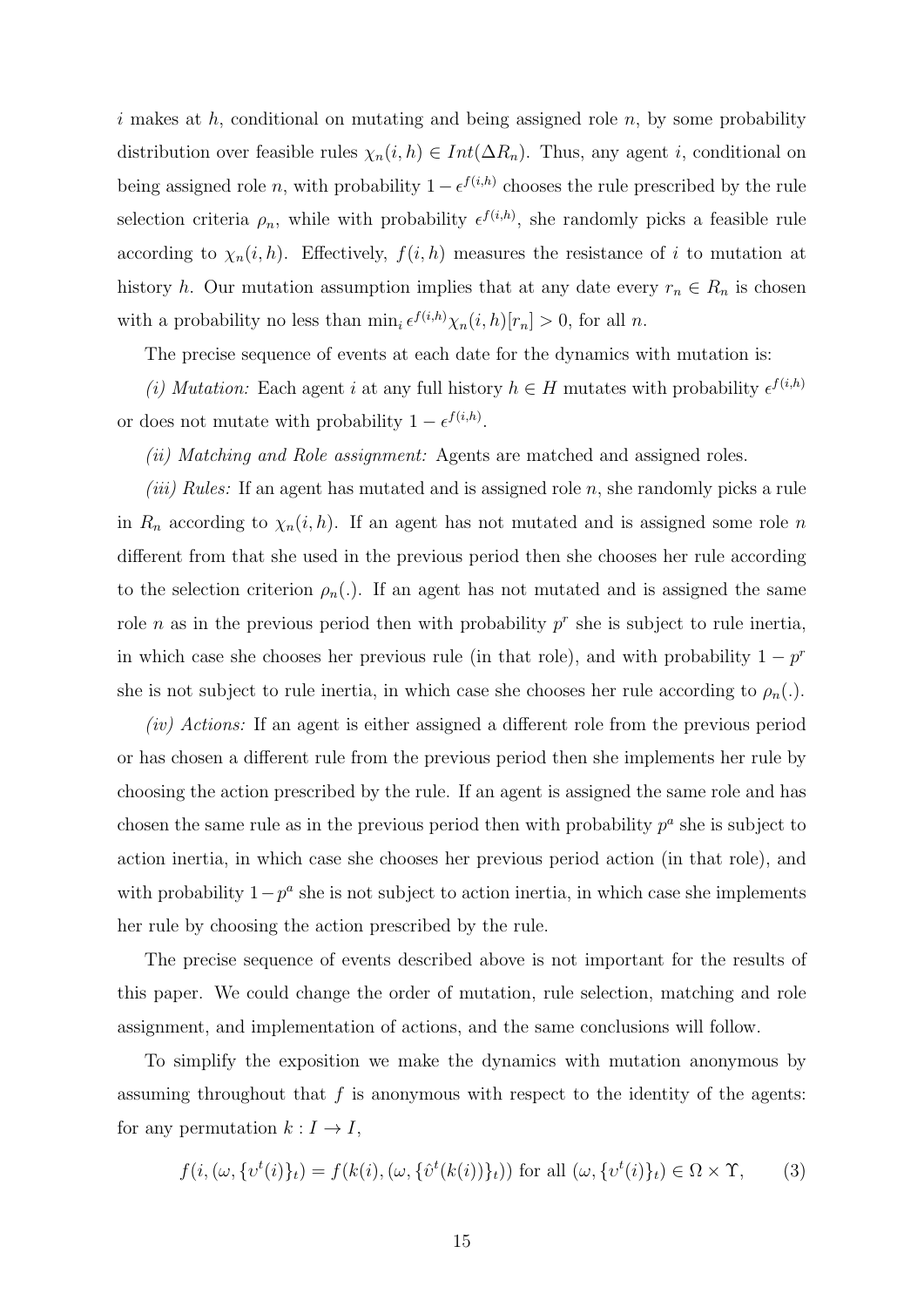$i$ makes at $h$, conditional on mutating and being assigned role $n$, by some probability distribution over feasible rules $\chi_n(i,h) \in Int(\Delta R_n)$. Thus, any agent $i$, conditional on being assigned role $n$, with probability $1-\epsilon^{f(i,h)}$ chooses the rule prescribed by the rule selection criteria $\rho_n$, while with probability $\epsilon^{f(i,h)}$, she randomly picks a feasible rule according to $\chi_n(i,h)$. Effectively, $f(i,h)$ measures the resistance of $i$ to mutation at history $h$. Our mutation assumption implies that at any date every $r_n \in R_n$ is chosen with a probability no less than $\min_i \epsilon^{f(i,h)}\chi_n(i,h)[r_n] > 0$, for all $n$.

The precise sequence of events at each date for the dynamics with mutation is:

*(i) Mutation:* Each agent $i$ at any full history $h \in H$ mutates with probability $\epsilon^{f(i,h)}$ or does not mutate with probability $1-\epsilon^{f(i,h)}$.

*(ii) Matching and Role assignment:* Agents are matched and assigned roles.

*(iii) Rules:* If an agent has mutated and is assigned role $n$, she randomly picks a rule in $R_n$ according to $\chi_n(i,h)$. If an agent has not mutated and is assigned some role $n$ different from that she used in the previous period then she chooses her rule according to the selection criterion $\rho_n(.)$. If an agent has not mutated and is assigned the same role $n$ as in the previous period then with probability $p^r$ she is subject to rule inertia, in which case she chooses her previous rule (in that role), and with probability $1-p^r$ she is not subject to rule inertia, in which case she chooses her rule according to $\rho_n(.)$.

*(iv) Actions:* If an agent is either assigned a different role from the previous period or has chosen a different rule from the previous period then she implements her rule by choosing the action prescribed by the rule. If an agent is assigned the same role and has chosen the same rule as in the previous period then with probability $p^a$ she is subject to action inertia, in which case she chooses her previous period action (in that role), and with probability $1-p^a$ she is not subject to action inertia, in which case she implements her rule by choosing the action prescribed by the rule.

The precise sequence of events described above is not important for the results of this paper. We could change the order of mutation, rule selection, matching and role assignment, and implementation of actions, and the same conclusions will follow.

To simplify the exposition we make the dynamics with mutation anonymous by assuming throughout that $f$ is anonymous with respect to the identity of the agents: for any permutation $k : I \to I$,

$$f(i, (\omega, \{\upsilon^t(i)\}_t) = f(k(i), (\omega, \{\hat{\upsilon}^t(k(i))\}_t)) \text{ for all } (\omega, \{\upsilon^t(i)\}_t) \in \Omega \times \Upsilon, \qquad (3)$$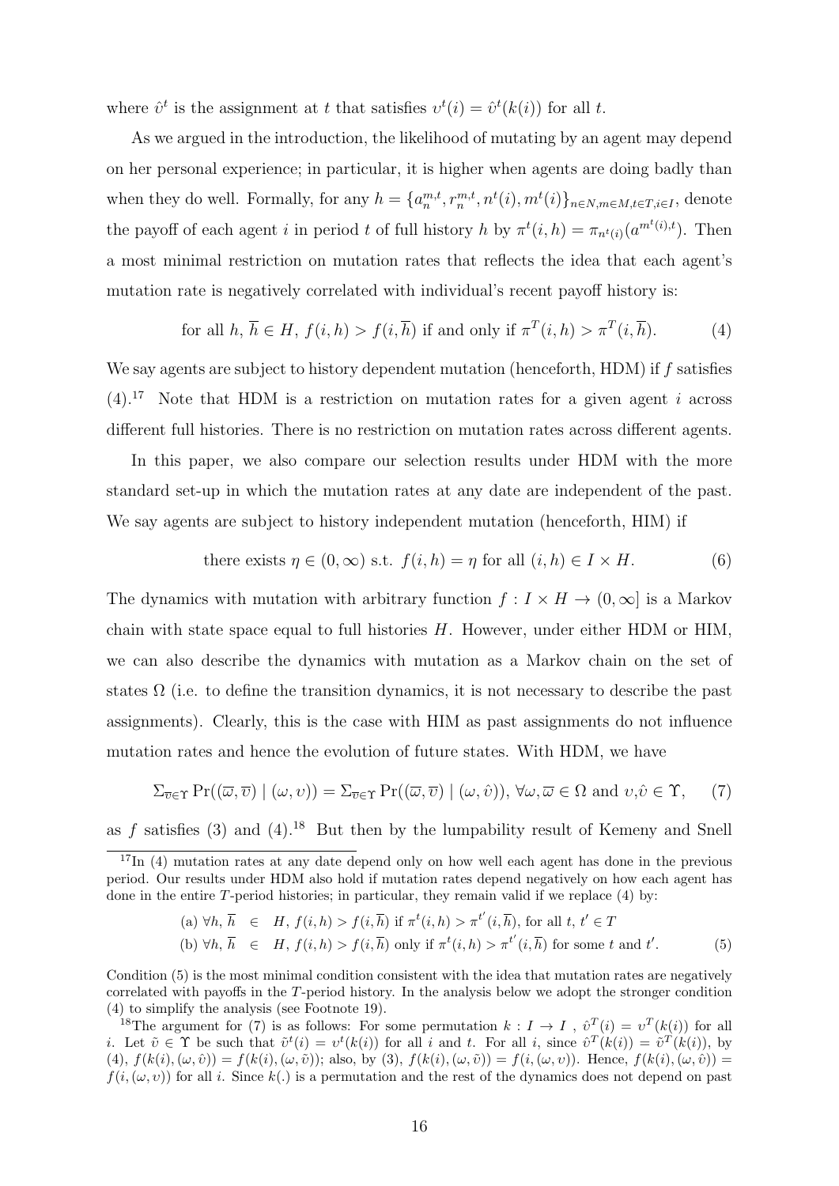where $\hat{\upsilon}^t$ is the assignment at $t$ that satisfies $\upsilon^t(i) = \hat{\upsilon}^t(k(i))$ for all $t$.

As we argued in the introduction, the likelihood of mutating by an agent may depend on her personal experience; in particular, it is higher when agents are doing badly than when they do well. Formally, for any $h = \{a_n^{m,t}, r_n^{m,t}, n^t(i), m^t(i)\}_{n \in N, m \in M, t \in T, i \in I}$, denote the payoff of each agent $i$ in period $t$ of full history $h$ by $\pi^t(i,h) = \pi_{n^t(i)}(a^{m^t(i),t})$. Then a most minimal restriction on mutation rates that reflects the idea that each agent's mutation rate is negatively correlated with individual's recent payoff history is:

$$\text{for all } h, \overline{h} \in H, \; f(i,h) > f(i,\overline{h}) \text{ if and only if } \pi^T(i,h) > \pi^T(i,\overline{h}). \tag{4}$$

We say agents are subject to history dependent mutation (henceforth, HDM) if $f$ satisfies (4).[17] Note that HDM is a restriction on mutation rates for a given agent $i$ across different full histories. There is no restriction on mutation rates across different agents.

In this paper, we also compare our selection results under HDM with the more standard set-up in which the mutation rates at any date are independent of the past. We say agents are subject to history independent mutation (henceforth, HIM) if

$$\text{there exists } \eta \in (0,\infty) \text{ s.t. } f(i,h) = \eta \text{ for all } (i,h) \in I \times H. \tag{6}$$

The dynamics with mutation with arbitrary function $f : I \times H \to (0,\infty]$ is a Markov chain with state space equal to full histories $H$. However, under either HDM or HIM, we can also describe the dynamics with mutation as a Markov chain on the set of states $\Omega$ (i.e. to define the transition dynamics, it is not necessary to describe the past assignments). Clearly, this is the case with HIM as past assignments do not influence mutation rates and hence the evolution of future states. With HDM, we have

$$\Sigma_{\overline{\upsilon} \in \Upsilon} \Pr((\overline{\omega}, \overline{\upsilon}) \mid (\omega, \upsilon)) = \Sigma_{\overline{\upsilon} \in \Upsilon} \Pr((\overline{\omega}, \overline{\upsilon}) \mid (\omega, \hat{\upsilon})), \; \forall \omega, \overline{\omega} \in \Omega \text{ and } \upsilon, \hat{\upsilon} \in \Upsilon, \tag{7}$$

as $f$ satisfies (3) and (4).[18] But then by the lumpability result of Kemeny and Snell

---

[17] In (4) mutation rates at any date depend only on how well each agent has done in the previous period. Our results under HDM also hold if mutation rates depend negatively on how each agent has done in the entire $T$-period histories; in particular, they remain valid if we replace (4) by:

$$\text{(a) } \forall h, \overline{h} \in H, \; f(i,h) > f(i,\overline{h}) \text{ if } \pi^t(i,h) > \pi^{t'}(i,\overline{h}), \text{ for all } t, t' \in T$$
$$\text{(b) } \forall h, \overline{h} \in H, \; f(i,h) > f(i,\overline{h}) \text{ only if } \pi^t(i,h) > \pi^{t'}(i,\overline{h}) \text{ for some } t \text{ and } t'. \tag{5}$$

Condition (5) is the most minimal condition consistent with the idea that mutation rates are negatively correlated with payoffs in the $T$-period history. In the analysis below we adopt the stronger condition (4) to simplify the analysis (see Footnote 19).

[18] The argument for (7) is as follows: For some permutation $k : I \to I$ , $\hat{\upsilon}^T(i) = \upsilon^T(k(i))$ for all $i$. Let $\tilde{\upsilon} \in \Upsilon$ be such that $\tilde{\upsilon}^t(i) = \upsilon^t(k(i))$ for all $i$ and $t$. For all $i$, since $\hat{\upsilon}^T(k(i)) = \tilde{\upsilon}^T(k(i))$, by (4), $f(k(i), (\omega, \hat{\upsilon})) = f(k(i), (\omega, \tilde{\upsilon}))$; also, by (3), $f(k(i), (\omega, \tilde{\upsilon})) = f(i, (\omega, \upsilon))$. Hence, $f(k(i), (\omega, \hat{\upsilon})) = f(i, (\omega, \upsilon))$ for all $i$. Since $k(.)$ is a permutation and the rest of the dynamics does not depend on past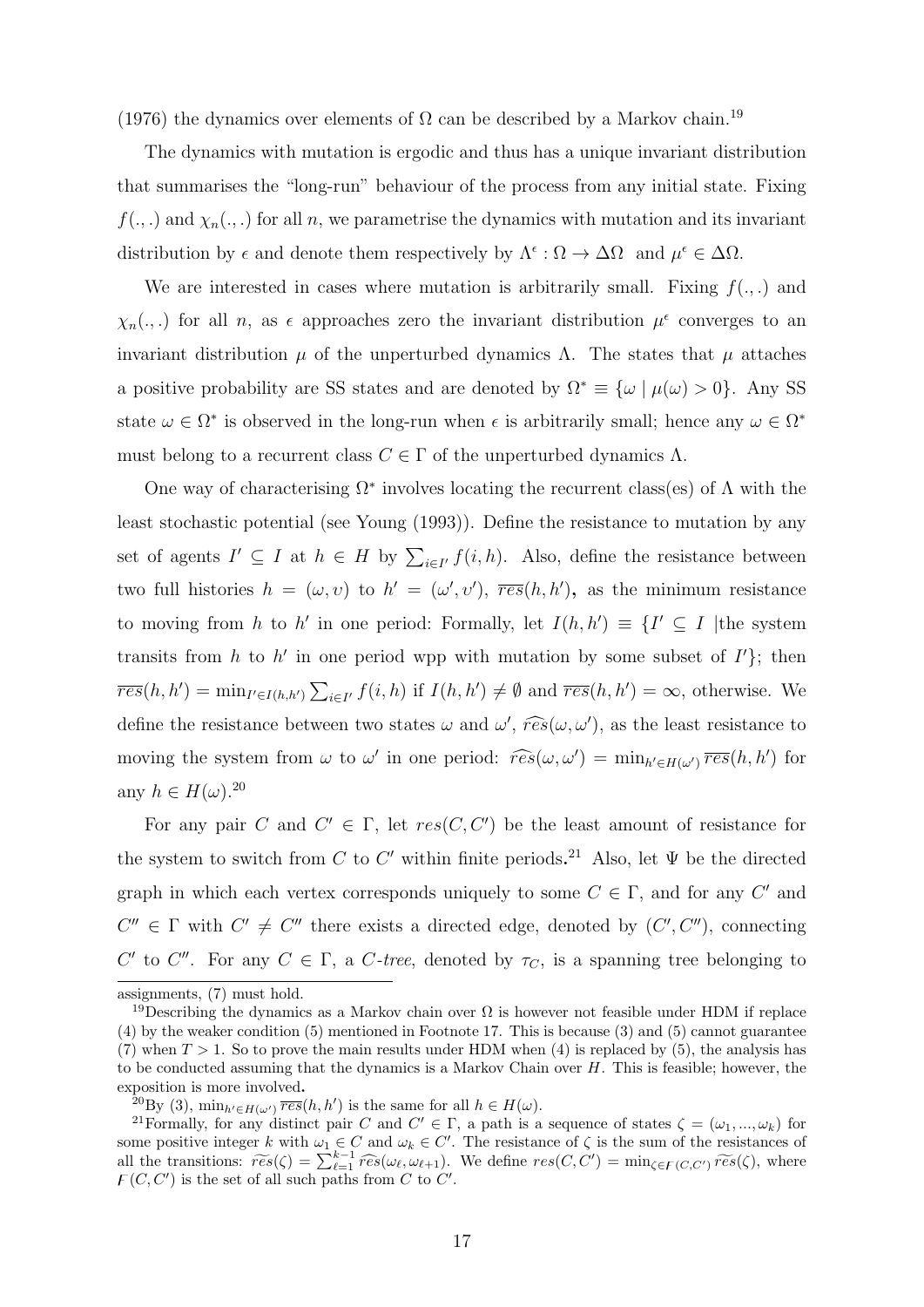(1976) the dynamics over elements of $\Omega$ can be described by a Markov chain.[19]

The dynamics with mutation is ergodic and thus has a unique invariant distribution that summarises the "long-run" behaviour of the process from any initial state. Fixing $f(.,.)$ and $\chi_n(.,.)$ for all $n$, we parametrise the dynamics with mutation and its invariant distribution by $\epsilon$ and denote them respectively by $\Lambda^\epsilon : \Omega \to \Delta\Omega$ and $\mu^\epsilon \in \Delta\Omega$.

We are interested in cases where mutation is arbitrarily small. Fixing $f(.,.)$ and $\chi_n(.,.)$ for all $n$, as $\epsilon$ approaches zero the invariant distribution $\mu^\epsilon$ converges to an invariant distribution $\mu$ of the unperturbed dynamics $\Lambda$. The states that $\mu$ attaches a positive probability are SS states and are denoted by $\Omega^* \equiv \{\omega \mid \mu(\omega) > 0\}$. Any SS state $\omega \in \Omega^*$ is observed in the long-run when $\epsilon$ is arbitrarily small; hence any $\omega \in \Omega^*$ must belong to a recurrent class $C \in \Gamma$ of the unperturbed dynamics $\Lambda$.

One way of characterising $\Omega^*$ involves locating the recurrent class(es) of $\Lambda$ with the least stochastic potential (see Young (1993)). Define the resistance to mutation by any set of agents $I' \subseteq I$ at $h \in H$ by $\sum_{i \in I'} f(i,h)$. Also, define the resistance between two full histories $h = (\omega, \upsilon)$ to $h' = (\omega', \upsilon')$, $\overline{res}(h,h')$, as the minimum resistance to moving from $h$ to $h'$ in one period: Formally, let $I(h,h') \equiv \{I' \subseteq I \mid$the system transits from $h$ to $h'$ in one period wpp with mutation by some subset of $I'\}$; then $\overline{res}(h,h') = \min_{I' \in I(h,h')} \sum_{i \in I'} f(i,h)$ if $I(h,h') \neq \emptyset$ and $\overline{res}(h,h') = \infty$, otherwise. We define the resistance between two states $\omega$ and $\omega'$, $\widehat{res}(\omega,\omega')$, as the least resistance to moving the system from $\omega$ to $\omega'$ in one period: $\widehat{res}(\omega,\omega') = \min_{h' \in H(\omega')} \overline{res}(h,h')$ for any $h \in H(\omega)$.[20]

For any pair $C$ and $C' \in \Gamma$, let $res(C,C')$ be the least amount of resistance for the system to switch from $C$ to $C'$ within finite periods.[21] Also, let $\Psi$ be the directed graph in which each vertex corresponds uniquely to some $C \in \Gamma$, and for any $C'$ and $C'' \in \Gamma$ with $C' \neq C''$ there exists a directed edge, denoted by $(C',C'')$, connecting $C'$ to $C''$. For any $C \in \Gamma$, a *C-tree*, denoted by $\tau_C$, is a spanning tree belonging to

---

assignments, (7) must hold.

[19] Describing the dynamics as a Markov chain over $\Omega$ is however not feasible under HDM if replace (4) by the weaker condition (5) mentioned in Footnote 17. This is because (3) and (5) cannot guarantee (7) when $T > 1$. So to prove the main results under HDM when (4) is replaced by (5), the analysis has to be conducted assuming that the dynamics is a Markov Chain over $H$. This is feasible; however, the exposition is more involved.

[20] By (3), $\min_{h' \in H(\omega')} \overline{res}(h,h')$ is the same for all $h \in H(\omega)$.

[21] Formally, for any distinct pair $C$ and $C' \in \Gamma$, a path is a sequence of states $\zeta = (\omega_1, ..., \omega_k)$ for some positive integer $k$ with $\omega_1 \in C$ and $\omega_k \in C'$. The resistance of $\zeta$ is the sum of the resistances of all the transitions: $\widetilde{res}(\zeta) = \sum_{\ell=1}^{k-1} \widehat{res}(\omega_\ell, \omega_{\ell+1})$. We define $res(C,C') = \min_{\zeta \in F(C,C')} \widetilde{res}(\zeta)$, where $F(C,C')$ is the set of all such paths from $C$ to $C'$.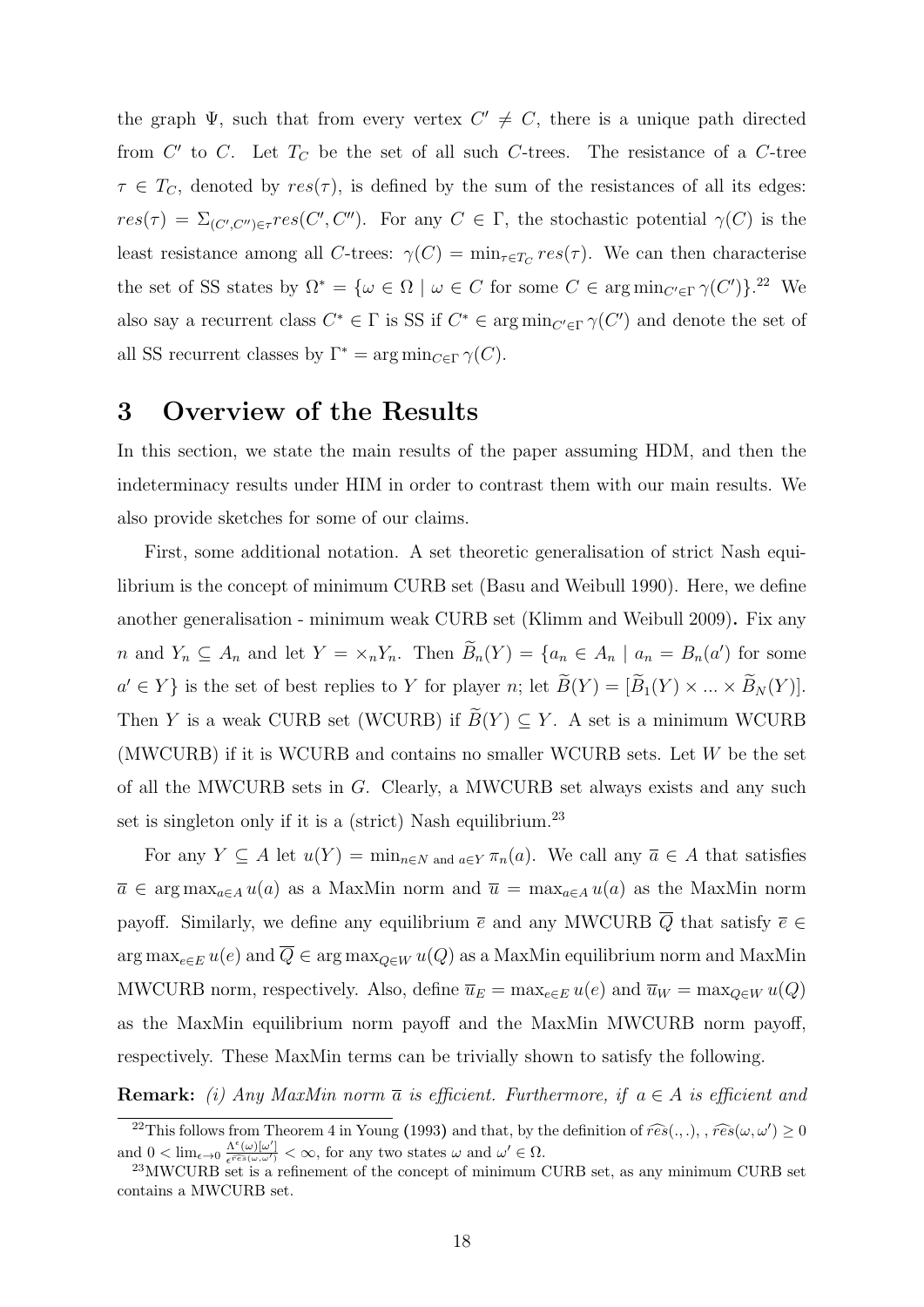the graph $\Psi$, such that from every vertex $C' \neq C$, there is a unique path directed from $C'$ to $C$. Let $T_C$ be the set of all such $C$-trees. The resistance of a $C$-tree $\tau \in T_C$, denoted by $res(\tau)$, is defined by the sum of the resistances of all its edges: $res(\tau) = \Sigma_{(C',C'')\in\tau} res(C', C'')$. For any $C \in \Gamma$, the stochastic potential $\gamma(C)$ is the least resistance among all $C$-trees: $\gamma(C) = \min_{\tau\in T_C} res(\tau)$. We can then characterise the set of SS states by $\Omega^* = \{\omega \in \Omega \mid \omega \in C \text{ for some } C \in \arg\min_{C'\in\Gamma} \gamma(C')\}$.[22] We also say a recurrent class $C^* \in \Gamma$ is SS if $C^* \in \arg\min_{C'\in\Gamma} \gamma(C')$ and denote the set of all SS recurrent classes by $\Gamma^* = \arg\min_{C\in\Gamma} \gamma(C)$.

# 3 Overview of the Results

In this section, we state the main results of the paper assuming HDM, and then the indeterminacy results under HIM in order to contrast them with our main results. We also provide sketches for some of our claims.

First, some additional notation. A set theoretic generalisation of strict Nash equilibrium is the concept of minimum CURB set (Basu and Weibull 1990). Here, we define another generalisation - minimum weak CURB set (Klimm and Weibull 2009). Fix any $n$ and $Y_n \subseteq A_n$ and let $Y = \times_n Y_n$. Then $\widetilde{B}_n(Y) = \{a_n \in A_n \mid a_n = B_n(a') \text{ for some } a' \in Y\}$ is the set of best replies to $Y$ for player $n$; let $\widetilde{B}(Y) = [\widetilde{B}_1(Y) \times ... \times \widetilde{B}_N(Y)]$. Then $Y$ is a weak CURB set (WCURB) if $\widetilde{B}(Y) \subseteq Y$. A set is a minimum WCURB (MWCURB) if it is WCURB and contains no smaller WCURB sets. Let $W$ be the set of all the MWCURB sets in $G$. Clearly, a MWCURB set always exists and any such set is singleton only if it is a (strict) Nash equilibrium.[23]

For any $Y \subseteq A$ let $u(Y) = \min_{n\in N \text{ and } a\in Y} \pi_n(a)$. We call any $\overline{a} \in A$ that satisfies $\overline{a} \in \arg\max_{a\in A} u(a)$ as a MaxMin norm and $\overline{u} = \max_{a\in A} u(a)$ as the MaxMin norm payoff. Similarly, we define any equilibrium $\overline{e}$ and any MWCURB $\overline{Q}$ that satisfy $\overline{e} \in \arg\max_{e\in E} u(e)$ and $\overline{Q} \in \arg\max_{Q\in W} u(Q)$ as a MaxMin equilibrium norm and MaxMin MWCURB norm, respectively. Also, define $\overline{u}_E = \max_{e\in E} u(e)$ and $\overline{u}_W = \max_{Q\in W} u(Q)$ as the MaxMin equilibrium norm payoff and the MaxMin MWCURB norm payoff, respectively. These MaxMin terms can be trivially shown to satisfy the following.

**Remark:** *(i) Any MaxMin norm $\overline{a}$ is efficient. Furthermore, if $a \in A$ is efficient and*

---

[22] This follows from Theorem 4 in Young (1993) and that, by the definition of $\widehat{res}(.,.)$, , $\widehat{res}(\omega, \omega') \geq 0$ and $0 < \lim_{\epsilon\to 0} \frac{\Lambda^\epsilon(\omega)[\omega']}{\epsilon^{\widehat{res}(\omega,\omega')}} < \infty$, for any two states $\omega$ and $\omega' \in \Omega$.

[23] MWCURB set is a refinement of the concept of minimum CURB set, as any minimum CURB set contains a MWCURB set.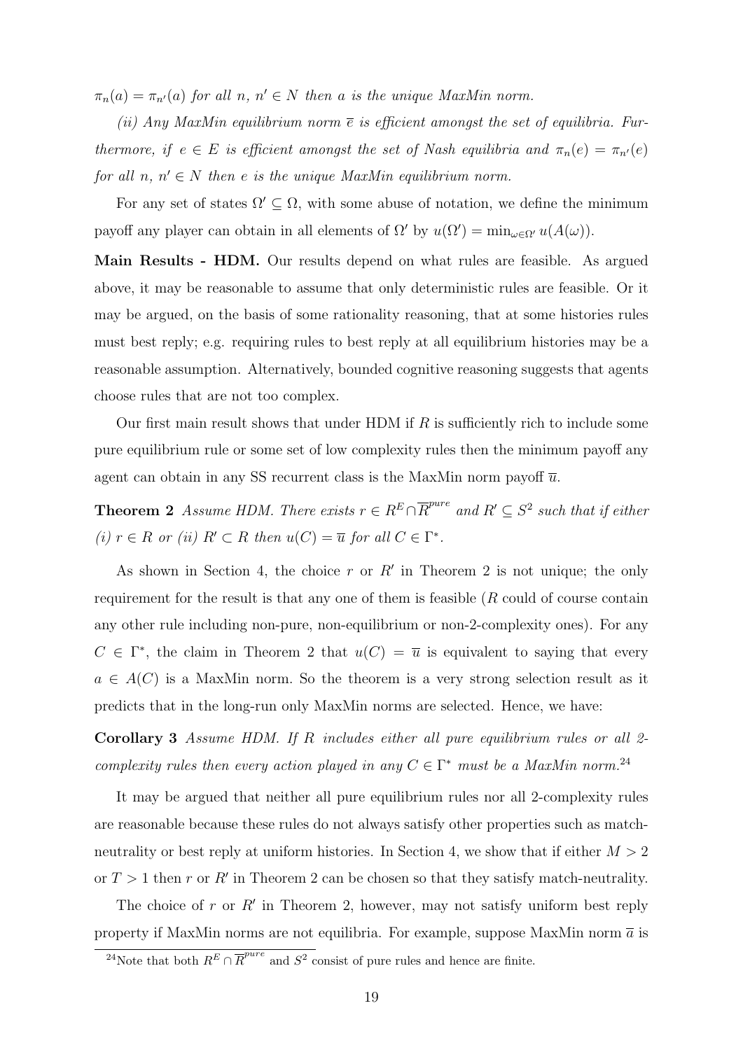$\pi_n(a) = \pi_{n'}(a)$ *for all* $n,\ n' \in N$ *then* $a$ *is the unique MaxMin norm.*

*(ii) Any MaxMin equilibrium norm* $\overline{e}$ *is efficient amongst the set of equilibria. Furthermore, if* $e \in E$ *is efficient amongst the set of Nash equilibria and* $\pi_n(e) = \pi_{n'}(e)$ *for all* $n,\ n' \in N$ *then* $e$ *is the unique MaxMin equilibrium norm.*

For any set of states $\Omega' \subseteq \Omega$, with some abuse of notation, we define the minimum payoff any player can obtain in all elements of $\Omega'$ by $u(\Omega') = \min_{\omega \in \Omega'} u(A(\omega))$.

**Main Results - HDM.** Our results depend on what rules are feasible. As argued above, it may be reasonable to assume that only deterministic rules are feasible. Or it may be argued, on the basis of some rationality reasoning, that at some histories rules must best reply; e.g. requiring rules to best reply at all equilibrium histories may be a reasonable assumption. Alternatively, bounded cognitive reasoning suggests that agents choose rules that are not too complex.

Our first main result shows that under HDM if $R$ is sufficiently rich to include some pure equilibrium rule or some set of low complexity rules then the minimum payoff any agent can obtain in any SS recurrent class is the MaxMin norm payoff $\overline{u}$.

**Theorem 2** *Assume HDM. There exists* $r \in R^E \cap \overline{R}^{pure}$ *and* $R' \subseteq S^2$ *such that if either (i)* $r \in R$ *or (ii)* $R' \subset R$ *then* $u(C) = \overline{u}$ *for all* $C \in \Gamma^*$.

As shown in Section 4, the choice $r$ or $R'$ in Theorem 2 is not unique; the only requirement for the result is that any one of them is feasible ($R$ could of course contain any other rule including non-pure, non-equilibrium or non-2-complexity ones). For any $C \in \Gamma^*$, the claim in Theorem 2 that $u(C) = \overline{u}$ is equivalent to saying that every $a \in A(C)$ is a MaxMin norm. So the theorem is a very strong selection result as it predicts that in the long-run only MaxMin norms are selected. Hence, we have:

**Corollary 3** *Assume HDM. If* $R$ *includes either all pure equilibrium rules or all 2-complexity rules then every action played in any* $C \in \Gamma^*$ *must be a MaxMin norm.*[24]

It may be argued that neither all pure equilibrium rules nor all 2-complexity rules are reasonable because these rules do not always satisfy other properties such as match-neutrality or best reply at uniform histories. In Section 4, we show that if either $M > 2$ or $T > 1$ then $r$ or $R'$ in Theorem 2 can be chosen so that they satisfy match-neutrality.

The choice of $r$ or $R'$ in Theorem 2, however, may not satisfy uniform best reply property if MaxMin norms are not equilibria. For example, suppose MaxMin norm $\overline{a}$ is

[24]Note that both $R^E \cap \overline{R}^{pure}$ and $S^2$ consist of pure rules and hence are finite.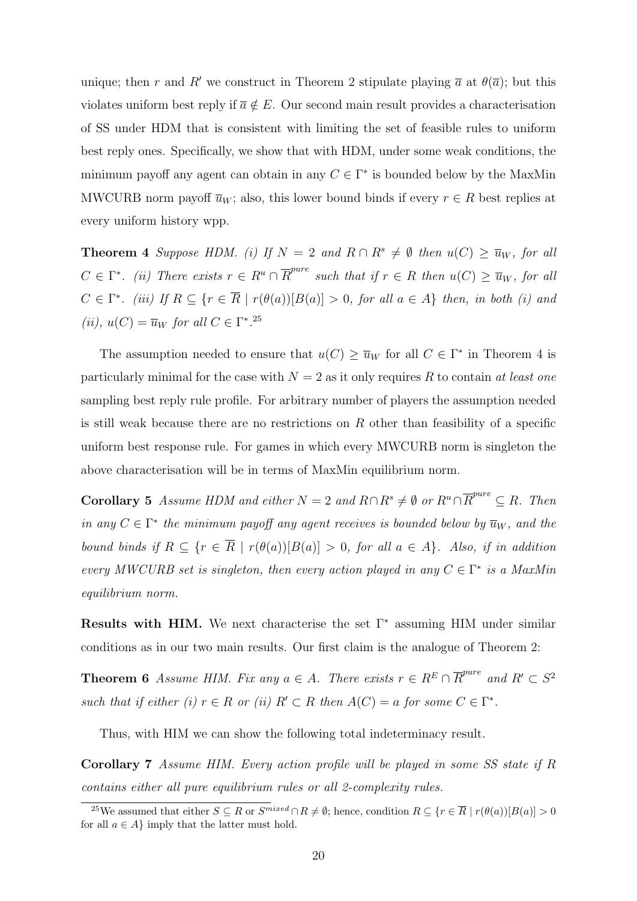unique; then $r$ and $R'$ we construct in Theorem 2 stipulate playing $\overline{a}$ at $\theta(\overline{a})$; but this violates uniform best reply if $\overline{a} \notin E$. Our second main result provides a characterisation of SS under HDM that is consistent with limiting the set of feasible rules to uniform best reply ones. Specifically, we show that with HDM, under some weak conditions, the minimum payoff any agent can obtain in any $C \in \Gamma^*$ is bounded below by the MaxMin MWCURB norm payoff $\overline{u}_W$; also, this lower bound binds if every $r \in R$ best replies at every uniform history wpp.

**Theorem 4** *Suppose HDM. (i) If $N = 2$ and $R \cap R^s \neq \emptyset$ then $u(C) \geq \overline{u}_W$, for all $C \in \Gamma^*$. (ii) There exists $r \in R^u \cap \overline{R}^{pure}$ such that if $r \in R$ then $u(C) \geq \overline{u}_W$, for all $C \in \Gamma^*$. (iii) If $R \subseteq \{r \in \overline{R} \mid r(\theta(a))[B(a)] > 0$, for all $a \in A\}$ then, in both (i) and (ii), $u(C) = \overline{u}_W$ for all $C \in \Gamma^*$.*[25]

The assumption needed to ensure that $u(C) \geq \overline{u}_W$ for all $C \in \Gamma^*$ in Theorem 4 is particularly minimal for the case with $N = 2$ as it only requires $R$ to contain *at least one* sampling best reply rule profile. For arbitrary number of players the assumption needed is still weak because there are no restrictions on $R$ other than feasibility of a specific uniform best response rule. For games in which every MWCURB norm is singleton the above characterisation will be in terms of MaxMin equilibrium norm.

**Corollary 5** *Assume HDM and either $N = 2$ and $R \cap R^s \neq \emptyset$ or $R^u \cap \overline{R}^{pure} \subseteq R$. Then in any $C \in \Gamma^*$ the minimum payoff any agent receives is bounded below by $\overline{u}_W$, and the bound binds if $R \subseteq \{r \in \overline{R} \mid r(\theta(a))[B(a)] > 0$, for all $a \in A\}$. Also, if in addition every MWCURB set is singleton, then every action played in any $C \in \Gamma^*$ is a MaxMin equilibrium norm.*

**Results with HIM.** We next characterise the set $\Gamma^*$ assuming HIM under similar conditions as in our two main results. Our first claim is the analogue of Theorem 2:

**Theorem 6** *Assume HIM. Fix any $a \in A$. There exists $r \in R^E \cap \overline{R}^{pure}$ and $R' \subset S^2$ such that if either (i) $r \in R$ or (ii) $R' \subset R$ then $A(C) = a$ for some $C \in \Gamma^*$.*

Thus, with HIM we can show the following total indeterminacy result.

**Corollary 7** *Assume HIM. Every action profile will be played in some SS state if $R$ contains either all pure equilibrium rules or all 2-complexity rules.*

[25] We assumed that either $S \subseteq R$ or $S^{mixed} \cap R \neq \emptyset$; hence, condition $R \subseteq \{r \in \overline{R} \mid r(\theta(a))[B(a)] > 0$ for all $a \in A\}$ imply that the latter must hold.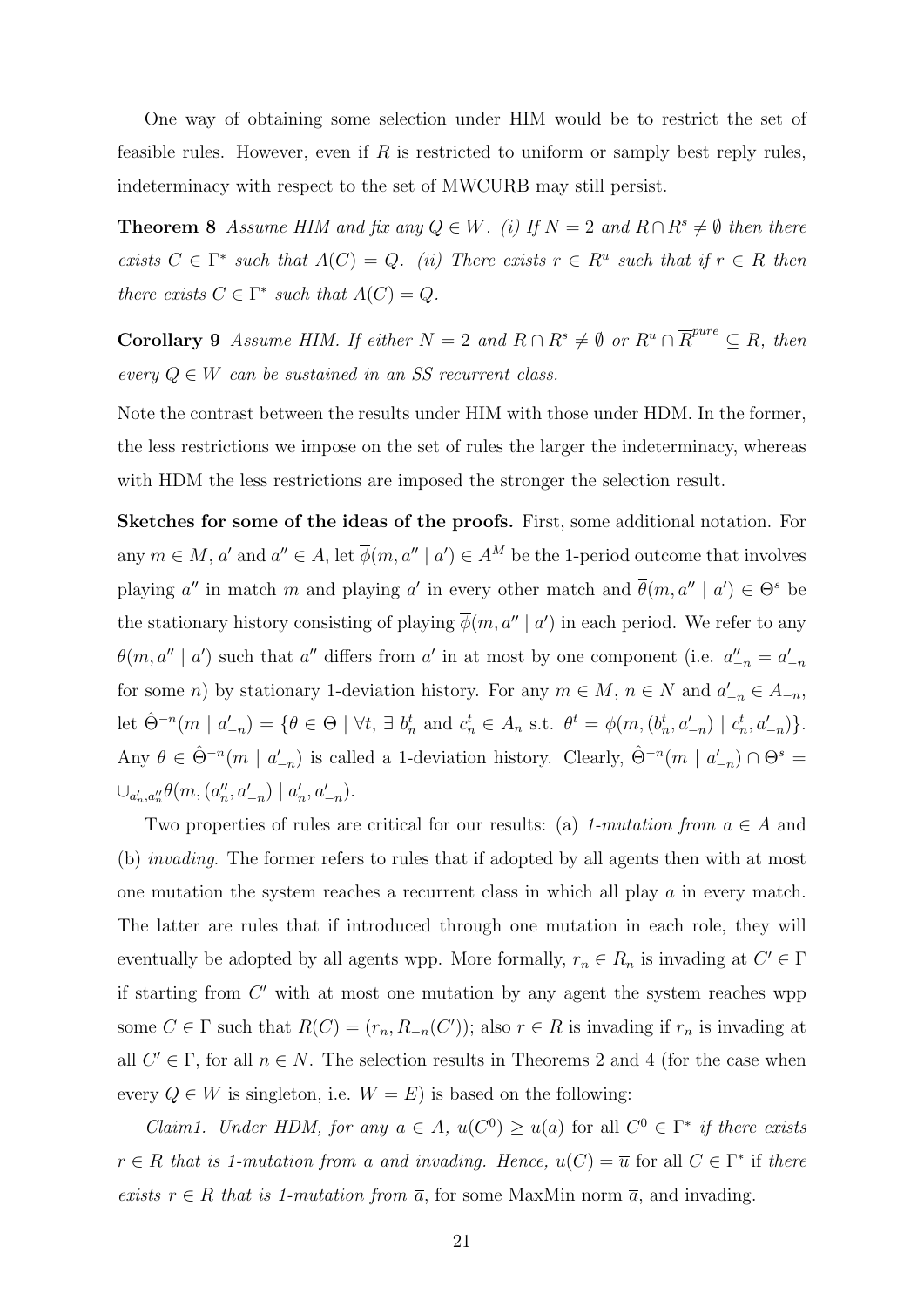One way of obtaining some selection under HIM would be to restrict the set of feasible rules. However, even if $R$ is restricted to uniform or samply best reply rules, indeterminacy with respect to the set of MWCURB may still persist.

**Theorem 8** *Assume HIM and fix any $Q \in W$. (i) If $N = 2$ and $R \cap R^s \neq \emptyset$ then there exists $C \in \Gamma^*$ such that $A(C) = Q$. (ii) There exists $r \in R^u$ such that if $r \in R$ then there exists $C \in \Gamma^*$ such that $A(C) = Q$.*

**Corollary 9** *Assume HIM. If either $N = 2$ and $R \cap R^s \neq \emptyset$ or $R^u \cap \overline{R}^{pure} \subseteq R$, then every $Q \in W$ can be sustained in an SS recurrent class.*

Note the contrast between the results under HIM with those under HDM. In the former, the less restrictions we impose on the set of rules the larger the indeterminacy, whereas with HDM the less restrictions are imposed the stronger the selection result.

**Sketches for some of the ideas of the proofs.** First, some additional notation. For any $m \in M$, $a'$ and $a'' \in A$, let $\overline{\phi}(m, a'' \mid a') \in A^M$ be the 1-period outcome that involves playing $a''$ in match $m$ and playing $a'$ in every other match and $\overline{\theta}(m, a'' \mid a') \in \Theta^s$ be the stationary history consisting of playing $\overline{\phi}(m, a'' \mid a')$ in each period. We refer to any $\overline{\theta}(m, a'' \mid a')$ such that $a''$ differs from $a'$ in at most by one component (i.e. $a''_{-n} = a'_{-n}$ for some $n$) by stationary 1-deviation history. For any $m \in M$, $n \in N$ and $a'_{-n} \in A_{-n}$, let $\hat{\Theta}^{-n}(m \mid a'_{-n}) = \{\theta \in \Theta \mid \forall t, \exists\ b^t_n \text{ and } c^t_n \in A_n \text{ s.t. } \theta^t = \overline{\phi}(m, (b^t_n, a'_{-n}) \mid c^t_n, a'_{-n})\}$. Any $\theta \in \hat{\Theta}^{-n}(m \mid a'_{-n})$ is called a 1-deviation history. Clearly, $\hat{\Theta}^{-n}(m \mid a'_{-n}) \cap \Theta^s = \cup_{a'_n, a''_n} \overline{\theta}(m, (a''_n, a'_{-n}) \mid a'_n, a'_{-n})$.

Two properties of rules are critical for our results: (a) *1-mutation from $a \in A$* and (b) *invading*. The former refers to rules that if adopted by all agents then with at most one mutation the system reaches a recurrent class in which all play $a$ in every match. The latter are rules that if introduced through one mutation in each role, they will eventually be adopted by all agents wpp. More formally, $r_n \in R_n$ is invading at $C' \in \Gamma$ if starting from $C'$ with at most one mutation by any agent the system reaches wpp some $C \in \Gamma$ such that $R(C) = (r_n, R_{-n}(C'))$; also $r \in R$ is invading if $r_n$ is invading at all $C' \in \Gamma$, for all $n \in N$. The selection results in Theorems 2 and 4 (for the case when every $Q \in W$ is singleton, i.e. $W = E$) is based on the following:

*Claim1. Under HDM, for any $a \in A$, $u(C^0) \geq u(a)$ for all $C^0 \in \Gamma^*$ if there exists $r \in R$ that is 1-mutation from $a$ and invading. Hence, $u(C) = \overline{u}$ for all $C \in \Gamma^*$ if there exists $r \in R$ that is 1-mutation from $\overline{a}$, for some MaxMin norm $\overline{a}$, and invading.*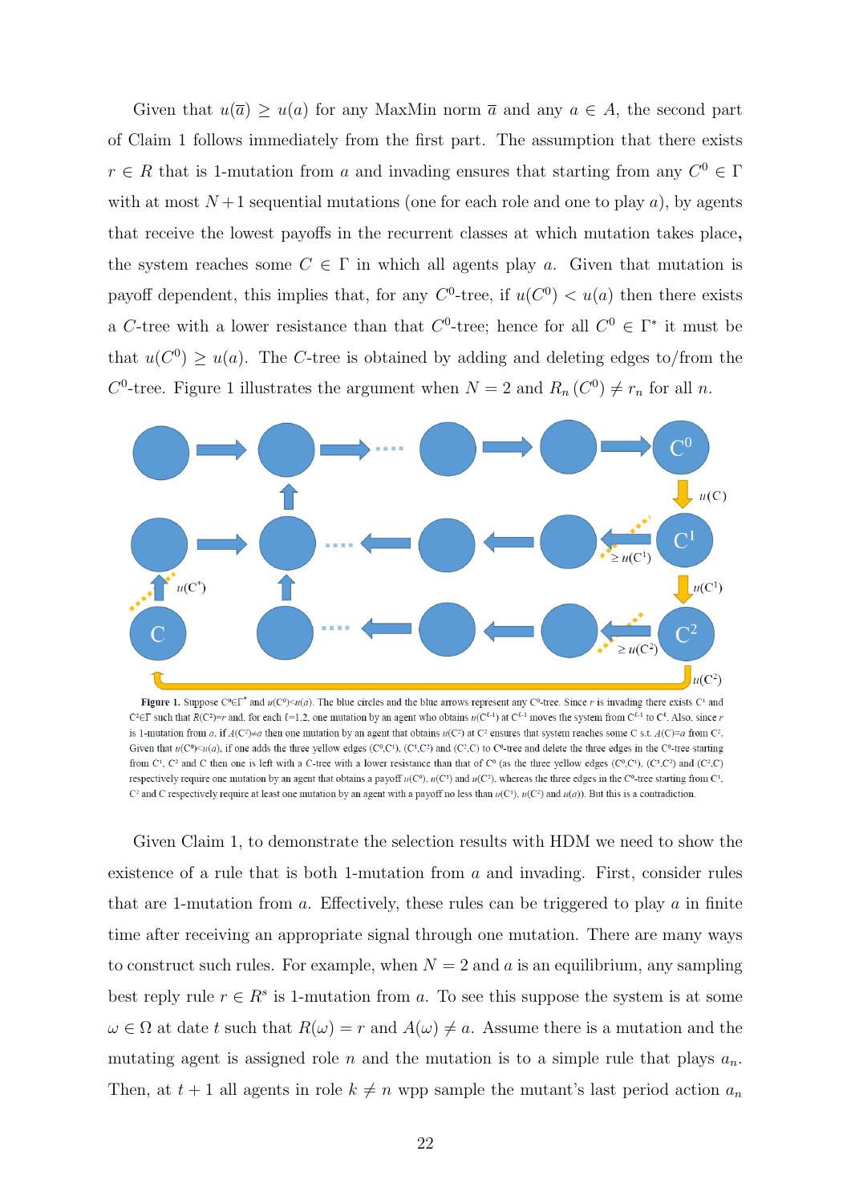Given that $u(\overline{a}) \geq u(a)$ for any MaxMin norm $\overline{a}$ and any $a \in A$, the second part of Claim 1 follows immediately from the first part. The assumption that there exists $r \in R$ that is 1-mutation from $a$ and invading ensures that starting from any $C^0 \in \Gamma$ with at most $N+1$ sequential mutations (one for each role and one to play $a$), by agents that receive the lowest payoffs in the recurrent classes at which mutation takes place, the system reaches some $C \in \Gamma$ in which all agents play $a$. Given that mutation is payoff dependent, this implies that, for any $C^0$-tree, if $u(C^0) < u(a)$ then there exists a $C$-tree with a lower resistance than that $C^0$-tree; hence for all $C^0 \in \Gamma^*$ it must be that $u(C^0) \geq u(a)$. The $C$-tree is obtained by adding and deleting edges to/from the $C^0$-tree. Figure 1 illustrates the argument when $N = 2$ and $R_n(C^0) \neq r_n$ for all $n$.

**Figure 1.** Suppose $C^0 \in \Gamma^*$ and $u(C^0) < u(a)$. The blue circles and the blue arrows represent any $C^0$-tree. Since $r$ is invading there exists $C^1$ and $C^2 \in \Gamma$ such that $R(C^2) = r$ and, for each $\ell = 1,2$, one mutation by an agent who obtains $u(C^{\ell-1})$ at $C^{\ell-1}$ moves the system from $C^{\ell-1}$ to $C^{\ell}$. Also, since $r$ is 1-mutation from $a$, if $A(C^2) \neq a$ then one mutation by an agent that obtains $u(C^2)$ at $C^2$ ensures that system reaches some C s.t. $A(C) = a$ from $C^2$. Given that $u(C^0) < u(a)$, if one adds the three yellow edges $(C^0, C^1)$, $(C^1, C^2)$ and $(C^2, C)$ to $C^0$-tree and delete the three edges in the $C^0$-tree starting from $C^1$, $C^2$ and C then one is left with a C-tree with a lower resistance than that of $C^0$ (as the three yellow edges $(C^0, C^1)$, $(C^1, C^2)$ and $(C^2, C)$ respectively require one mutation by an agent that obtains a payoff $u(C^0)$, $u(C^1)$ and $u(C^2)$, whereas the three edges in the $C^0$-tree starting from $C^1$, $C^2$ and C respectively require at least one mutation by an agent with a payoff no less than $u(C^1)$, $u(C^2)$ and $u(a)$). But this is a contradiction.

Given Claim 1, to demonstrate the selection results with HDM we need to show the existence of a rule that is both 1-mutation from $a$ and invading. First, consider rules that are 1-mutation from $a$. Effectively, these rules can be triggered to play $a$ in finite time after receiving an appropriate signal through one mutation. There are many ways to construct such rules. For example, when $N = 2$ and $a$ is an equilibrium, any sampling best reply rule $r \in R^s$ is 1-mutation from $a$. To see this suppose the system is at some $\omega \in \Omega$ at date $t$ such that $R(\omega) = r$ and $A(\omega) \neq a$. Assume there is a mutation and the mutating agent is assigned role $n$ and the mutation is to a simple rule that plays $a_n$. Then, at $t+1$ all agents in role $k \neq n$ wpp sample the mutant's last period action $a_n$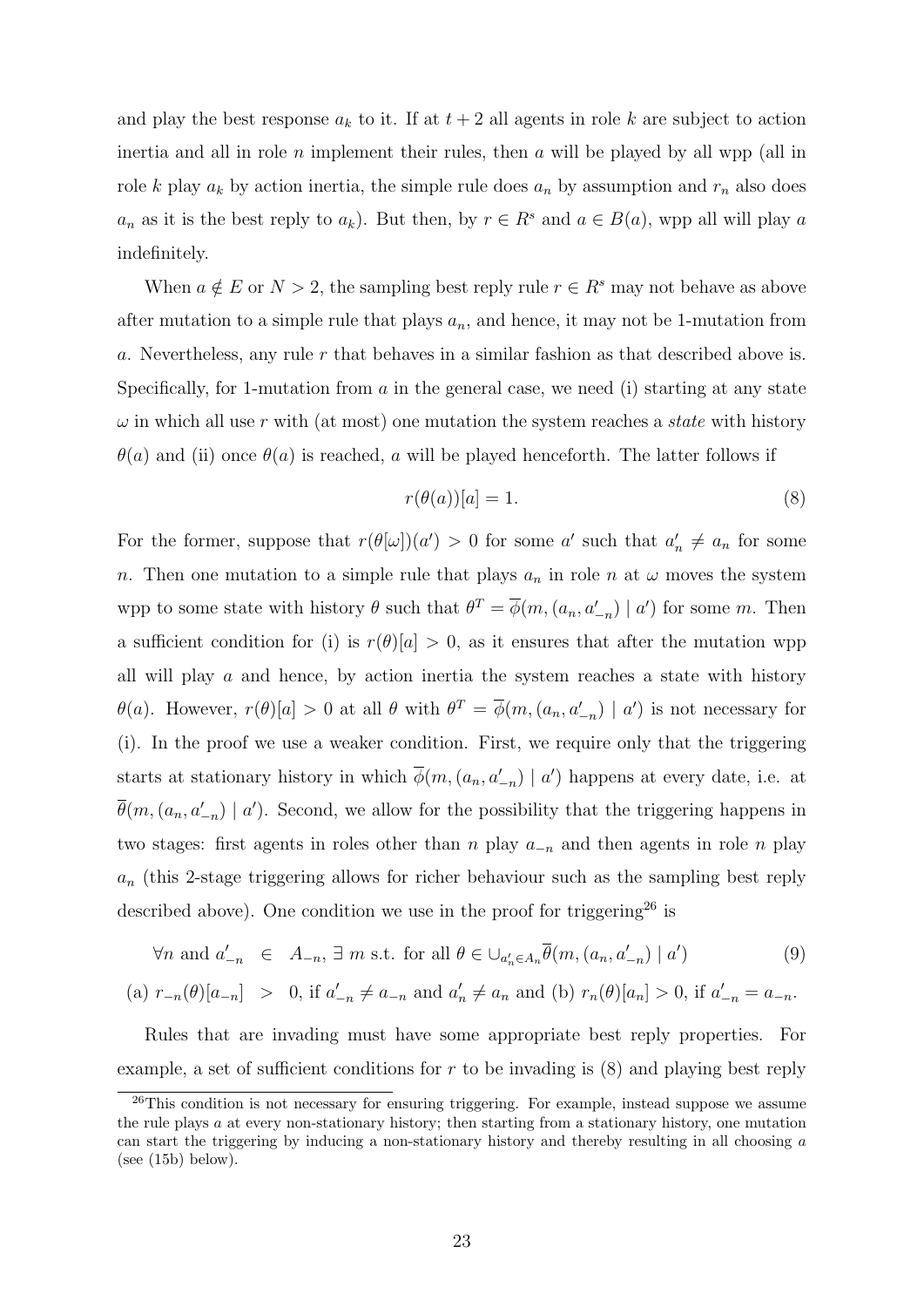and play the best response $a_k$ to it. If at $t+2$ all agents in role $k$ are subject to action inertia and all in role $n$ implement their rules, then $a$ will be played by all wpp (all in role $k$ play $a_k$ by action inertia, the simple rule does $a_n$ by assumption and $r_n$ also does $a_n$ as it is the best reply to $a_k$). But then, by $r \in R^s$ and $a \in B(a)$, wpp all will play $a$ indefinitely.

When $a \notin E$ or $N > 2$, the sampling best reply rule $r \in R^s$ may not behave as above after mutation to a simple rule that plays $a_n$, and hence, it may not be 1-mutation from $a$. Nevertheless, any rule $r$ that behaves in a similar fashion as that described above is. Specifically, for 1-mutation from $a$ in the general case, we need (i) starting at any state $\omega$ in which all use $r$ with (at most) one mutation the system reaches a *state* with history $\theta(a)$ and (ii) once $\theta(a)$ is reached, $a$ will be played henceforth. The latter follows if

$$r(\theta(a))[a] = 1. \tag{8}$$

For the former, suppose that $r(\theta[\omega])(a') > 0$ for some $a'$ such that $a'_n \neq a_n$ for some $n$. Then one mutation to a simple rule that plays $a_n$ in role $n$ at $\omega$ moves the system wpp to some state with history $\theta$ such that $\theta^T = \overline{\phi}(m, (a_n, a'_{-n}) \mid a')$ for some $m$. Then a sufficient condition for (i) is $r(\theta)[a] > 0$, as it ensures that after the mutation wpp all will play $a$ and hence, by action inertia the system reaches a state with history $\theta(a)$. However, $r(\theta)[a] > 0$ at all $\theta$ with $\theta^T = \overline{\phi}(m, (a_n, a'_{-n}) \mid a')$ is not necessary for (i). In the proof we use a weaker condition. First, we require only that the triggering starts at stationary history in which $\overline{\phi}(m, (a_n, a'_{-n}) \mid a')$ happens at every date, i.e. at $\overline{\theta}(m, (a_n, a'_{-n}) \mid a')$. Second, we allow for the possibility that the triggering happens in two stages: first agents in roles other than $n$ play $a_{-n}$ and then agents in role $n$ play $a_n$ (this 2-stage triggering allows for richer behaviour such as the sampling best reply described above). One condition we use in the proof for triggering[26] is

$$\begin{aligned} \forall n \text{ and } a'_{-n} \;\; &\in \;\; A_{-n},\ \exists\, m \text{ s.t. for all } \theta \in \cup_{a'_n \in A_n} \overline{\theta}(m, (a_n, a'_{-n}) \mid a') \\ \text{(a) } r_{-n}(\theta)[a_{-n}] \;\; &> \;\; 0, \text{ if } a'_{-n} \neq a_{-n} \text{ and } a'_n \neq a_n \text{ and (b) } r_n(\theta)[a_n] > 0, \text{ if } a'_{-n} = a_{-n}. \end{aligned} \tag{9}$$

Rules that are invading must have some appropriate best reply properties. For example, a set of sufficient conditions for $r$ to be invading is (8) and playing best reply

[26] This condition is not necessary for ensuring triggering. For example, instead suppose we assume the rule plays $a$ at every non-stationary history; then starting from a stationary history, one mutation can start the triggering by inducing a non-stationary history and thereby resulting in all choosing $a$ (see (15b) below).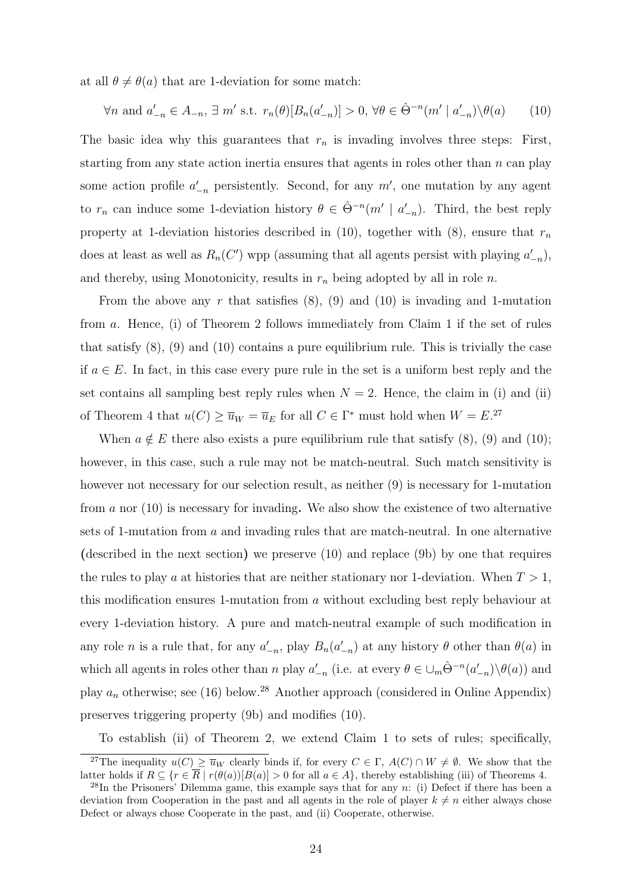at all $\theta \neq \theta(a)$ that are 1-deviation for some match:

$$\forall n \text{ and } a'_{-n} \in A_{-n}, \exists\, m' \text{ s.t. } r_n(\theta)[B_n(a'_{-n})] > 0,\ \forall \theta \in \hat{\Theta}^{-n}(m' \mid a'_{-n}) \backslash \theta(a) \tag{10}$$

The basic idea why this guarantees that $r_n$ is invading involves three steps: First, starting from any state action inertia ensures that agents in roles other than $n$ can play some action profile $a'_{-n}$ persistently. Second, for any $m'$, one mutation by any agent to $r_n$ can induce some 1-deviation history $\theta \in \hat{\Theta}^{-n}(m' \mid a'_{-n})$. Third, the best reply property at 1-deviation histories described in (10), together with (8), ensure that $r_n$ does at least as well as $R_n(C')$ wpp (assuming that all agents persist with playing $a'_{-n}$), and thereby, using Monotonicity, results in $r_n$ being adopted by all in role $n$.

From the above any $r$ that satisfies (8), (9) and (10) is invading and 1-mutation from $a$. Hence, (i) of Theorem 2 follows immediately from Claim 1 if the set of rules that satisfy (8), (9) and (10) contains a pure equilibrium rule. This is trivially the case if $a \in E$. In fact, in this case every pure rule in the set is a uniform best reply and the set contains all sampling best reply rules when $N = 2$. Hence, the claim in (i) and (ii) of Theorem 4 that $u(C) \geq \overline{u}_W = \overline{u}_E$ for all $C \in \Gamma^*$ must hold when $W = E$.[27]

When $a \notin E$ there also exists a pure equilibrium rule that satisfy (8), (9) and (10); however, in this case, such a rule may not be match-neutral. Such match sensitivity is however not necessary for our selection result, as neither (9) is necessary for 1-mutation from $a$ nor (10) is necessary for invading**.** We also show the existence of two alternative sets of 1-mutation from $a$ and invading rules that are match-neutral. In one alternative (described in the next section) we preserve (10) and replace (9b) by one that requires the rules to play $a$ at histories that are neither stationary nor 1-deviation. When $T > 1$, this modification ensures 1-mutation from $a$ without excluding best reply behaviour at every 1-deviation history. A pure and match-neutral example of such modification in any role $n$ is a rule that, for any $a'_{-n}$, play $B_n(a'_{-n})$ at any history $\theta$ other than $\theta(a)$ in which all agents in roles other than $n$ play $a'_{-n}$ (i.e. at every $\theta \in \cup_m \hat{\Theta}^{-n}(a'_{-n}) \backslash \theta(a)$) and play $a_n$ otherwise; see (16) below.[28] Another approach (considered in Online Appendix) preserves triggering property (9b) and modifies (10).

To establish (ii) of Theorem 2, we extend Claim 1 to sets of rules; specifically,

[27] The inequality $u(C) \geq \overline{u}_W$ clearly binds if, for every $C \in \Gamma$, $A(C) \cap W \neq \emptyset$. We show that the latter holds if $R \subseteq \{r \in \overline{R} \mid r(\theta(a))[B(a)] > 0 \text{ for all } a \in A\}$, thereby establishing (iii) of Theorems 4.

[28] In the Prisoners' Dilemma game, this example says that for any $n$: (i) Defect if there has been a deviation from Cooperation in the past and all agents in the role of player $k \neq n$ either always chose Defect or always chose Cooperate in the past, and (ii) Cooperate, otherwise.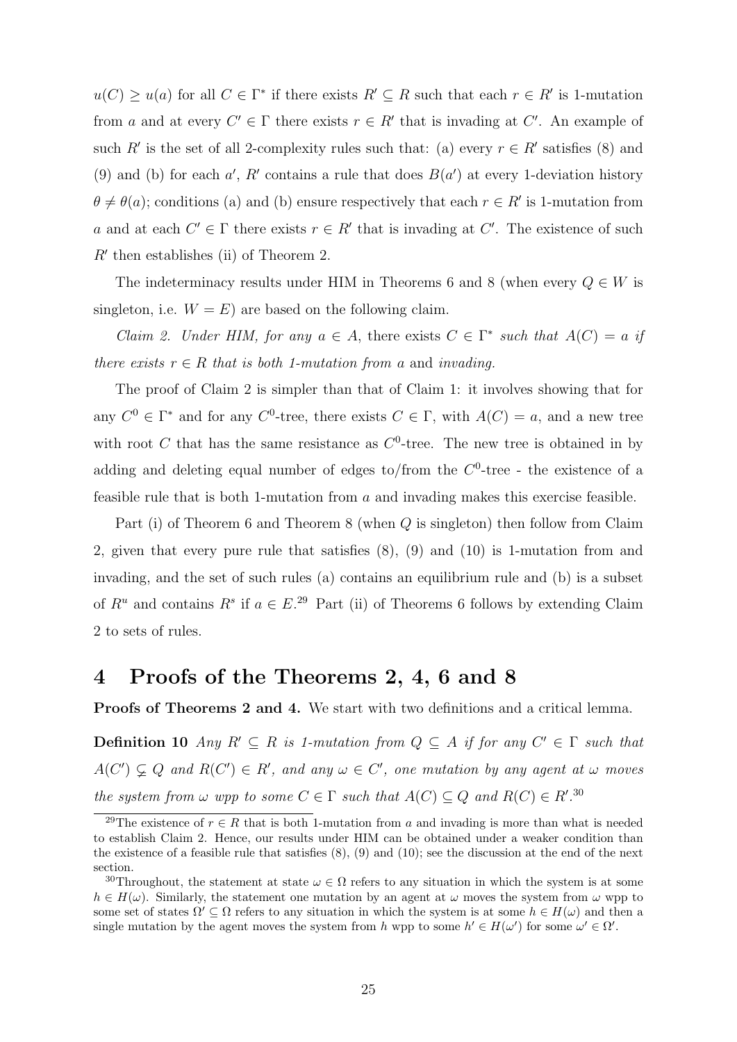$u(C) \geq u(a)$ for all $C \in \Gamma^*$ if there exists $R' \subseteq R$ such that each $r \in R'$ is 1-mutation from $a$ and at every $C' \in \Gamma$ there exists $r \in R'$ that is invading at $C'$. An example of such $R'$ is the set of all 2-complexity rules such that: (a) every $r \in R'$ satisfies (8) and (9) and (b) for each $a'$, $R'$ contains a rule that does $B(a')$ at every 1-deviation history $\theta \neq \theta(a)$; conditions (a) and (b) ensure respectively that each $r \in R'$ is 1-mutation from $a$ and at each $C' \in \Gamma$ there exists $r \in R'$ that is invading at $C'$. The existence of such $R'$ then establishes (ii) of Theorem 2.

The indeterminacy results under HIM in Theorems 6 and 8 (when every $Q \in W$ is singleton, i.e. $W = E$) are based on the following claim.

*Claim 2. Under HIM, for any $a \in A$, there exists $C \in \Gamma^*$ such that $A(C) = a$ if there exists $r \in R$ that is both 1-mutation from $a$ and invading.*

The proof of Claim 2 is simpler than that of Claim 1: it involves showing that for any $C^0 \in \Gamma^*$ and for any $C^0$-tree, there exists $C \in \Gamma$, with $A(C) = a$, and a new tree with root $C$ that has the same resistance as $C^0$-tree. The new tree is obtained in by adding and deleting equal number of edges to/from the $C^0$-tree - the existence of a feasible rule that is both 1-mutation from $a$ and invading makes this exercise feasible.

Part (i) of Theorem 6 and Theorem 8 (when $Q$ is singleton) then follow from Claim 2, given that every pure rule that satisfies (8), (9) and (10) is 1-mutation from and invading, and the set of such rules (a) contains an equilibrium rule and (b) is a subset of $R^u$ and contains $R^s$ if $a \in E$.[29] Part (ii) of Theorems 6 follows by extending Claim 2 to sets of rules.

# 4 Proofs of the Theorems 2, 4, 6 and 8

**Proofs of Theorems 2 and 4.** We start with two definitions and a critical lemma.

**Definition 10** *Any $R' \subseteq R$ is 1-mutation from $Q \subseteq A$ if for any $C' \in \Gamma$ such that $A(C') \subsetneq Q$ and $R(C') \in R'$, and any $\omega \in C'$, one mutation by any agent at $\omega$ moves the system from $\omega$ wpp to some $C \in \Gamma$ such that $A(C) \subseteq Q$ and $R(C) \in R'$.*[30]

---

[29] The existence of $r \in R$ that is both 1-mutation from $a$ and invading is more than what is needed to establish Claim 2. Hence, our results under HIM can be obtained under a weaker condition than the existence of a feasible rule that satisfies (8), (9) and (10); see the discussion at the end of the next section.

[30] Throughout, the statement at state $\omega \in \Omega$ refers to any situation in which the system is at some $h \in H(\omega)$. Similarly, the statement one mutation by an agent at $\omega$ moves the system from $\omega$ wpp to some set of states $\Omega' \subseteq \Omega$ refers to any situation in which the system is at some $h \in H(\omega)$ and then a single mutation by the agent moves the system from $h$ wpp to some $h' \in H(\omega')$ for some $\omega' \in \Omega'$.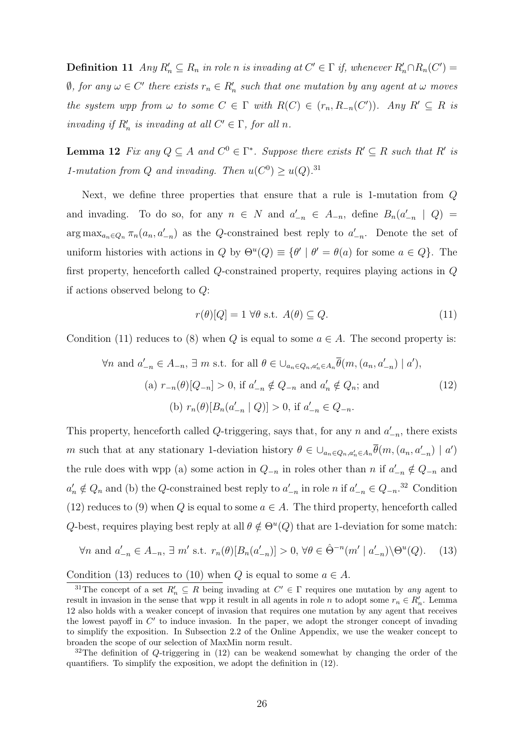**Definition 11** *Any $R'_n \subseteq R_n$ in role $n$ is invading at $C' \in \Gamma$ if, whenever $R'_n \cap R_n(C') = \emptyset$, for any $\omega \in C'$ there exists $r_n \in R'_n$ such that one mutation by any agent at $\omega$ moves the system wpp from $\omega$ to some $C \in \Gamma$ with $R(C) \in (r_n, R_{-n}(C'))$. Any $R' \subseteq R$ is invading if $R'_n$ is invading at all $C' \in \Gamma$, for all $n$.*

**Lemma 12** *Fix any $Q \subseteq A$ and $C^0 \in \Gamma^*$. Suppose there exists $R' \subseteq R$ such that $R'$ is 1-mutation from $Q$ and invading. Then $u(C^0) \geq u(Q)$.*[31]

Next, we define three properties that ensure that a rule is 1-mutation from $Q$ and invading. To do so, for any $n \in N$ and $a'_{-n} \in A_{-n}$, define $B_n(a'_{-n} \mid Q) = \arg\max_{a_n \in Q_n} \pi_n(a_n, a'_{-n})$ as the $Q$-constrained best reply to $a'_{-n}$. Denote the set of uniform histories with actions in $Q$ by $\Theta^u(Q) \equiv \{\theta' \mid \theta' = \theta(a) \text{ for some } a \in Q\}$. The first property, henceforth called $Q$-constrained property, requires playing actions in $Q$ if actions observed belong to $Q$:

$$r(\theta)[Q] = 1 \ \forall \theta \text{ s.t. } A(\theta) \subseteq Q. \tag{11}$$

Condition (11) reduces to (8) when $Q$ is equal to some $a \in A$. The second property is:

$$\begin{aligned}
&\forall n \text{ and } a'_{-n} \in A_{-n}, \ \exists \ m \text{ s.t. for all } \theta \in \cup_{a_n \in Q_n, a'_n \in A_n} \overline{\theta}(m, (a_n, a'_{-n}) \mid a'), \\
&\qquad \text{(a) } r_{-n}(\theta)[Q_{-n}] > 0, \text{ if } a'_{-n} \notin Q_{-n} \text{ and } a'_n \notin Q_n; \text{ and} \\
&\qquad\qquad \text{(b) } r_n(\theta)[B_n(a'_{-n} \mid Q)] > 0, \text{ if } a'_{-n} \in Q_{-n}.
\end{aligned} \tag{12}$$

This property, henceforth called $Q$-triggering, says that, for any $n$ and $a'_{-n}$, there exists $m$ such that at any stationary 1-deviation history $\theta \in \cup_{a_n \in Q_n, a'_n \in A_n} \overline{\theta}(m, (a_n, a'_{-n}) \mid a')$ the rule does with wpp (a) some action in $Q_{-n}$ in roles other than $n$ if $a'_{-n} \notin Q_{-n}$ and $a'_n \notin Q_n$ and (b) the $Q$-constrained best reply to $a'_{-n}$ in role $n$ if $a'_{-n} \in Q_{-n}$.[32] Condition (12) reduces to (9) when $Q$ is equal to some $a \in A$. The third property, henceforth called $Q$-best, requires playing best reply at all $\theta \notin \Theta^u(Q)$ that are 1-deviation for some match:

$$\forall n \text{ and } a'_{-n} \in A_{-n}, \ \exists \ m' \text{ s.t. } r_n(\theta)[B_n(a'_{-n})] > 0, \ \forall \theta \in \hat{\Theta}^{-n}(m' \mid a'_{-n}) \backslash \Theta^u(Q). \tag{13}$$

Condition (13) reduces to (10) when $Q$ is equal to some $a \in A$.

[31] The concept of a set $R'_n \subseteq R$ being invading at $C' \in \Gamma$ requires one mutation by *any* agent to result in invasion in the sense that wpp it result in all agents in role $n$ to adopt some $r_n \in R'_n$. Lemma 12 also holds with a weaker concept of invasion that requires one mutation by any agent that receives the lowest payoff in $C'$ to induce invasion. In the paper, we adopt the stronger concept of invading to simplify the exposition. In Subsection 2.2 of the Online Appendix, we use the weaker concept to broaden the scope of our selection of MaxMin norm result.

[32] The definition of $Q$-triggering in (12) can be weakend somewhat by changing the order of the quantifiers. To simplify the exposition, we adopt the definition in (12).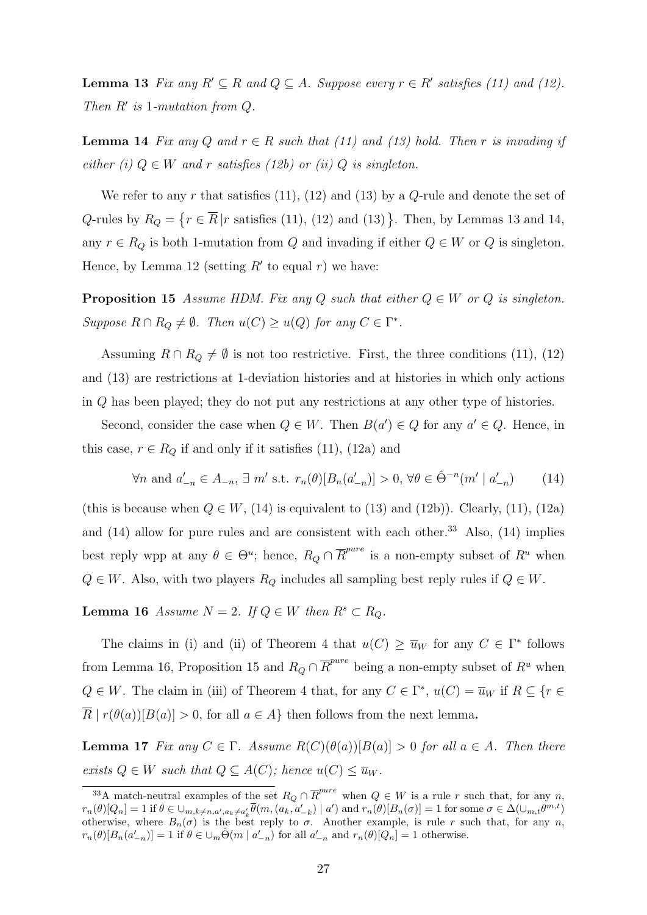**Lemma 13** *Fix any $R' \subseteq R$ and $Q \subseteq A$. Suppose every $r \in R'$ satisfies (11) and (12). Then $R'$ is 1-mutation from $Q$.*

**Lemma 14** *Fix any $Q$ and $r \in R$ such that (11) and (13) hold. Then $r$ is invading if either (i) $Q \in W$ and $r$ satisfies (12b) or (ii) $Q$ is singleton.*

We refer to any $r$ that satisfies (11), (12) and (13) by a $Q$-rule and denote the set of $Q$-rules by $R_Q = \{r \in \overline{R} \,|\, r \text{ satisfies (11), (12) and (13)}\}$. Then, by Lemmas 13 and 14, any $r \in R_Q$ is both 1-mutation from $Q$ and invading if either $Q \in W$ or $Q$ is singleton. Hence, by Lemma 12 (setting $R'$ to equal $r$) we have:

**Proposition 15** *Assume HDM. Fix any $Q$ such that either $Q \in W$ or $Q$ is singleton. Suppose $R \cap R_Q \neq \emptyset$. Then $u(C) \geq u(Q)$ for any $C \in \Gamma^*$.*

Assuming $R \cap R_Q \neq \emptyset$ is not too restrictive. First, the three conditions (11), (12) and (13) are restrictions at 1-deviation histories and at histories in which only actions in $Q$ has been played; they do not put any restrictions at any other type of histories.

Second, consider the case when $Q \in W$. Then $B(a') \in Q$ for any $a' \in Q$. Hence, in this case, $r \in R_Q$ if and only if it satisfies (11), (12a) and

$$\forall n \text{ and } a'_{-n} \in A_{-n}, \; \exists \; m' \text{ s.t. } r_n(\theta)[B_n(a'_{-n})] > 0, \; \forall \theta \in \hat{\Theta}^{-n}(m' \mid a'_{-n}) \tag{14}$$

(this is because when $Q \in W$, (14) is equivalent to (13) and (12b)). Clearly, (11), (12a) and (14) allow for pure rules and are consistent with each other.[33] Also, (14) implies best reply wpp at any $\theta \in \Theta^u$; hence, $R_Q \cap \overline{R}^{pure}$ is a non-empty subset of $R^u$ when $Q \in W$. Also, with two players $R_Q$ includes all sampling best reply rules if $Q \in W$.

**Lemma 16** *Assume $N = 2$. If $Q \in W$ then $R^s \subset R_Q$.*

The claims in (i) and (ii) of Theorem 4 that $u(C) \geq \overline{u}_W$ for any $C \in \Gamma^*$ follows from Lemma 16, Proposition 15 and $R_Q \cap \overline{R}^{pure}$ being a non-empty subset of $R^u$ when $Q \in W$. The claim in (iii) of Theorem 4 that, for any $C \in \Gamma^*$, $u(C) = \overline{u}_W$ if $R \subseteq \{r \in \overline{R} \mid r(\theta(a))[B(a)] > 0$, for all $a \in A\}$ then follows from the next lemma**.**

**Lemma 17** *Fix any $C \in \Gamma$. Assume $R(C)(\theta(a))[B(a)] > 0$ for all $a \in A$. Then there exists $Q \in W$ such that $Q \subseteq A(C)$; hence $u(C) \leq \overline{u}_W$.*

---

[33] A match-neutral examples of the set $R_Q \cap \overline{R}^{pure}$ when $Q \in W$ is a rule $r$ such that, for any $n$, $r_n(\theta)[Q_n] = 1$ if $\theta \in \cup_{m,k \neq n, a', a_k \neq a'_k} \overline{\theta}(m, (a_k, a'_{-k}) \mid a')$ and $r_n(\theta)[B_n(\sigma)] = 1$ for some $\sigma \in \Delta(\cup_{m,t}\theta^{m,t})$ otherwise, where $B_n(\sigma)$ is the best reply to $\sigma$. Another example, is rule $r$ such that, for any $n$, $r_n(\theta)[B_n(a'_{-n})] = 1$ if $\theta \in \cup_m \hat{\Theta}(m \mid a'_{-n})$ for all $a'_{-n}$ and $r_n(\theta)[Q_n] = 1$ otherwise.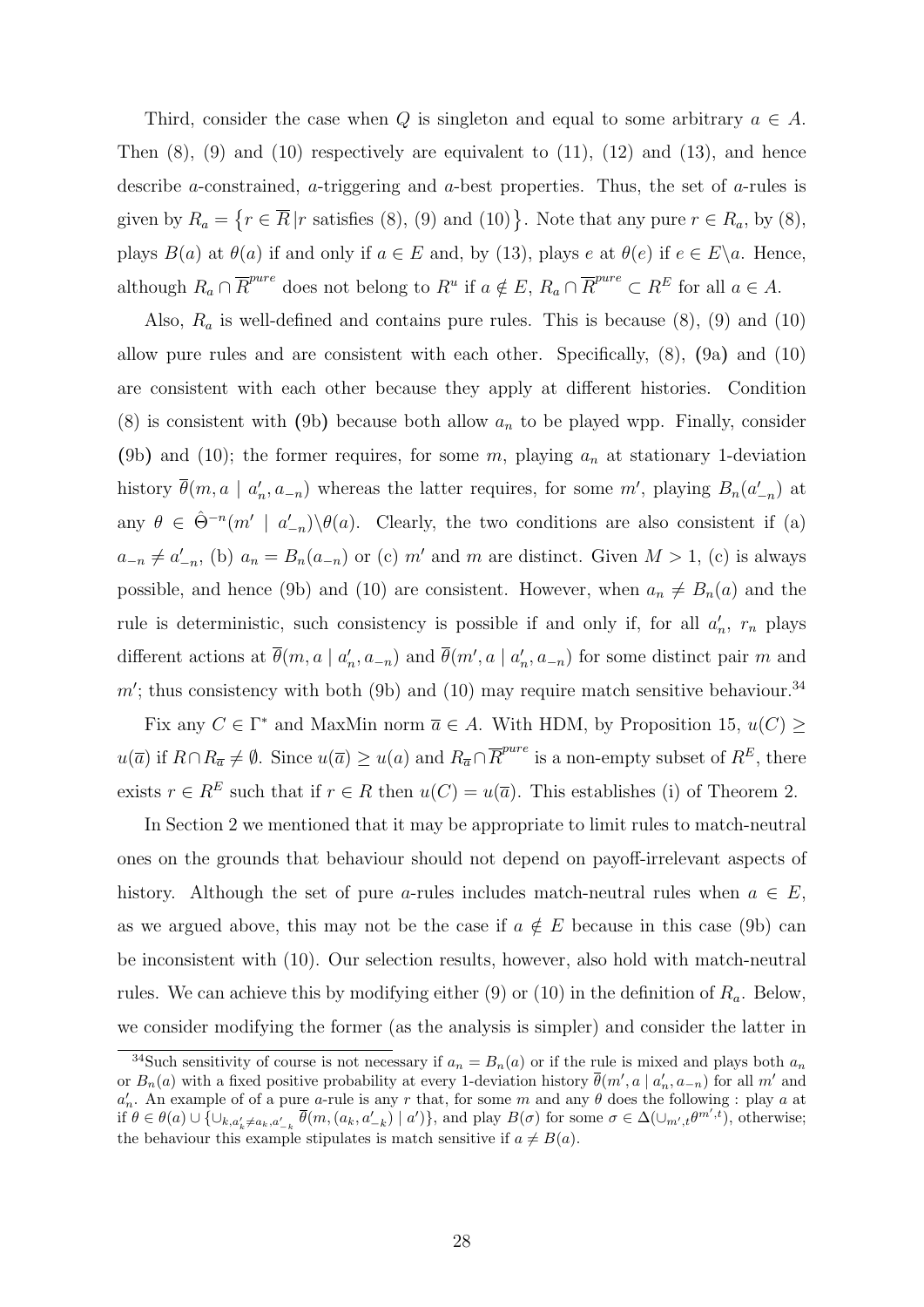Third, consider the case when $Q$ is singleton and equal to some arbitrary $a \in A$. Then (8), (9) and (10) respectively are equivalent to (11), (12) and (13), and hence describe $a$-constrained, $a$-triggering and $a$-best properties. Thus, the set of $a$-rules is given by $R_a = \{r \in \overline{R} \,| r \text{ satisfies (8), (9) and (10)}\}$. Note that any pure $r \in R_a$, by (8), plays $B(a)$ at $\theta(a)$ if and only if $a \in E$ and, by (13), plays $e$ at $\theta(e)$ if $e \in E \backslash a$. Hence, although $R_a \cap \overline{R}^{pure}$ does not belong to $R^u$ if $a \notin E$, $R_a \cap \overline{R}^{pure} \subset R^E$ for all $a \in A$.

Also, $R_a$ is well-defined and contains pure rules. This is because (8), (9) and (10) allow pure rules and are consistent with each other. Specifically, (8), (9a) and (10) are consistent with each other because they apply at different histories. Condition (8) is consistent with (9b) because both allow $a_n$ to be played wpp. Finally, consider (9b) and (10); the former requires, for some $m$, playing $a_n$ at stationary 1-deviation history $\overline{\theta}(m, a \mid a'_n, a_{-n})$ whereas the latter requires, for some $m'$, playing $B_n(a'_{-n})$ at any $\theta \in \hat{\Theta}^{-n}(m' \mid a'_{-n}) \backslash \theta(a)$. Clearly, the two conditions are also consistent if (a) $a_{-n} \neq a'_{-n}$, (b) $a_n = B_n(a_{-n})$ or (c) $m'$ and $m$ are distinct. Given $M > 1$, (c) is always possible, and hence (9b) and (10) are consistent. However, when $a_n \neq B_n(a)$ and the rule is deterministic, such consistency is possible if and only if, for all $a'_n$, $r_n$ plays different actions at $\overline{\theta}(m, a \mid a'_n, a_{-n})$ and $\overline{\theta}(m', a \mid a'_n, a_{-n})$ for some distinct pair $m$ and $m'$; thus consistency with both (9b) and (10) may require match sensitive behaviour.[34]

Fix any $C \in \Gamma^*$ and MaxMin norm $\overline{a} \in A$. With HDM, by Proposition 15, $u(C) \geq u(\overline{a})$ if $R \cap R_{\overline{a}} \neq \emptyset$. Since $u(\overline{a}) \geq u(a)$ and $R_{\overline{a}} \cap \overline{R}^{pure}$ is a non-empty subset of $R^E$, there exists $r \in R^E$ such that if $r \in R$ then $u(C) = u(\overline{a})$. This establishes (i) of Theorem 2.

In Section 2 we mentioned that it may be appropriate to limit rules to match-neutral ones on the grounds that behaviour should not depend on payoff-irrelevant aspects of history. Although the set of pure $a$-rules includes match-neutral rules when $a \in E$, as we argued above, this may not be the case if $a \notin E$ because in this case (9b) can be inconsistent with (10). Our selection results, however, also hold with match-neutral rules. We can achieve this by modifying either (9) or (10) in the definition of $R_a$. Below, we consider modifying the former (as the analysis is simpler) and consider the latter in

---

[34] Such sensitivity of course is not necessary if $a_n = B_n(a)$ or if the rule is mixed and plays both $a_n$ or $B_n(a)$ with a fixed positive probability at every 1-deviation history $\overline{\theta}(m', a \mid a'_n, a_{-n})$ for all $m'$ and $a'_n$. An example of of a pure $a$-rule is any $r$ that, for some $m$ and any $\theta$ does the following : play $a$ at if $\theta \in \theta(a) \cup \{\cup_{k, a'_k \neq a_k, a'_{-k}} \overline{\theta}(m, (a_k, a'_{-k}) \mid a')\}$, and play $B(\sigma)$ for some $\sigma \in \Delta(\cup_{m',t} \theta^{m',t})$, otherwise; the behaviour this example stipulates is match sensitive if $a \neq B(a)$.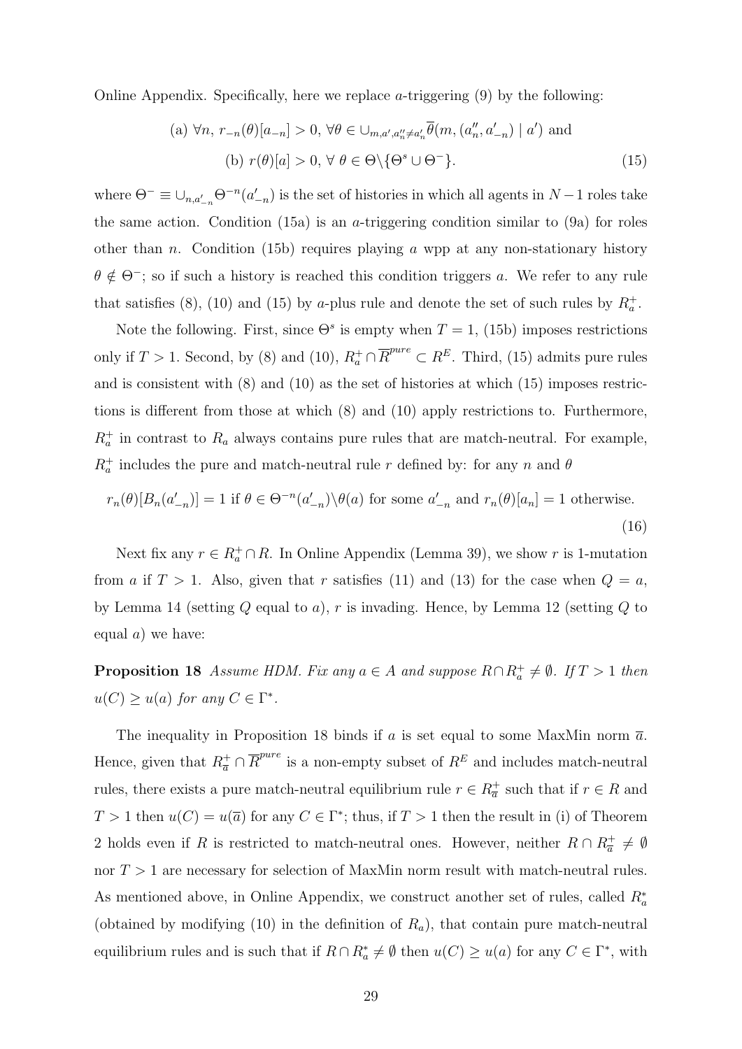Online Appendix. Specifically, here we replace $a$-triggering (9) by the following:

$$
\begin{aligned}
&\text{(a) } \forall n,\ r_{-n}(\theta)[a_{-n}] > 0,\ \forall \theta \in \cup_{m,a',a''_n \neq a'_n} \overline{\theta}(m, (a''_n, a'_{-n}) \mid a') \text{ and} \\
&\text{(b) } r(\theta)[a] > 0,\ \forall\ \theta \in \Theta \backslash \{\Theta^s \cup \Theta^-\}.
\end{aligned} \tag{15}
$$

where $\Theta^- \equiv \cup_{n,a'_{-n}} \Theta^{-n}(a'_{-n})$ is the set of histories in which all agents in $N-1$ roles take the same action. Condition (15a) is an $a$-triggering condition similar to (9a) for roles other than $n$. Condition (15b) requires playing $a$ wpp at any non-stationary history $\theta \notin \Theta^-$; so if such a history is reached this condition triggers $a$. We refer to any rule that satisfies (8), (10) and (15) by $a$-plus rule and denote the set of such rules by $R_a^+$.

Note the following. First, since $\Theta^s$ is empty when $T = 1$, (15b) imposes restrictions only if $T > 1$. Second, by (8) and (10), $R_a^+ \cap \overline{R}^{pure} \subset R^E$. Third, (15) admits pure rules and is consistent with (8) and (10) as the set of histories at which (15) imposes restrictions is different from those at which (8) and (10) apply restrictions to. Furthermore, $R_a^+$ in contrast to $R_a$ always contains pure rules that are match-neutral. For example, $R_a^+$ includes the pure and match-neutral rule $r$ defined by: for any $n$ and $\theta$

$$
r_n(\theta)[B_n(a'_{-n})] = 1 \text{ if } \theta \in \Theta^{-n}(a'_{-n}) \backslash \theta(a) \text{ for some } a'_{-n} \text{ and } r_n(\theta)[a_n] = 1 \text{ otherwise.} \tag{16}
$$

Next fix any $r \in R_a^+ \cap R$. In Online Appendix (Lemma 39), we show $r$ is 1-mutation from $a$ if $T > 1$. Also, given that $r$ satisfies (11) and (13) for the case when $Q = a$, by Lemma 14 (setting $Q$ equal to $a$), $r$ is invading. Hence, by Lemma 12 (setting $Q$ to equal $a$) we have:

**Proposition 18** *Assume HDM. Fix any $a \in A$ and suppose $R \cap R_a^+ \neq \emptyset$. If $T > 1$ then $u(C) \geq u(a)$ for any $C \in \Gamma^*$.*

The inequality in Proposition 18 binds if $a$ is set equal to some MaxMin norm $\overline{a}$. Hence, given that $R_{\overline{a}}^+ \cap \overline{R}^{pure}$ is a non-empty subset of $R^E$ and includes match-neutral rules, there exists a pure match-neutral equilibrium rule $r \in R_{\overline{a}}^+$ such that if $r \in R$ and $T > 1$ then $u(C) = u(\overline{a})$ for any $C \in \Gamma^*$; thus, if $T > 1$ then the result in (i) of Theorem 2 holds even if $R$ is restricted to match-neutral ones. However, neither $R \cap R_{\overline{a}}^+ \neq \emptyset$ nor $T > 1$ are necessary for selection of MaxMin norm result with match-neutral rules. As mentioned above, in Online Appendix, we construct another set of rules, called $R_a^*$ (obtained by modifying (10) in the definition of $R_a$), that contain pure match-neutral equilibrium rules and is such that if $R \cap R_a^* \neq \emptyset$ then $u(C) \geq u(a)$ for any $C \in \Gamma^*$, with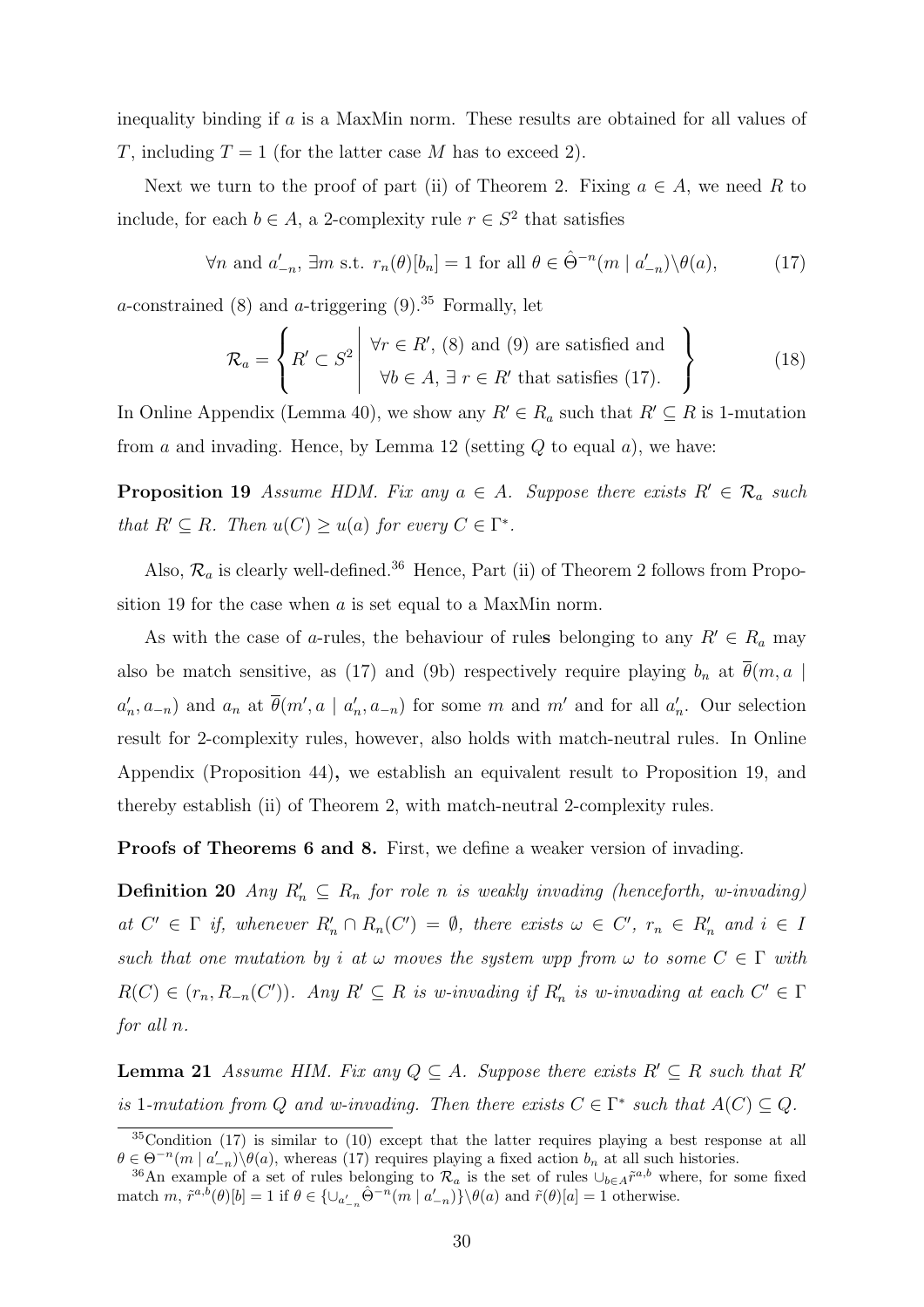inequality binding if $a$ is a MaxMin norm. These results are obtained for all values of $T$, including $T = 1$ (for the latter case $M$ has to exceed 2).

Next we turn to the proof of part (ii) of Theorem 2. Fixing $a \in A$, we need $R$ to include, for each $b \in A$, a 2-complexity rule $r \in S^2$ that satisfies

$$\forall n \text{ and } a'_{-n},\ \exists m \text{ s.t. } r_n(\theta)[b_n] = 1 \text{ for all } \theta \in \hat{\Theta}^{-n}(m \mid a'_{-n})\backslash\theta(a), \tag{17}$$

$a$-constrained (8) and $a$-triggering (9).[35] Formally, let

$$\mathcal{R}_a = \left\{ R' \subset S^2 \;\middle|\; \begin{array}{c} \forall r \in R', \text{(8) and (9) are satisfied and} \\ \forall b \in A,\ \exists\ r \in R' \text{ that satisfies (17).} \end{array} \right\} \tag{18}$$

In Online Appendix (Lemma 40), we show any $R' \in R_a$ such that $R' \subseteq R$ is 1-mutation from $a$ and invading. Hence, by Lemma 12 (setting $Q$ to equal $a$), we have:

**Proposition 19** *Assume HDM. Fix any $a \in A$. Suppose there exists $R' \in \mathcal{R}_a$ such that $R' \subseteq R$. Then $u(C) \geq u(a)$ for every $C \in \Gamma^*$.*

Also, $\mathcal{R}_a$ is clearly well-defined.[36] Hence, Part (ii) of Theorem 2 follows from Proposition 19 for the case when $a$ is set equal to a MaxMin norm.

As with the case of $a$-rules, the behaviour of rule**s** belonging to any $R' \in R_a$ may also be match sensitive, as (17) and (9b) respectively require playing $b_n$ at $\overline{\theta}(m, a \mid a'_n, a_{-n})$ and $a_n$ at $\overline{\theta}(m', a \mid a'_n, a_{-n})$ for some $m$ and $m'$ and for all $a'_n$. Our selection result for 2-complexity rules, however, also holds with match-neutral rules. In Online Appendix (Proposition 44)**,** we establish an equivalent result to Proposition 19, and thereby establish (ii) of Theorem 2, with match-neutral 2-complexity rules.

**Proofs of Theorems 6 and 8.** First, we define a weaker version of invading.

**Definition 20** *Any $R'_n \subseteq R_n$ for role $n$ is weakly invading (henceforth, w-invading) at $C' \in \Gamma$ if, whenever $R'_n \cap R_n(C') = \emptyset$, there exists $\omega \in C'$, $r_n \in R'_n$ and $i \in I$ such that one mutation by $i$ at $\omega$ moves the system wpp from $\omega$ to some $C \in \Gamma$ with $R(C) \in (r_n, R_{-n}(C'))$. Any $R' \subseteq R$ is w-invading if $R'_n$ is w-invading at each $C' \in \Gamma$ for all $n$.*

**Lemma 21** *Assume HIM. Fix any $Q \subseteq A$. Suppose there exists $R' \subseteq R$ such that $R'$ is 1-mutation from $Q$ and w-invading. Then there exists $C \in \Gamma^*$ such that $A(C) \subseteq Q$.*

---

[35] Condition (17) is similar to (10) except that the latter requires playing a best response at all $\theta \in \Theta^{-n}(m \mid a'_{-n})\backslash\theta(a)$, whereas (17) requires playing a fixed action $b_n$ at all such histories.

[36] An example of a set of rules belonging to $\mathcal{R}_a$ is the set of rules $\cup_{b \in A}\tilde{r}^{a,b}$ where, for some fixed match $m$, $\tilde{r}^{a,b}(\theta)[b] = 1$ if $\theta \in \{\cup_{a'_{-n}}\hat{\Theta}^{-n}(m \mid a'_{-n})\}\backslash\theta(a)$ and $\tilde{r}(\theta)[a] = 1$ otherwise.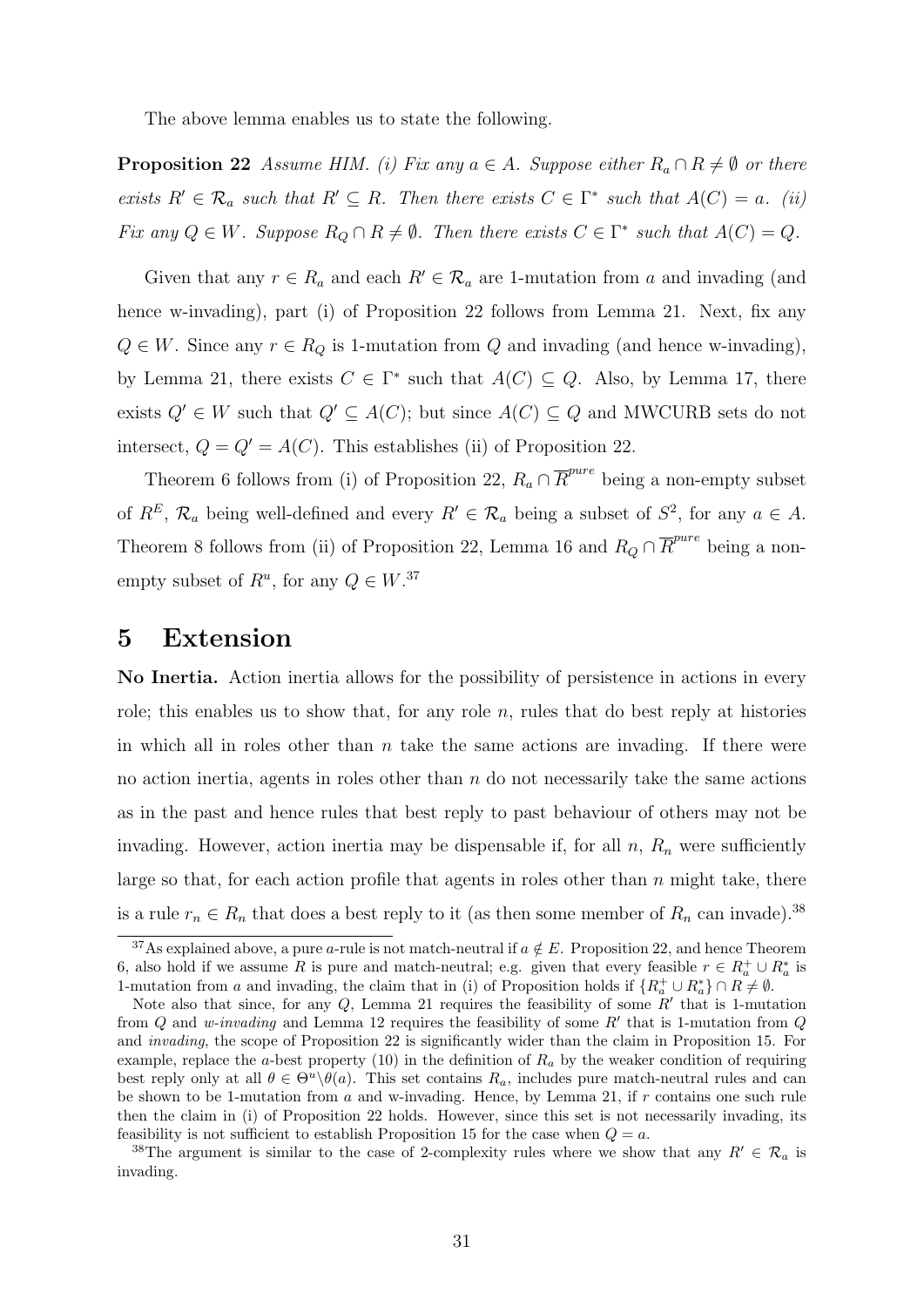The above lemma enables us to state the following.

**Proposition 22** *Assume HIM. (i) Fix any $a \in A$. Suppose either $R_a \cap R \neq \emptyset$ or there exists $R' \in \mathcal{R}_a$ such that $R' \subseteq R$. Then there exists $C \in \Gamma^*$ such that $A(C) = a$. (ii) Fix any $Q \in W$. Suppose $R_Q \cap R \neq \emptyset$. Then there exists $C \in \Gamma^*$ such that $A(C) = Q$.*

Given that any $r \in R_a$ and each $R' \in \mathcal{R}_a$ are 1-mutation from $a$ and invading (and hence w-invading), part (i) of Proposition 22 follows from Lemma 21. Next, fix any $Q \in W$. Since any $r \in R_Q$ is 1-mutation from $Q$ and invading (and hence w-invading), by Lemma 21, there exists $C \in \Gamma^*$ such that $A(C) \subseteq Q$. Also, by Lemma 17, there exists $Q' \in W$ such that $Q' \subseteq A(C)$; but since $A(C) \subseteq Q$ and MWCURB sets do not intersect, $Q = Q' = A(C)$. This establishes (ii) of Proposition 22.

Theorem 6 follows from (i) of Proposition 22, $R_a \cap \overline{R}^{pure}$ being a non-empty subset of $R^E$, $\mathcal{R}_a$ being well-defined and every $R' \in \mathcal{R}_a$ being a subset of $S^2$, for any $a \in A$. Theorem 8 follows from (ii) of Proposition 22, Lemma 16 and $R_Q \cap \overline{R}^{pure}$ being a non-empty subset of $R^u$, for any $Q \in W$.[37]

# 5 Extension

**No Inertia.** Action inertia allows for the possibility of persistence in actions in every role; this enables us to show that, for any role $n$, rules that do best reply at histories in which all in roles other than $n$ take the same actions are invading. If there were no action inertia, agents in roles other than $n$ do not necessarily take the same actions as in the past and hence rules that best reply to past behaviour of others may not be invading. However, action inertia may be dispensable if, for all $n$, $R_n$ were sufficiently large so that, for each action profile that agents in roles other than $n$ might take, there is a rule $r_n \in R_n$ that does a best reply to it (as then some member of $R_n$ can invade).[38]

---

[37] As explained above, a pure $a$-rule is not match-neutral if $a \notin E$. Proposition 22, and hence Theorem 6, also hold if we assume $R$ is pure and match-neutral; e.g. given that every feasible $r \in R_a^+ \cup R_a^*$ is 1-mutation from $a$ and invading, the claim that in (i) of Proposition holds if $\{R_a^+ \cup R_a^*\} \cap R \neq \emptyset$.

Note also that since, for any $Q$, Lemma 21 requires the feasibility of some $R'$ that is 1-mutation from $Q$ and *w-invading* and Lemma 12 requires the feasibility of some $R'$ that is 1-mutation from $Q$ and *invading*, the scope of Proposition 22 is significantly wider than the claim in Proposition 15. For example, replace the $a$-best property (10) in the definition of $R_a$ by the weaker condition of requiring best reply only at all $\theta \in \Theta^u \backslash \theta(a)$. This set contains $R_a$, includes pure match-neutral rules and can be shown to be 1-mutation from $a$ and w-invading. Hence, by Lemma 21, if $r$ contains one such rule then the claim in (i) of Proposition 22 holds. However, since this set is not necessarily invading, its feasibility is not sufficient to establish Proposition 15 for the case when $Q = a$.

[38] The argument is similar to the case of 2-complexity rules where we show that any $R' \in \mathcal{R}_a$ is invading.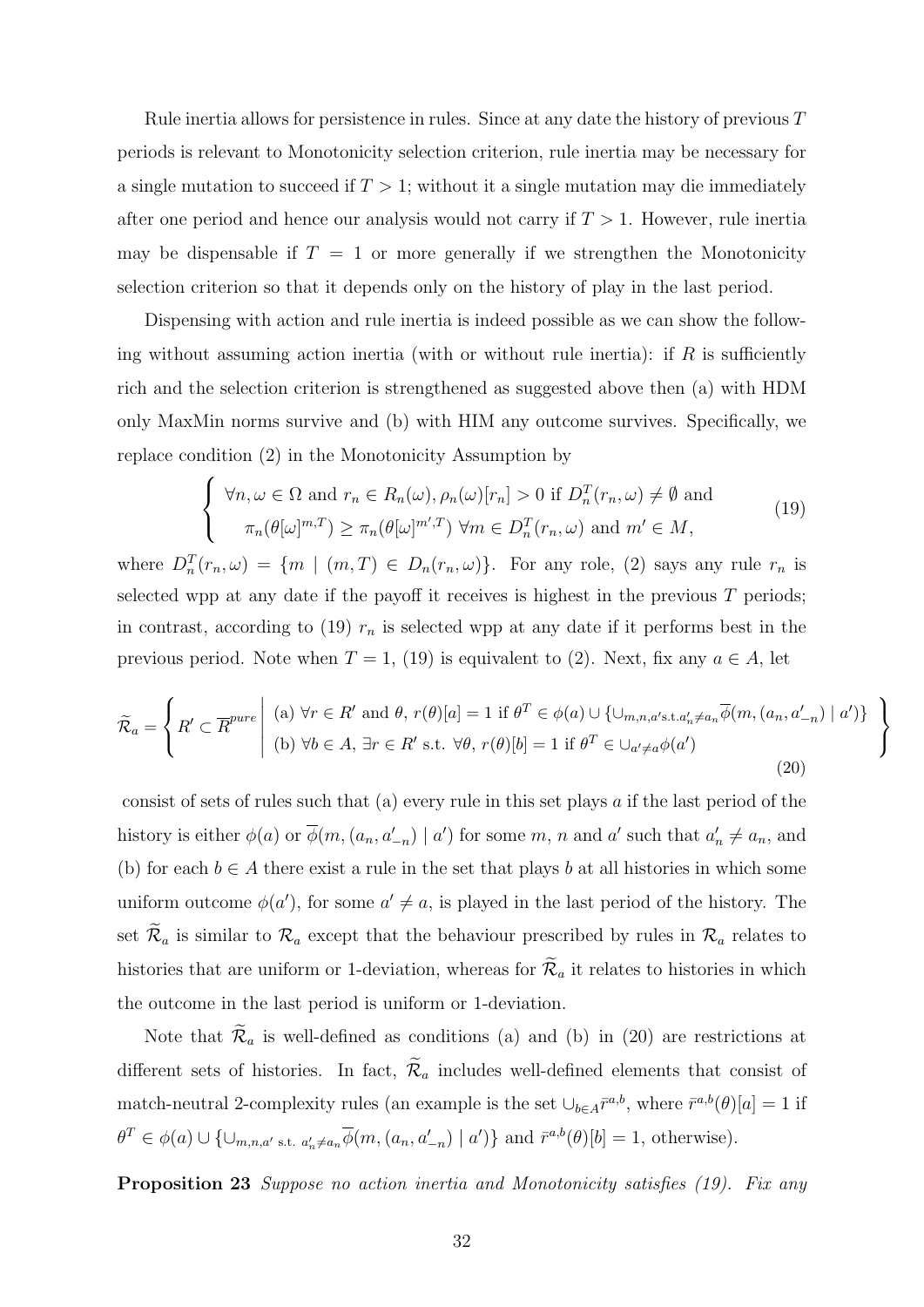Rule inertia allows for persistence in rules. Since at any date the history of previous $T$ periods is relevant to Monotonicity selection criterion, rule inertia may be necessary for a single mutation to succeed if $T > 1$; without it a single mutation may die immediately after one period and hence our analysis would not carry if $T > 1$. However, rule inertia may be dispensable if $T = 1$ or more generally if we strengthen the Monotonicity selection criterion so that it depends only on the history of play in the last period.

Dispensing with action and rule inertia is indeed possible as we can show the following without assuming action inertia (with or without rule inertia): if $R$ is sufficiently rich and the selection criterion is strengthened as suggested above then (a) with HDM only MaxMin norms survive and (b) with HIM any outcome survives. Specifically, we replace condition (2) in the Monotonicity Assumption by

$$\left\{ \begin{array}{l} \forall n, \omega \in \Omega \text{ and } r_n \in R_n(\omega), \rho_n(\omega)[r_n] > 0 \text{ if } D_n^T(r_n, \omega) \neq \emptyset \text{ and} \\ \quad \pi_n(\theta[\omega]^{m,T}) \geq \pi_n(\theta[\omega]^{m',T}) \ \forall m \in D_n^T(r_n, \omega) \text{ and } m' \in M, \end{array} \right. \tag{19}$$

where $D_n^T(r_n, \omega) = \{m \mid (m, T) \in D_n(r_n, \omega)\}$. For any role, (2) says any rule $r_n$ is selected wpp at any date if the payoff it receives is highest in the previous $T$ periods; in contrast, according to (19) $r_n$ is selected wpp at any date if it performs best in the previous period. Note when $T = 1$, (19) is equivalent to (2). Next, fix any $a \in A$, let

$$\widetilde{\mathcal{R}}_a = \left\{ R' \subset \overline{R}^{pure} \;\middle|\; \begin{array}{l} \text{(a) } \forall r \in R' \text{ and } \theta,\ r(\theta)[a] = 1 \text{ if } \theta^T \in \phi(a) \cup \{\cup_{m,n,a' \text{s.t.} a'_n \neq a_n} \overline{\phi}(m, (a_n, a'_{-n}) \mid a')\} \\ \text{(b) } \forall b \in A,\ \exists r \in R' \text{ s.t. } \forall \theta,\ r(\theta)[b] = 1 \text{ if } \theta^T \in \cup_{a' \neq a} \phi(a') \end{array} \right\} \tag{20}$$

consist of sets of rules such that (a) every rule in this set plays $a$ if the last period of the history is either $\phi(a)$ or $\overline{\phi}(m, (a_n, a'_{-n}) \mid a')$ for some $m$, $n$ and $a'$ such that $a'_n \neq a_n$, and (b) for each $b \in A$ there exist a rule in the set that plays $b$ at all histories in which some uniform outcome $\phi(a')$, for some $a' \neq a$, is played in the last period of the history. The set $\widetilde{\mathcal{R}}_a$ is similar to $\mathcal{R}_a$ except that the behaviour prescribed by rules in $\mathcal{R}_a$ relates to histories that are uniform or 1-deviation, whereas for $\widetilde{\mathcal{R}}_a$ it relates to histories in which the outcome in the last period is uniform or 1-deviation.

Note that $\widetilde{\mathcal{R}}_a$ is well-defined as conditions (a) and (b) in (20) are restrictions at different sets of histories. In fact, $\widetilde{\mathcal{R}}_a$ includes well-defined elements that consist of match-neutral 2-complexity rules (an example is the set $\cup_{b \in A} \bar{r}^{a,b}$, where $\bar{r}^{a,b}(\theta)[a] = 1$ if $\theta^T \in \phi(a) \cup \{\cup_{m,n,a' \text{ s.t. } a'_n \neq a_n} \overline{\phi}(m, (a_n, a'_{-n}) \mid a')\}$ and $\bar{r}^{a,b}(\theta)[b] = 1$, otherwise).

**Proposition 23** *Suppose no action inertia and Monotonicity satisfies (19). Fix any*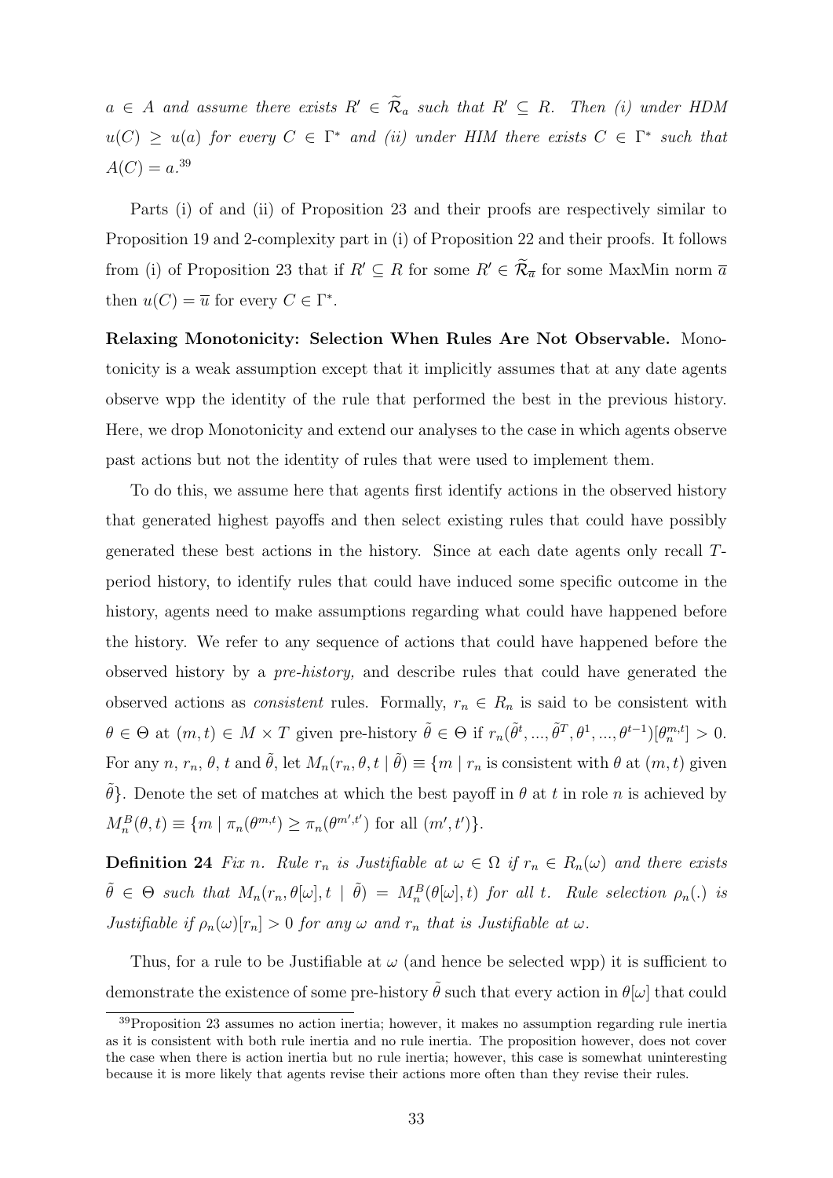*$a \in A$ and assume there exists $R' \in \widetilde{\mathcal{R}}_a$ such that $R' \subseteq R$. Then (i) under HDM $u(C) \geq u(a)$ for every $C \in \Gamma^*$ and (ii) under HIM there exists $C \in \Gamma^*$ such that $A(C) = a$.*[39]

Parts (i) of and (ii) of Proposition 23 and their proofs are respectively similar to Proposition 19 and 2-complexity part in (i) of Proposition 22 and their proofs. It follows from (i) of Proposition 23 that if $R' \subseteq R$ for some $R' \in \widetilde{\mathcal{R}}_{\overline{a}}$ for some MaxMin norm $\overline{a}$ then $u(C) = \overline{u}$ for every $C \in \Gamma^*$.

**Relaxing Monotonicity: Selection When Rules Are Not Observable.** Monotonicity is a weak assumption except that it implicitly assumes that at any date agents observe wpp the identity of the rule that performed the best in the previous history. Here, we drop Monotonicity and extend our analyses to the case in which agents observe past actions but not the identity of rules that were used to implement them.

To do this, we assume here that agents first identify actions in the observed history that generated highest payoffs and then select existing rules that could have possibly generated these best actions in the history. Since at each date agents only recall $T$-period history, to identify rules that could have induced some specific outcome in the history, agents need to make assumptions regarding what could have happened before the history. We refer to any sequence of actions that could have happened before the observed history by a *pre-history,* and describe rules that could have generated the observed actions as *consistent* rules. Formally, $r_n \in R_n$ is said to be consistent with $\theta \in \Theta$ at $(m, t) \in M \times T$ given pre-history $\tilde{\theta} \in \Theta$ if $r_n(\tilde{\theta}^t, ..., \tilde{\theta}^T, \theta^1, ..., \theta^{t-1})[\theta_n^{m,t}] > 0$. For any $n$, $r_n$, $\theta$, $t$ and $\tilde{\theta}$, let $M_n(r_n, \theta, t \mid \tilde{\theta}) \equiv \{m \mid r_n$ is consistent with $\theta$ at $(m, t)$ given $\tilde{\theta}\}$. Denote the set of matches at which the best payoff in $\theta$ at $t$ in role $n$ is achieved by $M_n^B(\theta, t) \equiv \{m \mid \pi_n(\theta^{m,t}) \geq \pi_n(\theta^{m',t'})$ for all $(m', t')\}$.

**Definition 24** *Fix $n$. Rule $r_n$ is Justifiable at $\omega \in \Omega$ if $r_n \in R_n(\omega)$ and there exists $\tilde{\theta} \in \Theta$ such that $M_n(r_n, \theta[\omega], t \mid \tilde{\theta}) = M_n^B(\theta[\omega], t)$ for all $t$. Rule selection $\rho_n(.)$ is Justifiable if $\rho_n(\omega)[r_n] > 0$ for any $\omega$ and $r_n$ that is Justifiable at $\omega$.*

Thus, for a rule to be Justifiable at $\omega$ (and hence be selected wpp) it is sufficient to demonstrate the existence of some pre-history $\tilde{\theta}$ such that every action in $\theta[\omega]$ that could

[39] Proposition 23 assumes no action inertia; however, it makes no assumption regarding rule inertia as it is consistent with both rule inertia and no rule inertia. The proposition however, does not cover the case when there is action inertia but no rule inertia; however, this case is somewhat uninteresting because it is more likely that agents revise their actions more often than they revise their rules.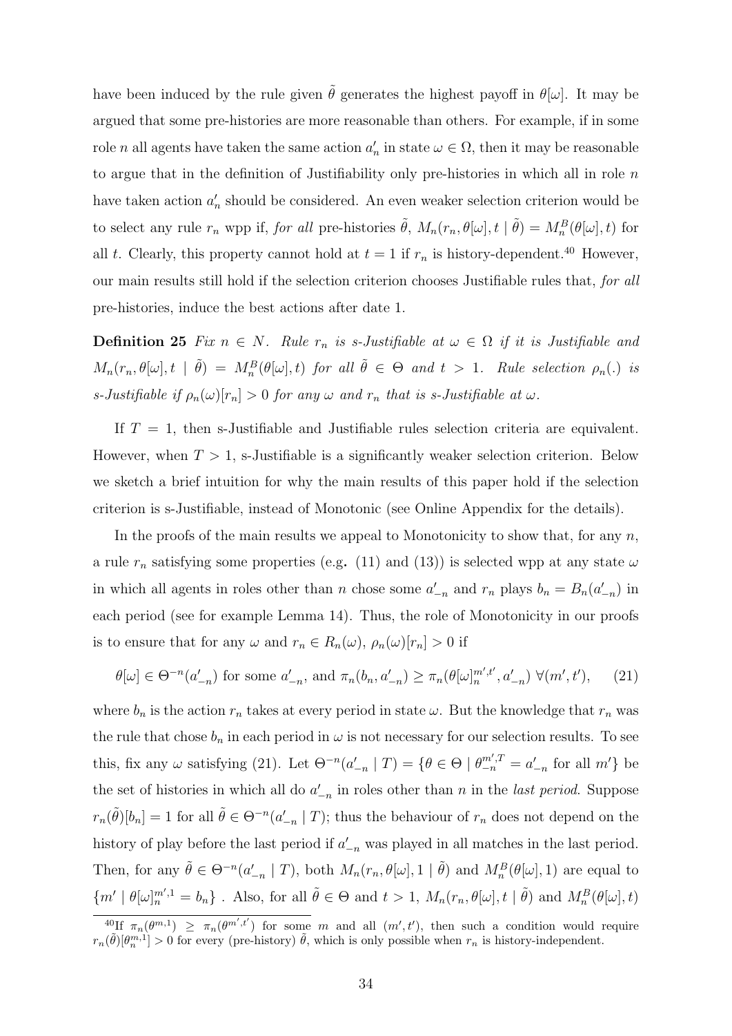have been induced by the rule given $\tilde{\theta}$ generates the highest payoff in $\theta[\omega]$. It may be argued that some pre-histories are more reasonable than others. For example, if in some role $n$ all agents have taken the same action $a'_n$ in state $\omega \in \Omega$, then it may be reasonable to argue that in the definition of Justifiability only pre-histories in which all in role $n$ have taken action $a'_n$ should be considered. An even weaker selection criterion would be to select any rule $r_n$ wpp if, *for all* pre-histories $\tilde{\theta}$, $M_n(r_n, \theta[\omega], t \mid \tilde{\theta}) = M_n^B(\theta[\omega], t)$ for all $t$. Clearly, this property cannot hold at $t = 1$ if $r_n$ is history-dependent.[40] However, our main results still hold if the selection criterion chooses Justifiable rules that, *for all* pre-histories, induce the best actions after date 1.

**Definition 25** *Fix $n \in N$. Rule $r_n$ is s-Justifiable at $\omega \in \Omega$ if it is Justifiable and $M_n(r_n, \theta[\omega], t \mid \tilde{\theta}) = M_n^B(\theta[\omega], t)$ for all $\tilde{\theta} \in \Theta$ and $t > 1$. Rule selection $\rho_n(.)$ is s-Justifiable if $\rho_n(\omega)[r_n] > 0$ for any $\omega$ and $r_n$ that is s-Justifiable at $\omega$.*

If $T = 1$, then s-Justifiable and Justifiable rules selection criteria are equivalent. However, when $T > 1$, s-Justifiable is a significantly weaker selection criterion. Below we sketch a brief intuition for why the main results of this paper hold if the selection criterion is s-Justifiable, instead of Monotonic (see Online Appendix for the details).

In the proofs of the main results we appeal to Monotonicity to show that, for any $n$, a rule $r_n$ satisfying some properties (e.g. (11) and (13)) is selected wpp at any state $\omega$ in which all agents in roles other than $n$ chose some $a'_{-n}$ and $r_n$ plays $b_n = B_n(a'_{-n})$ in each period (see for example Lemma 14). Thus, the role of Monotonicity in our proofs is to ensure that for any $\omega$ and $r_n \in R_n(\omega)$, $\rho_n(\omega)[r_n] > 0$ if

$$\theta[\omega] \in \Theta^{-n}(a'_{-n}) \text{ for some } a'_{-n}, \text{ and } \pi_n(b_n, a'_{-n}) \geq \pi_n(\theta[\omega]_n^{m',t'}, a'_{-n}) \ \forall (m', t'), \tag{21}$$

where $b_n$ is the action $r_n$ takes at every period in state $\omega$. But the knowledge that $r_n$ was the rule that chose $b_n$ in each period in $\omega$ is not necessary for our selection results. To see this, fix any $\omega$ satisfying (21). Let $\Theta^{-n}(a'_{-n} \mid T) = \{\theta \in \Theta \mid \theta_{-n}^{m',T} = a'_{-n} \text{ for all } m'\}$ be the set of histories in which all do $a'_{-n}$ in roles other than $n$ in the *last period*. Suppose $r_n(\tilde{\theta})[b_n] = 1$ for all $\tilde{\theta} \in \Theta^{-n}(a'_{-n} \mid T)$; thus the behaviour of $r_n$ does not depend on the history of play before the last period if $a'_{-n}$ was played in all matches in the last period. Then, for any $\tilde{\theta} \in \Theta^{-n}(a'_{-n} \mid T)$, both $M_n(r_n, \theta[\omega], 1 \mid \tilde{\theta})$ and $M_n^B(\theta[\omega], 1)$ are equal to $\{m' \mid \theta[\omega]_n^{m',1} = b_n\}$ . Also, for all $\tilde{\theta} \in \Theta$ and $t > 1$, $M_n(r_n, \theta[\omega], t \mid \tilde{\theta})$ and $M_n^B(\theta[\omega], t)$

[40] If $\pi_n(\theta^{m,1}) \geq \pi_n(\theta^{m',t'})$ for some $m$ and all $(m', t')$, then such a condition would require $r_n(\tilde{\theta})[\theta_n^{m,1}] > 0$ for every (pre-history) $\tilde{\theta}$, which is only possible when $r_n$ is history-independent.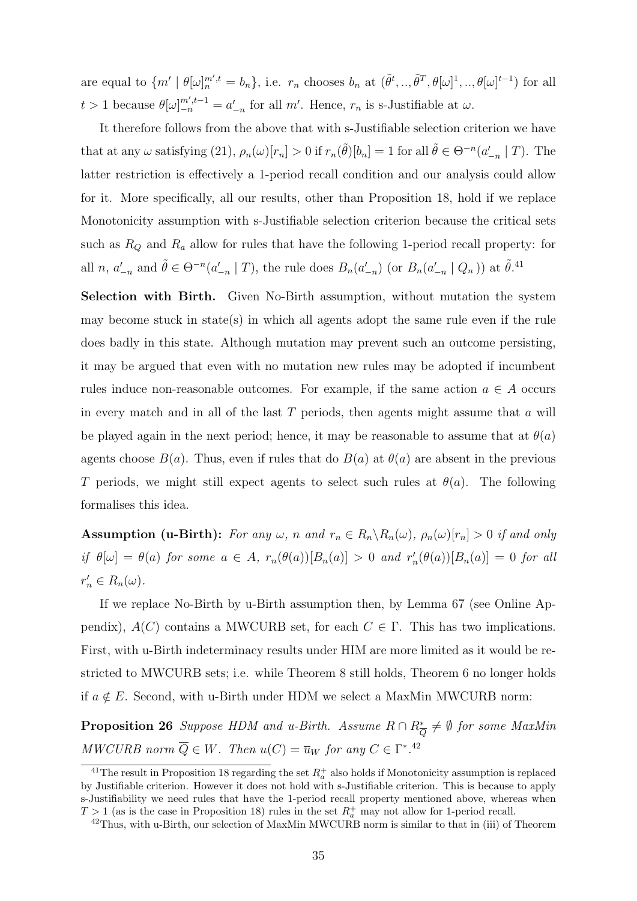are equal to $\{m' \mid \theta[\omega]_n^{m',t} = b_n\}$, i.e. $r_n$ chooses $b_n$ at $(\tilde{\theta}^t, .., \tilde{\theta}^T, \theta[\omega]^1, .., \theta[\omega]^{t-1})$ for all $t > 1$ because $\theta[\omega]_{-n}^{m',t-1} = a'_{-n}$ for all $m'$. Hence, $r_n$ is s-Justifiable at $\omega$.

It therefore follows from the above that with s-Justifiable selection criterion we have that at any $\omega$ satisfying (21), $\rho_n(\omega)[r_n] > 0$ if $r_n(\tilde{\theta})[b_n] = 1$ for all $\tilde{\theta} \in \Theta^{-n}(a'_{-n} \mid T)$. The latter restriction is effectively a 1-period recall condition and our analysis could allow for it. More specifically, all our results, other than Proposition 18, hold if we replace Monotonicity assumption with s-Justifiable selection criterion because the critical sets such as $R_Q$ and $R_a$ allow for rules that have the following 1-period recall property: for all $n$, $a'_{-n}$ and $\tilde{\theta} \in \Theta^{-n}(a'_{-n} \mid T)$, the rule does $B_n(a'_{-n})$ (or $B_n(a'_{-n} \mid Q_n)$) at $\tilde{\theta}$.[41]

**Selection with Birth.** Given No-Birth assumption, without mutation the system may become stuck in state(s) in which all agents adopt the same rule even if the rule does badly in this state. Although mutation may prevent such an outcome persisting, it may be argued that even with no mutation new rules may be adopted if incumbent rules induce non-reasonable outcomes. For example, if the same action $a \in A$ occurs in every match and in all of the last $T$ periods, then agents might assume that $a$ will be played again in the next period; hence, it may be reasonable to assume that at $\theta(a)$ agents choose $B(a)$. Thus, even if rules that do $B(a)$ at $\theta(a)$ are absent in the previous $T$ periods, we might still expect agents to select such rules at $\theta(a)$. The following formalises this idea.

**Assumption (u-Birth):** *For any $\omega$, $n$ and $r_n \in R_n \backslash R_n(\omega)$, $\rho_n(\omega)[r_n] > 0$ if and only if $\theta[\omega] = \theta(a)$ for some $a \in A$, $r_n(\theta(a))[B_n(a)] > 0$ and $r'_n(\theta(a))[B_n(a)] = 0$ for all $r'_n \in R_n(\omega)$.*

If we replace No-Birth by u-Birth assumption then, by Lemma 67 (see Online Appendix), $A(C)$ contains a MWCURB set, for each $C \in \Gamma$. This has two implications. First, with u-Birth indeterminacy results under HIM are more limited as it would be restricted to MWCURB sets; i.e. while Theorem 8 still holds, Theorem 6 no longer holds if $a \notin E$. Second, with u-Birth under HDM we select a MaxMin MWCURB norm:

**Proposition 26** *Suppose HDM and u-Birth. Assume $R \cap R^*_{\overline{Q}} \neq \emptyset$ for some MaxMin MWCURB norm $\overline{Q} \in W$. Then $u(C) = \overline{u}_W$ for any $C \in \Gamma^*$.*[42]

---

[41] The result in Proposition 18 regarding the set $R_a^+$ also holds if Monotonicity assumption is replaced by Justifiable criterion. However it does not hold with s-Justifiable criterion. This is because to apply s-Justifiability we need rules that have the 1-period recall property mentioned above, whereas when $T > 1$ (as is the case in Proposition 18) rules in the set $R_a^+$ may not allow for 1-period recall.

[42] Thus, with u-Birth, our selection of MaxMin MWCURB norm is similar to that in (iii) of Theorem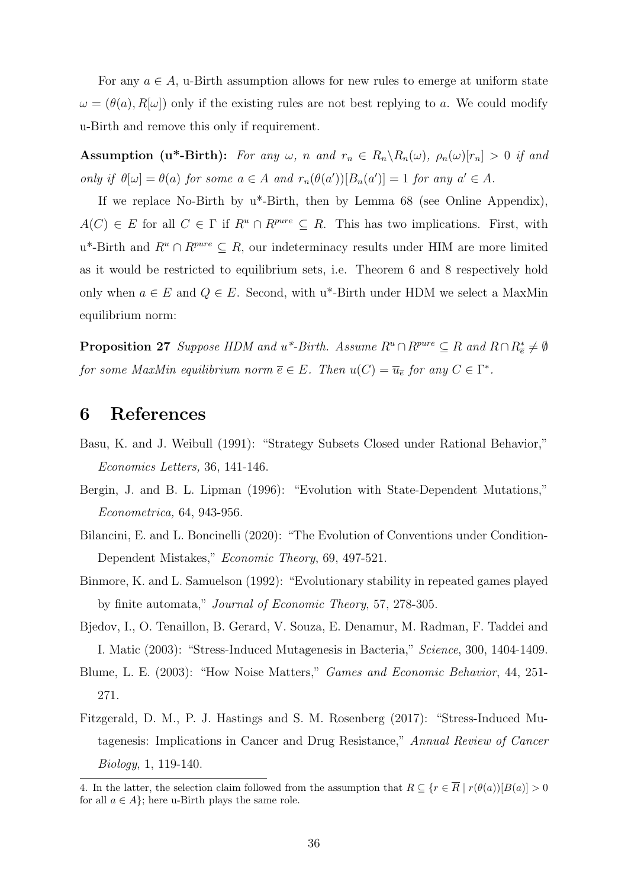For any $a \in A$, u-Birth assumption allows for new rules to emerge at uniform state $\omega = (\theta(a), R[\omega])$ only if the existing rules are not best replying to $a$. We could modify u-Birth and remove this only if requirement.

**Assumption (u*-Birth):** *For any $\omega$, $n$ and $r_n \in R_n \backslash R_n(\omega)$, $\rho_n(\omega)[r_n] > 0$ if and only if $\theta[\omega] = \theta(a)$ for some $a \in A$ and $r_n(\theta(a'))[B_n(a')] = 1$ for any $a' \in A$.*

If we replace No-Birth by u*-Birth, then by Lemma 68 (see Online Appendix), $A(C) \in E$ for all $C \in \Gamma$ if $R^u \cap R^{pure} \subseteq R$. This has two implications. First, with u*-Birth and $R^u \cap R^{pure} \subseteq R$, our indeterminacy results under HIM are more limited as it would be restricted to equilibrium sets, i.e. Theorem 6 and 8 respectively hold only when $a \in E$ and $Q \in E$. Second, with u*-Birth under HDM we select a MaxMin equilibrium norm:

**Proposition 27** *Suppose HDM and u*-Birth. Assume $R^u \cap R^{pure} \subseteq R$ and $R \cap R^*_{\overline{e}} \neq \emptyset$ for some MaxMin equilibrium norm $\overline{e} \in E$. Then $u(C) = \overline{u}_{\overline{e}}$ for any $C \in \Gamma^*$.*

# 6 References

Basu, K. and J. Weibull (1991): "Strategy Subsets Closed under Rational Behavior," *Economics Letters,* 36, 141-146.

Bergin, J. and B. L. Lipman (1996): "Evolution with State-Dependent Mutations," *Econometrica,* 64, 943-956.

Bilancini, E. and L. Boncinelli (2020): "The Evolution of Conventions under Condition-Dependent Mistakes," *Economic Theory*, 69, 497-521.

Binmore, K. and L. Samuelson (1992): "Evolutionary stability in repeated games played by finite automata," *Journal of Economic Theory*, 57, 278-305.

Bjedov, I., O. Tenaillon, B. Gerard, V. Souza, E. Denamur, M. Radman, F. Taddei and I. Matic (2003): "Stress-Induced Mutagenesis in Bacteria," *Science*, 300, 1404-1409.

Blume, L. E. (2003): "How Noise Matters," *Games and Economic Behavior*, 44, 251-271.

Fitzgerald, D. M., P. J. Hastings and S. M. Rosenberg (2017): "Stress-Induced Mutagenesis: Implications in Cancer and Drug Resistance," *Annual Review of Cancer Biology*, 1, 119-140.

4. In the latter, the selection claim followed from the assumption that $R \subseteq \{r \in \overline{R} \mid r(\theta(a))[B(a)] > 0$ for all $a \in A\}$; here u-Birth plays the same role.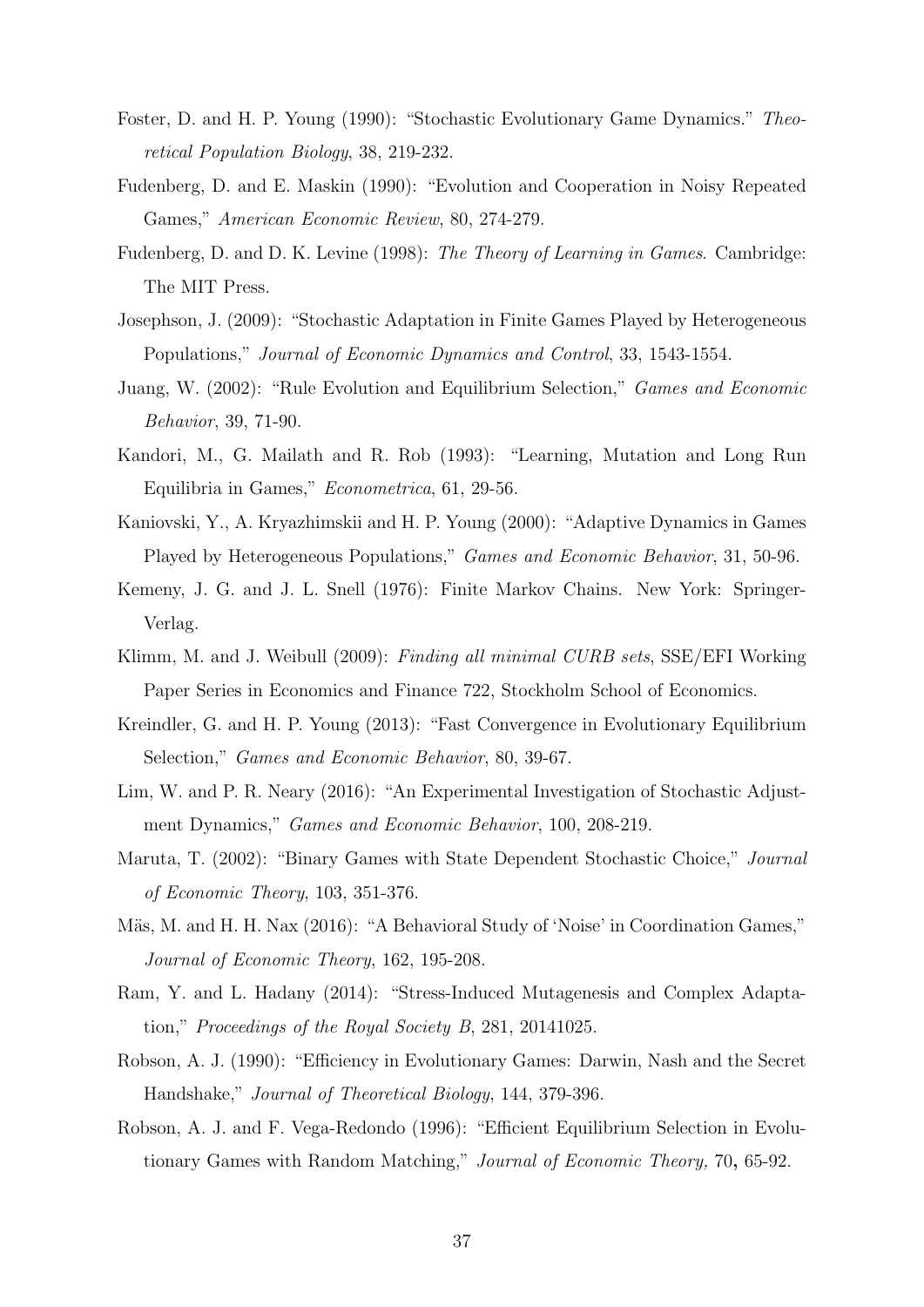Foster, D. and H. P. Young (1990): "Stochastic Evolutionary Game Dynamics." *Theoretical Population Biology*, 38, 219-232.

Fudenberg, D. and E. Maskin (1990): "Evolution and Cooperation in Noisy Repeated Games," *American Economic Review*, 80, 274-279.

Fudenberg, D. and D. K. Levine (1998): *The Theory of Learning in Games*. Cambridge: The MIT Press.

Josephson, J. (2009): "Stochastic Adaptation in Finite Games Played by Heterogeneous Populations," *Journal of Economic Dynamics and Control*, 33, 1543-1554.

Juang, W. (2002): "Rule Evolution and Equilibrium Selection," *Games and Economic Behavior*, 39, 71-90.

Kandori, M., G. Mailath and R. Rob (1993): "Learning, Mutation and Long Run Equilibria in Games," *Econometrica*, 61, 29-56.

Kaniovski, Y., A. Kryazhimskii and H. P. Young (2000): "Adaptive Dynamics in Games Played by Heterogeneous Populations," *Games and Economic Behavior*, 31, 50-96.

Kemeny, J. G. and J. L. Snell (1976): Finite Markov Chains. New York: Springer-Verlag.

Klimm, M. and J. Weibull (2009): *Finding all minimal CURB sets*, SSE/EFI Working Paper Series in Economics and Finance 722, Stockholm School of Economics.

Kreindler, G. and H. P. Young (2013): "Fast Convergence in Evolutionary Equilibrium Selection," *Games and Economic Behavior*, 80, 39-67.

Lim, W. and P. R. Neary (2016): "An Experimental Investigation of Stochastic Adjustment Dynamics," *Games and Economic Behavior*, 100, 208-219.

Maruta, T. (2002): "Binary Games with State Dependent Stochastic Choice," *Journal of Economic Theory*, 103, 351-376.

Mäs, M. and H. H. Nax (2016): "A Behavioral Study of 'Noise' in Coordination Games," *Journal of Economic Theory*, 162, 195-208.

Ram, Y. and L. Hadany (2014): "Stress-Induced Mutagenesis and Complex Adaptation," *Proceedings of the Royal Society B*, 281, 20141025.

Robson, A. J. (1990): "Efficiency in Evolutionary Games: Darwin, Nash and the Secret Handshake," *Journal of Theoretical Biology*, 144, 379-396.

Robson, A. J. and F. Vega-Redondo (1996): "Efficient Equilibrium Selection in Evolutionary Games with Random Matching," *Journal of Economic Theory,* 70**,** 65-92.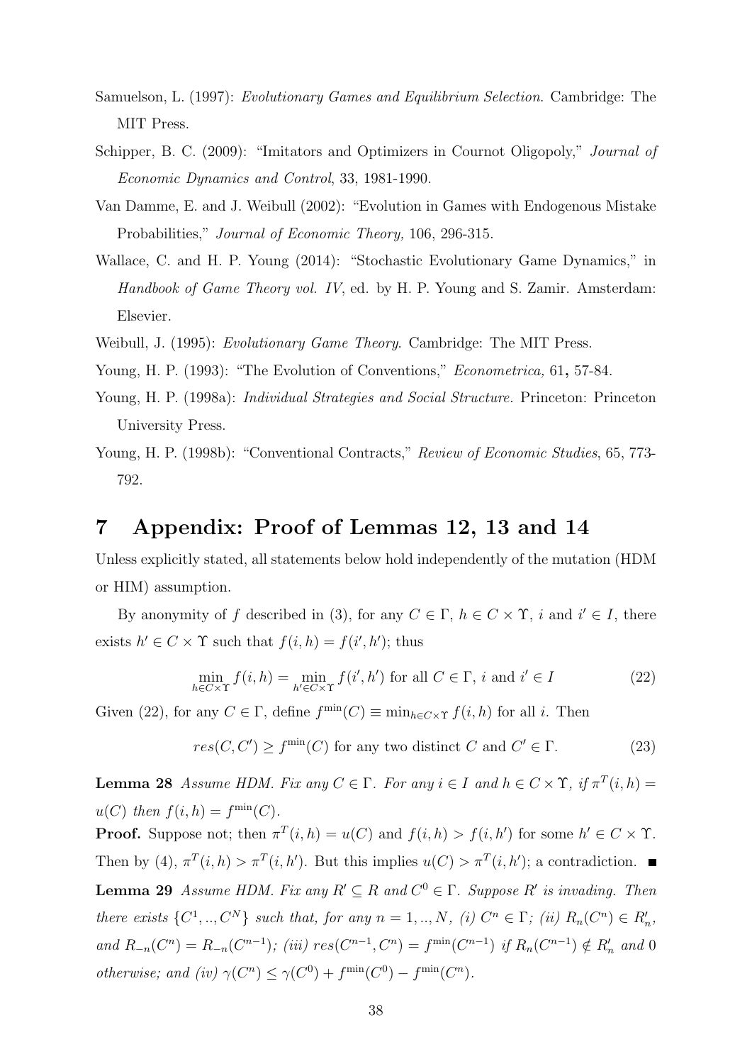Samuelson, L. (1997): *Evolutionary Games and Equilibrium Selection*. Cambridge: The MIT Press.

Schipper, B. C. (2009): "Imitators and Optimizers in Cournot Oligopoly," *Journal of Economic Dynamics and Control*, 33, 1981-1990.

Van Damme, E. and J. Weibull (2002): "Evolution in Games with Endogenous Mistake Probabilities," *Journal of Economic Theory,* 106, 296-315.

Wallace, C. and H. P. Young (2014): "Stochastic Evolutionary Game Dynamics," in *Handbook of Game Theory vol. IV*, ed. by H. P. Young and S. Zamir. Amsterdam: Elsevier.

Weibull, J. (1995): *Evolutionary Game Theory*. Cambridge: The MIT Press.

Young, H. P. (1993): "The Evolution of Conventions," *Econometrica,* 61**,** 57-84.

Young, H. P. (1998a): *Individual Strategies and Social Structure.* Princeton: Princeton University Press.

Young, H. P. (1998b): "Conventional Contracts," *Review of Economic Studies*, 65, 773-792.

# 7 Appendix: Proof of Lemmas 12, 13 and 14

Unless explicitly stated, all statements below hold independently of the mutation (HDM or HIM) assumption.

By anonymity of $f$ described in (3), for any $C \in \Gamma$, $h \in C \times \Upsilon$, $i$ and $i' \in I$, there exists $h' \in C \times \Upsilon$ such that $f(i,h) = f(i',h')$; thus

$$\min_{h \in C \times \Upsilon} f(i,h) = \min_{h' \in C \times \Upsilon} f(i',h') \text{ for all } C \in \Gamma,\ i \text{ and } i' \in I \tag{22}$$

Given (22), for any $C \in \Gamma$, define $f^{\min}(C) \equiv \min_{h \in C \times \Upsilon} f(i,h)$ for all $i$. Then

$$res(C,C') \geq f^{\min}(C) \text{ for any two distinct } C \text{ and } C' \in \Gamma. \tag{23}$$

**Lemma 28** *Assume HDM. Fix any $C \in \Gamma$. For any $i \in I$ and $h \in C \times \Upsilon$, if $\pi^T(i,h) = u(C)$ then $f(i,h) = f^{\min}(C)$.*

**Proof.** Suppose not; then $\pi^T(i,h) = u(C)$ and $f(i,h) > f(i,h')$ for some $h' \in C \times \Upsilon$. Then by (4), $\pi^T(i,h) > \pi^T(i,h')$. But this implies $u(C) > \pi^T(i,h')$; a contradiction. ■

**Lemma 29** *Assume HDM. Fix any $R' \subseteq R$ and $C^0 \in \Gamma$. Suppose $R'$ is invading. Then there exists $\{C^1,..,C^N\}$ such that, for any $n = 1,..,N$, (i) $C^n \in \Gamma$; (ii) $R_n(C^n) \in R'_n$, and $R_{-n}(C^n) = R_{-n}(C^{n-1})$; (iii) $res(C^{n-1},C^n) = f^{\min}(C^{n-1})$ if $R_n(C^{n-1}) \notin R'_n$ and 0 otherwise; and (iv) $\gamma(C^n) \leq \gamma(C^0) + f^{\min}(C^0) - f^{\min}(C^n)$.*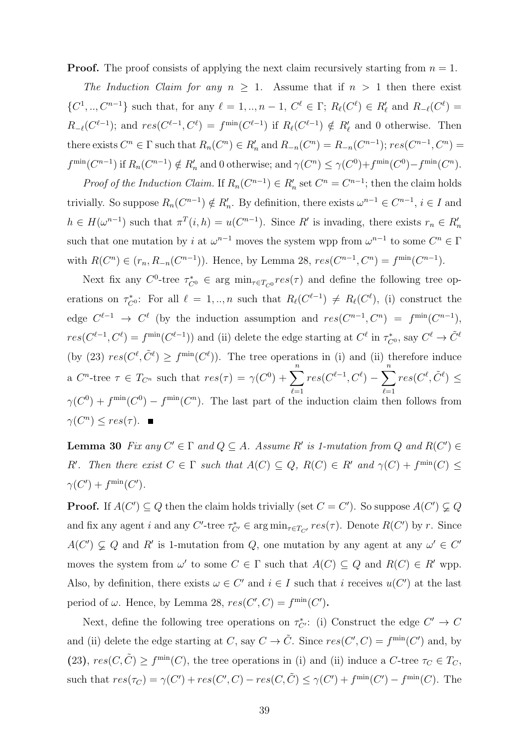**Proof.** The proof consists of applying the next claim recursively starting from $n = 1$.

*The Induction Claim for any $n \geq 1$.* Assume that if $n > 1$ then there exist $\{C^1, .., C^{n-1}\}$ such that, for any $\ell = 1, .., n-1$, $C^\ell \in \Gamma$; $R_\ell(C^\ell) \in R'_\ell$ and $R_{-\ell}(C^\ell) = R_{-\ell}(C^{\ell-1})$; and $res(C^{\ell-1}, C^\ell) = f^{\min}(C^{\ell-1})$ if $R_\ell(C^{\ell-1}) \notin R'_\ell$ and 0 otherwise. Then there exists $C^n \in \Gamma$ such that $R_n(C^n) \in R'_n$ and $R_{-n}(C^n) = R_{-n}(C^{n-1})$; $res(C^{n-1}, C^n) = f^{\min}(C^{n-1})$ if $R_n(C^{n-1}) \notin R'_n$ and 0 otherwise; and $\gamma(C^n) \leq \gamma(C^0) + f^{\min}(C^0) - f^{\min}(C^n)$.

*Proof of the Induction Claim.* If $R_n(C^{n-1}) \in R'_n$ set $C^n = C^{n-1}$; then the claim holds trivially. So suppose $R_n(C^{n-1}) \notin R'_n$. By definition, there exists $\omega^{n-1} \in C^{n-1}$, $i \in I$ and $h \in H(\omega^{n-1})$ such that $\pi^T(i, h) = u(C^{n-1})$. Since $R'$ is invading, there exists $r_n \in R'_n$ such that one mutation by $i$ at $\omega^{n-1}$ moves the system wpp from $\omega^{n-1}$ to some $C^n \in \Gamma$ with $R(C^n) \in (r_n, R_{-n}(C^{n-1}))$. Hence, by Lemma 28, $res(C^{n-1}, C^n) = f^{\min}(C^{n-1})$.

Next fix any $C^0$-tree $\tau^*_{C^0} \in \arg\min_{\tau \in T_{C^0}} res(\tau)$ and define the following tree operations on $\tau^*_{C^0}$: For all $\ell = 1, .., n$ such that $R_\ell(C^{\ell-1}) \neq R_\ell(C^\ell)$, (i) construct the edge $C^{\ell-1} \to C^\ell$ (by the induction assumption and $res(C^{n-1}, C^n) = f^{\min}(C^{n-1})$, $res(C^{\ell-1}, C^\ell) = f^{\min}(C^{\ell-1})$) and (ii) delete the edge starting at $C^\ell$ in $\tau^*_{C^0}$, say $C^\ell \to \tilde{C}^\ell$ (by (23) $res(C^\ell, \tilde{C}^\ell) \geq f^{\min}(C^\ell)$). The tree operations in (i) and (ii) therefore induce a $C^n$-tree $\tau \in T_{C^n}$ such that $res(\tau) = \gamma(C^0) + \sum_{\ell=1}^{n} res(C^{\ell-1}, C^\ell) - \sum_{\ell=1}^{n} res(C^\ell, \tilde{C}^\ell) \leq \gamma(C^0) + f^{\min}(C^0) - f^{\min}(C^n)$. The last part of the induction claim then follows from $\gamma(C^n) \leq res(\tau)$. ■

**Lemma 30** *Fix any $C' \in \Gamma$ and $Q \subseteq A$. Assume $R'$ is 1-mutation from $Q$ and $R(C') \in R'$. Then there exist $C \in \Gamma$ such that $A(C) \subseteq Q$, $R(C) \in R'$ and $\gamma(C) + f^{\min}(C) \leq \gamma(C') + f^{\min}(C')$.*

**Proof.** If $A(C') \subseteq Q$ then the claim holds trivially (set $C = C'$). So suppose $A(C') \subsetneq Q$ and fix any agent $i$ and any $C'$-tree $\tau^*_{C'} \in \arg\min_{\tau \in T_{C'}} res(\tau)$. Denote $R(C')$ by $r$. Since $A(C') \subsetneq Q$ and $R'$ is 1-mutation from $Q$, one mutation by any agent at any $\omega' \in C'$ moves the system from $\omega'$ to some $C \in \Gamma$ such that $A(C) \subseteq Q$ and $R(C) \in R'$ wpp. Also, by definition, there exists $\omega \in C'$ and $i \in I$ such that $i$ receives $u(C')$ at the last period of $\omega$. Hence, by Lemma 28, $res(C', C) = f^{\min}(C')$.

Next, define the following tree operations on $\tau^*_{C'}$: (i) Construct the edge $C' \to C$ and (ii) delete the edge starting at $C$, say $C \to \tilde{C}$. Since $res(C', C) = f^{\min}(C')$ and, by (23), $res(C, \tilde{C}) \geq f^{\min}(C)$, the tree operations in (i) and (ii) induce a $C$-tree $\tau_C \in T_C$, such that $res(\tau_C) = \gamma(C') + res(C', C) - res(C, \tilde{C}) \leq \gamma(C') + f^{\min}(C') - f^{\min}(C)$. The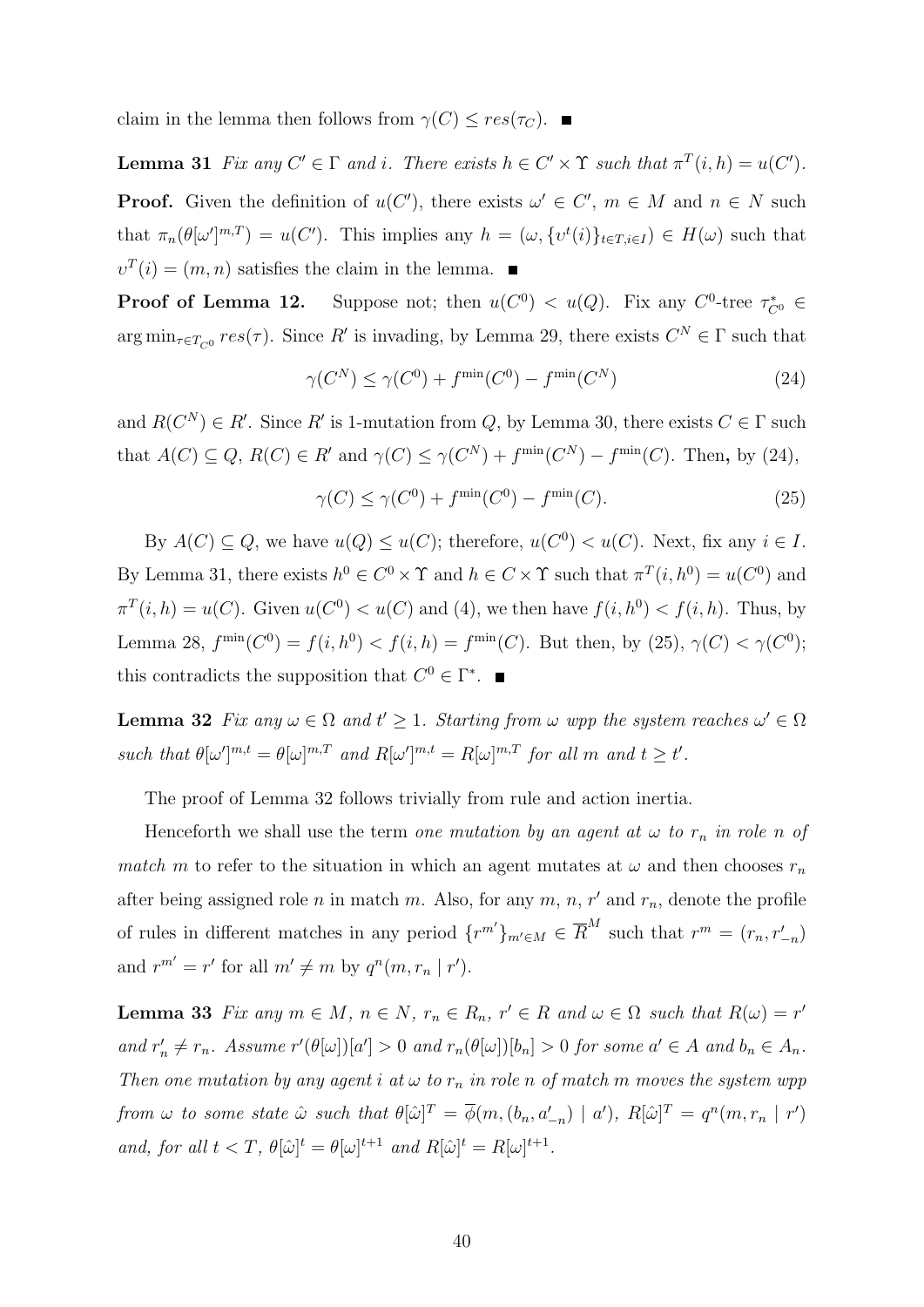claim in the lemma then follows from $\gamma(C) \leq res(\tau_C)$. ■

**Lemma 31** *Fix any $C' \in \Gamma$ and $i$. There exists $h \in C' \times \Upsilon$ such that $\pi^T(i,h) = u(C')$.*

**Proof.** Given the definition of $u(C')$, there exists $\omega' \in C'$, $m \in M$ and $n \in N$ such that $\pi_n(\theta[\omega']^{m,T}) = u(C')$. This implies any $h = (\omega, \{\upsilon^t(i)\}_{t\in T, i\in I}) \in H(\omega)$ such that $\upsilon^T(i) = (m,n)$ satisfies the claim in the lemma. ■

**Proof of Lemma 12.** Suppose not; then $u(C^0) < u(Q)$. Fix any $C^0$-tree $\tau^*_{C^0} \in \arg\min_{\tau \in T_{C^0}} res(\tau)$. Since $R'$ is invading, by Lemma 29, there exists $C^N \in \Gamma$ such that

$$\gamma(C^N) \leq \gamma(C^0) + f^{\min}(C^0) - f^{\min}(C^N) \tag{24}$$

and $R(C^N) \in R'$. Since $R'$ is 1-mutation from $Q$, by Lemma 30, there exists $C \in \Gamma$ such that $A(C) \subseteq Q$, $R(C) \in R'$ and $\gamma(C) \leq \gamma(C^N) + f^{\min}(C^N) - f^{\min}(C)$. Then, by (24),

$$\gamma(C) \leq \gamma(C^0) + f^{\min}(C^0) - f^{\min}(C). \tag{25}$$

By $A(C) \subseteq Q$, we have $u(Q) \leq u(C)$; therefore, $u(C^0) < u(C)$. Next, fix any $i \in I$. By Lemma 31, there exists $h^0 \in C^0 \times \Upsilon$ and $h \in C \times \Upsilon$ such that $\pi^T(i,h^0) = u(C^0)$ and $\pi^T(i,h) = u(C)$. Given $u(C^0) < u(C)$ and (4), we then have $f(i,h^0) < f(i,h)$. Thus, by Lemma 28, $f^{\min}(C^0) = f(i,h^0) < f(i,h) = f^{\min}(C)$. But then, by (25), $\gamma(C) < \gamma(C^0)$; this contradicts the supposition that $C^0 \in \Gamma^*$. ■

**Lemma 32** *Fix any $\omega \in \Omega$ and $t' \geq 1$. Starting from $\omega$ wpp the system reaches $\omega' \in \Omega$ such that $\theta[\omega']^{m,t} = \theta[\omega]^{m,T}$ and $R[\omega']^{m,t} = R[\omega]^{m,T}$ for all $m$ and $t \geq t'$.*

The proof of Lemma 32 follows trivially from rule and action inertia.

Henceforth we shall use the term *one mutation by an agent at $\omega$ to $r_n$ in role $n$ of match $m$* to refer to the situation in which an agent mutates at $\omega$ and then chooses $r_n$ after being assigned role $n$ in match $m$. Also, for any $m$, $n$, $r'$ and $r_n$, denote the profile of rules in different matches in any period $\{r^{m'}\}_{m'\in M} \in \overline{R}^M$ such that $r^m = (r_n, r'_{-n})$ and $r^{m'} = r'$ for all $m' \neq m$ by $q^n(m, r_n \mid r')$.

**Lemma 33** *Fix any $m \in M$, $n \in N$, $r_n \in R_n$, $r' \in R$ and $\omega \in \Omega$ such that $R(\omega) = r'$ and $r'_n \neq r_n$. Assume $r'(\theta[\omega])[a'] > 0$ and $r_n(\theta[\omega])[b_n] > 0$ for some $a' \in A$ and $b_n \in A_n$. Then one mutation by any agent $i$ at $\omega$ to $r_n$ in role $n$ of match $m$ moves the system wpp from $\omega$ to some state $\hat{\omega}$ such that $\theta[\hat{\omega}]^T = \overline{\phi}(m, (b_n, a'_{-n}) \mid a')$, $R[\hat{\omega}]^T = q^n(m, r_n \mid r')$ and, for all $t < T$, $\theta[\hat{\omega}]^t = \theta[\omega]^{t+1}$ and $R[\hat{\omega}]^t = R[\omega]^{t+1}$.*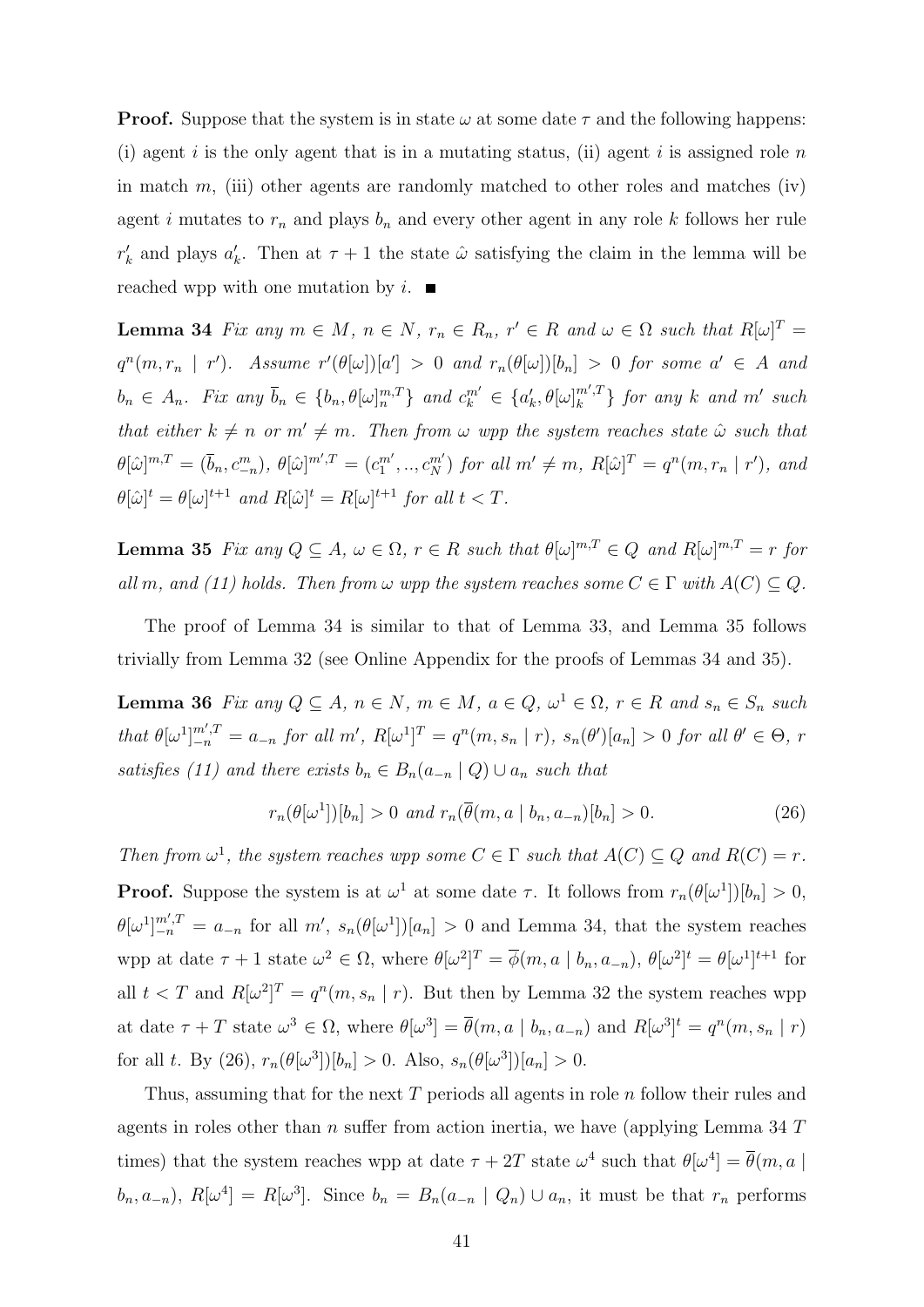**Proof.** Suppose that the system is in state $\omega$ at some date $\tau$ and the following happens: (i) agent $i$ is the only agent that is in a mutating status, (ii) agent $i$ is assigned role $n$ in match $m$, (iii) other agents are randomly matched to other roles and matches (iv) agent $i$ mutates to $r_n$ and plays $b_n$ and every other agent in any role $k$ follows her rule $r'_k$ and plays $a'_k$. Then at $\tau + 1$ the state $\hat{\omega}$ satisfying the claim in the lemma will be reached wpp with one mutation by $i$. ■

**Lemma 34** *Fix any $m \in M$, $n \in N$, $r_n \in R_n$, $r' \in R$ and $\omega \in \Omega$ such that $R[\omega]^T = q^n(m, r_n \mid r')$. Assume $r'(\theta[\omega])[a'] > 0$ and $r_n(\theta[\omega])[b_n] > 0$ for some $a' \in A$ and $b_n \in A_n$. Fix any $\overline{b}_n \in \{b_n, \theta[\omega]^{m,T}_n\}$ and $c^{m'}_k \in \{a'_k, \theta[\omega]^{m',T}_k\}$ for any $k$ and $m'$ such that either $k \neq n$ or $m' \neq m$. Then from $\omega$ wpp the system reaches state $\hat{\omega}$ such that $\theta[\hat{\omega}]^{m,T} = (\overline{b}_n, c^m_{-n})$, $\theta[\hat{\omega}]^{m',T} = (c^{m'}_1, .., c^{m'}_N)$ for all $m' \neq m$, $R[\hat{\omega}]^T = q^n(m, r_n \mid r')$, and $\theta[\hat{\omega}]^t = \theta[\omega]^{t+1}$ and $R[\hat{\omega}]^t = R[\omega]^{t+1}$ for all $t < T$.*

**Lemma 35** *Fix any $Q \subseteq A$, $\omega \in \Omega$, $r \in R$ such that $\theta[\omega]^{m,T} \in Q$ and $R[\omega]^{m,T} = r$ for all $m$, and (11) holds. Then from $\omega$ wpp the system reaches some $C \in \Gamma$ with $A(C) \subseteq Q$.*

The proof of Lemma 34 is similar to that of Lemma 33, and Lemma 35 follows trivially from Lemma 32 (see Online Appendix for the proofs of Lemmas 34 and 35).

**Lemma 36** *Fix any $Q \subseteq A$, $n \in N$, $m \in M$, $a \in Q$, $\omega^1 \in \Omega$, $r \in R$ and $s_n \in S_n$ such that $\theta[\omega^1]^{m',T}_{-n} = a_{-n}$ for all $m'$, $R[\omega^1]^T = q^n(m, s_n \mid r)$, $s_n(\theta')[a_n] > 0$ for all $\theta' \in \Theta$, $r$ satisfies (11) and there exists $b_n \in B_n(a_{-n} \mid Q) \cup a_n$ such that*

$$r_n(\theta[\omega^1])[b_n] > 0 \text{ and } r_n(\overline{\theta}(m, a \mid b_n, a_{-n})[b_n] > 0. \tag{26}$$

*Then from $\omega^1$, the system reaches wpp some $C \in \Gamma$ such that $A(C) \subseteq Q$ and $R(C) = r$.*

**Proof.** Suppose the system is at $\omega^1$ at some date $\tau$. It follows from $r_n(\theta[\omega^1])[b_n] > 0$, $\theta[\omega^1]^{m',T}_{-n} = a_{-n}$ for all $m'$, $s_n(\theta[\omega^1])[a_n] > 0$ and Lemma 34, that the system reaches wpp at date $\tau + 1$ state $\omega^2 \in \Omega$, where $\theta[\omega^2]^T = \overline{\phi}(m, a \mid b_n, a_{-n})$, $\theta[\omega^2]^t = \theta[\omega^1]^{t+1}$ for all $t < T$ and $R[\omega^2]^T = q^n(m, s_n \mid r)$. But then by Lemma 32 the system reaches wpp at date $\tau + T$ state $\omega^3 \in \Omega$, where $\theta[\omega^3] = \overline{\theta}(m, a \mid b_n, a_{-n})$ and $R[\omega^3]^t = q^n(m, s_n \mid r)$ for all $t$. By (26), $r_n(\theta[\omega^3])[b_n] > 0$. Also, $s_n(\theta[\omega^3])[a_n] > 0$.

Thus, assuming that for the next $T$ periods all agents in role $n$ follow their rules and agents in roles other than $n$ suffer from action inertia, we have (applying Lemma 34 $T$ times) that the system reaches wpp at date $\tau + 2T$ state $\omega^4$ such that $\theta[\omega^4] = \overline{\theta}(m, a \mid b_n, a_{-n})$, $R[\omega^4] = R[\omega^3]$. Since $b_n = B_n(a_{-n} \mid Q_n) \cup a_n$, it must be that $r_n$ performs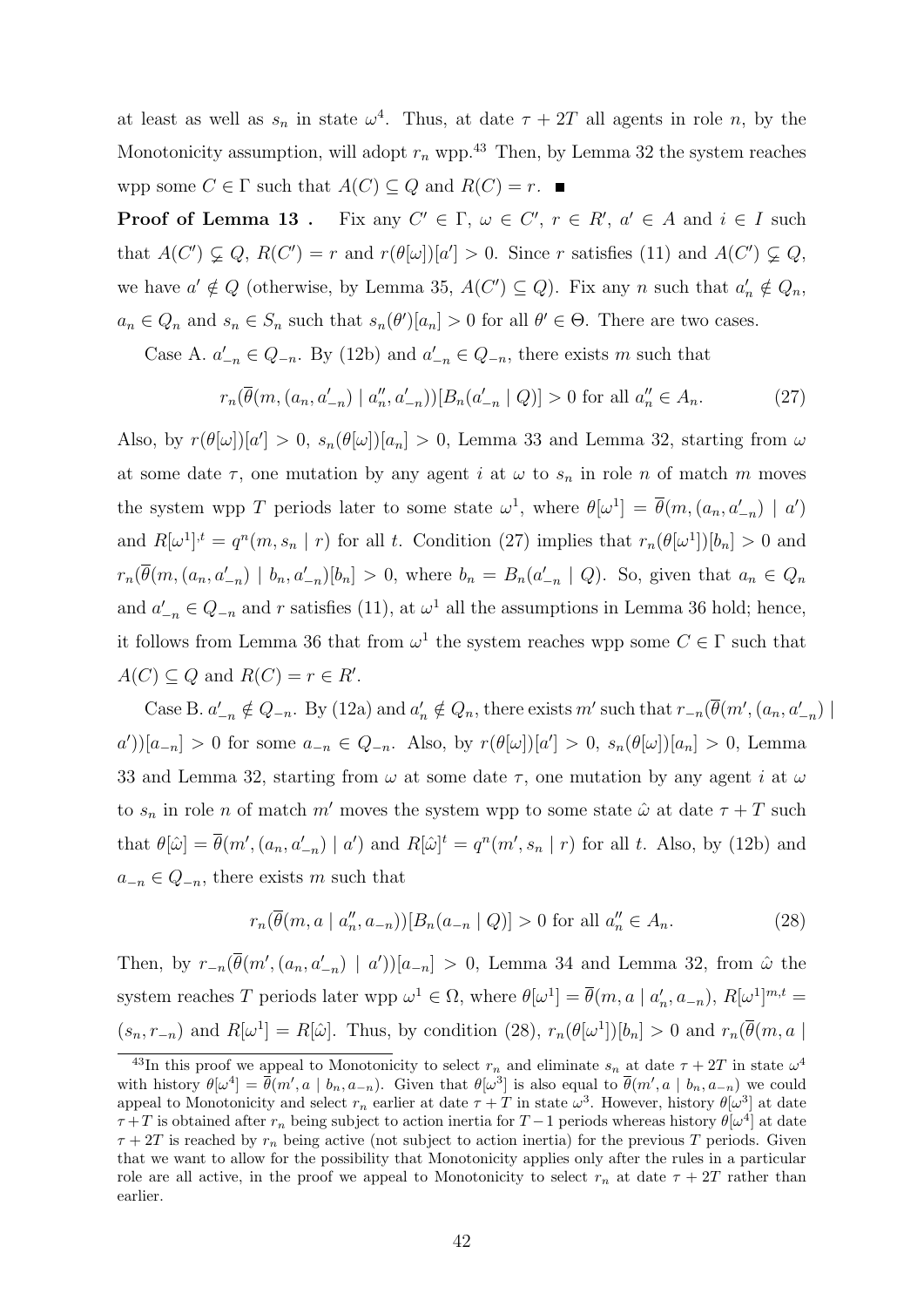at least as well as $s_n$ in state $\omega^4$. Thus, at date $\tau + 2T$ all agents in role $n$, by the Monotonicity assumption, will adopt $r_n$ wpp.[43] Then, by Lemma 32 the system reaches wpp some $C \in \Gamma$ such that $A(C) \subseteq Q$ and $R(C) = r$. ∎

**Proof of Lemma 13 .** Fix any $C' \in \Gamma$, $\omega \in C'$, $r \in R'$, $a' \in A$ and $i \in I$ such that $A(C') \subsetneq Q$, $R(C') = r$ and $r(\theta[\omega])[a'] > 0$. Since $r$ satisfies (11) and $A(C') \subsetneq Q$, we have $a' \notin Q$ (otherwise, by Lemma 35, $A(C') \subseteq Q$). Fix any $n$ such that $a'_n \notin Q_n$, $a_n \in Q_n$ and $s_n \in S_n$ such that $s_n(\theta')[a_n] > 0$ for all $\theta' \in \Theta$. There are two cases.

Case A. $a'_{-n} \in Q_{-n}$. By (12b) and $a'_{-n} \in Q_{-n}$, there exists $m$ such that

$$r_n(\overline{\theta}(m, (a_n, a'_{-n}) \mid a''_n, a'_{-n}))[B_n(a'_{-n} \mid Q)] > 0 \text{ for all } a''_n \in A_n. \tag{27}$$

Also, by $r(\theta[\omega])[a'] > 0$, $s_n(\theta[\omega])[a_n] > 0$, Lemma 33 and Lemma 32, starting from $\omega$ at some date $\tau$, one mutation by any agent $i$ at $\omega$ to $s_n$ in role $n$ of match $m$ moves the system wpp $T$ periods later to some state $\omega^1$, where $\theta[\omega^1] = \overline{\theta}(m, (a_n, a'_{-n}) \mid a')$ and $R[\omega^1]^{\cdot,t} = q^n(m, s_n \mid r)$ for all $t$. Condition (27) implies that $r_n(\theta[\omega^1])[b_n] > 0$ and $r_n(\overline{\theta}(m, (a_n, a'_{-n}) \mid b_n, a'_{-n})[b_n] > 0$, where $b_n = B_n(a'_{-n} \mid Q)$. So, given that $a_n \in Q_n$ and $a'_{-n} \in Q_{-n}$ and $r$ satisfies (11), at $\omega^1$ all the assumptions in Lemma 36 hold; hence, it follows from Lemma 36 that from $\omega^1$ the system reaches wpp some $C \in \Gamma$ such that $A(C) \subseteq Q$ and $R(C) = r \in R'$.

Case B. $a'_{-n} \notin Q_{-n}$. By (12a) and $a'_n \notin Q_n$, there exists $m'$ such that $r_{-n}(\overline{\theta}(m', (a_n, a'_{-n}) \mid a'))[a_{-n}] > 0$ for some $a_{-n} \in Q_{-n}$. Also, by $r(\theta[\omega])[a'] > 0$, $s_n(\theta[\omega])[a_n] > 0$, Lemma 33 and Lemma 32, starting from $\omega$ at some date $\tau$, one mutation by any agent $i$ at $\omega$ to $s_n$ in role $n$ of match $m'$ moves the system wpp to some state $\hat{\omega}$ at date $\tau + T$ such that $\theta[\hat{\omega}] = \overline{\theta}(m', (a_n, a'_{-n}) \mid a')$ and $R[\hat{\omega}]^t = q^n(m', s_n \mid r)$ for all $t$. Also, by (12b) and $a_{-n} \in Q_{-n}$, there exists $m$ such that

$$r_n(\overline{\theta}(m, a \mid a''_n, a_{-n}))[B_n(a_{-n} \mid Q)] > 0 \text{ for all } a''_n \in A_n. \tag{28}$$

Then, by $r_{-n}(\overline{\theta}(m', (a_n, a'_{-n}) \mid a'))[a_{-n}] > 0$, Lemma 34 and Lemma 32, from $\hat{\omega}$ the system reaches $T$ periods later wpp $\omega^1 \in \Omega$, where $\theta[\omega^1] = \overline{\theta}(m, a \mid a'_n, a_{-n})$, $R[\omega^1]^{m,t} = (s_n, r_{-n})$ and $R[\omega^1] = R[\hat{\omega}]$. Thus, by condition (28), $r_n(\theta[\omega^1])[b_n] > 0$ and $r_n(\overline{\theta}(m, a \mid$

---

[43] In this proof we appeal to Monotonicity to select $r_n$ and eliminate $s_n$ at date $\tau + 2T$ in state $\omega^4$ with history $\theta[\omega^4] = \overline{\theta}(m', a \mid b_n, a_{-n})$. Given that $\theta[\omega^3]$ is also equal to $\overline{\theta}(m', a \mid b_n, a_{-n})$ we could appeal to Monotonicity and select $r_n$ earlier at date $\tau + T$ in state $\omega^3$. However, history $\theta[\omega^3]$ at date $\tau + T$ is obtained after $r_n$ being subject to action inertia for $T - 1$ periods whereas history $\theta[\omega^4]$ at date $\tau + 2T$ is reached by $r_n$ being active (not subject to action inertia) for the previous $T$ periods. Given that we want to allow for the possibility that Monotonicity applies only after the rules in a particular role are all active, in the proof we appeal to Monotonicity to select $r_n$ at date $\tau + 2T$ rather than earlier.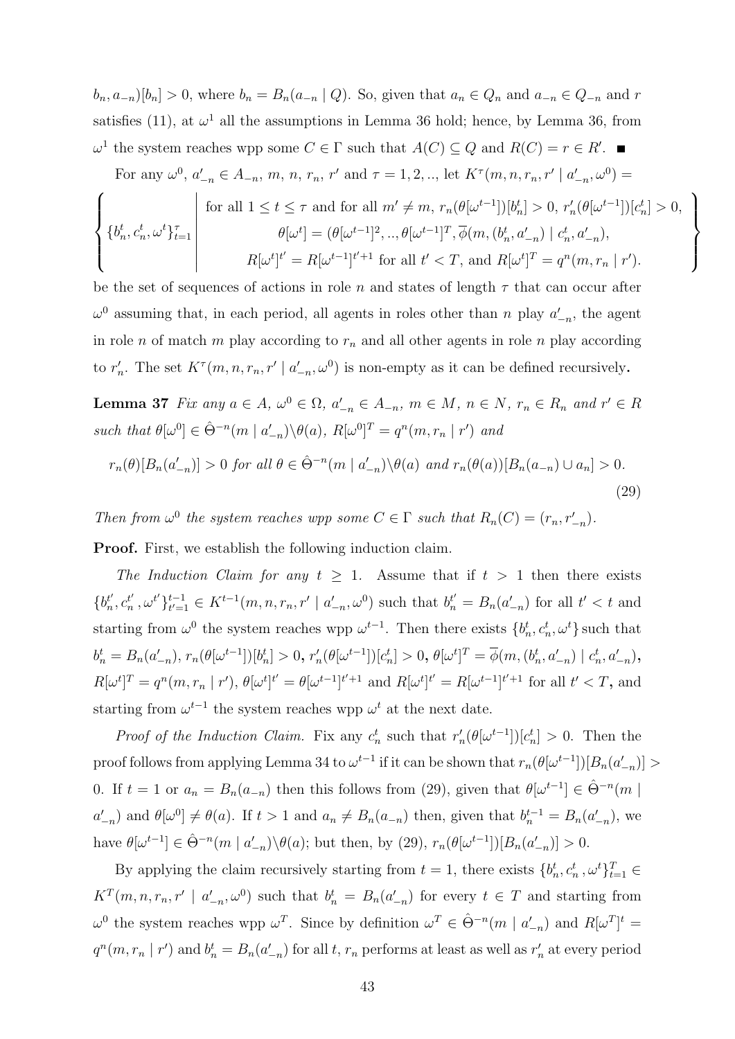$b_n, a_{-n})[b_n] > 0$, where $b_n = B_n(a_{-n} \mid Q)$. So, given that $a_n \in Q_n$ and $a_{-n} \in Q_{-n}$ and $r$ satisfies (11), at $\omega^1$ all the assumptions in Lemma 36 hold; hence, by Lemma 36, from $\omega^1$ the system reaches wpp some $C \in \Gamma$ such that $A(C) \subseteq Q$ and $R(C) = r \in R'$. ■

For any $\omega^0$, $a'_{-n} \in A_{-n}$, $m$, $n$, $r_n$, $r'$ and $\tau = 1, 2, ..,$ let $K^\tau(m, n, r_n, r' \mid a'_{-n}, \omega^0) =$

$$
\left\{ \{b_n^t, c_n^t, \omega^t\}_{t=1}^{\tau} \;\middle|\; \begin{array}{c} \text{for all } 1 \le t \le \tau \text{ and for all } m' \ne m,\ r_n(\theta[\omega^{t-1}])[b_n^t] > 0,\ r'_n(\theta[\omega^{t-1}])[c_n^t] > 0, \\ \theta[\omega^t] = (\theta[\omega^{t-1}]^2, .., \theta[\omega^{t-1}]^T, \overline{\phi}(m, (b_n^t, a'_{-n}) \mid c_n^t, a'_{-n}), \\ R[\omega^t]^{t'} = R[\omega^{t-1}]^{t'+1} \text{ for all } t' < T, \text{ and } R[\omega^t]^T = q^n(m, r_n \mid r'). \end{array} \right\}
$$

be the set of sequences of actions in role $n$ and states of length $\tau$ that can occur after $\omega^0$ assuming that, in each period, all agents in roles other than $n$ play $a'_{-n}$, the agent in role $n$ of match $m$ play according to $r_n$ and all other agents in role $n$ play according to $r'_n$. The set $K^\tau(m, n, r_n, r' \mid a'_{-n}, \omega^0)$ is non-empty as it can be defined recursively.

**Lemma 37** *Fix any $a \in A$, $\omega^0 \in \Omega$, $a'_{-n} \in A_{-n}$, $m \in M$, $n \in N$, $r_n \in R_n$ and $r' \in R$ such that $\theta[\omega^0] \in \hat{\Theta}^{-n}(m \mid a'_{-n}) \backslash \theta(a)$, $R[\omega^0]^T = q^n(m, r_n \mid r')$ and*

$$
r_n(\theta)[B_n(a'_{-n})] > 0 \text{ for all } \theta \in \hat{\Theta}^{-n}(m \mid a'_{-n}) \backslash \theta(a) \text{ and } r_n(\theta(a))[B_n(a_{-n}) \cup a_n] > 0. \tag{29}
$$

*Then from $\omega^0$ the system reaches wpp some $C \in \Gamma$ such that $R_n(C) = (r_n, r'_{-n})$.*

**Proof.** First, we establish the following induction claim.

*The Induction Claim for any $t \ge 1$.* Assume that if $t > 1$ then there exists $\{b_n^{t'}, c_n^{t'}, \omega^{t'}\}_{t'=1}^{t-1} \in K^{t-1}(m, n, r_n, r' \mid a'_{-n}, \omega^0)$ such that $b_n^{t'} = B_n(a'_{-n})$ for all $t' < t$ and starting from $\omega^0$ the system reaches wpp $\omega^{t-1}$. Then there exists $\{b_n^t, c_n^t, \omega^t\}$ such that $b_n^t = B_n(a'_{-n})$, $r_n(\theta[\omega^{t-1}])[b_n^t] > 0$, $r'_n(\theta[\omega^{t-1}])[c_n^t] > 0$, $\theta[\omega^t]^T = \overline{\phi}(m, (b_n^t, a'_{-n}) \mid c_n^t, a'_{-n})$, $R[\omega^t]^T = q^n(m, r_n \mid r')$, $\theta[\omega^t]^{t'} = \theta[\omega^{t-1}]^{t'+1}$ and $R[\omega^t]^{t'} = R[\omega^{t-1}]^{t'+1}$ for all $t' < T$, and starting from $\omega^{t-1}$ the system reaches wpp $\omega^t$ at the next date.

*Proof of the Induction Claim.* Fix any $c_n^t$ such that $r'_n(\theta[\omega^{t-1}])[c_n^t] > 0$. Then the proof follows from applying Lemma 34 to $\omega^{t-1}$ if it can be shown that $r_n(\theta[\omega^{t-1}])[B_n(a'_{-n})] > 0$. If $t = 1$ or $a_n = B_n(a_{-n})$ then this follows from (29), given that $\theta[\omega^{t-1}] \in \hat{\Theta}^{-n}(m \mid a'_{-n})$ and $\theta[\omega^0] \ne \theta(a)$. If $t > 1$ and $a_n \ne B_n(a_{-n})$ then, given that $b_n^{t-1} = B_n(a'_{-n})$, we have $\theta[\omega^{t-1}] \in \hat{\Theta}^{-n}(m \mid a'_{-n}) \backslash \theta(a)$; but then, by (29), $r_n(\theta[\omega^{t-1}])[B_n(a'_{-n})] > 0$.

By applying the claim recursively starting from $t = 1$, there exists $\{b_n^t, c_n^t, \omega^t\}_{t=1}^T \in K^T(m, n, r_n, r' \mid a'_{-n}, \omega^0)$ such that $b_n^t = B_n(a'_{-n})$ for every $t \in T$ and starting from $\omega^0$ the system reaches wpp $\omega^T$. Since by definition $\omega^T \in \hat{\Theta}^{-n}(m \mid a'_{-n})$ and $R[\omega^T]^t = q^n(m, r_n \mid r')$ and $b_n^t = B_n(a'_{-n})$ for all $t$, $r_n$ performs at least as well as $r'_n$ at every period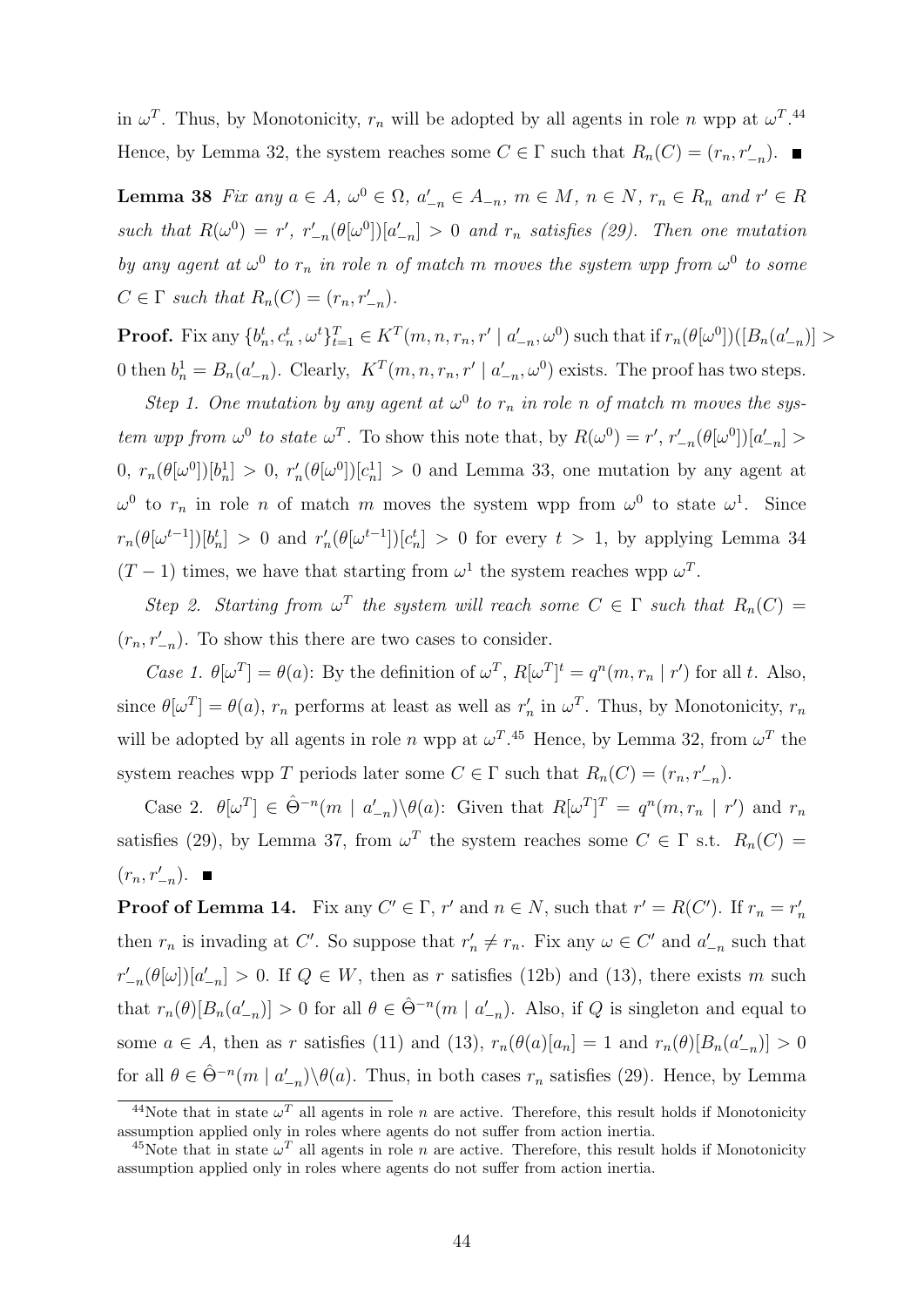in $\omega^T$. Thus, by Monotonicity, $r_n$ will be adopted by all agents in role $n$ wpp at $\omega^T$.[44] Hence, by Lemma 32, the system reaches some $C \in \Gamma$ such that $R_n(C) = (r_n, r'_{-n})$. ■

**Lemma 38** *Fix any $a \in A$, $\omega^0 \in \Omega$, $a'_{-n} \in A_{-n}$, $m \in M$, $n \in N$, $r_n \in R_n$ and $r' \in R$ such that $R(\omega^0) = r'$, $r'_{-n}(\theta[\omega^0])[a'_{-n}] > 0$ and $r_n$ satisfies (29). Then one mutation by any agent at $\omega^0$ to $r_n$ in role $n$ of match $m$ moves the system wpp from $\omega^0$ to some $C \in \Gamma$ such that $R_n(C) = (r_n, r'_{-n})$.*

**Proof.** Fix any $\{b_n^t, c_n^t, \omega^t\}_{t=1}^T \in K^T(m, n, r_n, r' \mid a'_{-n}, \omega^0)$ such that if $r_n(\theta[\omega^0])([B_n(a'_{-n})] > 0$ then $b_n^1 = B_n(a'_{-n})$. Clearly, $K^T(m, n, r_n, r' \mid a'_{-n}, \omega^0)$ exists. The proof has two steps.

*Step 1. One mutation by any agent at $\omega^0$ to $r_n$ in role $n$ of match $m$ moves the system wpp from $\omega^0$ to state $\omega^T$.* To show this note that, by $R(\omega^0) = r'$, $r'_{-n}(\theta[\omega^0])[a'_{-n}] > 0$, $r_n(\theta[\omega^0])[b_n^1] > 0$, $r'_n(\theta[\omega^0])[c_n^1] > 0$ and Lemma 33, one mutation by any agent at $\omega^0$ to $r_n$ in role $n$ of match $m$ moves the system wpp from $\omega^0$ to state $\omega^1$. Since $r_n(\theta[\omega^{t-1}])[b_n^t] > 0$ and $r'_n(\theta[\omega^{t-1}])[c_n^t] > 0$ for every $t > 1$, by applying Lemma 34 $(T-1)$ times, we have that starting from $\omega^1$ the system reaches wpp $\omega^T$.

*Step 2. Starting from $\omega^T$ the system will reach some $C \in \Gamma$ such that $R_n(C) = (r_n, r'_{-n})$.* To show this there are two cases to consider.

*Case 1.* $\theta[\omega^T] = \theta(a)$: By the definition of $\omega^T$, $R[\omega^T]^t = q^n(m, r_n \mid r')$ for all $t$. Also, since $\theta[\omega^T] = \theta(a)$, $r_n$ performs at least as well as $r'_n$ in $\omega^T$. Thus, by Monotonicity, $r_n$ will be adopted by all agents in role $n$ wpp at $\omega^T$.[45] Hence, by Lemma 32, from $\omega^T$ the system reaches wpp $T$ periods later some $C \in \Gamma$ such that $R_n(C) = (r_n, r'_{-n})$.

Case 2. $\theta[\omega^T] \in \hat{\Theta}^{-n}(m \mid a'_{-n}) \backslash \theta(a)$: Given that $R[\omega^T]^T = q^n(m, r_n \mid r')$ and $r_n$ satisfies (29), by Lemma 37, from $\omega^T$ the system reaches some $C \in \Gamma$ s.t. $R_n(C) = (r_n, r'_{-n})$. ■

**Proof of Lemma 14.** Fix any $C' \in \Gamma$, $r'$ and $n \in N$, such that $r' = R(C')$. If $r_n = r'_n$ then $r_n$ is invading at $C'$. So suppose that $r'_n \neq r_n$. Fix any $\omega \in C'$ and $a'_{-n}$ such that $r'_{-n}(\theta[\omega])[a'_{-n}] > 0$. If $Q \in W$, then as $r$ satisfies (12b) and (13), there exists $m$ such that $r_n(\theta)[B_n(a'_{-n})] > 0$ for all $\theta \in \hat{\Theta}^{-n}(m \mid a'_{-n})$. Also, if $Q$ is singleton and equal to some $a \in A$, then as $r$ satisfies (11) and (13), $r_n(\theta(a)[a_n] = 1$ and $r_n(\theta)[B_n(a'_{-n})] > 0$ for all $\theta \in \hat{\Theta}^{-n}(m \mid a'_{-n}) \backslash \theta(a)$. Thus, in both cases $r_n$ satisfies (29). Hence, by Lemma

[44] Note that in state $\omega^T$ all agents in role $n$ are active. Therefore, this result holds if Monotonicity assumption applied only in roles where agents do not suffer from action inertia.

[45] Note that in state $\omega^T$ all agents in role $n$ are active. Therefore, this result holds if Monotonicity assumption applied only in roles where agents do not suffer from action inertia.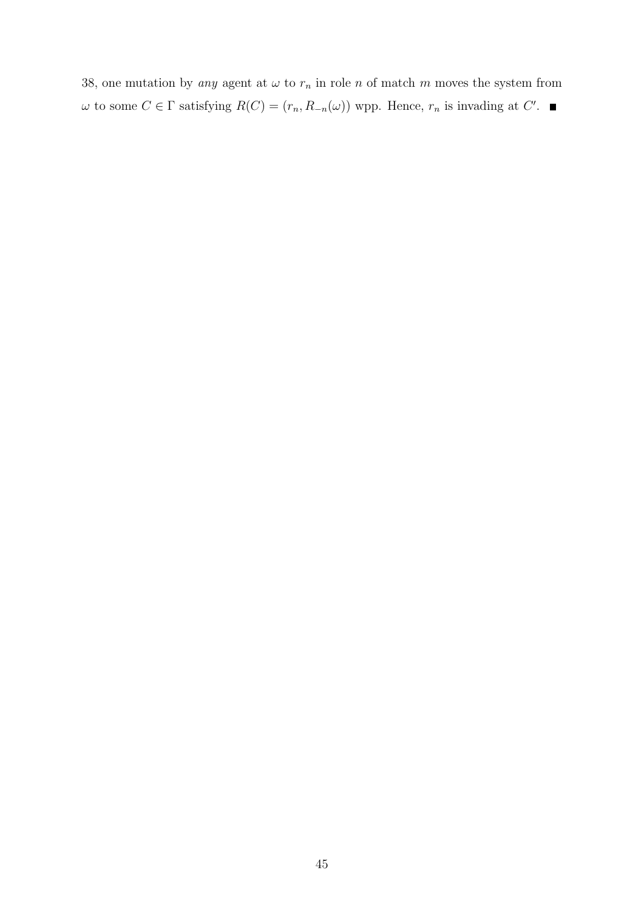38, one mutation by *any* agent at $\omega$ to $r_n$ in role $n$ of match $m$ moves the system from $\omega$ to some $C \in \Gamma$ satisfying $R(C) = (r_n, R_{-n}(\omega))$ wpp. Hence, $r_n$ is invading at $C'$. ∎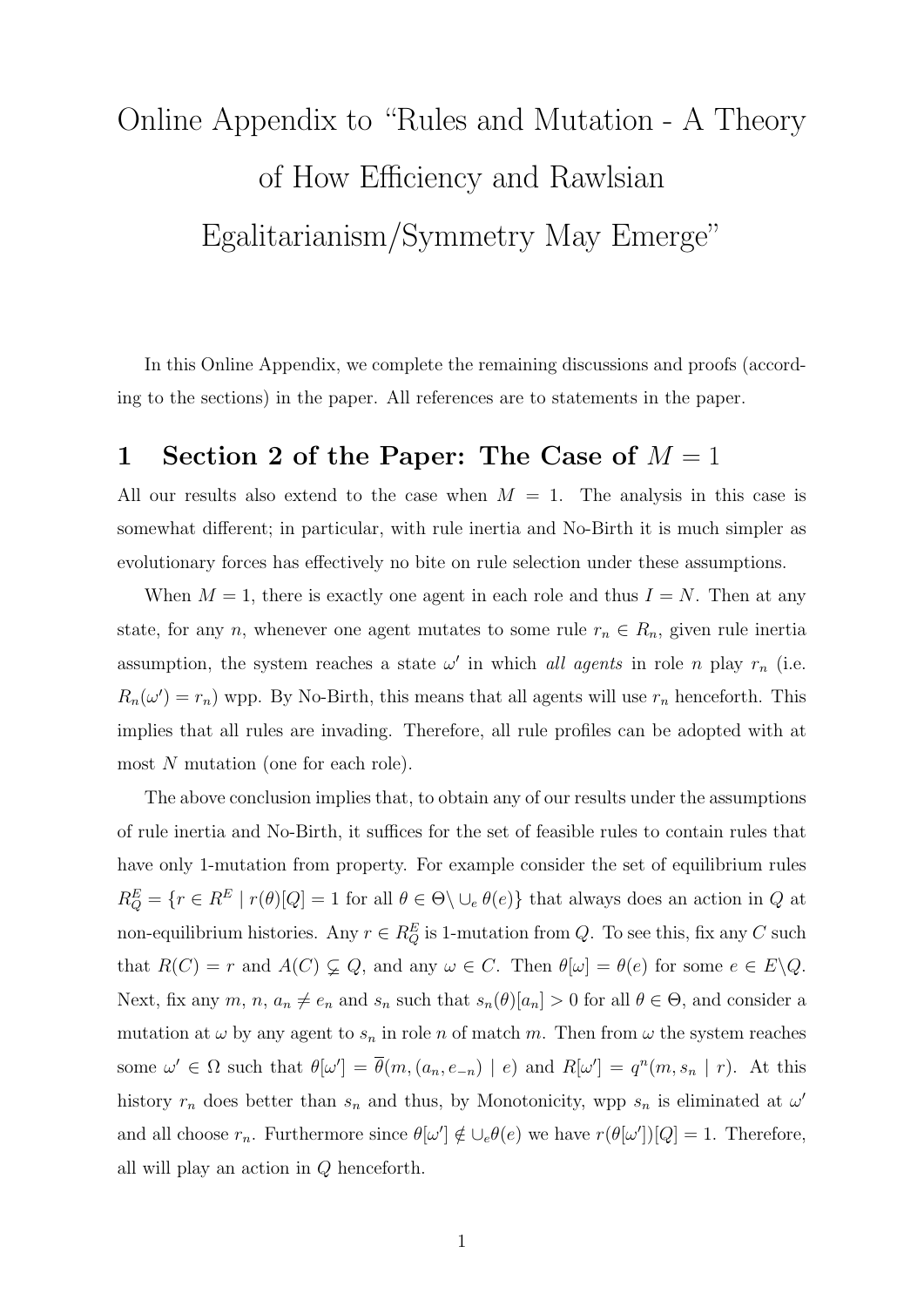# Online Appendix to "Rules and Mutation - A Theory of How Efficiency and Rawlsian Egalitarianism/Symmetry May Emerge"

In this Online Appendix, we complete the remaining discussions and proofs (according to the sections) in the paper. All references are to statements in the paper.

## 1 Section 2 of the Paper: The Case of $M = 1$

All our results also extend to the case when $M = 1$. The analysis in this case is somewhat different; in particular, with rule inertia and No-Birth it is much simpler as evolutionary forces has effectively no bite on rule selection under these assumptions.

When $M = 1$, there is exactly one agent in each role and thus $I = N$. Then at any state, for any $n$, whenever one agent mutates to some rule $r_n \in R_n$, given rule inertia assumption, the system reaches a state $\omega'$ in which *all agents* in role $n$ play $r_n$ (i.e. $R_n(\omega') = r_n$) wpp. By No-Birth, this means that all agents will use $r_n$ henceforth. This implies that all rules are invading. Therefore, all rule profiles can be adopted with at most $N$ mutation (one for each role).

The above conclusion implies that, to obtain any of our results under the assumptions of rule inertia and No-Birth, it suffices for the set of feasible rules to contain rules that have only 1-mutation from property. For example consider the set of equilibrium rules $R^E_Q = \{r \in R^E \mid r(\theta)[Q] = 1 \text{ for all } \theta \in \Theta \backslash \cup_e \theta(e)\}$ that always does an action in $Q$ at non-equilibrium histories. Any $r \in R^E_Q$ is 1-mutation from $Q$. To see this, fix any $C$ such that $R(C) = r$ and $A(C) \subsetneq Q$, and any $\omega \in C$. Then $\theta[\omega] = \theta(e)$ for some $e \in E \backslash Q$. Next, fix any $m$, $n$, $a_n \neq e_n$ and $s_n$ such that $s_n(\theta)[a_n] > 0$ for all $\theta \in \Theta$, and consider a mutation at $\omega$ by any agent to $s_n$ in role $n$ of match $m$. Then from $\omega$ the system reaches some $\omega' \in \Omega$ such that $\theta[\omega'] = \overline{\theta}(m, (a_n, e_{-n}) \mid e)$ and $R[\omega'] = q^n(m, s_n \mid r)$. At this history $r_n$ does better than $s_n$ and thus, by Monotonicity, wpp $s_n$ is eliminated at $\omega'$ and all choose $r_n$. Furthermore since $\theta[\omega'] \notin \cup_e \theta(e)$ we have $r(\theta[\omega'])[Q] = 1$. Therefore, all will play an action in $Q$ henceforth.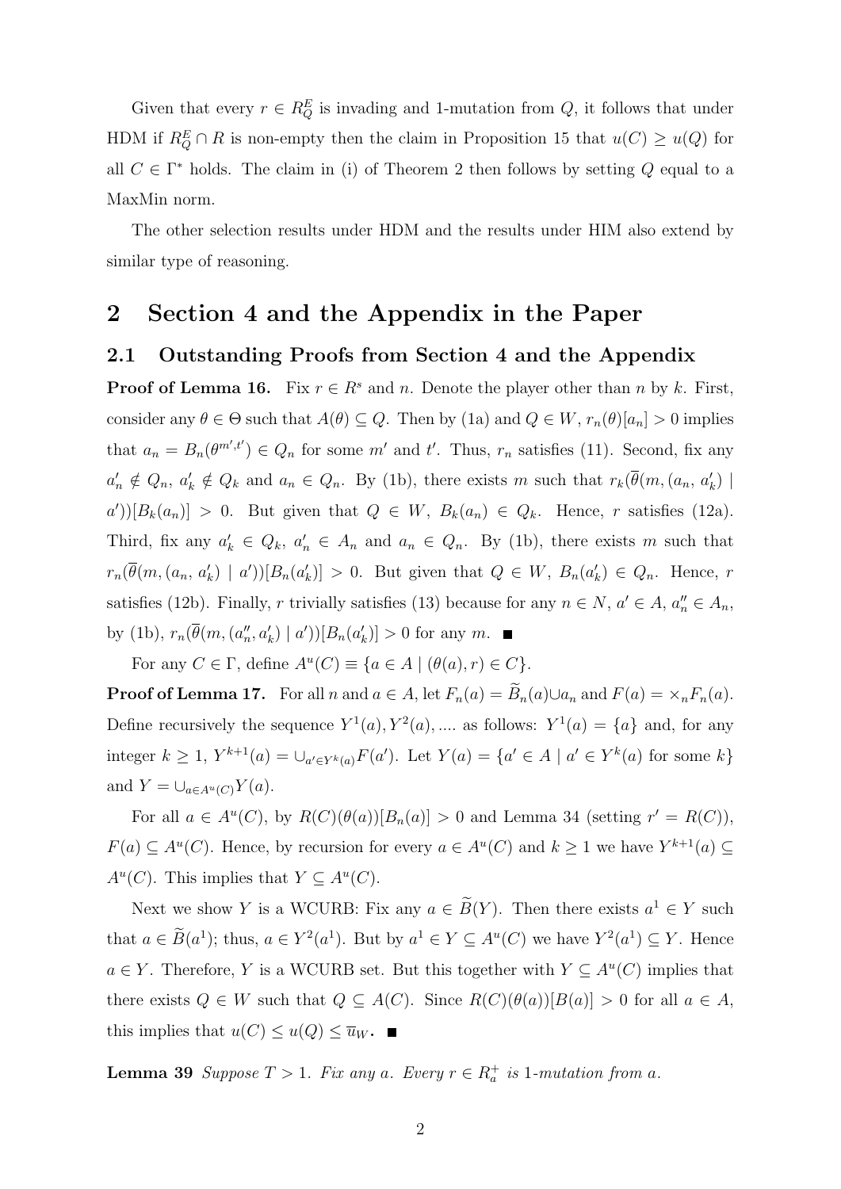Given that every $r \in R_Q^E$ is invading and 1-mutation from $Q$, it follows that under HDM if $R_Q^E \cap R$ is non-empty then the claim in Proposition 15 that $u(C) \geq u(Q)$ for all $C \in \Gamma^*$ holds. The claim in (i) of Theorem 2 then follows by setting $Q$ equal to a MaxMin norm.

The other selection results under HDM and the results under HIM also extend by similar type of reasoning.

# 2 Section 4 and the Appendix in the Paper

## 2.1 Outstanding Proofs from Section 4 and the Appendix

**Proof of Lemma 16.** Fix $r \in R^s$ and $n$. Denote the player other than $n$ by $k$. First, consider any $\theta \in \Theta$ such that $A(\theta) \subseteq Q$. Then by (1a) and $Q \in W$, $r_n(\theta)[a_n] > 0$ implies that $a_n = B_n(\theta^{m',t'}) \in Q_n$ for some $m'$ and $t'$. Thus, $r_n$ satisfies (11). Second, fix any $a'_n \notin Q_n$, $a'_k \notin Q_k$ and $a_n \in Q_n$. By (1b), there exists $m$ such that $r_k(\overline{\theta}(m,(a_n,\, a'_k) \mid a'))[B_k(a_n)] > 0$. But given that $Q \in W$, $B_k(a_n) \in Q_k$. Hence, $r$ satisfies (12a). Third, fix any $a'_k \in Q_k$, $a'_n \in A_n$ and $a_n \in Q_n$. By (1b), there exists $m$ such that $r_n(\overline{\theta}(m,(a_n,\, a'_k) \mid a'))[B_n(a'_k)] > 0$. But given that $Q \in W$, $B_n(a'_k) \in Q_n$. Hence, $r$ satisfies (12b). Finally, $r$ trivially satisfies (13) because for any $n \in N$, $a' \in A$, $a''_n \in A_n$, by (1b), $r_n(\overline{\theta}(m,(a''_n, a'_k) \mid a'))[B_n(a'_k)] > 0$ for any $m$. $\blacksquare$

For any $C \in \Gamma$, define $A^u(C) \equiv \{a \in A \mid (\theta(a), r) \in C\}$.

**Proof of Lemma 17.** For all $n$ and $a \in A$, let $F_n(a) = \widetilde{B}_n(a) \cup a_n$ and $F(a) = \times_n F_n(a)$. Define recursively the sequence $Y^1(a), Y^2(a), ....$ as follows: $Y^1(a) = \{a\}$ and, for any integer $k \geq 1$, $Y^{k+1}(a) = \cup_{a' \in Y^k(a)} F(a')$. Let $Y(a) = \{a' \in A \mid a' \in Y^k(a) \text{ for some } k\}$ and $Y = \cup_{a \in A^u(C)} Y(a)$.

For all $a \in A^u(C)$, by $R(C)(\theta(a))[B_n(a)] > 0$ and Lemma 34 (setting $r' = R(C)$), $F(a) \subseteq A^u(C)$. Hence, by recursion for every $a \in A^u(C)$ and $k \geq 1$ we have $Y^{k+1}(a) \subseteq A^u(C)$. This implies that $Y \subseteq A^u(C)$.

Next we show $Y$ is a WCURB: Fix any $a \in \widetilde{B}(Y)$. Then there exists $a^1 \in Y$ such that $a \in \widetilde{B}(a^1)$; thus, $a \in Y^2(a^1)$. But by $a^1 \in Y \subseteq A^u(C)$ we have $Y^2(a^1) \subseteq Y$. Hence $a \in Y$. Therefore, $Y$ is a WCURB set. But this together with $Y \subseteq A^u(C)$ implies that there exists $Q \in W$ such that $Q \subseteq A(C)$. Since $R(C)(\theta(a))[B(a)] > 0$ for all $a \in A$, this implies that $u(C) \leq u(Q) \leq \overline{u}_W$. $\blacksquare$

**Lemma 39** *Suppose $T > 1$. Fix any $a$. Every $r \in R_a^+$ is 1-mutation from $a$.*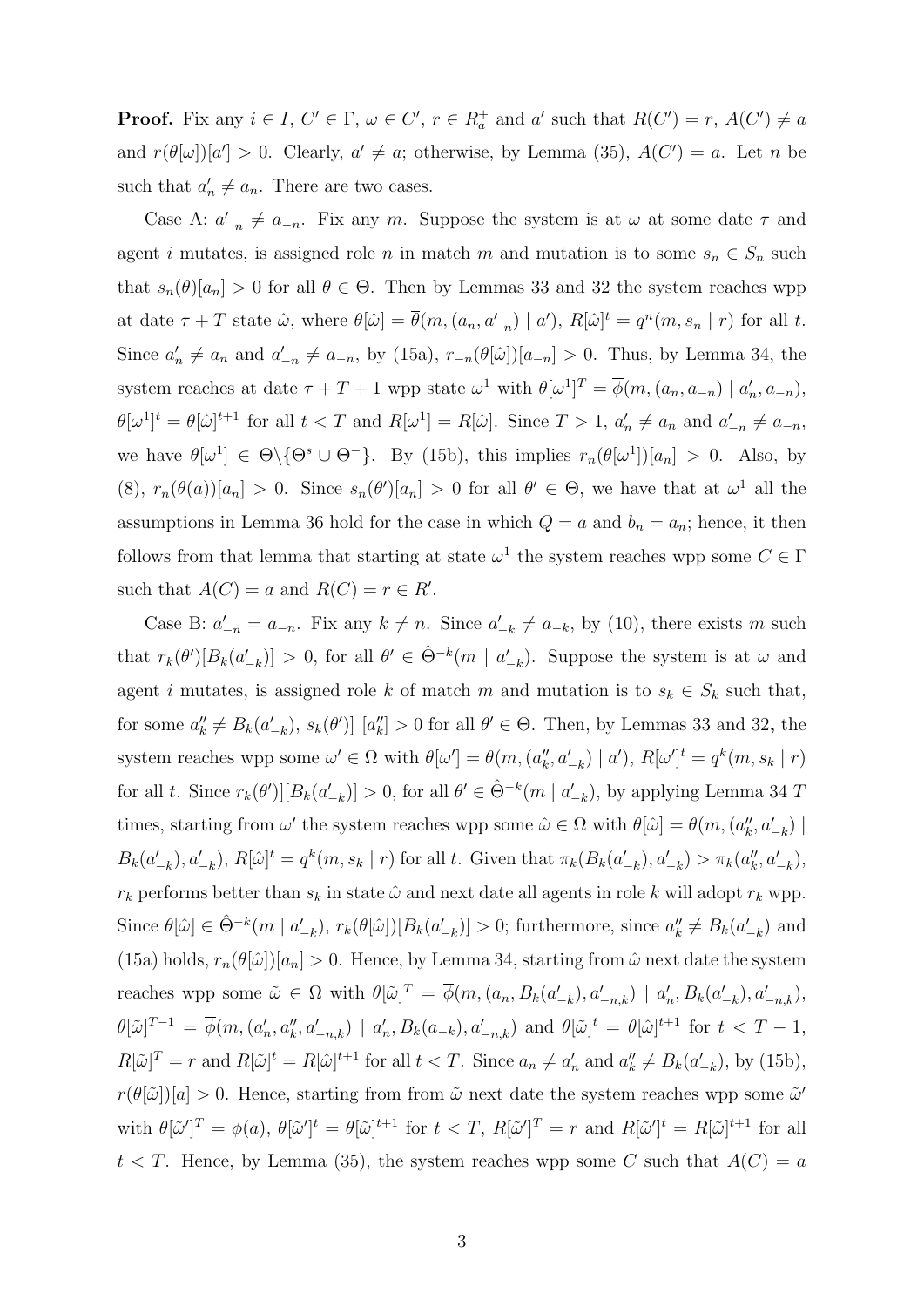**Proof.** Fix any $i \in I$, $C' \in \Gamma$, $\omega \in C'$, $r \in R_a^+$ and $a'$ such that $R(C') = r$, $A(C') \neq a$ and $r(\theta[\omega])[a'] > 0$. Clearly, $a' \neq a$; otherwise, by Lemma (35), $A(C') = a$. Let $n$ be such that $a'_n \neq a_n$. There are two cases.

Case A: $a'_{-n} \neq a_{-n}$. Fix any $m$. Suppose the system is at $\omega$ at some date $\tau$ and agent $i$ mutates, is assigned role $n$ in match $m$ and mutation is to some $s_n \in S_n$ such that $s_n(\theta)[a_n] > 0$ for all $\theta \in \Theta$. Then by Lemmas 33 and 32 the system reaches wpp at date $\tau + T$ state $\hat{\omega}$, where $\theta[\hat{\omega}] = \overline{\theta}(m, (a_n, a'_{-n}) \mid a')$, $R[\hat{\omega}]^t = q^n(m, s_n \mid r)$ for all $t$. Since $a'_n \neq a_n$ and $a'_{-n} \neq a_{-n}$, by (15a), $r_{-n}(\theta[\hat{\omega}])[a_{-n}] > 0$. Thus, by Lemma 34, the system reaches at date $\tau + T + 1$ wpp state $\omega^1$ with $\theta[\omega^1]^T = \overline{\phi}(m, (a_n, a_{-n}) \mid a'_n, a_{-n})$, $\theta[\omega^1]^t = \theta[\hat{\omega}]^{t+1}$ for all $t < T$ and $R[\omega^1] = R[\hat{\omega}]$. Since $T > 1$, $a'_n \neq a_n$ and $a'_{-n} \neq a_{-n}$, we have $\theta[\omega^1] \in \Theta \backslash \{\Theta^s \cup \Theta^-\}$. By (15b), this implies $r_n(\theta[\omega^1])[a_n] > 0$. Also, by (8), $r_n(\theta(a))[a_n] > 0$. Since $s_n(\theta')[a_n] > 0$ for all $\theta' \in \Theta$, we have that at $\omega^1$ all the assumptions in Lemma 36 hold for the case in which $Q = a$ and $b_n = a_n$; hence, it then follows from that lemma that starting at state $\omega^1$ the system reaches wpp some $C \in \Gamma$ such that $A(C) = a$ and $R(C) = r \in R'$.

Case B: $a'_{-n} = a_{-n}$. Fix any $k \neq n$. Since $a'_{-k} \neq a_{-k}$, by (10), there exists $m$ such that $r_k(\theta')[B_k(a'_{-k})] > 0$, for all $\theta' \in \hat{\Theta}^{-k}(m \mid a'_{-k})$. Suppose the system is at $\omega$ and agent $i$ mutates, is assigned role $k$ of match $m$ and mutation is to $s_k \in S_k$ such that, for some $a''_k \neq B_k(a'_{-k})$, $s_k(\theta')]\ [a''_k] > 0$ for all $\theta' \in \Theta$. Then, by Lemmas 33 and 32**,** the system reaches wpp some $\omega' \in \Omega$ with $\theta[\omega'] = \theta(m, (a''_k, a'_{-k}) \mid a')$, $R[\omega']^t = q^k(m, s_k \mid r)$ for all $t$. Since $r_k(\theta')][B_k(a'_{-k})] > 0$, for all $\theta' \in \hat{\Theta}^{-k}(m \mid a'_{-k})$, by applying Lemma 34 $T$ times, starting from $\omega'$ the system reaches wpp some $\hat{\omega} \in \Omega$ with $\theta[\hat{\omega}] = \overline{\theta}(m, (a''_k, a'_{-k}) \mid B_k(a'_{-k}), a'_{-k})$, $R[\hat{\omega}]^t = q^k(m, s_k \mid r)$ for all $t$. Given that $\pi_k(B_k(a'_{-k}), a'_{-k}) > \pi_k(a''_k, a'_{-k})$, $r_k$ performs better than $s_k$ in state $\hat{\omega}$ and next date all agents in role $k$ will adopt $r_k$ wpp. Since $\theta[\hat{\omega}] \in \hat{\Theta}^{-k}(m \mid a'_{-k})$, $r_k(\theta[\hat{\omega}])[B_k(a'_{-k})] > 0$; furthermore, since $a''_k \neq B_k(a'_{-k})$ and (15a) holds, $r_n(\theta[\hat{\omega}])[a_n] > 0$. Hence, by Lemma 34, starting from $\hat{\omega}$ next date the system reaches wpp some $\tilde{\omega} \in \Omega$ with $\theta[\tilde{\omega}]^T = \overline{\phi}(m, (a_n, B_k(a'_{-k}), a'_{-n,k}) \mid a'_n, B_k(a'_{-k}), a'_{-n,k})$, $\theta[\tilde{\omega}]^{T-1} = \overline{\phi}(m, (a'_n, a''_k, a'_{-n,k}) \mid a'_n, B_k(a_{-k}), a'_{-n,k})$ and $\theta[\tilde{\omega}]^t = \theta[\hat{\omega}]^{t+1}$ for $t < T - 1$, $R[\tilde{\omega}]^T = r$ and $R[\tilde{\omega}]^t = R[\hat{\omega}]^{t+1}$ for all $t < T$. Since $a_n \neq a'_n$ and $a''_k \neq B_k(a'_{-k})$, by (15b), $r(\theta[\tilde{\omega}])[a] > 0$. Hence, starting from from $\tilde{\omega}$ next date the system reaches wpp some $\tilde{\omega}'$ with $\theta[\tilde{\omega}']^T = \phi(a)$, $\theta[\tilde{\omega}']^t = \theta[\tilde{\omega}]^{t+1}$ for $t < T$, $R[\tilde{\omega}']^T = r$ and $R[\tilde{\omega}']^t = R[\tilde{\omega}]^{t+1}$ for all $t < T$. Hence, by Lemma (35), the system reaches wpp some $C$ such that $A(C) = a$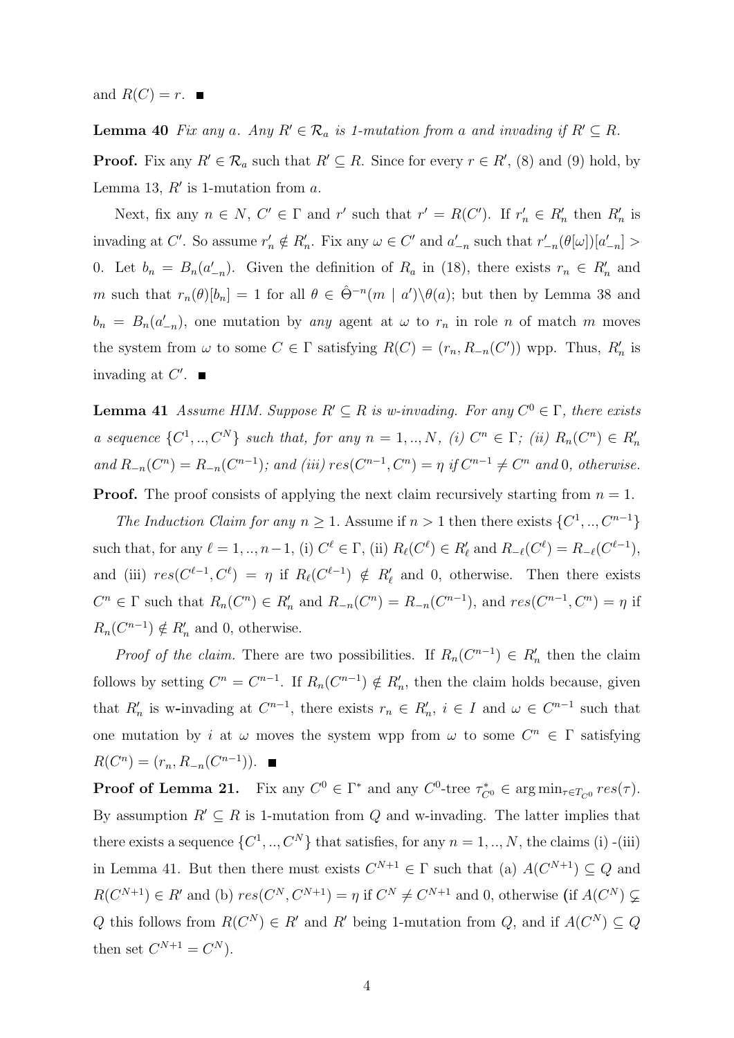and $R(C) = r$. ■

**Lemma 40** *Fix any $a$. Any $R' \in \mathcal{R}_a$ is 1-mutation from $a$ and invading if $R' \subseteq R$.*

**Proof.** Fix any $R' \in \mathcal{R}_a$ such that $R' \subseteq R$. Since for every $r \in R'$, (8) and (9) hold, by Lemma 13, $R'$ is 1-mutation from $a$.

Next, fix any $n \in N$, $C' \in \Gamma$ and $r'$ such that $r' = R(C')$. If $r'_n \in R'_n$ then $R'_n$ is invading at $C'$. So assume $r'_n \notin R'_n$. Fix any $\omega \in C'$ and $a'_{-n}$ such that $r'_{-n}(\theta[\omega])[a'_{-n}] > 0$. Let $b_n = B_n(a'_{-n})$. Given the definition of $R_a$ in (18), there exists $r_n \in R'_n$ and $m$ such that $r_n(\theta)[b_n] = 1$ for all $\theta \in \hat{\Theta}^{-n}(m \mid a') \backslash \theta(a)$; but then by Lemma 38 and $b_n = B_n(a'_{-n})$, one mutation by *any* agent at $\omega$ to $r_n$ in role $n$ of match $m$ moves the system from $\omega$ to some $C \in \Gamma$ satisfying $R(C) = (r_n, R_{-n}(C'))$ wpp. Thus, $R'_n$ is invading at $C'$. ■

**Lemma 41** *Assume HIM. Suppose $R' \subseteq R$ is w-invading. For any $C^0 \in \Gamma$, there exists a sequence $\{C^1, .., C^N\}$ such that, for any $n = 1, .., N$, (i) $C^n \in \Gamma$; (ii) $R_n(C^n) \in R'_n$ and $R_{-n}(C^n) = R_{-n}(C^{n-1})$; and (iii) $res(C^{n-1}, C^n) = \eta$ if $C^{n-1} \neq C^n$ and $0$, otherwise.*

**Proof.** The proof consists of applying the next claim recursively starting from $n = 1$.

*The Induction Claim for any $n \geq 1$.* Assume if $n > 1$ then there exists $\{C^1, .., C^{n-1}\}$ such that, for any $\ell = 1, .., n-1$, (i) $C^\ell \in \Gamma$, (ii) $R_\ell(C^\ell) \in R'_\ell$ and $R_{-\ell}(C^\ell) = R_{-\ell}(C^{\ell-1})$, and (iii) $res(C^{\ell-1}, C^\ell) = \eta$ if $R_\ell(C^{\ell-1}) \notin R'_\ell$ and 0, otherwise. Then there exists $C^n \in \Gamma$ such that $R_n(C^n) \in R'_n$ and $R_{-n}(C^n) = R_{-n}(C^{n-1})$, and $res(C^{n-1}, C^n) = \eta$ if $R_n(C^{n-1}) \notin R'_n$ and 0, otherwise.

*Proof of the claim.* There are two possibilities. If $R_n(C^{n-1}) \in R'_n$ then the claim follows by setting $C^n = C^{n-1}$. If $R_n(C^{n-1}) \notin R'_n$, then the claim holds because, given that $R'_n$ is w-invading at $C^{n-1}$, there exists $r_n \in R'_n$, $i \in I$ and $\omega \in C^{n-1}$ such that one mutation by $i$ at $\omega$ moves the system wpp from $\omega$ to some $C^n \in \Gamma$ satisfying $R(C^n) = (r_n, R_{-n}(C^{n-1}))$. ■

**Proof of Lemma 21.** Fix any $C^0 \in \Gamma^*$ and any $C^0$-tree $\tau^*_{C^0} \in \arg\min_{\tau \in T_{C^0}} res(\tau)$. By assumption $R' \subseteq R$ is 1-mutation from $Q$ and w-invading. The latter implies that there exists a sequence $\{C^1, .., C^N\}$ that satisfies, for any $n = 1, .., N$, the claims (i) -(iii) in Lemma 41. But then there must exists $C^{N+1} \in \Gamma$ such that (a) $A(C^{N+1}) \subseteq Q$ and $R(C^{N+1}) \in R'$ and (b) $res(C^N, C^{N+1}) = \eta$ if $C^N \neq C^{N+1}$ and 0, otherwise (if $A(C^N) \subsetneq Q$ this follows from $R(C^N) \in R'$ and $R'$ being 1-mutation from $Q$, and if $A(C^N) \subseteq Q$ then set $C^{N+1} = C^N$).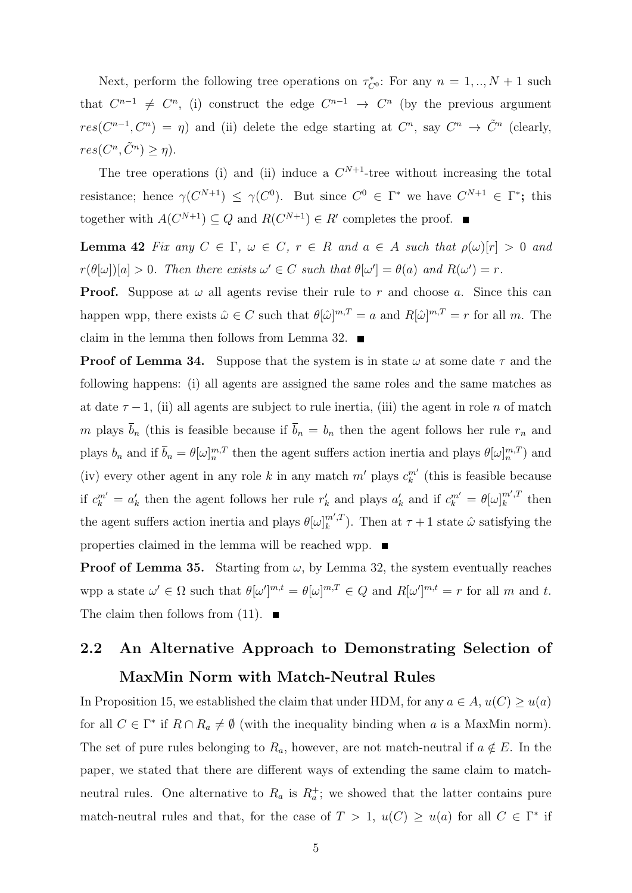Next, perform the following tree operations on $\tau^*_{C^0}$: For any $n = 1,..,N+1$ such that $C^{n-1} \neq C^n$, (i) construct the edge $C^{n-1} \rightarrow C^n$ (by the previous argument $res(C^{n-1}, C^n) = \eta$) and (ii) delete the edge starting at $C^n$, say $C^n \rightarrow \tilde{C}^n$ (clearly, $res(C^n, \tilde{C}^n) \geq \eta$).

The tree operations (i) and (ii) induce a $C^{N+1}$-tree without increasing the total resistance; hence $\gamma(C^{N+1}) \leq \gamma(C^0)$. But since $C^0 \in \Gamma^*$ we have $C^{N+1} \in \Gamma^*$**;** this together with $A(C^{N+1}) \subseteq Q$ and $R(C^{N+1}) \in R'$ completes the proof. ∎

**Lemma 42** *Fix any $C \in \Gamma$, $\omega \in C$, $r \in R$ and $a \in A$ such that $\rho(\omega)[r] > 0$ and $r(\theta[\omega])[a] > 0$. Then there exists $\omega' \in C$ such that $\theta[\omega'] = \theta(a)$ and $R(\omega') = r$.*

**Proof.** Suppose at $\omega$ all agents revise their rule to $r$ and choose $a$. Since this can happen wpp, there exists $\hat{\omega} \in C$ such that $\theta[\hat{\omega}]^{m,T} = a$ and $R[\hat{\omega}]^{m,T} = r$ for all $m$. The claim in the lemma then follows from Lemma 32. ∎

**Proof of Lemma 34.** Suppose that the system is in state $\omega$ at some date $\tau$ and the following happens: (i) all agents are assigned the same roles and the same matches as at date $\tau - 1$, (ii) all agents are subject to rule inertia, (iii) the agent in role $n$ of match $m$ plays $\bar{b}_n$ (this is feasible because if $\bar{b}_n = b_n$ then the agent follows her rule $r_n$ and plays $b_n$ and if $\bar{b}_n = \theta[\omega]^{m,T}_n$ then the agent suffers action inertia and plays $\theta[\omega]^{m,T}_n$) and (iv) every other agent in any role $k$ in any match $m'$ plays $c^{m'}_k$ (this is feasible because if $c^{m'}_k = a'_k$ then the agent follows her rule $r'_k$ and plays $a'_k$ and if $c^{m'}_k = \theta[\omega]^{m',T}_k$ then the agent suffers action inertia and plays $\theta[\omega]^{m',T}_k$). Then at $\tau + 1$ state $\hat{\omega}$ satisfying the properties claimed in the lemma will be reached wpp. ∎

**Proof of Lemma 35.** Starting from $\omega$, by Lemma 32, the system eventually reaches wpp a state $\omega' \in \Omega$ such that $\theta[\omega']^{m,t} = \theta[\omega]^{m,T} \in Q$ and $R[\omega']^{m,t} = r$ for all $m$ and $t$. The claim then follows from (11). ∎

## 2.2 An Alternative Approach to Demonstrating Selection of MaxMin Norm with Match-Neutral Rules

In Proposition 15, we established the claim that under HDM, for any $a \in A$, $u(C) \geq u(a)$ for all $C \in \Gamma^*$ if $R \cap R_a \neq \emptyset$ (with the inequality binding when $a$ is a MaxMin norm). The set of pure rules belonging to $R_a$, however, are not match-neutral if $a \notin E$. In the paper, we stated that there are different ways of extending the same claim to match-neutral rules. One alternative to $R_a$ is $R^+_a$; we showed that the latter contains pure match-neutral rules and that, for the case of $T > 1$, $u(C) \geq u(a)$ for all $C \in \Gamma^*$ if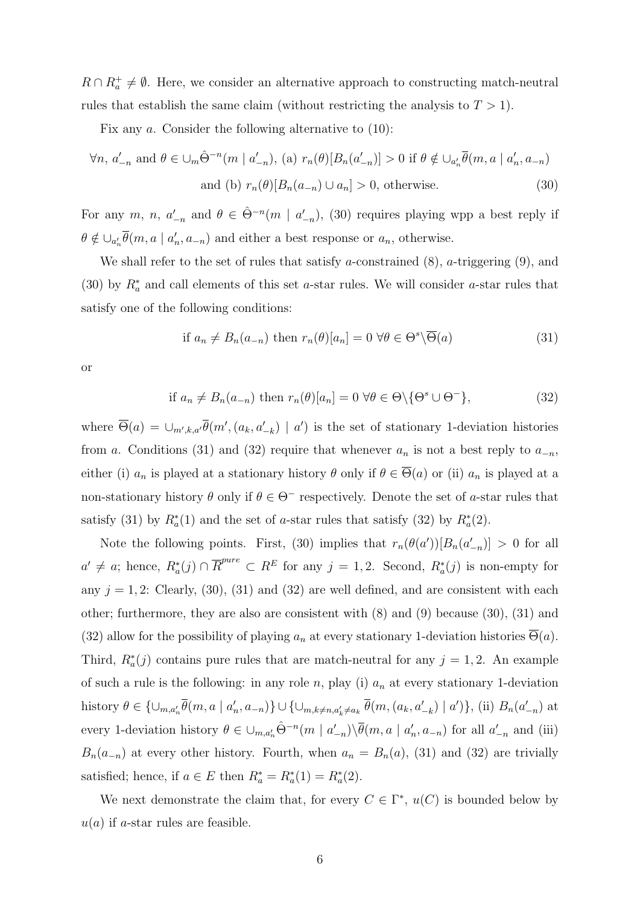$R \cap R_a^+ \neq \emptyset$. Here, we consider an alternative approach to constructing match-neutral rules that establish the same claim (without restricting the analysis to $T > 1$).

Fix any $a$. Consider the following alternative to (10):

$$\forall n,\ a'_{-n} \text{ and } \theta \in \cup_m \hat{\Theta}^{-n}(m \mid a'_{-n}),\ \text{(a) } r_n(\theta)[B_n(a'_{-n})] > 0 \text{ if } \theta \notin \cup_{a'_n} \overline{\theta}(m, a \mid a'_n, a_{-n})$$
$$\text{and (b) } r_n(\theta)[B_n(a_{-n}) \cup a_n] > 0, \text{ otherwise.} \tag{30}$$

For any $m$, $n$, $a'_{-n}$ and $\theta \in \hat{\Theta}^{-n}(m \mid a'_{-n})$, (30) requires playing wpp a best reply if $\theta \notin \cup_{a'_n} \overline{\theta}(m, a \mid a'_n, a_{-n})$ and either a best response or $a_n$, otherwise.

We shall refer to the set of rules that satisfy $a$-constrained (8), $a$-triggering (9), and (30) by $R_a^*$ and call elements of this set $a$-star rules. We will consider $a$-star rules that satisfy one of the following conditions:

$$\text{if } a_n \neq B_n(a_{-n}) \text{ then } r_n(\theta)[a_n] = 0 \ \forall \theta \in \Theta^s \backslash \overline{\Theta}(a) \tag{31}$$

or

$$\text{if } a_n \neq B_n(a_{-n}) \text{ then } r_n(\theta)[a_n] = 0 \ \forall \theta \in \Theta \backslash \{\Theta^s \cup \Theta^-\}, \tag{32}$$

where $\overline{\Theta}(a) = \cup_{m',k,a'} \overline{\theta}(m', (a_k, a'_{-k}) \mid a')$ is the set of stationary 1-deviation histories from $a$. Conditions (31) and (32) require that whenever $a_n$ is not a best reply to $a_{-n}$, either (i) $a_n$ is played at a stationary history $\theta$ only if $\theta \in \overline{\Theta}(a)$ or (ii) $a_n$ is played at a non-stationary history $\theta$ only if $\theta \in \Theta^-$ respectively. Denote the set of $a$-star rules that satisfy (31) by $R_a^*(1)$ and the set of $a$-star rules that satisfy (32) by $R_a^*(2)$.

Note the following points. First, (30) implies that $r_n(\theta(a'))[B_n(a'_{-n})] > 0$ for all $a' \neq a$; hence, $R_a^*(j) \cap \overline{R}^{pure} \subset R^E$ for any $j = 1, 2$. Second, $R_a^*(j)$ is non-empty for any $j = 1, 2$: Clearly, (30), (31) and (32) are well defined, and are consistent with each other; furthermore, they are also are consistent with (8) and (9) because (30), (31) and (32) allow for the possibility of playing $a_n$ at every stationary 1-deviation histories $\overline{\Theta}(a)$. Third, $R_a^*(j)$ contains pure rules that are match-neutral for any $j = 1, 2$. An example of such a rule is the following: in any role $n$, play (i) $a_n$ at every stationary 1-deviation history $\theta \in \{\cup_{m,a'_n} \overline{\theta}(m, a \mid a'_n, a_{-n})\} \cup \{\cup_{m,k \neq n, a'_k \neq a_k} \overline{\theta}(m, (a_k, a'_{-k}) \mid a')\}$, (ii) $B_n(a'_{-n})$ at every 1-deviation history $\theta \in \cup_{m,a'_n} \hat{\Theta}^{-n}(m \mid a'_{-n}) \backslash \overline{\theta}(m, a \mid a'_n, a_{-n})$ for all $a'_{-n}$ and (iii) $B_n(a_{-n})$ at every other history. Fourth, when $a_n = B_n(a)$, (31) and (32) are trivially satisfied; hence, if $a \in E$ then $R_a^* = R_a^*(1) = R_a^*(2)$.

We next demonstrate the claim that, for every $C \in \Gamma^*$, $u(C)$ is bounded below by $u(a)$ if $a$-star rules are feasible.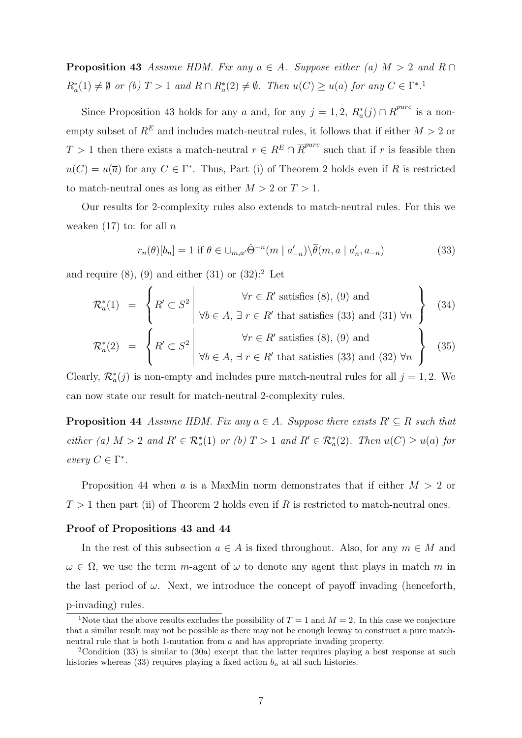**Proposition 43** *Assume HDM. Fix any $a \in A$. Suppose either (a) $M > 2$ and $R \cap R_a^*(1) \neq \emptyset$ or (b) $T > 1$ and $R \cap R_a^*(2) \neq \emptyset$. Then $u(C) \geq u(a)$ for any $C \in \Gamma^*$.*[1]

Since Proposition 43 holds for any $a$ and, for any $j = 1, 2$, $R_a^*(j) \cap \overline{R}^{pure}$ is a non-empty subset of $R^E$ and includes match-neutral rules, it follows that if either $M > 2$ or $T > 1$ then there exists a match-neutral $r \in R^E \cap \overline{R}^{pure}$ such that if $r$ is feasible then $u(C) = u(\overline{a})$ for any $C \in \Gamma^*$. Thus, Part (i) of Theorem 2 holds even if $R$ is restricted to match-neutral ones as long as either $M > 2$ or $T > 1$.

Our results for 2-complexity rules also extends to match-neutral rules. For this we weaken (17) to: for all $n$

$$r_n(\theta)[b_n] = 1 \text{ if } \theta \in \cup_{m,a'} \hat{\Theta}^{-n}(m \mid a'_{-n}) \backslash \overline{\theta}(m, a \mid a'_n, a_{-n}) \tag{33}$$

and require (8), (9) and either (31) or (32):[2] Let

$$\mathcal{R}_a^*(1) = \left\{ R' \subset S^2 \;\middle|\; \begin{array}{c} \forall r \in R' \text{ satisfies (8), (9) and} \\ \forall b \in A, \exists\, r \in R' \text{ that satisfies (33) and (31) } \forall n \end{array} \right\} \tag{34}$$

$$\mathcal{R}_a^*(2) = \left\{ R' \subset S^2 \;\middle|\; \begin{array}{c} \forall r \in R' \text{ satisfies (8), (9) and} \\ \forall b \in A, \exists\, r \in R' \text{ that satisfies (33) and (32) } \forall n \end{array} \right\} \tag{35}$$

Clearly, $\mathcal{R}_a^*(j)$ is non-empty and includes pure match-neutral rules for all $j = 1, 2$. We can now state our result for match-neutral 2-complexity rules.

**Proposition 44** *Assume HDM. Fix any $a \in A$. Suppose there exists $R' \subseteq R$ such that either (a) $M > 2$ and $R' \in \mathcal{R}_a^*(1)$ or (b) $T > 1$ and $R' \in \mathcal{R}_a^*(2)$. Then $u(C) \geq u(a)$ for every $C \in \Gamma^*$.*

Proposition 44 when $a$ is a MaxMin norm demonstrates that if either $M > 2$ or $T > 1$ then part (ii) of Theorem 2 holds even if $R$ is restricted to match-neutral ones.

### Proof of Propositions 43 and 44

In the rest of this subsection $a \in A$ is fixed throughout. Also, for any $m \in M$ and $\omega \in \Omega$, we use the term $m$-agent of $\omega$ to denote any agent that plays in match $m$ in the last period of $\omega$. Next, we introduce the concept of payoff invading (henceforth, p-invading) rules.

---

[1] Note that the above results excludes the possibility of $T = 1$ and $M = 2$. In this case we conjecture that a similar result may not be possible as there may not be enough leeway to construct a pure match-neutral rule that is both 1-mutation from $a$ and has appropriate invading property.

[2] Condition (33) is similar to (30a) except that the latter requires playing a best response at such histories whereas (33) requires playing a fixed action $b_n$ at all such histories.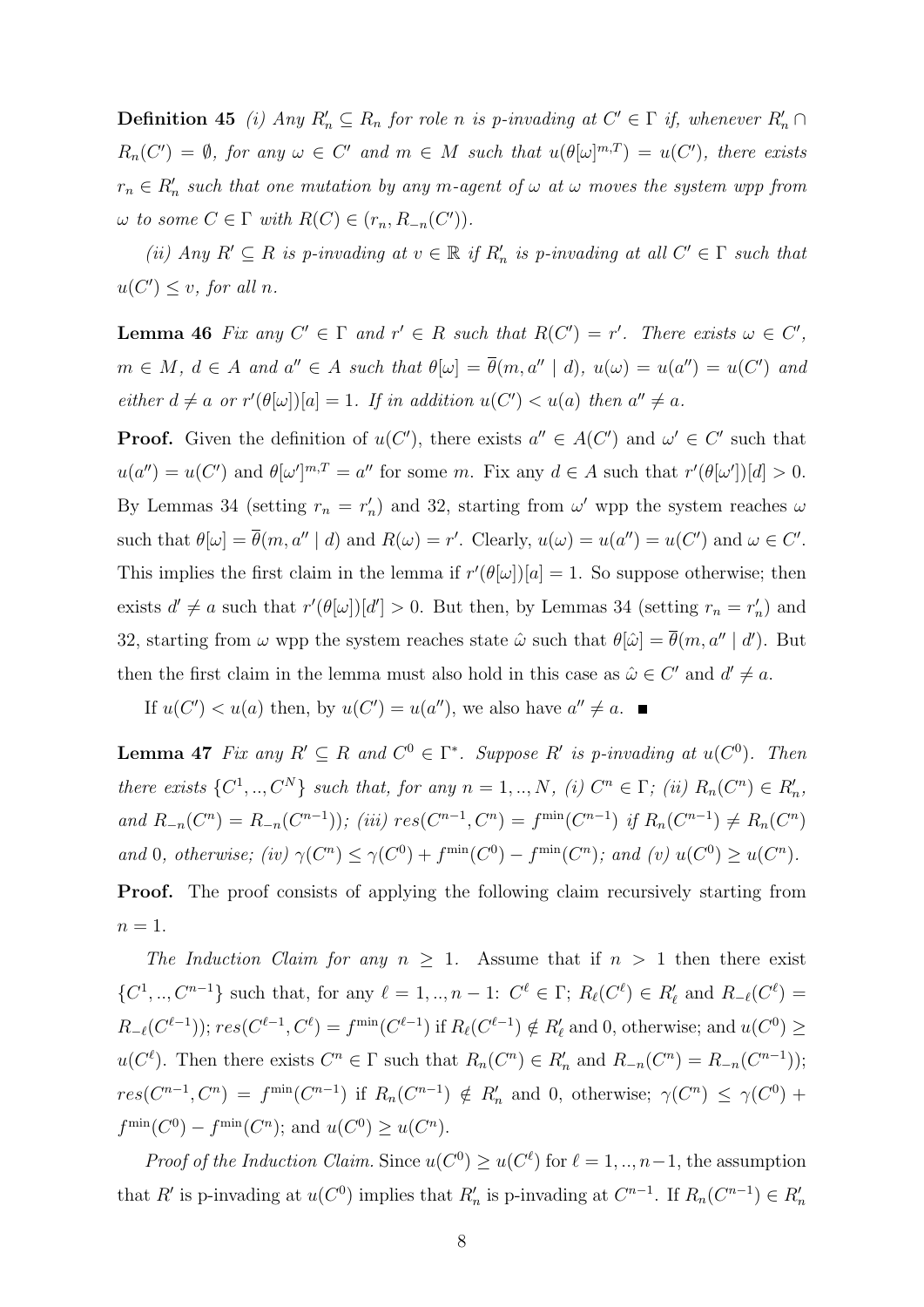**Definition 45** *(i) Any $R'_n \subseteq R_n$ for role $n$ is p-invading at $C' \in \Gamma$ if, whenever $R'_n \cap R_n(C') = \emptyset$, for any $\omega \in C'$ and $m \in M$ such that $u(\theta[\omega]^{m,T}) = u(C')$, there exists $r_n \in R'_n$ such that one mutation by any $m$-agent of $\omega$ at $\omega$ moves the system wpp from $\omega$ to some $C \in \Gamma$ with $R(C) \in (r_n, R_{-n}(C'))$.*

*(ii) Any $R' \subseteq R$ is p-invading at $v \in \mathbb{R}$ if $R'_n$ is p-invading at all $C' \in \Gamma$ such that $u(C') \leq v$, for all $n$.*

**Lemma 46** *Fix any $C' \in \Gamma$ and $r' \in R$ such that $R(C') = r'$. There exists $\omega \in C'$, $m \in M$, $d \in A$ and $a'' \in A$ such that $\theta[\omega] = \overline{\theta}(m, a'' \mid d)$, $u(\omega) = u(a'') = u(C')$ and either $d \neq a$ or $r'(\theta[\omega])[a] = 1$. If in addition $u(C') < u(a)$ then $a'' \neq a$.*

**Proof.** Given the definition of $u(C')$, there exists $a'' \in A(C')$ and $\omega' \in C'$ such that $u(a'') = u(C')$ and $\theta[\omega']^{m,T} = a''$ for some $m$. Fix any $d \in A$ such that $r'(\theta[\omega'])[d] > 0$. By Lemmas 34 (setting $r_n = r'_n$) and 32, starting from $\omega'$ wpp the system reaches $\omega$ such that $\theta[\omega] = \overline{\theta}(m, a'' \mid d)$ and $R(\omega) = r'$. Clearly, $u(\omega) = u(a'') = u(C')$ and $\omega \in C'$. This implies the first claim in the lemma if $r'(\theta[\omega])[a] = 1$. So suppose otherwise; then exists $d' \neq a$ such that $r'(\theta[\omega])[d'] > 0$. But then, by Lemmas 34 (setting $r_n = r'_n$) and 32, starting from $\omega$ wpp the system reaches state $\hat{\omega}$ such that $\theta[\hat{\omega}] = \overline{\theta}(m, a'' \mid d')$. But then the first claim in the lemma must also hold in this case as $\hat{\omega} \in C'$ and $d' \neq a$.

If $u(C') < u(a)$ then, by $u(C') = u(a'')$, we also have $a'' \neq a$. ■

**Lemma 47** *Fix any $R' \subseteq R$ and $C^0 \in \Gamma^*$. Suppose $R'$ is p-invading at $u(C^0)$. Then there exists $\{C^1, .., C^N\}$ such that, for any $n = 1, .., N$, (i) $C^n \in \Gamma$; (ii) $R_n(C^n) \in R'_n$, and $R_{-n}(C^n) = R_{-n}(C^{n-1})$); (iii) $res(C^{n-1}, C^n) = f^{\min}(C^{n-1})$ if $R_n(C^{n-1}) \neq R_n(C^n)$ and $0$, otherwise; (iv) $\gamma(C^n) \leq \gamma(C^0) + f^{\min}(C^0) - f^{\min}(C^n)$; and (v) $u(C^0) \geq u(C^n)$.*

**Proof.** The proof consists of applying the following claim recursively starting from $n = 1$.

*The Induction Claim for any $n \geq 1$.* Assume that if $n > 1$ then there exist $\{C^1, .., C^{n-1}\}$ such that, for any $\ell = 1, .., n-1$: $C^\ell \in \Gamma$; $R_\ell(C^\ell) \in R'_\ell$ and $R_{-\ell}(C^\ell) = R_{-\ell}(C^{\ell-1})$); $res(C^{\ell-1}, C^\ell) = f^{\min}(C^{\ell-1})$ if $R_\ell(C^{\ell-1}) \notin R'_\ell$ and $0$, otherwise; and $u(C^0) \geq u(C^\ell)$. Then there exists $C^n \in \Gamma$ such that $R_n(C^n) \in R'_n$ and $R_{-n}(C^n) = R_{-n}(C^{n-1})$); $res(C^{n-1}, C^n) = f^{\min}(C^{n-1})$ if $R_n(C^{n-1}) \notin R'_n$ and $0$, otherwise; $\gamma(C^n) \leq \gamma(C^0) + f^{\min}(C^0) - f^{\min}(C^n)$; and $u(C^0) \geq u(C^n)$.

*Proof of the Induction Claim.* Since $u(C^0) \geq u(C^\ell)$ for $\ell = 1, .., n-1$, the assumption that $R'$ is p-invading at $u(C^0)$ implies that $R'_n$ is p-invading at $C^{n-1}$. If $R_n(C^{n-1}) \in R'_n$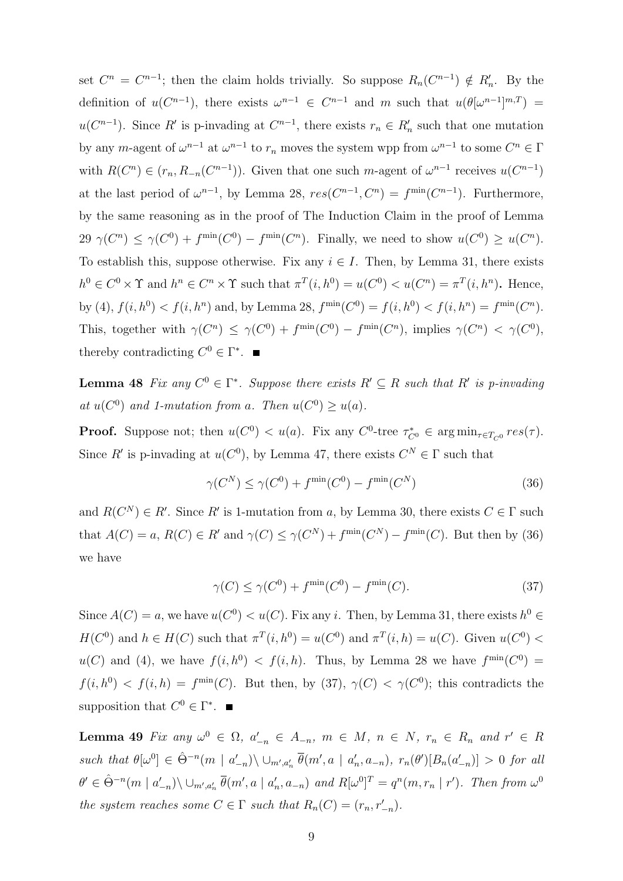set $C^n = C^{n-1}$; then the claim holds trivially. So suppose $R_n(C^{n-1}) \notin R'_n$. By the definition of $u(C^{n-1})$, there exists $\omega^{n-1} \in C^{n-1}$ and $m$ such that $u(\theta[\omega^{n-1}]^{m,T}) = u(C^{n-1})$. Since $R'$ is p-invading at $C^{n-1}$, there exists $r_n \in R'_n$ such that one mutation by any $m$-agent of $\omega^{n-1}$ at $\omega^{n-1}$ to $r_n$ moves the system wpp from $\omega^{n-1}$ to some $C^n \in \Gamma$ with $R(C^n) \in (r_n, R_{-n}(C^{n-1}))$. Given that one such $m$-agent of $\omega^{n-1}$ receives $u(C^{n-1})$ at the last period of $\omega^{n-1}$, by Lemma 28, $res(C^{n-1}, C^n) = f^{\min}(C^{n-1})$. Furthermore, by the same reasoning as in the proof of The Induction Claim in the proof of Lemma 29 $\gamma(C^n) \leq \gamma(C^0) + f^{\min}(C^0) - f^{\min}(C^n)$. Finally, we need to show $u(C^0) \geq u(C^n)$. To establish this, suppose otherwise. Fix any $i \in I$. Then, by Lemma 31, there exists $h^0 \in C^0 \times \Upsilon$ and $h^n \in C^n \times \Upsilon$ such that $\pi^T(i, h^0) = u(C^0) < u(C^n) = \pi^T(i, h^n)$**.** Hence, by (4), $f(i, h^0) < f(i, h^n)$ and, by Lemma 28, $f^{\min}(C^0) = f(i, h^0) < f(i, h^n) = f^{\min}(C^n)$. This, together with $\gamma(C^n) \leq \gamma(C^0) + f^{\min}(C^0) - f^{\min}(C^n)$, implies $\gamma(C^n) < \gamma(C^0)$, thereby contradicting $C^0 \in \Gamma^*$. ■

**Lemma 48** *Fix any $C^0 \in \Gamma^*$. Suppose there exists $R' \subseteq R$ such that $R'$ is p-invading at $u(C^0)$ and 1-mutation from $a$. Then $u(C^0) \geq u(a)$.*

**Proof.** Suppose not; then $u(C^0) < u(a)$. Fix any $C^0$-tree $\tau^*_{C^0} \in \arg\min_{\tau \in T_{C^0}} res(\tau)$. Since $R'$ is p-invading at $u(C^0)$, by Lemma 47, there exists $C^N \in \Gamma$ such that

$$\gamma(C^N) \leq \gamma(C^0) + f^{\min}(C^0) - f^{\min}(C^N) \tag{36}$$

and $R(C^N) \in R'$. Since $R'$ is 1-mutation from $a$, by Lemma 30, there exists $C \in \Gamma$ such that $A(C) = a$, $R(C) \in R'$ and $\gamma(C) \leq \gamma(C^N) + f^{\min}(C^N) - f^{\min}(C)$. But then by (36) we have

$$\gamma(C) \leq \gamma(C^0) + f^{\min}(C^0) - f^{\min}(C). \tag{37}$$

Since $A(C) = a$, we have $u(C^0) < u(C)$. Fix any $i$. Then, by Lemma 31, there exists $h^0 \in H(C^0)$ and $h \in H(C)$ such that $\pi^T(i, h^0) = u(C^0)$ and $\pi^T(i, h) = u(C)$. Given $u(C^0) < u(C)$ and (4), we have $f(i, h^0) < f(i, h)$. Thus, by Lemma 28 we have $f^{\min}(C^0) = f(i, h^0) < f(i, h) = f^{\min}(C)$. But then, by (37), $\gamma(C) < \gamma(C^0)$; this contradicts the supposition that $C^0 \in \Gamma^*$. ■

**Lemma 49** *Fix any $\omega^0 \in \Omega$, $a'_{-n} \in A_{-n}$, $m \in M$, $n \in N$, $r_n \in R_n$ and $r' \in R$ such that $\theta[\omega^0] \in \hat{\Theta}^{-n}(m \mid a'_{-n}) \setminus \cup_{m', a'_n} \overline{\theta}(m', a \mid a'_n, a_{-n})$, $r_n(\theta')[B_n(a'_{-n})] > 0$ for all $\theta' \in \hat{\Theta}^{-n}(m \mid a'_{-n}) \setminus \cup_{m', a'_n} \overline{\theta}(m', a \mid a'_n, a_{-n})$ and $R[\omega^0]^T = q^n(m, r_n \mid r')$. Then from $\omega^0$ the system reaches some $C \in \Gamma$ such that $R_n(C) = (r_n, r'_{-n})$.*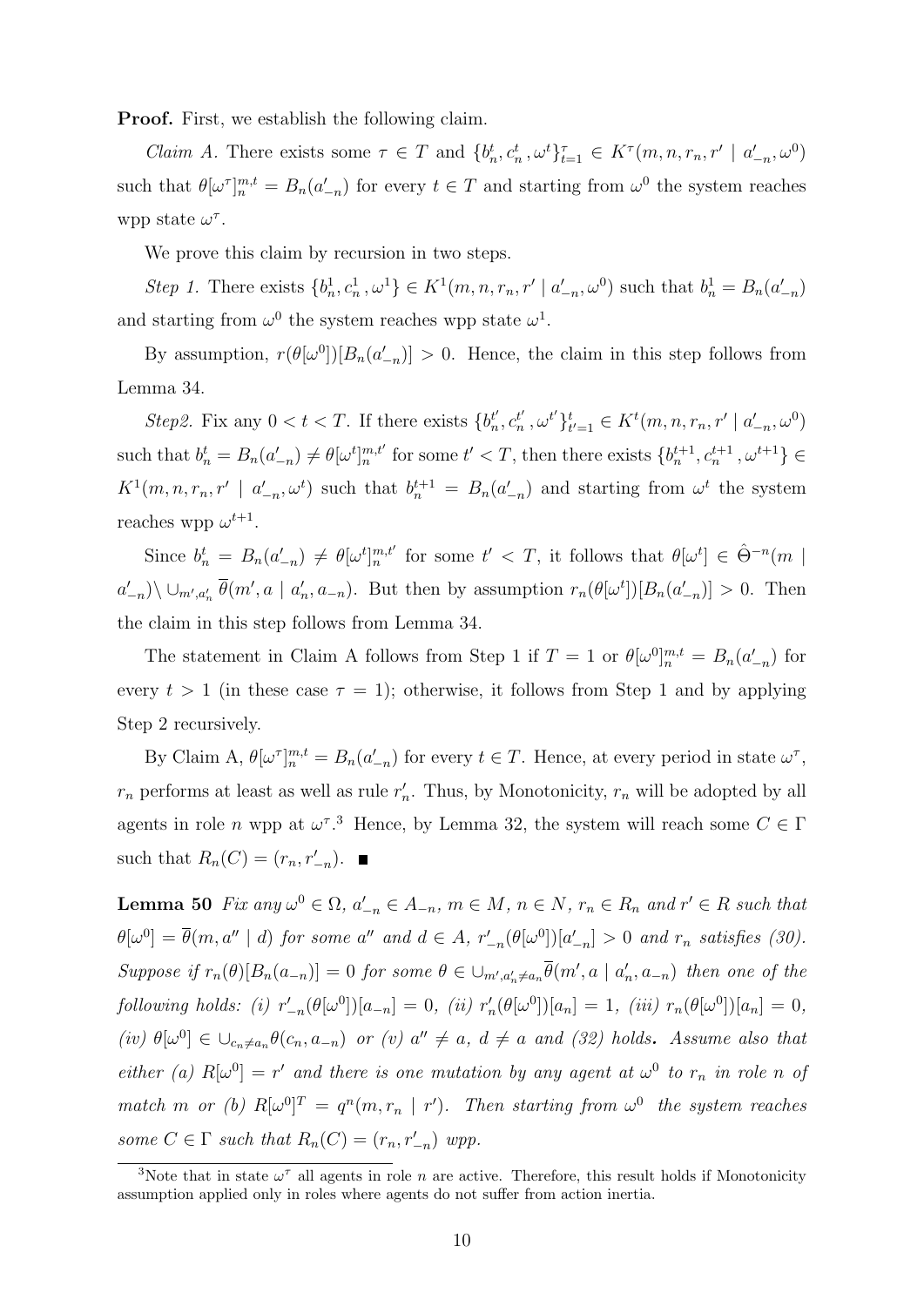**Proof.** First, we establish the following claim.

*Claim A.* There exists some $\tau \in T$ and $\{b_n^t, c_n^t, \omega^t\}_{t=1}^{\tau} \in K^{\tau}(m, n, r_n, r' \mid a'_{-n}, \omega^0)$ such that $\theta[\omega^{\tau}]_n^{m,t} = B_n(a'_{-n})$ for every $t \in T$ and starting from $\omega^0$ the system reaches wpp state $\omega^{\tau}$.

We prove this claim by recursion in two steps.

*Step 1.* There exists $\{b_n^1, c_n^1, \omega^1\} \in K^1(m, n, r_n, r' \mid a'_{-n}, \omega^0)$ such that $b_n^1 = B_n(a'_{-n})$ and starting from $\omega^0$ the system reaches wpp state $\omega^1$.

By assumption, $r(\theta[\omega^0])[B_n(a'_{-n})] > 0$. Hence, the claim in this step follows from Lemma 34.

*Step2.* Fix any $0 < t < T$. If there exists $\{b_n^{t'}, c_n^{t'}, \omega^{t'}\}_{t'=1}^{t} \in K^t(m, n, r_n, r' \mid a'_{-n}, \omega^0)$ such that $b_n^t = B_n(a'_{-n}) \neq \theta[\omega^t]_n^{m,t'}$ for some $t' < T$, then there exists $\{b_n^{t+1}, c_n^{t+1}, \omega^{t+1}\} \in K^1(m, n, r_n, r' \mid a'_{-n}, \omega^t)$ such that $b_n^{t+1} = B_n(a'_{-n})$ and starting from $\omega^t$ the system reaches wpp $\omega^{t+1}$.

Since $b_n^t = B_n(a'_{-n}) \neq \theta[\omega^t]_n^{m,t'}$ for some $t' < T$, it follows that $\theta[\omega^t] \in \hat{\Theta}^{-n}(m \mid a'_{-n}) \setminus \cup_{m', a'_n} \overline{\theta}(m', a \mid a'_n, a_{-n})$. But then by assumption $r_n(\theta[\omega^t])[B_n(a'_{-n})] > 0$. Then the claim in this step follows from Lemma 34.

The statement in Claim A follows from Step 1 if $T = 1$ or $\theta[\omega^0]_n^{m,t} = B_n(a'_{-n})$ for every $t > 1$ (in these case $\tau = 1$); otherwise, it follows from Step 1 and by applying Step 2 recursively.

By Claim A, $\theta[\omega^{\tau}]_n^{m,t} = B_n(a'_{-n})$ for every $t \in T$. Hence, at every period in state $\omega^{\tau}$, $r_n$ performs at least as well as rule $r'_n$. Thus, by Monotonicity, $r_n$ will be adopted by all agents in role $n$ wpp at $\omega^{\tau}$.[3] Hence, by Lemma 32, the system will reach some $C \in \Gamma$ such that $R_n(C) = (r_n, r'_{-n})$. ■

**Lemma 50** *Fix any $\omega^0 \in \Omega$, $a'_{-n} \in A_{-n}$, $m \in M$, $n \in N$, $r_n \in R_n$ and $r' \in R$ such that $\theta[\omega^0] = \overline{\theta}(m, a'' \mid d)$ for some $a''$ and $d \in A$, $r'_{-n}(\theta[\omega^0])[a'_{-n}] > 0$ and $r_n$ satisfies (30). Suppose if $r_n(\theta)[B_n(a_{-n})] = 0$ for some $\theta \in \cup_{m', a'_n \neq a_n} \overline{\theta}(m', a \mid a'_n, a_{-n})$ then one of the following holds: (i) $r'_{-n}(\theta[\omega^0])[a_{-n}] = 0$, (ii) $r'_n(\theta[\omega^0])[a_n] = 1$, (iii) $r_n(\theta[\omega^0])[a_n] = 0$, (iv) $\theta[\omega^0] \in \cup_{c_n \neq a_n} \theta(c_n, a_{-n})$ or (v) $a'' \neq a$, $d \neq a$ and (32) holds.* ***Assume also that*** *either (a) $R[\omega^0] = r'$ and there is one mutation by any agent at $\omega^0$ to $r_n$ in role $n$ of match $m$ or (b) $R[\omega^0]^T = q^n(m, r_n \mid r')$. Then starting from $\omega^0$ the system reaches some $C \in \Gamma$ such that $R_n(C) = (r_n, r'_{-n})$ wpp.*

[3] Note that in state $\omega^{\tau}$ all agents in role $n$ are active. Therefore, this result holds if Monotonicity assumption applied only in roles where agents do not suffer from action inertia.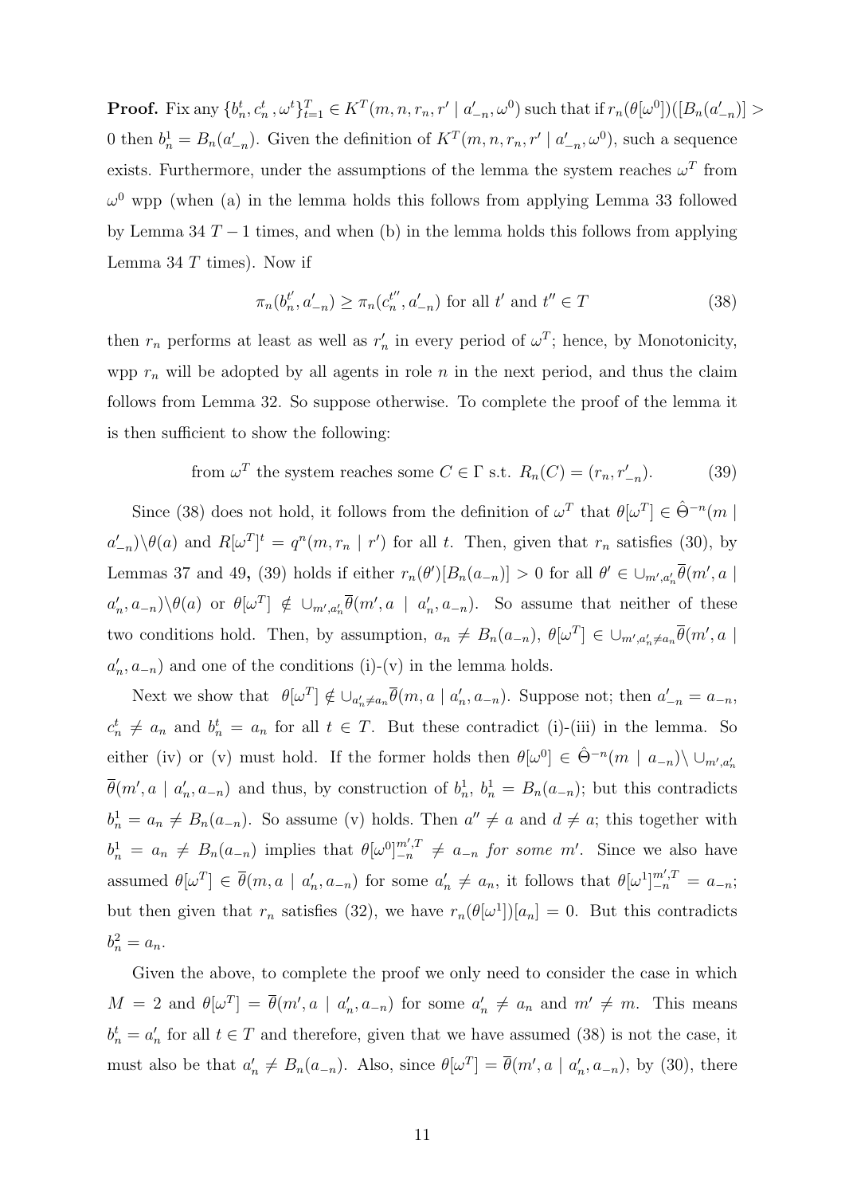**Proof.** Fix any $\{b_n^t, c_n^t, \omega^t\}_{t=1}^T \in K^T(m, n, r_n, r' \mid a'_{-n}, \omega^0)$ such that if $r_n(\theta[\omega^0])([B_n(a'_{-n})] > 0$ then $b_n^1 = B_n(a'_{-n})$. Given the definition of $K^T(m, n, r_n, r' \mid a'_{-n}, \omega^0)$, such a sequence exists. Furthermore, under the assumptions of the lemma the system reaches $\omega^T$ from $\omega^0$ wpp (when (a) in the lemma holds this follows from applying Lemma 33 followed by Lemma 34 $T-1$ times, and when (b) in the lemma holds this follows from applying Lemma 34 $T$ times). Now if

$$\pi_n(b_n^{t'}, a'_{-n}) \geq \pi_n(c_n^{t''}, a'_{-n}) \text{ for all } t' \text{ and } t'' \in T \tag{38}$$

then $r_n$ performs at least as well as $r'_n$ in every period of $\omega^T$; hence, by Monotonicity, wpp $r_n$ will be adopted by all agents in role $n$ in the next period, and thus the claim follows from Lemma 32. So suppose otherwise. To complete the proof of the lemma it is then sufficient to show the following:

$$\text{from } \omega^T \text{ the system reaches some } C \in \Gamma \text{ s.t. } R_n(C) = (r_n, r'_{-n}). \tag{39}$$

Since (38) does not hold, it follows from the definition of $\omega^T$ that $\theta[\omega^T] \in \hat{\Theta}^{-n}(m \mid a'_{-n}) \backslash \theta(a)$ and $R[\omega^T]^t = q^n(m, r_n \mid r')$ for all $t$. Then, given that $r_n$ satisfies (30), by Lemmas 37 and 49**,** (39) holds if either $r_n(\theta')[B_n(a_{-n})] > 0$ for all $\theta' \in \cup_{m', a'_n} \overline{\theta}(m', a \mid a'_n, a_{-n}) \backslash \theta(a)$ or $\theta[\omega^T] \notin \cup_{m', a'_n} \overline{\theta}(m', a \mid a'_n, a_{-n})$. So assume that neither of these two conditions hold. Then, by assumption, $a_n \neq B_n(a_{-n})$, $\theta[\omega^T] \in \cup_{m', a'_n \neq a_n} \overline{\theta}(m', a \mid a'_n, a_{-n})$ and one of the conditions (i)-(v) in the lemma holds.

Next we show that $\theta[\omega^T] \notin \cup_{a'_n \neq a_n} \overline{\theta}(m, a \mid a'_n, a_{-n})$. Suppose not; then $a'_{-n} = a_{-n}$, $c_n^t \neq a_n$ and $b_n^t = a_n$ for all $t \in T$. But these contradict (i)-(iii) in the lemma. So either (iv) or (v) must hold. If the former holds then $\theta[\omega^0] \in \hat{\Theta}^{-n}(m \mid a_{-n}) \backslash \cup_{m', a'_n} \overline{\theta}(m', a \mid a'_n, a_{-n})$ and thus, by construction of $b_n^1$, $b_n^1 = B_n(a_{-n})$; but this contradicts $b_n^1 = a_n \neq B_n(a_{-n})$. So assume (v) holds. Then $a'' \neq a$ and $d \neq a$; this together with $b_n^1 = a_n \neq B_n(a_{-n})$ implies that $\theta[\omega^0]_{-n}^{m',T} \neq a_{-n}$ *for some* $m'$. Since we also have assumed $\theta[\omega^T] \in \overline{\theta}(m, a \mid a'_n, a_{-n})$ for some $a'_n \neq a_n$, it follows that $\theta[\omega^1]_{-n}^{m',T} = a_{-n}$; but then given that $r_n$ satisfies (32), we have $r_n(\theta[\omega^1])[a_n] = 0$. But this contradicts $b_n^2 = a_n$.

Given the above, to complete the proof we only need to consider the case in which $M = 2$ and $\theta[\omega^T] = \overline{\theta}(m', a \mid a'_n, a_{-n})$ for some $a'_n \neq a_n$ and $m' \neq m$. This means $b_n^t = a'_n$ for all $t \in T$ and therefore, given that we have assumed (38) is not the case, it must also be that $a'_n \neq B_n(a_{-n})$. Also, since $\theta[\omega^T] = \overline{\theta}(m', a \mid a'_n, a_{-n})$, by (30), there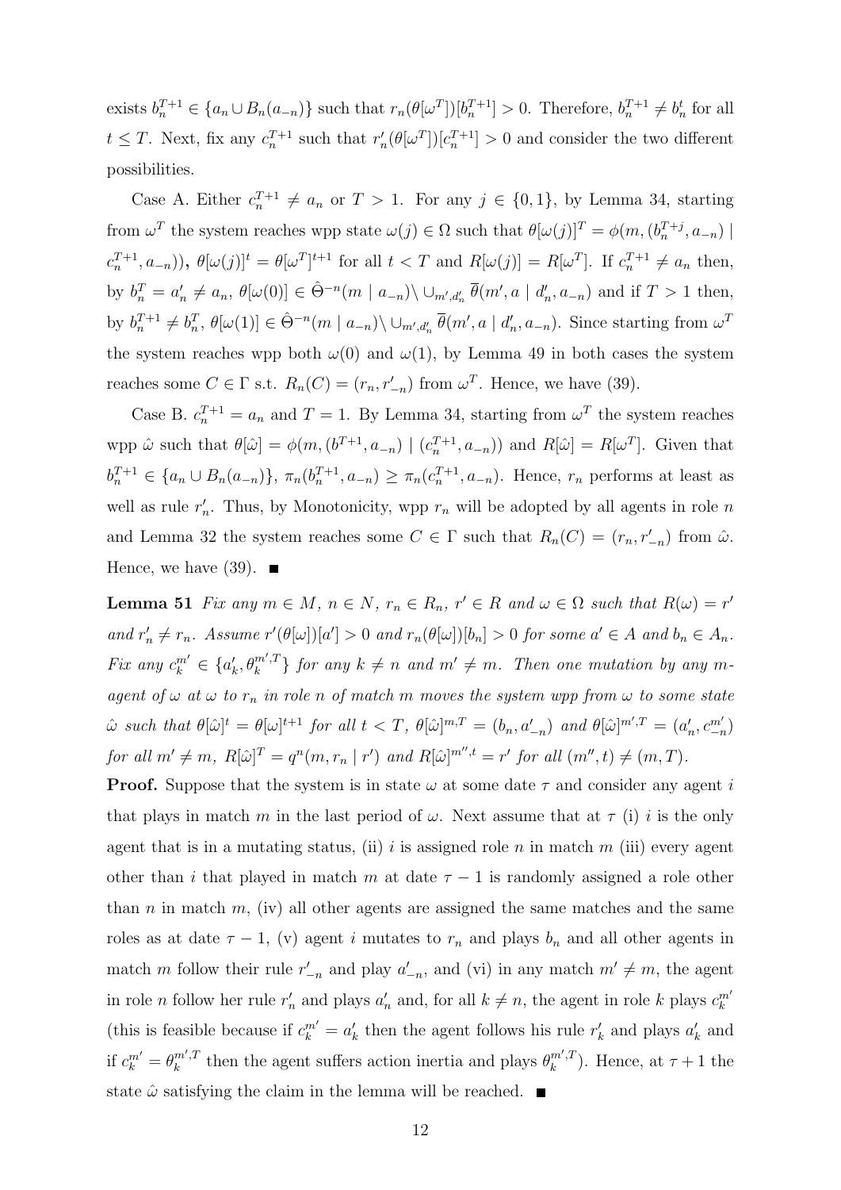exists $b_n^{T+1} \in \{a_n \cup B_n(a_{-n})\}$ such that $r_n(\theta[\omega^T])[b_n^{T+1}] > 0$. Therefore, $b_n^{T+1} \neq b_n^t$ for all $t \leq T$. Next, fix any $c_n^{T+1}$ such that $r_n'(\theta[\omega^T])[c_n^{T+1}] > 0$ and consider the two different possibilities.

Case A. Either $c_n^{T+1} \neq a_n$ or $T > 1$. For any $j \in \{0, 1\}$, by Lemma 34, starting from $\omega^T$ the system reaches wpp state $\omega(j) \in \Omega$ such that $\theta[\omega(j)]^T = \phi(m, (b_n^{T+j}, a_{-n}) \mid c_n^{T+1}, a_{-n}))$, $\theta[\omega(j)]^t = \theta[\omega^T]^{t+1}$ for all $t < T$ and $R[\omega(j)] = R[\omega^T]$. If $c_n^{T+1} \neq a_n$ then, by $b_n^T = a_n' \neq a_n$, $\theta[\omega(0)] \in \hat{\Theta}^{-n}(m \mid a_{-n}) \setminus \cup_{m', d_n'} \overline{\theta}(m', a \mid d_n', a_{-n})$ and if $T > 1$ then, by $b_n^{T+1} \neq b_n^T$, $\theta[\omega(1)] \in \hat{\Theta}^{-n}(m \mid a_{-n}) \setminus \cup_{m', d_n'} \overline{\theta}(m', a \mid d_n', a_{-n})$. Since starting from $\omega^T$ the system reaches wpp both $\omega(0)$ and $\omega(1)$, by Lemma 49 in both cases the system reaches some $C \in \Gamma$ s.t. $R_n(C) = (r_n, r_{-n}')$ from $\omega^T$. Hence, we have (39).

Case B. $c_n^{T+1} = a_n$ and $T = 1$. By Lemma 34, starting from $\omega^T$ the system reaches wpp $\hat{\omega}$ such that $\theta[\hat{\omega}] = \phi(m, (b^{T+1}, a_{-n}) \mid (c_n^{T+1}, a_{-n}))$ and $R[\hat{\omega}] = R[\omega^T]$. Given that $b_n^{T+1} \in \{a_n \cup B_n(a_{-n})\}$, $\pi_n(b_n^{T+1}, a_{-n}) \geq \pi_n(c_n^{T+1}, a_{-n})$. Hence, $r_n$ performs at least as well as rule $r_n'$. Thus, by Monotonicity, wpp $r_n$ will be adopted by all agents in role $n$ and Lemma 32 the system reaches some $C \in \Gamma$ such that $R_n(C) = (r_n, r_{-n}')$ from $\hat{\omega}$. Hence, we have (39). ∎

**Lemma 51** *Fix any $m \in M$, $n \in N$, $r_n \in R_n$, $r' \in R$ and $\omega \in \Omega$ such that $R(\omega) = r'$ and $r_n' \neq r_n$. Assume $r'(\theta[\omega])[a'] > 0$ and $r_n(\theta[\omega])[b_n] > 0$ for some $a' \in A$ and $b_n \in A_n$. Fix any $c_k^{m'} \in \{a_k', \theta_k^{m',T}\}$ for any $k \neq n$ and $m' \neq m$. Then one mutation by any $m$-agent of $\omega$ at $\omega$ to $r_n$ in role $n$ of match $m$ moves the system wpp from $\omega$ to some state $\hat{\omega}$ such that $\theta[\hat{\omega}]^t = \theta[\omega]^{t+1}$ for all $t < T$, $\theta[\hat{\omega}]^{m,T} = (b_n, a_{-n}')$ and $\theta[\hat{\omega}]^{m',T} = (a_n', c_{-n}^{m'})$ for all $m' \neq m$, $R[\hat{\omega}]^T = q^n(m, r_n \mid r')$ and $R[\hat{\omega}]^{m'',t} = r'$ for all $(m'', t) \neq (m, T)$.*

**Proof.** Suppose that the system is in state $\omega$ at some date $\tau$ and consider any agent $i$ that plays in match $m$ in the last period of $\omega$. Next assume that at $\tau$ (i) $i$ is the only agent that is in a mutating status, (ii) $i$ is assigned role $n$ in match $m$ (iii) every agent other than $i$ that played in match $m$ at date $\tau - 1$ is randomly assigned a role other than $n$ in match $m$, (iv) all other agents are assigned the same matches and the same roles as at date $\tau - 1$, (v) agent $i$ mutates to $r_n$ and plays $b_n$ and all other agents in match $m$ follow their rule $r_{-n}'$ and play $a_{-n}'$, and (vi) in any match $m' \neq m$, the agent in role $n$ follow her rule $r_n'$ and plays $a_n'$ and, for all $k \neq n$, the agent in role $k$ plays $c_k^{m'}$ (this is feasible because if $c_k^{m'} = a_k'$ then the agent follows his rule $r_k'$ and plays $a_k'$ and if $c_k^{m'} = \theta_k^{m',T}$ then the agent suffers action inertia and plays $\theta_k^{m',T}$). Hence, at $\tau + 1$ the state $\hat{\omega}$ satisfying the claim in the lemma will be reached. ∎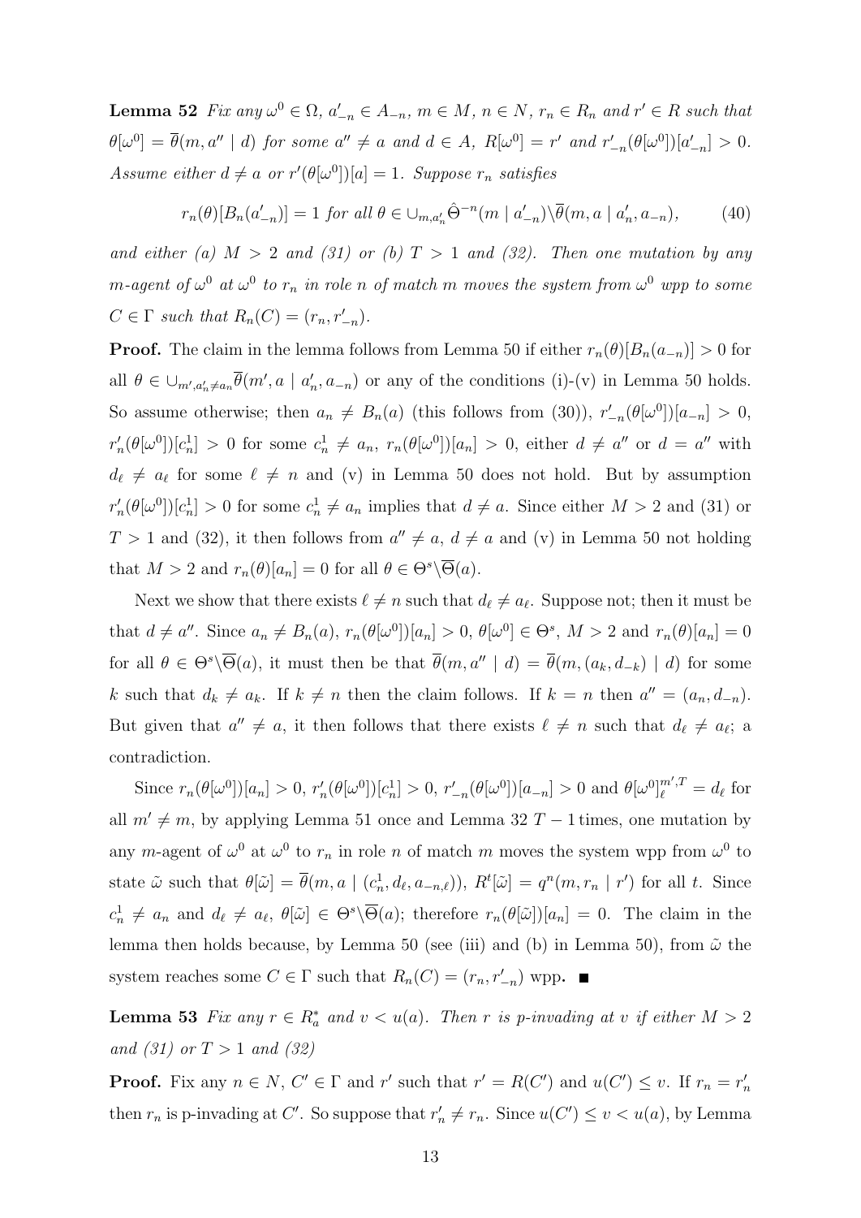**Lemma 52** *Fix any $\omega^0 \in \Omega$, $a'_{-n} \in A_{-n}$, $m \in M$, $n \in N$, $r_n \in R_n$ and $r' \in R$ such that $\theta[\omega^0] = \overline{\theta}(m, a'' \mid d)$ for some $a'' \neq a$ and $d \in A$, $R[\omega^0] = r'$ and $r'_{-n}(\theta[\omega^0])[a'_{-n}] > 0$. Assume either $d \neq a$ or $r'(\theta[\omega^0])[a] = 1$. Suppose $r_n$ satisfies*

$$r_n(\theta)[B_n(a'_{-n})] = 1 \text{ for all } \theta \in \cup_{m,a'_n} \hat{\Theta}^{-n}(m \mid a'_{-n}) \backslash \overline{\theta}(m, a \mid a'_n, a_{-n}), \tag{40}$$

*and either (a) $M > 2$ and (31) or (b) $T > 1$ and (32). Then one mutation by any $m$-agent of $\omega^0$ at $\omega^0$ to $r_n$ in role $n$ of match $m$ moves the system from $\omega^0$ wpp to some $C \in \Gamma$ such that $R_n(C) = (r_n, r'_{-n})$.*

**Proof.** The claim in the lemma follows from Lemma 50 if either $r_n(\theta)[B_n(a_{-n})] > 0$ for all $\theta \in \cup_{m',a'_n \neq a_n} \overline{\theta}(m', a \mid a'_n, a_{-n})$ or any of the conditions (i)-(v) in Lemma 50 holds. So assume otherwise; then $a_n \neq B_n(a)$ (this follows from (30)), $r'_{-n}(\theta[\omega^0])[a_{-n}] > 0$, $r'_n(\theta[\omega^0])[c^1_n] > 0$ for some $c^1_n \neq a_n$, $r_n(\theta[\omega^0])[a_n] > 0$, either $d \neq a''$ or $d = a''$ with $d_\ell \neq a_\ell$ for some $\ell \neq n$ and (v) in Lemma 50 does not hold. But by assumption $r'_n(\theta[\omega^0])[c^1_n] > 0$ for some $c^1_n \neq a_n$ implies that $d \neq a$. Since either $M > 2$ and (31) or $T > 1$ and (32), it then follows from $a'' \neq a$, $d \neq a$ and (v) in Lemma 50 not holding that $M > 2$ and $r_n(\theta)[a_n] = 0$ for all $\theta \in \Theta^s \backslash \overline{\Theta}(a)$.

Next we show that there exists $\ell \neq n$ such that $d_\ell \neq a_\ell$. Suppose not; then it must be that $d \neq a''$. Since $a_n \neq B_n(a)$, $r_n(\theta[\omega^0])[a_n] > 0$, $\theta[\omega^0] \in \Theta^s$, $M > 2$ and $r_n(\theta)[a_n] = 0$ for all $\theta \in \Theta^s \backslash \overline{\Theta}(a)$, it must then be that $\overline{\theta}(m, a'' \mid d) = \overline{\theta}(m, (a_k, d_{-k}) \mid d)$ for some $k$ such that $d_k \neq a_k$. If $k \neq n$ then the claim follows. If $k = n$ then $a'' = (a_n, d_{-n})$. But given that $a'' \neq a$, it then follows that there exists $\ell \neq n$ such that $d_\ell \neq a_\ell$; a contradiction.

Since $r_n(\theta[\omega^0])[a_n] > 0$, $r'_n(\theta[\omega^0])[c^1_n] > 0$, $r'_{-n}(\theta[\omega^0])[a_{-n}] > 0$ and $\theta[\omega^0]^{m',T}_\ell = d_\ell$ for all $m' \neq m$, by applying Lemma 51 once and Lemma 32 $T-1$ times, one mutation by any $m$-agent of $\omega^0$ at $\omega^0$ to $r_n$ in role $n$ of match $m$ moves the system wpp from $\omega^0$ to state $\tilde{\omega}$ such that $\theta[\tilde{\omega}] = \overline{\theta}(m, a \mid (c^1_n, d_\ell, a_{-n,\ell}))$, $R^t[\tilde{\omega}] = q^n(m, r_n \mid r')$ for all $t$. Since $c^1_n \neq a_n$ and $d_\ell \neq a_\ell$, $\theta[\tilde{\omega}] \in \Theta^s \backslash \overline{\Theta}(a)$; therefore $r_n(\theta[\tilde{\omega}])[a_n] = 0$. The claim in the lemma then holds because, by Lemma 50 (see (iii) and (b) in Lemma 50), from $\tilde{\omega}$ the system reaches some $C \in \Gamma$ such that $R_n(C) = (r_n, r'_{-n})$ wpp. ■

**Lemma 53** *Fix any $r \in R^*_a$ and $v < u(a)$. Then $r$ is p-invading at $v$ if either $M > 2$ and (31) or $T > 1$ and (32)*

**Proof.** Fix any $n \in N$, $C' \in \Gamma$ and $r'$ such that $r' = R(C')$ and $u(C') \leq v$. If $r_n = r'_n$ then $r_n$ is p-invading at $C'$. So suppose that $r'_n \neq r_n$. Since $u(C') \leq v < u(a)$, by Lemma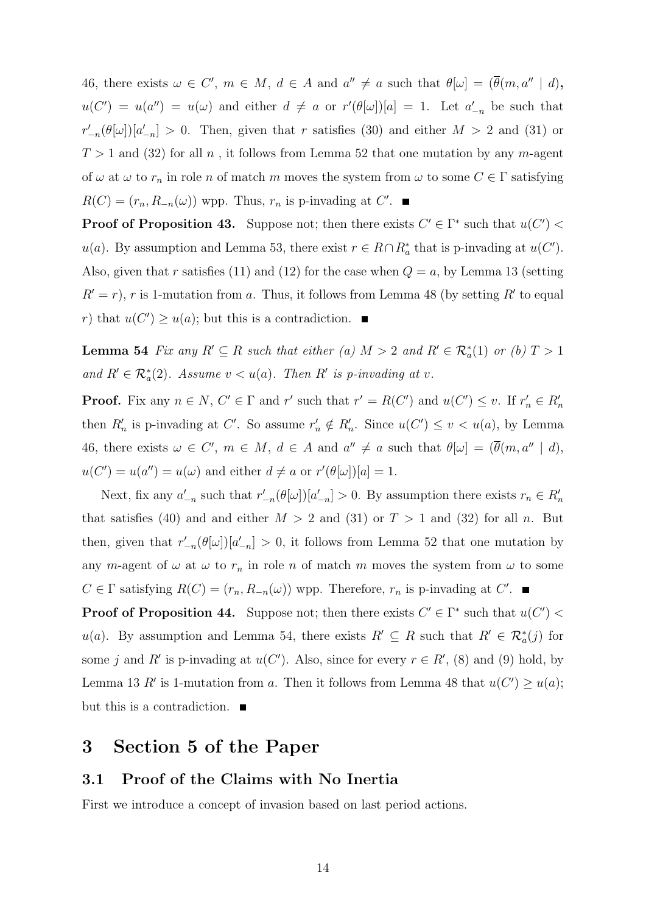46, there exists $\omega \in C'$, $m \in M$, $d \in A$ and $a'' \neq a$ such that $\theta[\omega] = (\overline{\theta}(m, a'' \mid d)$, $u(C') = u(a'') = u(\omega)$ and either $d \neq a$ or $r'(\theta[\omega])[a] = 1$. Let $a'_{-n}$ be such that $r'_{-n}(\theta[\omega])[a'_{-n}] > 0$. Then, given that $r$ satisfies (30) and either $M > 2$ and (31) or $T > 1$ and (32) for all $n$ , it follows from Lemma 52 that one mutation by any $m$-agent of $\omega$ at $\omega$ to $r_n$ in role $n$ of match $m$ moves the system from $\omega$ to some $C \in \Gamma$ satisfying $R(C) = (r_n, R_{-n}(\omega))$ wpp. Thus, $r_n$ is p-invading at $C'$. ■

**Proof of Proposition 43.** Suppose not; then there exists $C' \in \Gamma^*$ such that $u(C') < u(a)$. By assumption and Lemma 53, there exist $r \in R \cap R^*_a$ that is p-invading at $u(C')$. Also, given that $r$ satisfies (11) and (12) for the case when $Q = a$, by Lemma 13 (setting $R' = r$), $r$ is 1-mutation from $a$. Thus, it follows from Lemma 48 (by setting $R'$ to equal $r$) that $u(C') \geq u(a)$; but this is a contradiction. ■

**Lemma 54** *Fix any $R' \subseteq R$ such that either (a) $M > 2$ and $R' \in \mathcal{R}^*_a(1)$ or (b) $T > 1$ and $R' \in \mathcal{R}^*_a(2)$. Assume $v < u(a)$. Then $R'$ is p-invading at $v$.*

**Proof.** Fix any $n \in N$, $C' \in \Gamma$ and $r'$ such that $r' = R(C')$ and $u(C') \leq v$. If $r'_n \in R'_n$ then $R'_n$ is p-invading at $C'$. So assume $r'_n \notin R'_n$. Since $u(C') \leq v < u(a)$, by Lemma 46, there exists $\omega \in C'$, $m \in M$, $d \in A$ and $a'' \neq a$ such that $\theta[\omega] = (\overline{\theta}(m, a'' \mid d)$, $u(C') = u(a'') = u(\omega)$ and either $d \neq a$ or $r'(\theta[\omega])[a] = 1$.

Next, fix any $a'_{-n}$ such that $r'_{-n}(\theta[\omega])[a'_{-n}] > 0$. By assumption there exists $r_n \in R'_n$ that satisfies (40) and and either $M > 2$ and (31) or $T > 1$ and (32) for all $n$. But then, given that $r'_{-n}(\theta[\omega])[a'_{-n}] > 0$, it follows from Lemma 52 that one mutation by any $m$-agent of $\omega$ at $\omega$ to $r_n$ in role $n$ of match $m$ moves the system from $\omega$ to some $C \in \Gamma$ satisfying $R(C) = (r_n, R_{-n}(\omega))$ wpp. Therefore, $r_n$ is p-invading at $C'$. ■

**Proof of Proposition 44.** Suppose not; then there exists $C' \in \Gamma^*$ such that $u(C') < u(a)$. By assumption and Lemma 54, there exists $R' \subseteq R$ such that $R' \in \mathcal{R}^*_a(j)$ for some $j$ and $R'$ is p-invading at $u(C')$. Also, since for every $r \in R'$, (8) and (9) hold, by Lemma 13 $R'$ is 1-mutation from $a$. Then it follows from Lemma 48 that $u(C') \geq u(a)$; but this is a contradiction. ■

# 3 Section 5 of the Paper

## 3.1 Proof of the Claims with No Inertia

First we introduce a concept of invasion based on last period actions.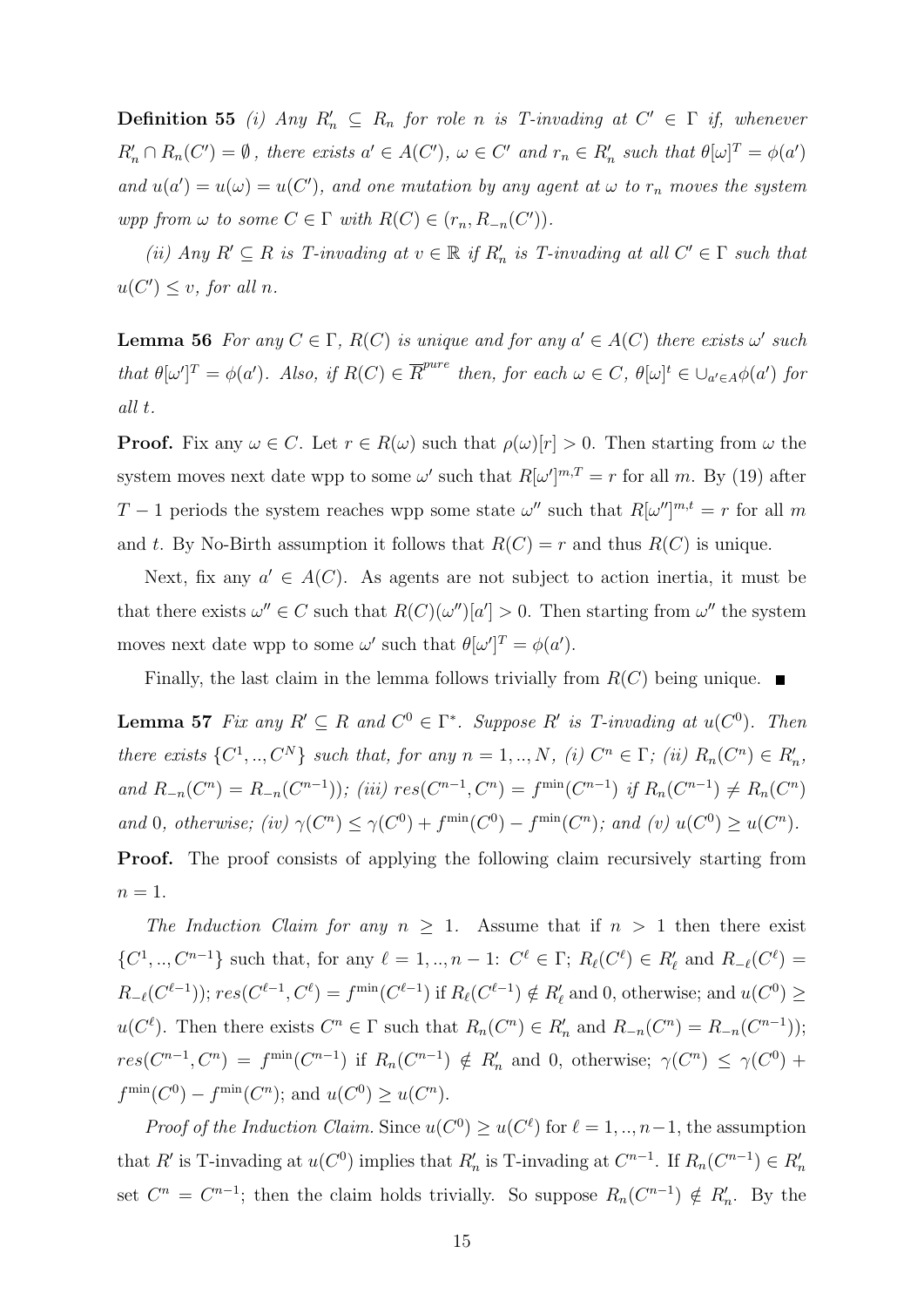**Definition 55** *(i) Any $R'_n \subseteq R_n$ for role $n$ is T-invading at $C' \in \Gamma$ if, whenever $R'_n \cap R_n(C') = \emptyset$, there exists $a' \in A(C')$, $\omega \in C'$ and $r_n \in R'_n$ such that $\theta[\omega]^T = \phi(a')$ and $u(a') = u(\omega) = u(C')$, and one mutation by any agent at $\omega$ to $r_n$ moves the system wpp from $\omega$ to some $C \in \Gamma$ with $R(C) \in (r_n, R_{-n}(C'))$.*

*(ii) Any $R' \subseteq R$ is T-invading at $v \in \mathbb{R}$ if $R'_n$ is T-invading at all $C' \in \Gamma$ such that $u(C') \leq v$, for all $n$.*

**Lemma 56** *For any $C \in \Gamma$, $R(C)$ is unique and for any $a' \in A(C)$ there exists $\omega'$ such that $\theta[\omega']^T = \phi(a')$. Also, if $R(C) \in \overline{R}^{pure}$ then, for each $\omega \in C$, $\theta[\omega]^t \in \cup_{a' \in A} \phi(a')$ for all $t$.*

**Proof.** Fix any $\omega \in C$. Let $r \in R(\omega)$ such that $\rho(\omega)[r] > 0$. Then starting from $\omega$ the system moves next date wpp to some $\omega'$ such that $R[\omega']^{m,T} = r$ for all $m$. By (19) after $T-1$ periods the system reaches wpp some state $\omega''$ such that $R[\omega'']^{m,t} = r$ for all $m$ and $t$. By No-Birth assumption it follows that $R(C) = r$ and thus $R(C)$ is unique.

Next, fix any $a' \in A(C)$. As agents are not subject to action inertia, it must be that there exists $\omega'' \in C$ such that $R(C)(\omega'')[a'] > 0$. Then starting from $\omega''$ the system moves next date wpp to some $\omega'$ such that $\theta[\omega']^T = \phi(a')$.

Finally, the last claim in the lemma follows trivially from $R(C)$ being unique. ■

**Lemma 57** *Fix any $R' \subseteq R$ and $C^0 \in \Gamma^*$. Suppose $R'$ is T-invading at $u(C^0)$. Then there exists $\{C^1, .., C^N\}$ such that, for any $n = 1, .., N$, (i) $C^n \in \Gamma$; (ii) $R_n(C^n) \in R'_n$, and $R_{-n}(C^n) = R_{-n}(C^{n-1}))$; (iii) $res(C^{n-1}, C^n) = f^{\min}(C^{n-1})$ if $R_n(C^{n-1}) \neq R_n(C^n)$ and 0, otherwise; (iv) $\gamma(C^n) \leq \gamma(C^0) + f^{\min}(C^0) - f^{\min}(C^n)$; and (v) $u(C^0) \geq u(C^n)$.*

**Proof.** The proof consists of applying the following claim recursively starting from $n = 1$.

*The Induction Claim for any $n \geq 1$.* Assume that if $n > 1$ then there exist $\{C^1, .., C^{n-1}\}$ such that, for any $\ell = 1, .., n-1$: $C^\ell \in \Gamma$; $R_\ell(C^\ell) \in R'_\ell$ and $R_{-\ell}(C^\ell) = R_{-\ell}(C^{\ell-1}))$; $res(C^{\ell-1}, C^\ell) = f^{\min}(C^{\ell-1})$ if $R_\ell(C^{\ell-1}) \notin R'_\ell$ and 0, otherwise; and $u(C^0) \geq u(C^\ell)$. Then there exists $C^n \in \Gamma$ such that $R_n(C^n) \in R'_n$ and $R_{-n}(C^n) = R_{-n}(C^{n-1}))$; $res(C^{n-1}, C^n) = f^{\min}(C^{n-1})$ if $R_n(C^{n-1}) \notin R'_n$ and 0, otherwise; $\gamma(C^n) \leq \gamma(C^0) + f^{\min}(C^0) - f^{\min}(C^n)$; and $u(C^0) \geq u(C^n)$.

*Proof of the Induction Claim.* Since $u(C^0) \geq u(C^\ell)$ for $\ell = 1, .., n-1$, the assumption that $R'$ is T-invading at $u(C^0)$ implies that $R'_n$ is T-invading at $C^{n-1}$. If $R_n(C^{n-1}) \in R'_n$ set $C^n = C^{n-1}$; then the claim holds trivially. So suppose $R_n(C^{n-1}) \notin R'_n$. By the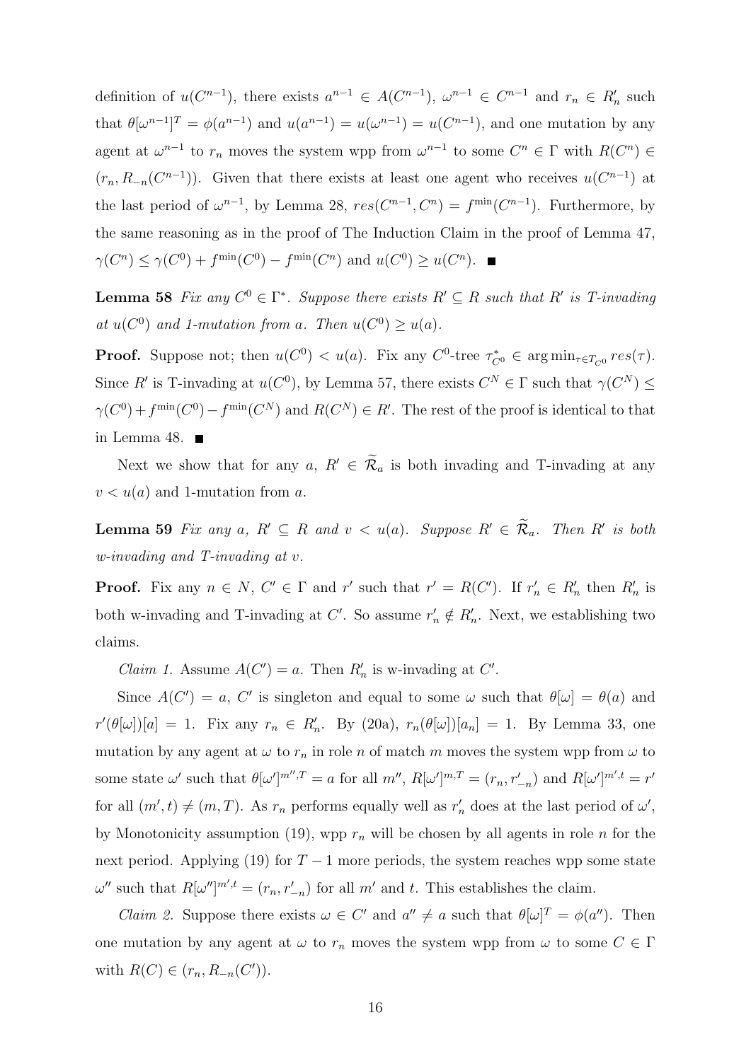definition of $u(C^{n-1})$, there exists $a^{n-1} \in A(C^{n-1})$, $\omega^{n-1} \in C^{n-1}$ and $r_n \in R'_n$ such that $\theta[\omega^{n-1}]^T = \phi(a^{n-1})$ and $u(a^{n-1}) = u(\omega^{n-1}) = u(C^{n-1})$, and one mutation by any agent at $\omega^{n-1}$ to $r_n$ moves the system wpp from $\omega^{n-1}$ to some $C^n \in \Gamma$ with $R(C^n) \in (r_n, R_{-n}(C^{n-1}))$. Given that there exists at least one agent who receives $u(C^{n-1})$ at the last period of $\omega^{n-1}$, by Lemma 28, $res(C^{n-1}, C^n) = f^{\min}(C^{n-1})$. Furthermore, by the same reasoning as in the proof of The Induction Claim in the proof of Lemma 47, $\gamma(C^n) \leq \gamma(C^0) + f^{\min}(C^0) - f^{\min}(C^n)$ and $u(C^0) \geq u(C^n)$. ■

**Lemma 58** *Fix any $C^0 \in \Gamma^*$. Suppose there exists $R' \subseteq R$ such that $R'$ is T-invading at $u(C^0)$ and 1-mutation from $a$. Then $u(C^0) \geq u(a)$.*

**Proof.** Suppose not; then $u(C^0) < u(a)$. Fix any $C^0$-tree $\tau^*_{C^0} \in \arg\min_{\tau \in T_{C^0}} res(\tau)$. Since $R'$ is T-invading at $u(C^0)$, by Lemma 57, there exists $C^N \in \Gamma$ such that $\gamma(C^N) \leq \gamma(C^0) + f^{\min}(C^0) - f^{\min}(C^N)$ and $R(C^N) \in R'$. The rest of the proof is identical to that in Lemma 48. ■

Next we show that for any $a$, $R' \in \widetilde{\mathcal{R}}_a$ is both invading and T-invading at any $v < u(a)$ and 1-mutation from $a$.

**Lemma 59** *Fix any $a$, $R' \subseteq R$ and $v < u(a)$. Suppose $R' \in \widetilde{\mathcal{R}}_a$. Then $R'$ is both w-invading and T-invading at $v$.*

**Proof.** Fix any $n \in N$, $C' \in \Gamma$ and $r'$ such that $r' = R(C')$. If $r'_n \in R'_n$ then $R'_n$ is both w-invading and T-invading at $C'$. So assume $r'_n \notin R'_n$. Next, we establishing two claims.

*Claim 1.* Assume $A(C') = a$. Then $R'_n$ is w-invading at $C'$.

Since $A(C') = a$, $C'$ is singleton and equal to some $\omega$ such that $\theta[\omega] = \theta(a)$ and $r'(\theta[\omega])[a] = 1$. Fix any $r_n \in R'_n$. By (20a), $r_n(\theta[\omega])[a_n] = 1$. By Lemma 33, one mutation by any agent at $\omega$ to $r_n$ in role $n$ of match $m$ moves the system wpp from $\omega$ to some state $\omega'$ such that $\theta[\omega']^{m'',T} = a$ for all $m''$, $R[\omega']^{m,T} = (r_n, r'_{-n})$ and $R[\omega']^{m',t} = r'$ for all $(m', t) \neq (m, T)$. As $r_n$ performs equally well as $r'_n$ does at the last period of $\omega'$, by Monotonicity assumption (19), wpp $r_n$ will be chosen by all agents in role $n$ for the next period. Applying (19) for $T-1$ more periods, the system reaches wpp some state $\omega''$ such that $R[\omega'']^{m',t} = (r_n, r'_{-n})$ for all $m'$ and $t$. This establishes the claim.

*Claim 2.* Suppose there exists $\omega \in C'$ and $a'' \neq a$ such that $\theta[\omega]^T = \phi(a'')$. Then one mutation by any agent at $\omega$ to $r_n$ moves the system wpp from $\omega$ to some $C \in \Gamma$ with $R(C) \in (r_n, R_{-n}(C'))$.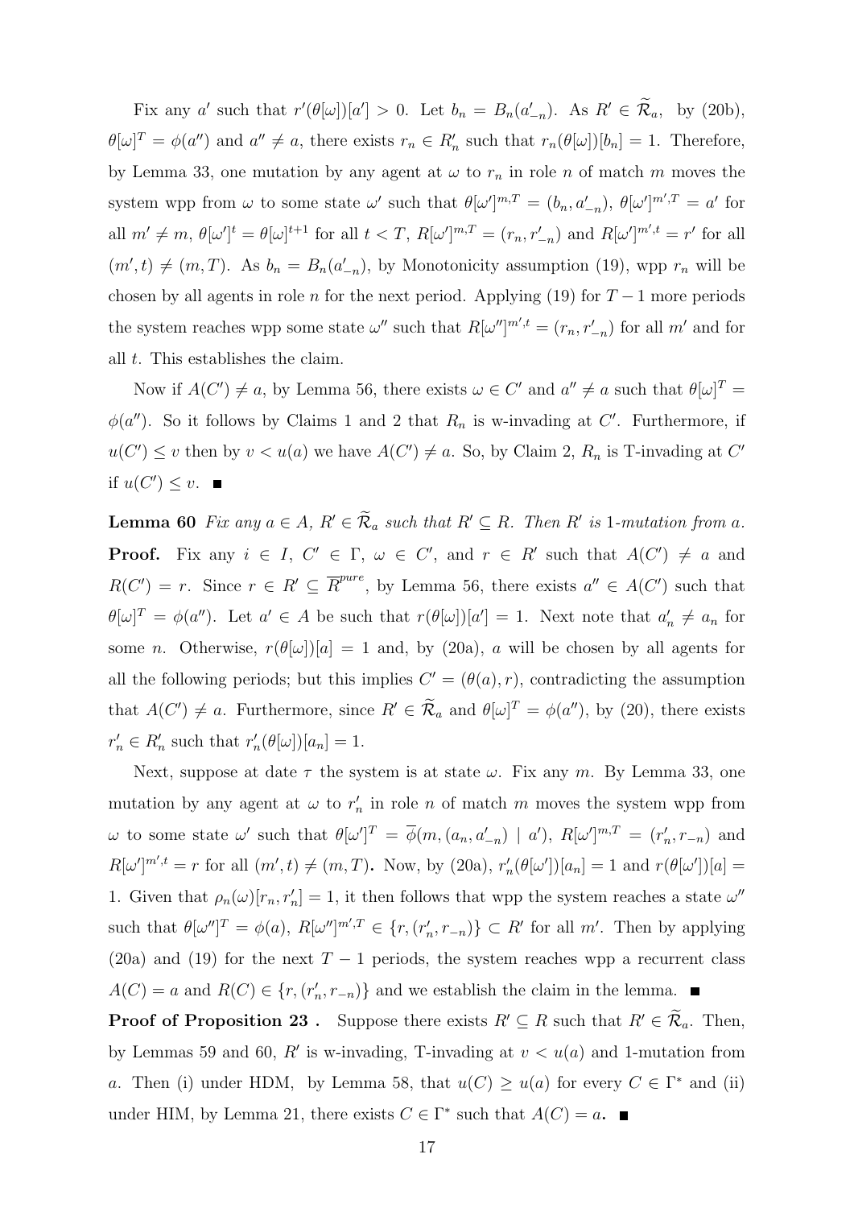Fix any $a'$ such that $r'(\theta[\omega])[a'] > 0$. Let $b_n = B_n(a'_{-n})$. As $R' \in \widetilde{\mathcal{R}}_a$, by (20b), $\theta[\omega]^T = \phi(a'')$ and $a'' \neq a$, there exists $r_n \in R'_n$ such that $r_n(\theta[\omega])[b_n] = 1$. Therefore, by Lemma 33, one mutation by any agent at $\omega$ to $r_n$ in role $n$ of match $m$ moves the system wpp from $\omega$ to some state $\omega'$ such that $\theta[\omega']^{m,T} = (b_n, a'_{-n})$, $\theta[\omega']^{m',T} = a'$ for all $m' \neq m$, $\theta[\omega']^t = \theta[\omega]^{t+1}$ for all $t < T$, $R[\omega']^{m,T} = (r_n, r'_{-n})$ and $R[\omega']^{m',t} = r'$ for all $(m', t) \neq (m, T)$. As $b_n = B_n(a'_{-n})$, by Monotonicity assumption (19), wpp $r_n$ will be chosen by all agents in role $n$ for the next period. Applying (19) for $T - 1$ more periods the system reaches wpp some state $\omega''$ such that $R[\omega'']^{m',t} = (r_n, r'_{-n})$ for all $m'$ and for all $t$. This establishes the claim.

Now if $A(C') \neq a$, by Lemma 56, there exists $\omega \in C'$ and $a'' \neq a$ such that $\theta[\omega]^T = \phi(a'')$. So it follows by Claims 1 and 2 that $R_n$ is w-invading at $C'$. Furthermore, if $u(C') \leq v$ then by $v < u(a)$ we have $A(C') \neq a$. So, by Claim 2, $R_n$ is T-invading at $C'$ if $u(C') \leq v$. ∎

**Lemma 60** *Fix any $a \in A$, $R' \in \widetilde{\mathcal{R}}_a$ such that $R' \subseteq R$. Then $R'$ is 1-mutation from $a$.*

**Proof.** Fix any $i \in I$, $C' \in \Gamma$, $\omega \in C'$, and $r \in R'$ such that $A(C') \neq a$ and $R(C') = r$. Since $r \in R' \subseteq \overline{R}^{pure}$, by Lemma 56, there exists $a'' \in A(C')$ such that $\theta[\omega]^T = \phi(a'')$. Let $a' \in A$ be such that $r(\theta[\omega])[a'] = 1$. Next note that $a'_n \neq a_n$ for some $n$. Otherwise, $r(\theta[\omega])[a] = 1$ and, by (20a), $a$ will be chosen by all agents for all the following periods; but this implies $C' = (\theta(a), r)$, contradicting the assumption that $A(C') \neq a$. Furthermore, since $R' \in \widetilde{\mathcal{R}}_a$ and $\theta[\omega]^T = \phi(a'')$, by (20), there exists $r'_n \in R'_n$ such that $r'_n(\theta[\omega])[a_n] = 1$.

Next, suppose at date $\tau$ the system is at state $\omega$. Fix any $m$. By Lemma 33, one mutation by any agent at $\omega$ to $r'_n$ in role $n$ of match $m$ moves the system wpp from $\omega$ to some state $\omega'$ such that $\theta[\omega']^T = \overline{\phi}(m, (a_n, a'_{-n}) \mid a')$, $R[\omega']^{m,T} = (r'_n, r_{-n})$ and $R[\omega']^{m',t} = r$ for all $(m', t) \neq (m, T)$. Now, by (20a), $r'_n(\theta[\omega'])[a_n] = 1$ and $r(\theta[\omega'])[a] = 1$. Given that $\rho_n(\omega)[r_n, r'_n] = 1$, it then follows that wpp the system reaches a state $\omega''$ such that $\theta[\omega'']^T = \phi(a)$, $R[\omega'']^{m',T} \in \{r, (r'_n, r_{-n})\} \subset R'$ for all $m'$. Then by applying (20a) and (19) for the next $T - 1$ periods, the system reaches wpp a recurrent class $A(C) = a$ and $R(C) \in \{r, (r'_n, r_{-n})\}$ and we establish the claim in the lemma. ∎

**Proof of Proposition 23 .** Suppose there exists $R' \subseteq R$ such that $R' \in \widetilde{\mathcal{R}}_a$. Then, by Lemmas 59 and 60, $R'$ is w-invading, T-invading at $v < u(a)$ and 1-mutation from $a$. Then (i) under HDM, by Lemma 58, that $u(C) \geq u(a)$ for every $C \in \Gamma^*$ and (ii) under HIM, by Lemma 21, there exists $C \in \Gamma^*$ such that $A(C) = a$. ∎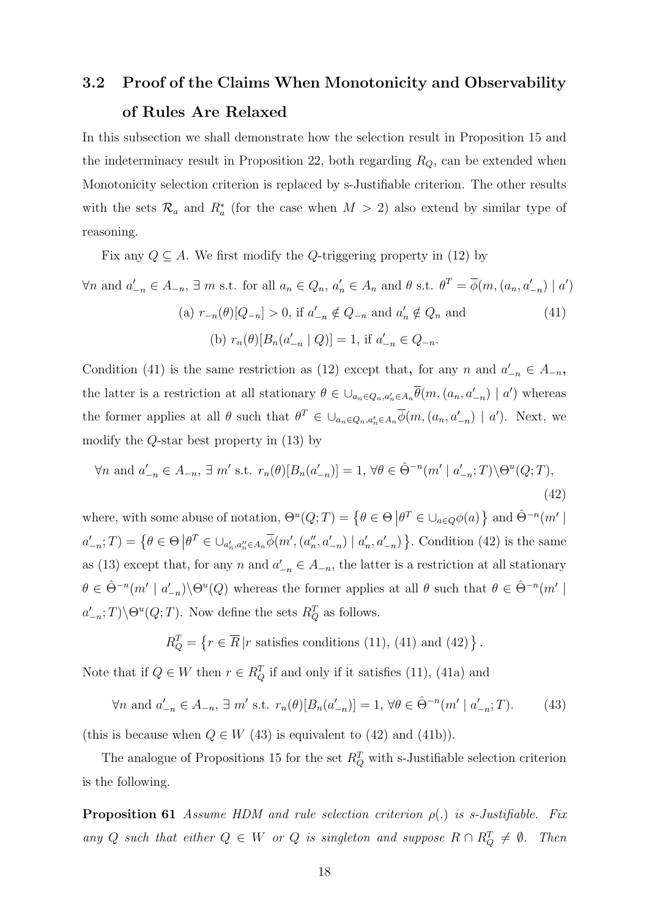## 3.2 Proof of the Claims When Monotonicity and Observability of Rules Are Relaxed

In this subsection we shall demonstrate how the selection result in Proposition 15 and the indeterminacy result in Proposition 22, both regarding $R_Q$, can be extended when Monotonicity selection criterion is replaced by s-Justifiable criterion. The other results with the sets $\mathcal{R}_a$ and $R_a^*$ (for the case when $M > 2$) also extend by similar type of reasoning.

Fix any $Q \subseteq A$. We first modify the $Q$-triggering property in (12) by

$$\forall n \text{ and } a'_{-n} \in A_{-n},\ \exists\ m \text{ s.t. for all } a_n \in Q_n,\ a'_n \in A_n \text{ and } \theta \text{ s.t. } \theta^T = \overline{\phi}(m, (a_n, a'_{-n}) \mid a')$$
$$\text{(a) } r_{-n}(\theta)[Q_{-n}] > 0, \text{ if } a'_{-n} \notin Q_{-n} \text{ and } a'_n \notin Q_n \text{ and} \tag{41}$$
$$\text{(b) } r_n(\theta)[B_n(a'_{-n} \mid Q)] = 1, \text{ if } a'_{-n} \in Q_{-n}.$$

Condition (41) is the same restriction as (12) except that**,** for any $n$ and $a'_{-n} \in A_{-n}$**,** the latter is a restriction at all stationary $\theta \in \cup_{a_n \in Q_n, a'_n \in A_n} \overline{\theta}(m, (a_n, a'_{-n}) \mid a')$ whereas the former applies at all $\theta$ such that $\theta^T \in \cup_{a_n \in Q_n, a'_n \in A_n} \overline{\phi}(m, (a_n, a'_{-n}) \mid a')$. Next, we modify the $Q$-star best property in (13) by

$$\forall n \text{ and } a'_{-n} \in A_{-n},\ \exists\ m' \text{ s.t. } r_n(\theta)[B_n(a'_{-n})] = 1,\ \forall \theta \in \hat{\Theta}^{-n}(m' \mid a'_{-n}; T) \backslash \Theta^u(Q; T), \tag{42}$$

where, with some abuse of notation, $\Theta^u(Q;T) = \left\{\theta \in \Theta \,\middle|\, \theta^T \in \cup_{a \in Q} \phi(a)\right\}$ and $\hat{\Theta}^{-n}(m' \mid a'_{-n}; T) = \left\{\theta \in \Theta \,\middle|\, \theta^T \in \cup_{a'_n, a''_n \in A_n} \overline{\phi}(m', (a''_n, a'_{-n}) \mid a'_n, a'_{-n})\right\}$. Condition (42) is the same as (13) except that, for any $n$ and $a'_{-n} \in A_{-n}$, the latter is a restriction at all stationary $\theta \in \hat{\Theta}^{-n}(m' \mid a'_{-n}) \backslash \Theta^u(Q)$ whereas the former applies at all $\theta$ such that $\theta \in \hat{\Theta}^{-n}(m' \mid a'_{-n}; T) \backslash \Theta^u(Q; T)$. Now define the sets $R_Q^T$ as follows.

$$R_Q^T = \left\{ r \in \overline{R} \,|\, r \text{ satisfies conditions (11), (41) and (42)} \right\}.$$

Note that if $Q \in W$ then $r \in R_Q^T$ if and only if it satisfies (11), (41a) and

$$\forall n \text{ and } a'_{-n} \in A_{-n},\ \exists\ m' \text{ s.t. } r_n(\theta)[B_n(a'_{-n})] = 1,\ \forall \theta \in \hat{\Theta}^{-n}(m' \mid a'_{-n}; T). \tag{43}$$

(this is because when $Q \in W$ (43) is equivalent to (42) and (41b)).

The analogue of Propositions 15 for the set $R_Q^T$ with s-Justifiable selection criterion is the following.

**Proposition 61** *Assume HDM and rule selection criterion $\rho(.)$ is s-Justifiable. Fix any $Q$ such that either $Q \in W$ or $Q$ is singleton and suppose $R \cap R_Q^T \neq \emptyset$. Then*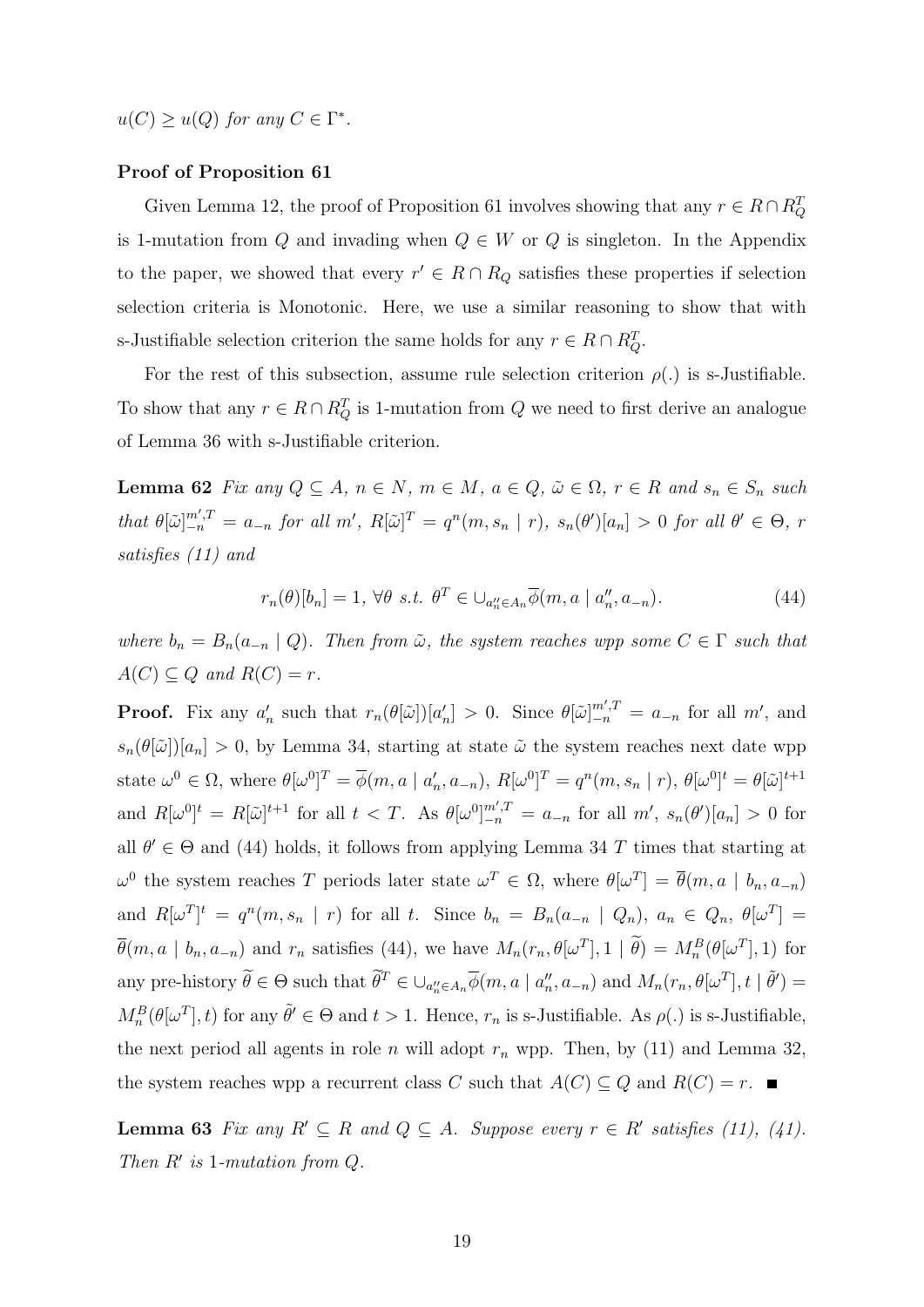$u(C) \geq u(Q)$ *for any* $C \in \Gamma^*$.

**Proof of Proposition 61**

Given Lemma 12, the proof of Proposition 61 involves showing that any $r \in R \cap R_Q^T$ is 1-mutation from $Q$ and invading when $Q \in W$ or $Q$ is singleton. In the Appendix to the paper, we showed that every $r' \in R \cap R_Q$ satisfies these properties if selection selection criteria is Monotonic. Here, we use a similar reasoning to show that with s-Justifiable selection criterion the same holds for any $r \in R \cap R_Q^T$.

For the rest of this subsection, assume rule selection criterion $\rho(.)$ is s-Justifiable. To show that any $r \in R \cap R_Q^T$ is 1-mutation from $Q$ we need to first derive an analogue of Lemma 36 with s-Justifiable criterion.

**Lemma 62** *Fix any* $Q \subseteq A$, $n \in N$, $m \in M$, $a \in Q$, $\tilde{\omega} \in \Omega$, $r \in R$ *and* $s_n \in S_n$ *such that* $\theta[\tilde{\omega}]_{-n}^{m',T} = a_{-n}$ *for all* $m'$, $R[\tilde{\omega}]^T = q^n(m, s_n \mid r)$, $s_n(\theta')[a_n] > 0$ *for all* $\theta' \in \Theta$, $r$ *satisfies (11) and*

$$r_n(\theta)[b_n] = 1, \; \forall \theta \text{ s.t. } \theta^T \in \cup_{a_n'' \in A_n} \overline{\phi}(m, a \mid a_n'', a_{-n}). \tag{44}$$

*where* $b_n = B_n(a_{-n} \mid Q)$. *Then from* $\tilde{\omega}$, *the system reaches wpp some* $C \in \Gamma$ *such that* $A(C) \subseteq Q$ *and* $R(C) = r$.

**Proof.** Fix any $a_n'$ such that $r_n(\theta[\tilde{\omega}])[a_n'] > 0$. Since $\theta[\tilde{\omega}]_{-n}^{m',T} = a_{-n}$ for all $m'$, and $s_n(\theta[\tilde{\omega}])[a_n] > 0$, by Lemma 34, starting at state $\tilde{\omega}$ the system reaches next date wpp state $\omega^0 \in \Omega$, where $\theta[\omega^0]^T = \overline{\phi}(m, a \mid a_n', a_{-n})$, $R[\omega^0]^T = q^n(m, s_n \mid r)$, $\theta[\omega^0]^t = \theta[\tilde{\omega}]^{t+1}$ and $R[\omega^0]^t = R[\tilde{\omega}]^{t+1}$ for all $t < T$. As $\theta[\omega^0]_{-n}^{m',T} = a_{-n}$ for all $m'$, $s_n(\theta')[a_n] > 0$ for all $\theta' \in \Theta$ and (44) holds, it follows from applying Lemma 34 $T$ times that starting at $\omega^0$ the system reaches $T$ periods later state $\omega^T \in \Omega$, where $\theta[\omega^T] = \overline{\theta}(m, a \mid b_n, a_{-n})$ and $R[\omega^T]^t = q^n(m, s_n \mid r)$ for all $t$. Since $b_n = B_n(a_{-n} \mid Q_n)$, $a_n \in Q_n$, $\theta[\omega^T] = \overline{\theta}(m, a \mid b_n, a_{-n})$ and $r_n$ satisfies (44), we have $M_n(r_n, \theta[\omega^T], 1 \mid \widetilde{\theta}) = M_n^B(\theta[\omega^T], 1)$ for any pre-history $\widetilde{\theta} \in \Theta$ such that $\widetilde{\theta}^T \in \cup_{a_n'' \in A_n} \overline{\phi}(m, a \mid a_n'', a_{-n})$ and $M_n(r_n, \theta[\omega^T], t \mid \tilde{\theta}') = M_n^B(\theta[\omega^T], t)$ for any $\tilde{\theta}' \in \Theta$ and $t > 1$. Hence, $r_n$ is s-Justifiable. As $\rho(.)$ is s-Justifiable, the next period all agents in role $n$ will adopt $r_n$ wpp. Then, by (11) and Lemma 32, the system reaches wpp a recurrent class $C$ such that $A(C) \subseteq Q$ and $R(C) = r$. ■

**Lemma 63** *Fix any* $R' \subseteq R$ *and* $Q \subseteq A$. *Suppose every* $r \in R'$ *satisfies (11), (41). Then* $R'$ *is 1-mutation from* $Q$.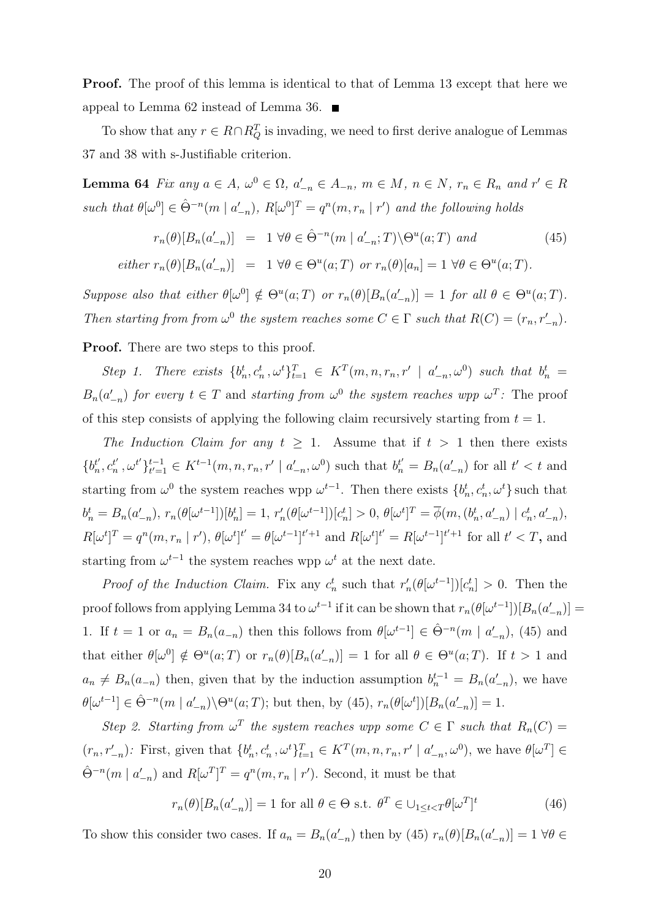**Proof.** The proof of this lemma is identical to that of Lemma 13 except that here we appeal to Lemma 62 instead of Lemma 36. ■

To show that any $r \in R \cap R_Q^T$ is invading, we need to first derive analogue of Lemmas 37 and 38 with s-Justifiable criterion.

**Lemma 64** *Fix any $a \in A$, $\omega^0 \in \Omega$, $a'_{-n} \in A_{-n}$, $m \in M$, $n \in N$, $r_n \in R_n$ and $r' \in R$ such that $\theta[\omega^0] \in \hat{\Theta}^{-n}(m \mid a'_{-n})$, $R[\omega^0]^T = q^n(m, r_n \mid r')$ and the following holds*

$$
\begin{aligned}
r_n(\theta)[B_n(a'_{-n})] &= 1 \ \forall \theta \in \hat{\Theta}^{-n}(m \mid a'_{-n}; T) \backslash \Theta^u(a; T) \text{ and} \\
\text{either } r_n(\theta)[B_n(a'_{-n})] &= 1 \ \forall \theta \in \Theta^u(a; T) \text{ or } r_n(\theta)[a_n] = 1 \ \forall \theta \in \Theta^u(a; T).
\end{aligned} \tag{45}
$$

*Suppose also that either $\theta[\omega^0] \notin \Theta^u(a; T)$ or $r_n(\theta)[B_n(a'_{-n})] = 1$ for all $\theta \in \Theta^u(a; T)$. Then starting from from $\omega^0$ the system reaches some $C \in \Gamma$ such that $R(C) = (r_n, r'_{-n})$.*

**Proof.** There are two steps to this proof.

*Step 1. There exists $\{b_n^t, c_n^t, \omega^t\}_{t=1}^T \in K^T(m, n, r_n, r' \mid a'_{-n}, \omega^0)$ such that $b_n^t = B_n(a'_{-n})$ for every $t \in T$ and starting from $\omega^0$ the system reaches wpp $\omega^T$:* The proof of this step consists of applying the following claim recursively starting from $t = 1$.

*The Induction Claim for any $t \geq 1$.* Assume that if $t > 1$ then there exists $\{b_n^{t'}, c_n^{t'}, \omega^{t'}\}_{t'=1}^{t-1} \in K^{t-1}(m, n, r_n, r' \mid a'_{-n}, \omega^0)$ such that $b_n^{t'} = B_n(a'_{-n})$ for all $t' < t$ and starting from $\omega^0$ the system reaches wpp $\omega^{t-1}$. Then there exists $\{b_n^t, c_n^t, \omega^t\}$ such that $b_n^t = B_n(a'_{-n})$, $r_n(\theta[\omega^{t-1}])[b_n^t] = 1$, $r'_n(\theta[\omega^{t-1}])[c_n^t] > 0$, $\theta[\omega^t]^T = \overline{\phi}(m, (b_n^t, a'_{-n}) \mid c_n^t, a'_{-n})$, $R[\omega^t]^T = q^n(m, r_n \mid r')$, $\theta[\omega^t]^{t'} = \theta[\omega^{t-1}]^{t'+1}$ and $R[\omega^t]^{t'} = R[\omega^{t-1}]^{t'+1}$ for all $t' < T$, and starting from $\omega^{t-1}$ the system reaches wpp $\omega^t$ at the next date.

*Proof of the Induction Claim.* Fix any $c_n^t$ such that $r'_n(\theta[\omega^{t-1}])[c_n^t] > 0$. Then the proof follows from applying Lemma 34 to $\omega^{t-1}$ if it can be shown that $r_n(\theta[\omega^{t-1}])[B_n(a'_{-n})] = 1$. If $t = 1$ or $a_n = B_n(a_{-n})$ then this follows from $\theta[\omega^{t-1}] \in \hat{\Theta}^{-n}(m \mid a'_{-n})$, (45) and that either $\theta[\omega^0] \notin \Theta^u(a; T)$ or $r_n(\theta)[B_n(a'_{-n})] = 1$ for all $\theta \in \Theta^u(a; T)$. If $t > 1$ and $a_n \neq B_n(a_{-n})$ then, given that by the induction assumption $b_n^{t-1} = B_n(a'_{-n})$, we have $\theta[\omega^{t-1}] \in \hat{\Theta}^{-n}(m \mid a'_{-n}) \backslash \Theta^u(a; T)$; but then, by (45), $r_n(\theta[\omega^t])[B_n(a'_{-n})] = 1$.

*Step 2. Starting from $\omega^T$ the system reaches wpp some $C \in \Gamma$ such that $R_n(C) = (r_n, r'_{-n})$:* First, given that $\{b_n^t, c_n^t, \omega^t\}_{t=1}^T \in K^T(m, n, r_n, r' \mid a'_{-n}, \omega^0)$, we have $\theta[\omega^T] \in \hat{\Theta}^{-n}(m \mid a'_{-n})$ and $R[\omega^T]^T = q^n(m, r_n \mid r')$. Second, it must be that

$$
r_n(\theta)[B_n(a'_{-n})] = 1 \text{ for all } \theta \in \Theta \text{ s.t. } \theta^T \in \cup_{1 \leq t < T} \theta[\omega^T]^t \tag{46}
$$

To show this consider two cases. If $a_n = B_n(a'_{-n})$ then by (45) $r_n(\theta)[B_n(a'_{-n})] = 1 \ \forall \theta \in$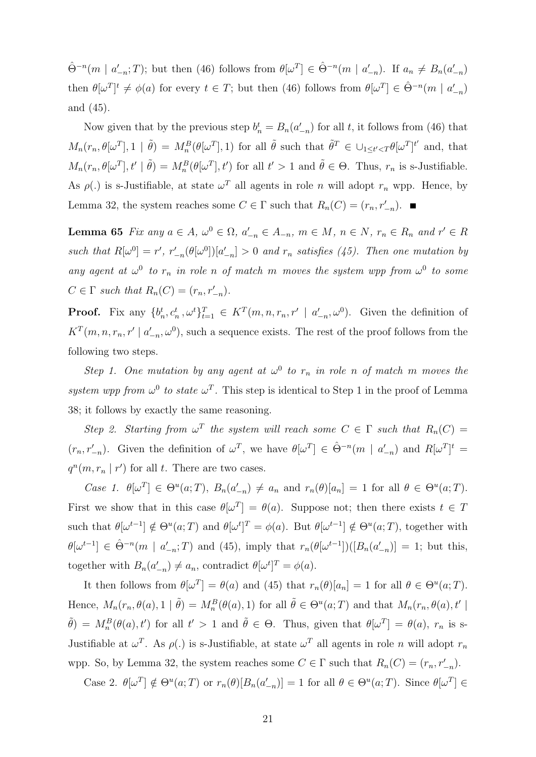$\hat{\Theta}^{-n}(m \mid a'_{-n}; T)$; but then (46) follows from $\theta[\omega^T] \in \hat{\Theta}^{-n}(m \mid a'_{-n})$. If $a_n \neq B_n(a'_{-n})$ then $\theta[\omega^T]^t \neq \phi(a)$ for every $t \in T$; but then (46) follows from $\theta[\omega^T] \in \hat{\Theta}^{-n}(m \mid a'_{-n})$ and (45).

Now given that by the previous step $b^t_n = B_n(a'_{-n})$ for all $t$, it follows from (46) that $M_n(r_n, \theta[\omega^T], 1 \mid \tilde{\theta}) = M^B_n(\theta[\omega^T], 1)$ for all $\tilde{\theta}$ such that $\tilde{\theta}^T \in \cup_{1 \leq t' < T} \theta[\omega^T]^{t'}$ and, that $M_n(r_n, \theta[\omega^T], t' \mid \tilde{\theta}) = M^B_n(\theta[\omega^T], t')$ for all $t' > 1$ and $\tilde{\theta} \in \Theta$. Thus, $r_n$ is s-Justifiable. As $\rho(.)$ is s-Justifiable, at state $\omega^T$ all agents in role $n$ will adopt $r_n$ wpp. Hence, by Lemma 32, the system reaches some $C \in \Gamma$ such that $R_n(C) = (r_n, r'_{-n})$. ■

**Lemma 65** *Fix any $a \in A$, $\omega^0 \in \Omega$, $a'_{-n} \in A_{-n}$, $m \in M$, $n \in N$, $r_n \in R_n$ and $r' \in R$ such that $R[\omega^0] = r'$, $r'_{-n}(\theta[\omega^0])[a'_{-n}] > 0$ and $r_n$ satisfies (45). Then one mutation by any agent at $\omega^0$ to $r_n$ in role $n$ of match $m$ moves the system wpp from $\omega^0$ to some $C \in \Gamma$ such that $R_n(C) = (r_n, r'_{-n})$.*

**Proof.** Fix any $\{b^t_n, c^t_n, \omega^t\}^T_{t=1} \in K^T(m, n, r_n, r' \mid a'_{-n}, \omega^0)$. Given the definition of $K^T(m, n, r_n, r' \mid a'_{-n}, \omega^0)$, such a sequence exists. The rest of the proof follows from the following two steps.

*Step 1. One mutation by any agent at $\omega^0$ to $r_n$ in role $n$ of match $m$ moves the system wpp from $\omega^0$ to state $\omega^T$.* This step is identical to Step 1 in the proof of Lemma 38; it follows by exactly the same reasoning.

*Step 2. Starting from $\omega^T$ the system will reach some $C \in \Gamma$ such that $R_n(C) = (r_n, r'_{-n})$.* Given the definition of $\omega^T$, we have $\theta[\omega^T] \in \hat{\Theta}^{-n}(m \mid a'_{-n})$ and $R[\omega^T]^t = q^n(m, r_n \mid r')$ for all $t$. There are two cases.

*Case 1.* $\theta[\omega^T] \in \Theta^u(a; T)$, $B_n(a'_{-n}) \neq a_n$ and $r_n(\theta)[a_n] = 1$ for all $\theta \in \Theta^u(a; T)$. First we show that in this case $\theta[\omega^T] = \theta(a)$. Suppose not; then there exists $t \in T$ such that $\theta[\omega^{t-1}] \notin \Theta^u(a; T)$ and $\theta[\omega^t]^T = \phi(a)$. But $\theta[\omega^{t-1}] \notin \Theta^u(a; T)$, together with $\theta[\omega^{t-1}] \in \hat{\Theta}^{-n}(m \mid a'_{-n}; T)$ and (45), imply that $r_n(\theta[\omega^{t-1}])([B_n(a'_{-n})] = 1$; but this, together with $B_n(a'_{-n}) \neq a_n$, contradict $\theta[\omega^t]^T = \phi(a)$.

It then follows from $\theta[\omega^T] = \theta(a)$ and (45) that $r_n(\theta)[a_n] = 1$ for all $\theta \in \Theta^u(a; T)$. Hence, $M_n(r_n, \theta(a), 1 \mid \tilde{\theta}) = M^B_n(\theta(a), 1)$ for all $\tilde{\theta} \in \Theta^u(a; T)$ and that $M_n(r_n, \theta(a), t' \mid \tilde{\theta}) = M^B_n(\theta(a), t')$ for all $t' > 1$ and $\tilde{\theta} \in \Theta$. Thus, given that $\theta[\omega^T] = \theta(a)$, $r_n$ is s-Justifiable at $\omega^T$. As $\rho(.)$ is s-Justifiable, at state $\omega^T$ all agents in role $n$ will adopt $r_n$ wpp. So, by Lemma 32, the system reaches some $C \in \Gamma$ such that $R_n(C) = (r_n, r'_{-n})$.

Case 2. $\theta[\omega^T] \notin \Theta^u(a; T)$ or $r_n(\theta)[B_n(a'_{-n})] = 1$ for all $\theta \in \Theta^u(a; T)$. Since $\theta[\omega^T] \in$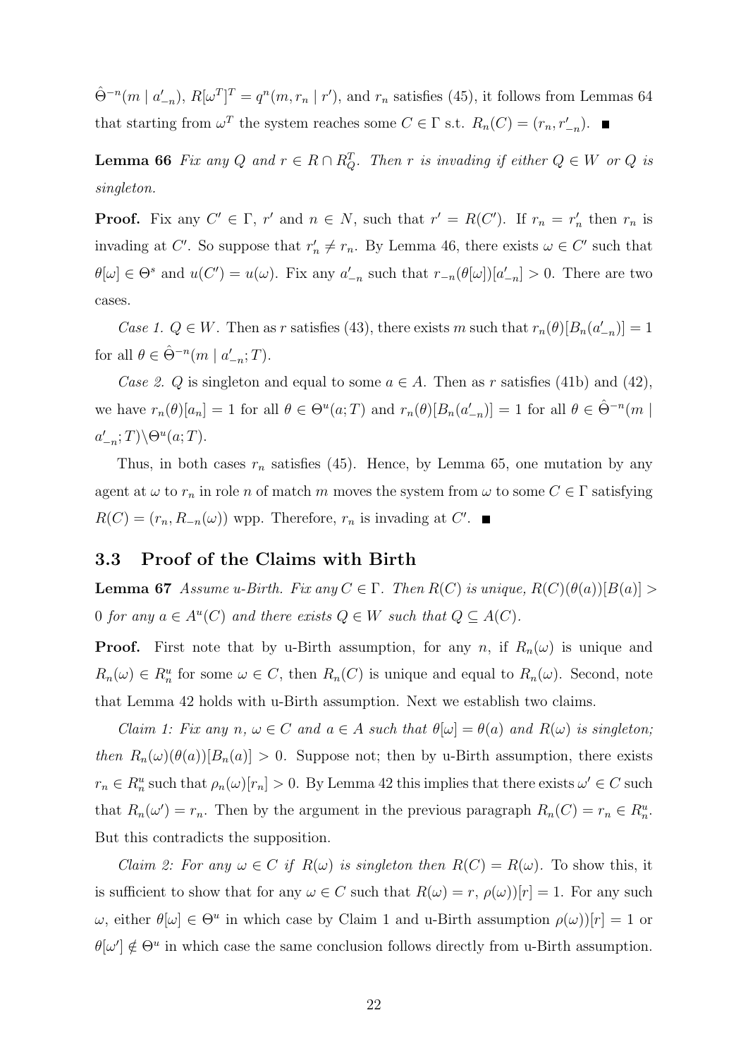$\hat{\Theta}^{-n}(m \mid a'_{-n})$, $R[\omega^T]^T = q^n(m, r_n \mid r')$, and $r_n$ satisfies (45), it follows from Lemmas 64 that starting from $\omega^T$ the system reaches some $C \in \Gamma$ s.t. $R_n(C) = (r_n, r'_{-n})$. ■

**Lemma 66** *Fix any $Q$ and $r \in R \cap R^T_Q$. Then $r$ is invading if either $Q \in W$ or $Q$ is singleton.*

**Proof.** Fix any $C' \in \Gamma$, $r'$ and $n \in N$, such that $r' = R(C')$. If $r_n = r'_n$ then $r_n$ is invading at $C'$. So suppose that $r'_n \neq r_n$. By Lemma 46, there exists $\omega \in C'$ such that $\theta[\omega] \in \Theta^s$ and $u(C') = u(\omega)$. Fix any $a'_{-n}$ such that $r_{-n}(\theta[\omega])[a'_{-n}] > 0$. There are two cases.

*Case 1. $Q \in W$.* Then as $r$ satisfies (43), there exists $m$ such that $r_n(\theta)[B_n(a'_{-n})] = 1$ for all $\theta \in \hat{\Theta}^{-n}(m \mid a'_{-n}; T)$.

*Case 2. $Q$ is singleton and equal to some $a \in A$.* Then as $r$ satisfies (41b) and (42), we have $r_n(\theta)[a_n] = 1$ for all $\theta \in \Theta^u(a; T)$ and $r_n(\theta)[B_n(a'_{-n})] = 1$ for all $\theta \in \hat{\Theta}^{-n}(m \mid a'_{-n}; T) \backslash \Theta^u(a; T)$.

Thus, in both cases $r_n$ satisfies (45). Hence, by Lemma 65, one mutation by any agent at $\omega$ to $r_n$ in role $n$ of match $m$ moves the system from $\omega$ to some $C \in \Gamma$ satisfying $R(C) = (r_n, R_{-n}(\omega))$ wpp. Therefore, $r_n$ is invading at $C'$. ■

## 3.3 Proof of the Claims with Birth

**Lemma 67** *Assume u-Birth. Fix any $C \in \Gamma$. Then $R(C)$ is unique, $R(C)(\theta(a))[B(a)] > 0$ for any $a \in A^u(C)$ and there exists $Q \in W$ such that $Q \subseteq A(C)$.*

**Proof.** First note that by u-Birth assumption, for any $n$, if $R_n(\omega)$ is unique and $R_n(\omega) \in R^u_n$ for some $\omega \in C$, then $R_n(C)$ is unique and equal to $R_n(\omega)$. Second, note that Lemma 42 holds with u-Birth assumption. Next we establish two claims.

*Claim 1: Fix any $n$, $\omega \in C$ and $a \in A$ such that $\theta[\omega] = \theta(a)$ and $R(\omega)$ is singleton; then $R_n(\omega)(\theta(a))[B_n(a)] > 0$.* Suppose not; then by u-Birth assumption, there exists $r_n \in R^u_n$ such that $\rho_n(\omega)[r_n] > 0$. By Lemma 42 this implies that there exists $\omega' \in C$ such that $R_n(\omega') = r_n$. Then by the argument in the previous paragraph $R_n(C) = r_n \in R^u_n$. But this contradicts the supposition.

*Claim 2: For any $\omega \in C$ if $R(\omega)$ is singleton then $R(C) = R(\omega)$.* To show this, it is sufficient to show that for any $\omega \in C$ such that $R(\omega) = r$, $\rho(\omega))[r] = 1$. For any such $\omega$, either $\theta[\omega] \in \Theta^u$ in which case by Claim 1 and u-Birth assumption $\rho(\omega))[r] = 1$ or $\theta[\omega'] \notin \Theta^u$ in which case the same conclusion follows directly from u-Birth assumption.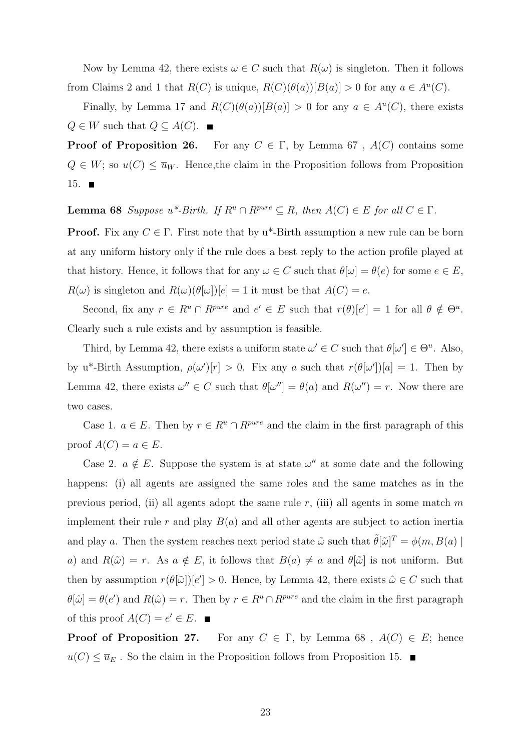Now by Lemma 42, there exists $\omega \in C$ such that $R(\omega)$ is singleton. Then it follows from Claims 2 and 1 that $R(C)$ is unique, $R(C)(\theta(a))[B(a)] > 0$ for any $a \in A^u(C)$.

Finally, by Lemma 17 and $R(C)(\theta(a))[B(a)] > 0$ for any $a \in A^u(C)$, there exists $Q \in W$ such that $Q \subseteq A(C)$. ■

**Proof of Proposition 26.** For any $C \in \Gamma$, by Lemma 67 , $A(C)$ contains some $Q \in W$; so $u(C) \leq \overline{u}_W$. Hence,the claim in the Proposition follows from Proposition 15. ■

**Lemma 68** *Suppose u\*-Birth. If $R^u \cap R^{pure} \subseteq R$, then $A(C) \in E$ for all $C \in \Gamma$.*

**Proof.** Fix any $C \in \Gamma$. First note that by u\*-Birth assumption a new rule can be born at any uniform history only if the rule does a best reply to the action profile played at that history. Hence, it follows that for any $\omega \in C$ such that $\theta[\omega] = \theta(e)$ for some $e \in E$, $R(\omega)$ is singleton and $R(\omega)(\theta[\omega])[e] = 1$ it must be that $A(C) = e$.

Second, fix any $r \in R^u \cap R^{pure}$ and $e' \in E$ such that $r(\theta)[e'] = 1$ for all $\theta \notin \Theta^u$. Clearly such a rule exists and by assumption is feasible.

Third, by Lemma 42, there exists a uniform state $\omega' \in C$ such that $\theta[\omega'] \in \Theta^u$. Also, by u\*-Birth Assumption, $\rho(\omega')[r] > 0$. Fix any $a$ such that $r(\theta[\omega'])[a] = 1$. Then by Lemma 42, there exists $\omega'' \in C$ such that $\theta[\omega''] = \theta(a)$ and $R(\omega'') = r$. Now there are two cases.

Case 1. $a \in E$. Then by $r \in R^u \cap R^{pure}$ and the claim in the first paragraph of this proof $A(C) = a \in E$.

Case 2. $a \notin E$. Suppose the system is at state $\omega''$ at some date and the following happens: (i) all agents are assigned the same roles and the same matches as in the previous period, (ii) all agents adopt the same rule $r$, (iii) all agents in some match $m$ implement their rule $r$ and play $B(a)$ and all other agents are subject to action inertia and play $a$. Then the system reaches next period state $\tilde{\omega}$ such that $\tilde{\theta}[\tilde{\omega}]^T = \phi(m, B(a) \mid a)$ and $R(\tilde{\omega}) = r$. As $a \notin E$, it follows that $B(a) \neq a$ and $\theta[\tilde{\omega}]$ is not uniform. But then by assumption $r(\theta[\tilde{\omega}])[e'] > 0$. Hence, by Lemma 42, there exists $\hat{\omega} \in C$ such that $\theta[\hat{\omega}] = \theta(e')$ and $R(\hat{\omega}) = r$. Then by $r \in R^u \cap R^{pure}$ and the claim in the first paragraph of this proof $A(C) = e' \in E$. ■

**Proof of Proposition 27.** For any $C \in \Gamma$, by Lemma 68 , $A(C) \in E$; hence $u(C) \leq \overline{u}_E$ . So the claim in the Proposition follows from Proposition 15. ■